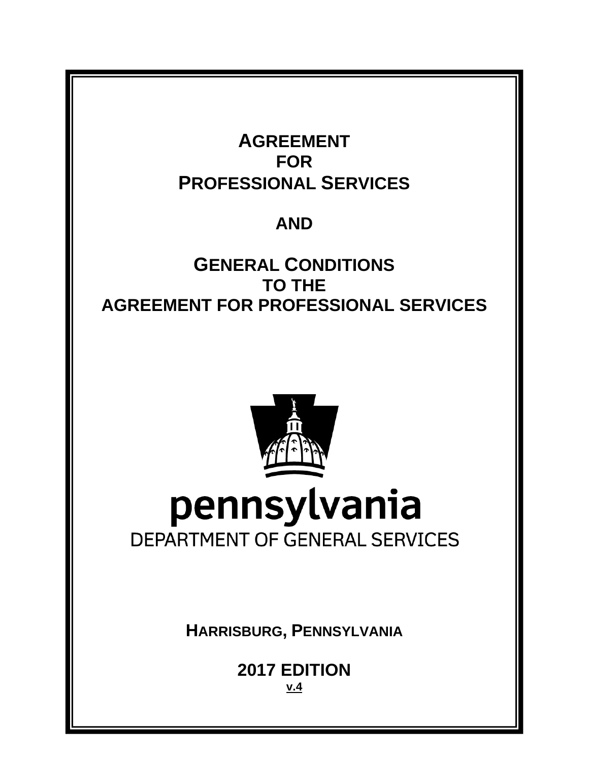# AGREEMENT FOR PROFESSIONAL SERVICES

**AND**

# GENERAL CONDITIONS TO THE AGREEMENT FOR PROFESSIONAL SERVICES

pennsylvania

DEPARTMENT OF GENERAL SERVICES

**HARRISBURG, PENNSYLVANIA**

**2017 EDITION**

**v.4**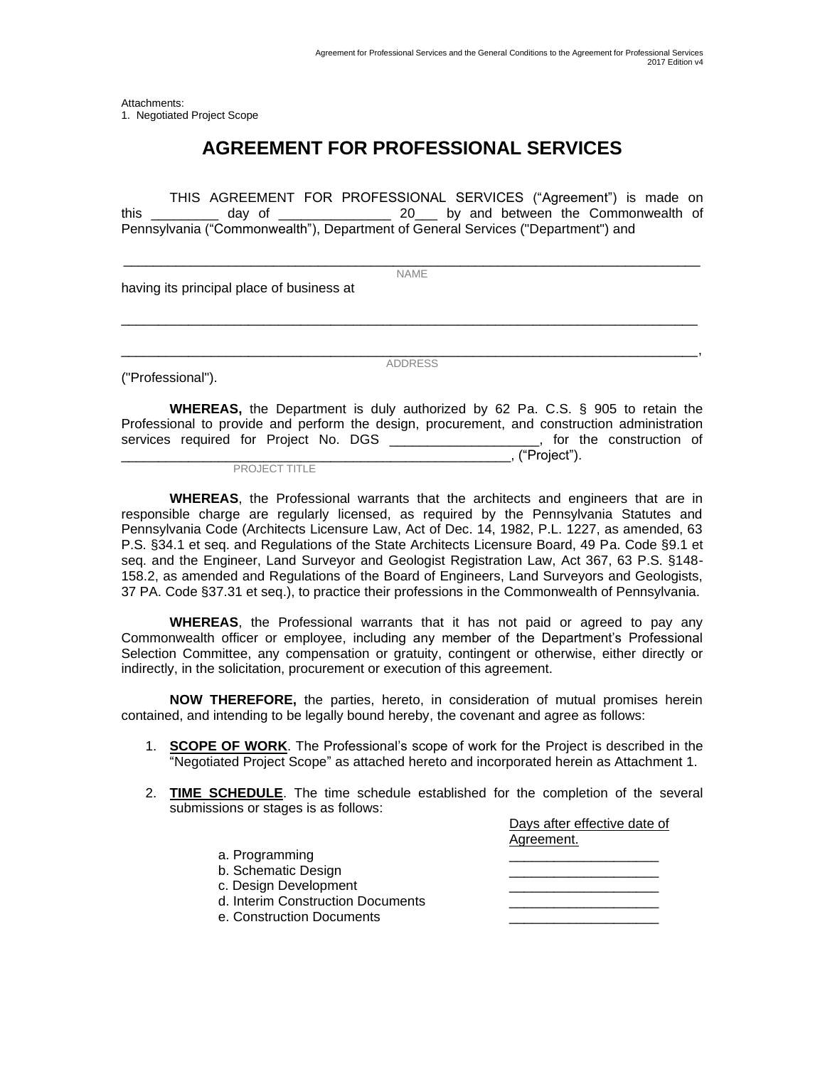Attachments:
1. Negotiated Project Scope

# AGREEMENT FOR PROFESSIONAL SERVICES

THIS AGREEMENT FOR PROFESSIONAL SERVICES ("Agreement") is made on this _________ day of _______________ 20___ by and between the Commonwealth of Pennsylvania ("Commonwealth"), Department of General Services ("Department") and

_______________________________________________________________________________
NAME

having its principal place of business at

_______________________________________________________________________________

_______________________________________________________________________________,
ADDRESS

("Professional").

**WHEREAS,** the Department is duly authorized by 62 Pa. C.S. § 905 to retain the Professional to provide and perform the design, procurement, and construction administration services required for Project No. DGS ____________________, for the construction of ____________________________________________________, ("Project").
PROJECT TITLE

**WHEREAS**, the Professional warrants that the architects and engineers that are in responsible charge are regularly licensed, as required by the Pennsylvania Statutes and Pennsylvania Code (Architects Licensure Law, Act of Dec. 14, 1982, P.L. 1227, as amended, 63 P.S. §34.1 et seq. and Regulations of the State Architects Licensure Board, 49 Pa. Code §9.1 et seq. and the Engineer, Land Surveyor and Geologist Registration Law, Act 367, 63 P.S. §148-158.2, as amended and Regulations of the Board of Engineers, Land Surveyors and Geologists, 37 PA. Code §37.31 et seq.), to practice their professions in the Commonwealth of Pennsylvania.

**WHEREAS**, the Professional warrants that it has not paid or agreed to pay any Commonwealth officer or employee, including any member of the Department's Professional Selection Committee, any compensation or gratuity, contingent or otherwise, either directly or indirectly, in the solicitation, procurement or execution of this agreement.

**NOW THEREFORE,** the parties, hereto, in consideration of mutual promises herein contained, and intending to be legally bound hereby, the covenant and agree as follows:

1. **SCOPE OF WORK**. The Professional's scope of work for the Project is described in the "Negotiated Project Scope" as attached hereto and incorporated herein as Attachment 1.

2. **TIME SCHEDULE**. The time schedule established for the completion of the several submissions or stages is as follows:

| | Days after effective date of Agreement. |
|---|---|
| a. Programming | ____________________ |
| b. Schematic Design | ____________________ |
| c. Design Development | ____________________ |
| d. Interim Construction Documents | ____________________ |
| e. Construction Documents | ____________________ |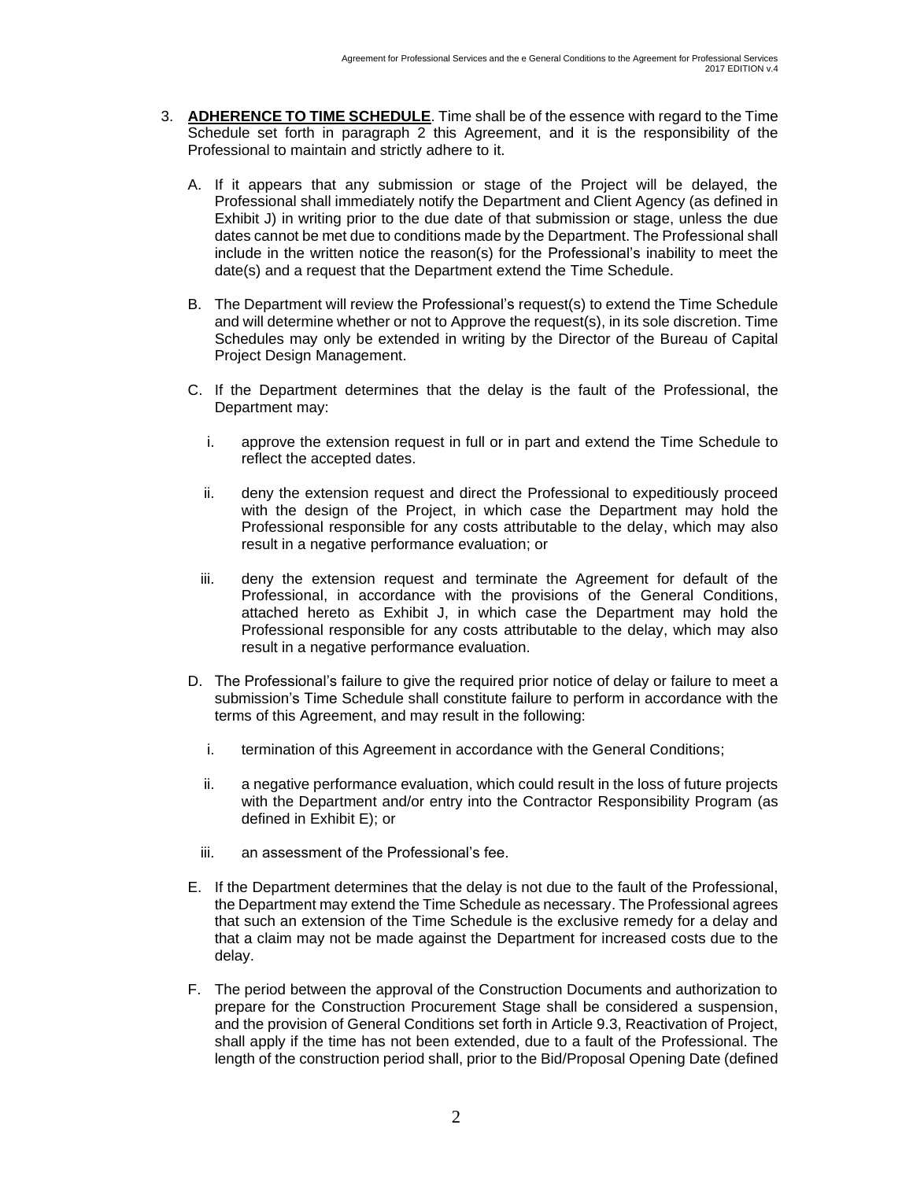3. **ADHERENCE TO TIME SCHEDULE**. Time shall be of the essence with regard to the Time Schedule set forth in paragraph 2 this Agreement, and it is the responsibility of the Professional to maintain and strictly adhere to it.

   A. If it appears that any submission or stage of the Project will be delayed, the Professional shall immediately notify the Department and Client Agency (as defined in Exhibit J) in writing prior to the due date of that submission or stage, unless the due dates cannot be met due to conditions made by the Department. The Professional shall include in the written notice the reason(s) for the Professional's inability to meet the date(s) and a request that the Department extend the Time Schedule.

   B. The Department will review the Professional's request(s) to extend the Time Schedule and will determine whether or not to Approve the request(s), in its sole discretion. Time Schedules may only be extended in writing by the Director of the Bureau of Capital Project Design Management.

   C. If the Department determines that the delay is the fault of the Professional, the Department may:

      i. approve the extension request in full or in part and extend the Time Schedule to reflect the accepted dates.

      ii. deny the extension request and direct the Professional to expeditiously proceed with the design of the Project, in which case the Department may hold the Professional responsible for any costs attributable to the delay, which may also result in a negative performance evaluation; or

      iii. deny the extension request and terminate the Agreement for default of the Professional, in accordance with the provisions of the General Conditions, attached hereto as Exhibit J, in which case the Department may hold the Professional responsible for any costs attributable to the delay, which may also result in a negative performance evaluation.

   D. The Professional's failure to give the required prior notice of delay or failure to meet a submission's Time Schedule shall constitute failure to perform in accordance with the terms of this Agreement, and may result in the following:

      i. termination of this Agreement in accordance with the General Conditions;

      ii. a negative performance evaluation, which could result in the loss of future projects with the Department and/or entry into the Contractor Responsibility Program (as defined in Exhibit E); or

      iii. an assessment of the Professional's fee.

   E. If the Department determines that the delay is not due to the fault of the Professional, the Department may extend the Time Schedule as necessary. The Professional agrees that such an extension of the Time Schedule is the exclusive remedy for a delay and that a claim may not be made against the Department for increased costs due to the delay.

   F. The period between the approval of the Construction Documents and authorization to prepare for the Construction Procurement Stage shall be considered a suspension, and the provision of General Conditions set forth in Article 9.3, Reactivation of Project, shall apply if the time has not been extended, due to a fault of the Professional. The length of the construction period shall, prior to the Bid/Proposal Opening Date (defined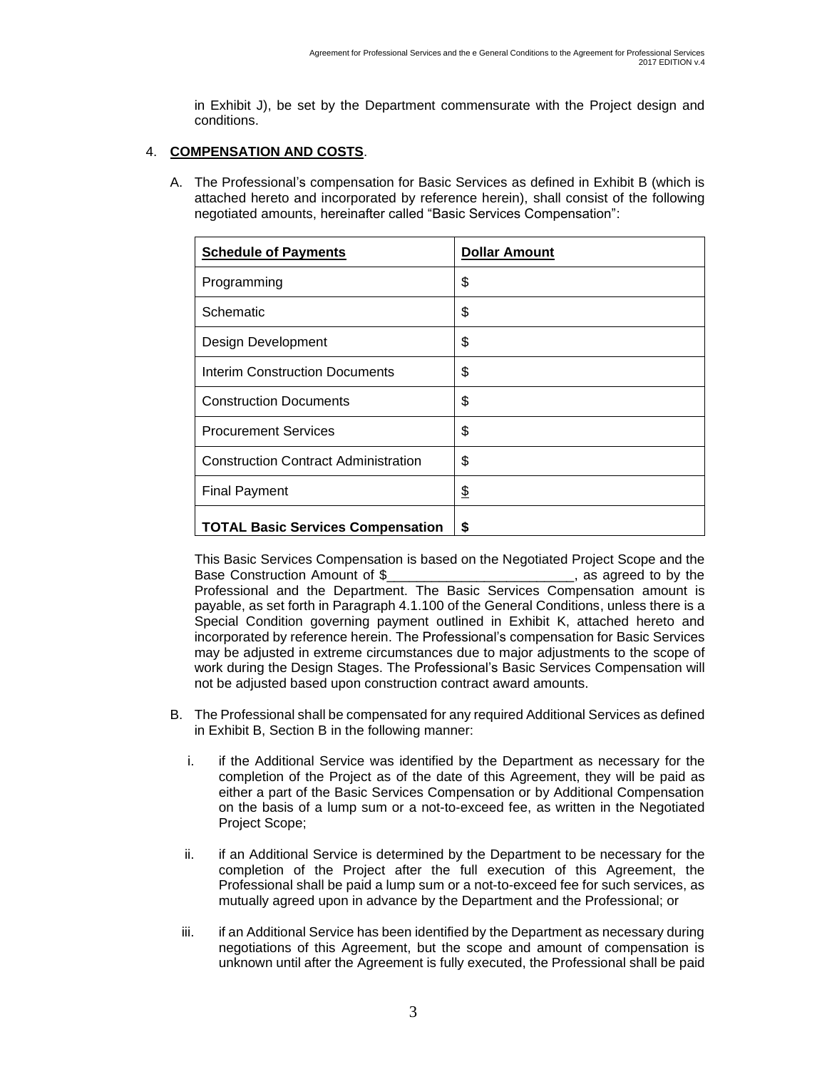in Exhibit J), be set by the Department commensurate with the Project design and conditions.

4. **COMPENSATION AND COSTS**.

A. The Professional's compensation for Basic Services as defined in Exhibit B (which is attached hereto and incorporated by reference herein), shall consist of the following negotiated amounts, hereinafter called "Basic Services Compensation":

| Schedule of Payments | Dollar Amount |
|---|---|
| Programming | $ |
| Schematic | $ |
| Design Development | $ |
| Interim Construction Documents | $ |
| Construction Documents | $ |
| Procurement Services | $ |
| Construction Contract Administration | $ |
| Final Payment | $ |
| **TOTAL Basic Services Compensation** | **$** |

This Basic Services Compensation is based on the Negotiated Project Scope and the Base Construction Amount of $________________________, as agreed to by the Professional and the Department. The Basic Services Compensation amount is payable, as set forth in Paragraph 4.1.100 of the General Conditions, unless there is a Special Condition governing payment outlined in Exhibit K, attached hereto and incorporated by reference herein. The Professional's compensation for Basic Services may be adjusted in extreme circumstances due to major adjustments to the scope of work during the Design Stages. The Professional's Basic Services Compensation will not be adjusted based upon construction contract award amounts.

B. The Professional shall be compensated for any required Additional Services as defined in Exhibit B, Section B in the following manner:

i. if the Additional Service was identified by the Department as necessary for the completion of the Project as of the date of this Agreement, they will be paid as either a part of the Basic Services Compensation or by Additional Compensation on the basis of a lump sum or a not-to-exceed fee, as written in the Negotiated Project Scope;

ii. if an Additional Service is determined by the Department to be necessary for the completion of the Project after the full execution of this Agreement, the Professional shall be paid a lump sum or a not-to-exceed fee for such services, as mutually agreed upon in advance by the Department and the Professional; or

iii. if an Additional Service has been identified by the Department as necessary during negotiations of this Agreement, but the scope and amount of compensation is unknown until after the Agreement is fully executed, the Professional shall be paid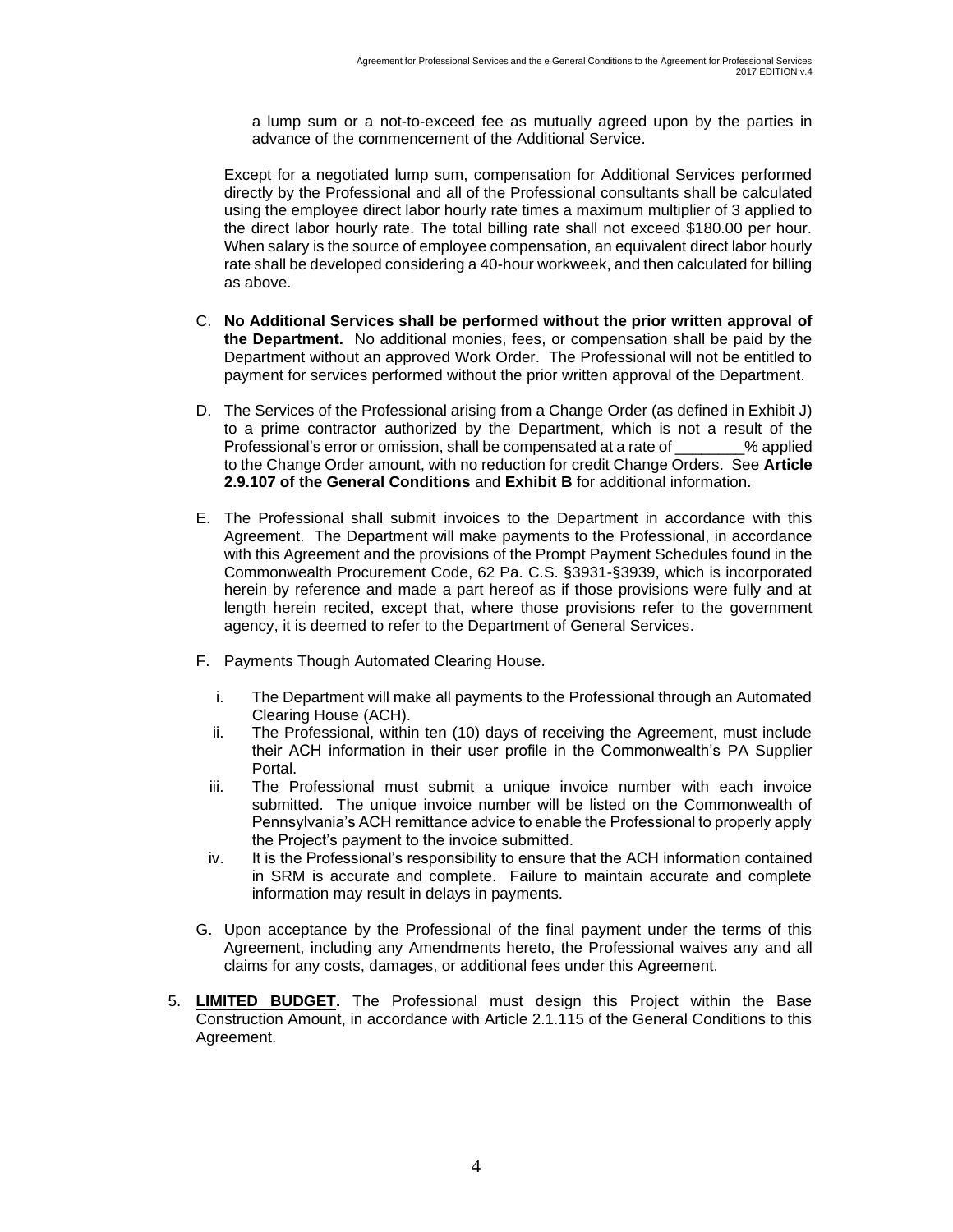a lump sum or a not-to-exceed fee as mutually agreed upon by the parties in advance of the commencement of the Additional Service.

Except for a negotiated lump sum, compensation for Additional Services performed directly by the Professional and all of the Professional consultants shall be calculated using the employee direct labor hourly rate times a maximum multiplier of 3 applied to the direct labor hourly rate. The total billing rate shall not exceed $180.00 per hour. When salary is the source of employee compensation, an equivalent direct labor hourly rate shall be developed considering a 40-hour workweek, and then calculated for billing as above.

C. **No Additional Services shall be performed without the prior written approval of the Department.** No additional monies, fees, or compensation shall be paid by the Department without an approved Work Order. The Professional will not be entitled to payment for services performed without the prior written approval of the Department.

D. The Services of the Professional arising from a Change Order (as defined in Exhibit J) to a prime contractor authorized by the Department, which is not a result of the Professional's error or omission, shall be compensated at a rate of ________% applied to the Change Order amount, with no reduction for credit Change Orders. See **Article 2.9.107 of the General Conditions** and **Exhibit B** for additional information.

E. The Professional shall submit invoices to the Department in accordance with this Agreement. The Department will make payments to the Professional, in accordance with this Agreement and the provisions of the Prompt Payment Schedules found in the Commonwealth Procurement Code, 62 Pa. C.S. §3931-§3939, which is incorporated herein by reference and made a part hereof as if those provisions were fully and at length herein recited, except that, where those provisions refer to the government agency, it is deemed to refer to the Department of General Services.

F. Payments Though Automated Clearing House.

   i. The Department will make all payments to the Professional through an Automated Clearing House (ACH).
   ii. The Professional, within ten (10) days of receiving the Agreement, must include their ACH information in their user profile in the Commonwealth's PA Supplier Portal.
   iii. The Professional must submit a unique invoice number with each invoice submitted. The unique invoice number will be listed on the Commonwealth of Pennsylvania's ACH remittance advice to enable the Professional to properly apply the Project's payment to the invoice submitted.
   iv. It is the Professional's responsibility to ensure that the ACH information contained in SRM is accurate and complete. Failure to maintain accurate and complete information may result in delays in payments.

G. Upon acceptance by the Professional of the final payment under the terms of this Agreement, including any Amendments hereto, the Professional waives any and all claims for any costs, damages, or additional fees under this Agreement.

5. **LIMITED BUDGET.** The Professional must design this Project within the Base Construction Amount, in accordance with Article 2.1.115 of the General Conditions to this Agreement.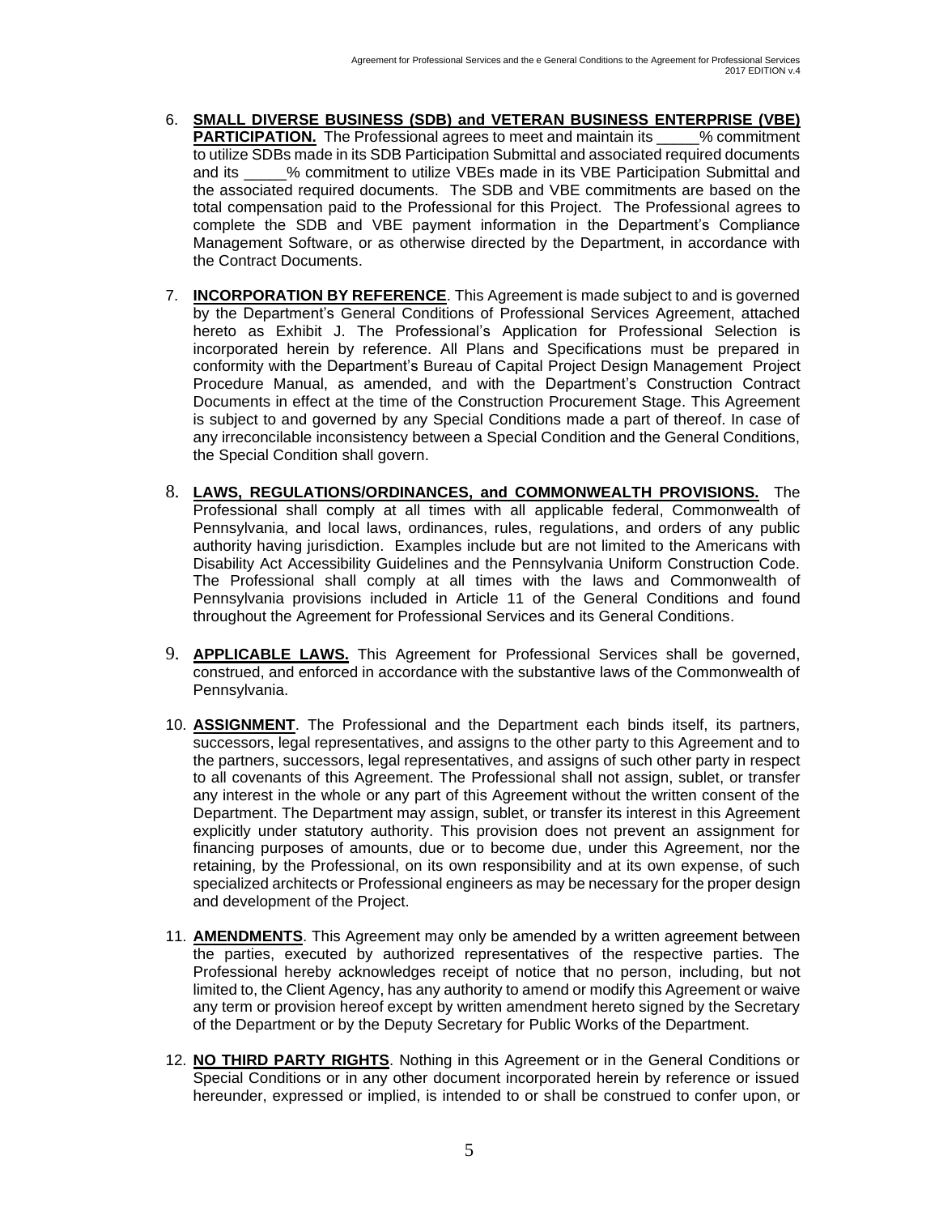6. **SMALL DIVERSE BUSINESS (SDB) and VETERAN BUSINESS ENTERPRISE (VBE) PARTICIPATION.** The Professional agrees to meet and maintain its _____% commitment to utilize SDBs made in its SDB Participation Submittal and associated required documents and its _____% commitment to utilize VBEs made in its VBE Participation Submittal and the associated required documents. The SDB and VBE commitments are based on the total compensation paid to the Professional for this Project. The Professional agrees to complete the SDB and VBE payment information in the Department's Compliance Management Software, or as otherwise directed by the Department, in accordance with the Contract Documents.

7. **INCORPORATION BY REFERENCE**. This Agreement is made subject to and is governed by the Department's General Conditions of Professional Services Agreement, attached hereto as Exhibit J. The Professional's Application for Professional Selection is incorporated herein by reference. All Plans and Specifications must be prepared in conformity with the Department's Bureau of Capital Project Design Management Project Procedure Manual, as amended, and with the Department's Construction Contract Documents in effect at the time of the Construction Procurement Stage. This Agreement is subject to and governed by any Special Conditions made a part of thereof. In case of any irreconcilable inconsistency between a Special Condition and the General Conditions, the Special Condition shall govern.

8. **LAWS, REGULATIONS/ORDINANCES, and COMMONWEALTH PROVISIONS.** The Professional shall comply at all times with all applicable federal, Commonwealth of Pennsylvania, and local laws, ordinances, rules, regulations, and orders of any public authority having jurisdiction. Examples include but are not limited to the Americans with Disability Act Accessibility Guidelines and the Pennsylvania Uniform Construction Code. The Professional shall comply at all times with the laws and Commonwealth of Pennsylvania provisions included in Article 11 of the General Conditions and found throughout the Agreement for Professional Services and its General Conditions.

9. **APPLICABLE LAWS.** This Agreement for Professional Services shall be governed, construed, and enforced in accordance with the substantive laws of the Commonwealth of Pennsylvania.

10. **ASSIGNMENT**. The Professional and the Department each binds itself, its partners, successors, legal representatives, and assigns to the other party to this Agreement and to the partners, successors, legal representatives, and assigns of such other party in respect to all covenants of this Agreement. The Professional shall not assign, sublet, or transfer any interest in the whole or any part of this Agreement without the written consent of the Department. The Department may assign, sublet, or transfer its interest in this Agreement explicitly under statutory authority. This provision does not prevent an assignment for financing purposes of amounts, due or to become due, under this Agreement, nor the retaining, by the Professional, on its own responsibility and at its own expense, of such specialized architects or Professional engineers as may be necessary for the proper design and development of the Project.

11. **AMENDMENTS**. This Agreement may only be amended by a written agreement between the parties, executed by authorized representatives of the respective parties. The Professional hereby acknowledges receipt of notice that no person, including, but not limited to, the Client Agency, has any authority to amend or modify this Agreement or waive any term or provision hereof except by written amendment hereto signed by the Secretary of the Department or by the Deputy Secretary for Public Works of the Department.

12. **NO THIRD PARTY RIGHTS**. Nothing in this Agreement or in the General Conditions or Special Conditions or in any other document incorporated herein by reference or issued hereunder, expressed or implied, is intended to or shall be construed to confer upon, or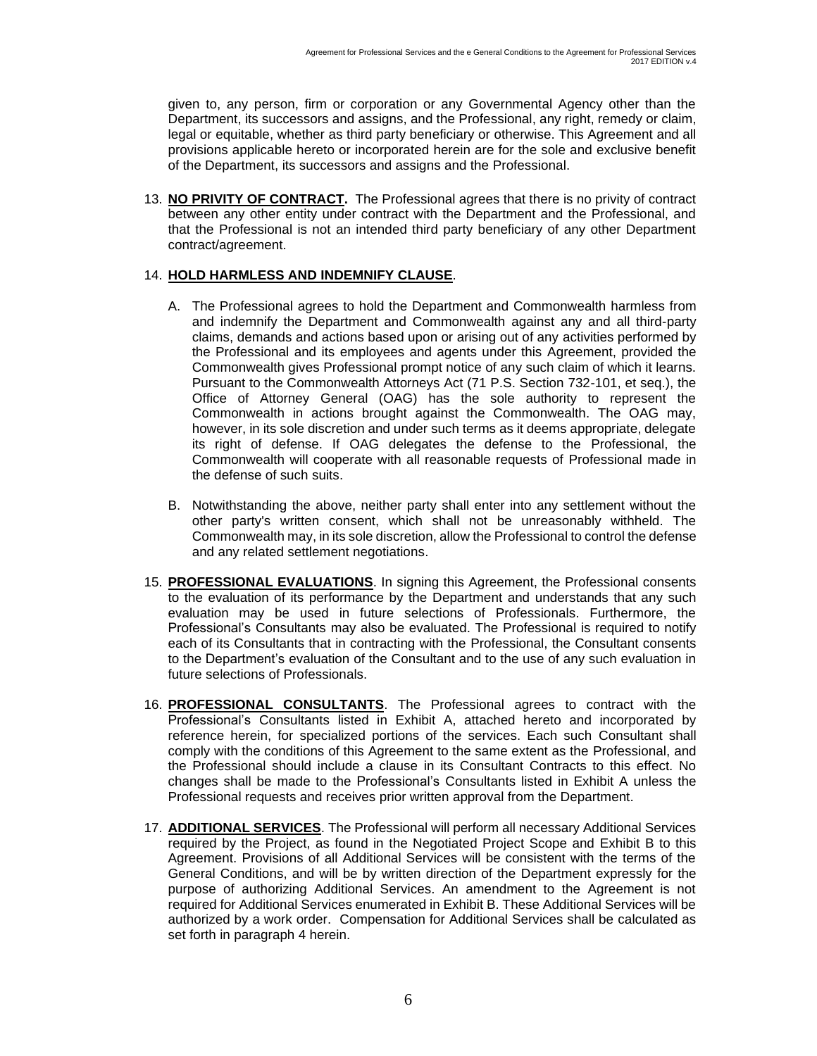given to, any person, firm or corporation or any Governmental Agency other than the Department, its successors and assigns, and the Professional, any right, remedy or claim, legal or equitable, whether as third party beneficiary or otherwise. This Agreement and all provisions applicable hereto or incorporated herein are for the sole and exclusive benefit of the Department, its successors and assigns and the Professional.

13. **NO PRIVITY OF CONTRACT.** The Professional agrees that there is no privity of contract between any other entity under contract with the Department and the Professional, and that the Professional is not an intended third party beneficiary of any other Department contract/agreement.

14. **HOLD HARMLESS AND INDEMNIFY CLAUSE**.

    A. The Professional agrees to hold the Department and Commonwealth harmless from and indemnify the Department and Commonwealth against any and all third-party claims, demands and actions based upon or arising out of any activities performed by the Professional and its employees and agents under this Agreement, provided the Commonwealth gives Professional prompt notice of any such claim of which it learns. Pursuant to the Commonwealth Attorneys Act (71 P.S. Section 732-101, et seq.), the Office of Attorney General (OAG) has the sole authority to represent the Commonwealth in actions brought against the Commonwealth. The OAG may, however, in its sole discretion and under such terms as it deems appropriate, delegate its right of defense. If OAG delegates the defense to the Professional, the Commonwealth will cooperate with all reasonable requests of Professional made in the defense of such suits.

    B. Notwithstanding the above, neither party shall enter into any settlement without the other party's written consent, which shall not be unreasonably withheld. The Commonwealth may, in its sole discretion, allow the Professional to control the defense and any related settlement negotiations.

15. **PROFESSIONAL EVALUATIONS**. In signing this Agreement, the Professional consents to the evaluation of its performance by the Department and understands that any such evaluation may be used in future selections of Professionals. Furthermore, the Professional's Consultants may also be evaluated. The Professional is required to notify each of its Consultants that in contracting with the Professional, the Consultant consents to the Department's evaluation of the Consultant and to the use of any such evaluation in future selections of Professionals.

16. **PROFESSIONAL CONSULTANTS**. The Professional agrees to contract with the Professional's Consultants listed in Exhibit A, attached hereto and incorporated by reference herein, for specialized portions of the services. Each such Consultant shall comply with the conditions of this Agreement to the same extent as the Professional, and the Professional should include a clause in its Consultant Contracts to this effect. No changes shall be made to the Professional's Consultants listed in Exhibit A unless the Professional requests and receives prior written approval from the Department.

17. **ADDITIONAL SERVICES**. The Professional will perform all necessary Additional Services required by the Project, as found in the Negotiated Project Scope and Exhibit B to this Agreement. Provisions of all Additional Services will be consistent with the terms of the General Conditions, and will be by written direction of the Department expressly for the purpose of authorizing Additional Services. An amendment to the Agreement is not required for Additional Services enumerated in Exhibit B. These Additional Services will be authorized by a work order. Compensation for Additional Services shall be calculated as set forth in paragraph 4 herein.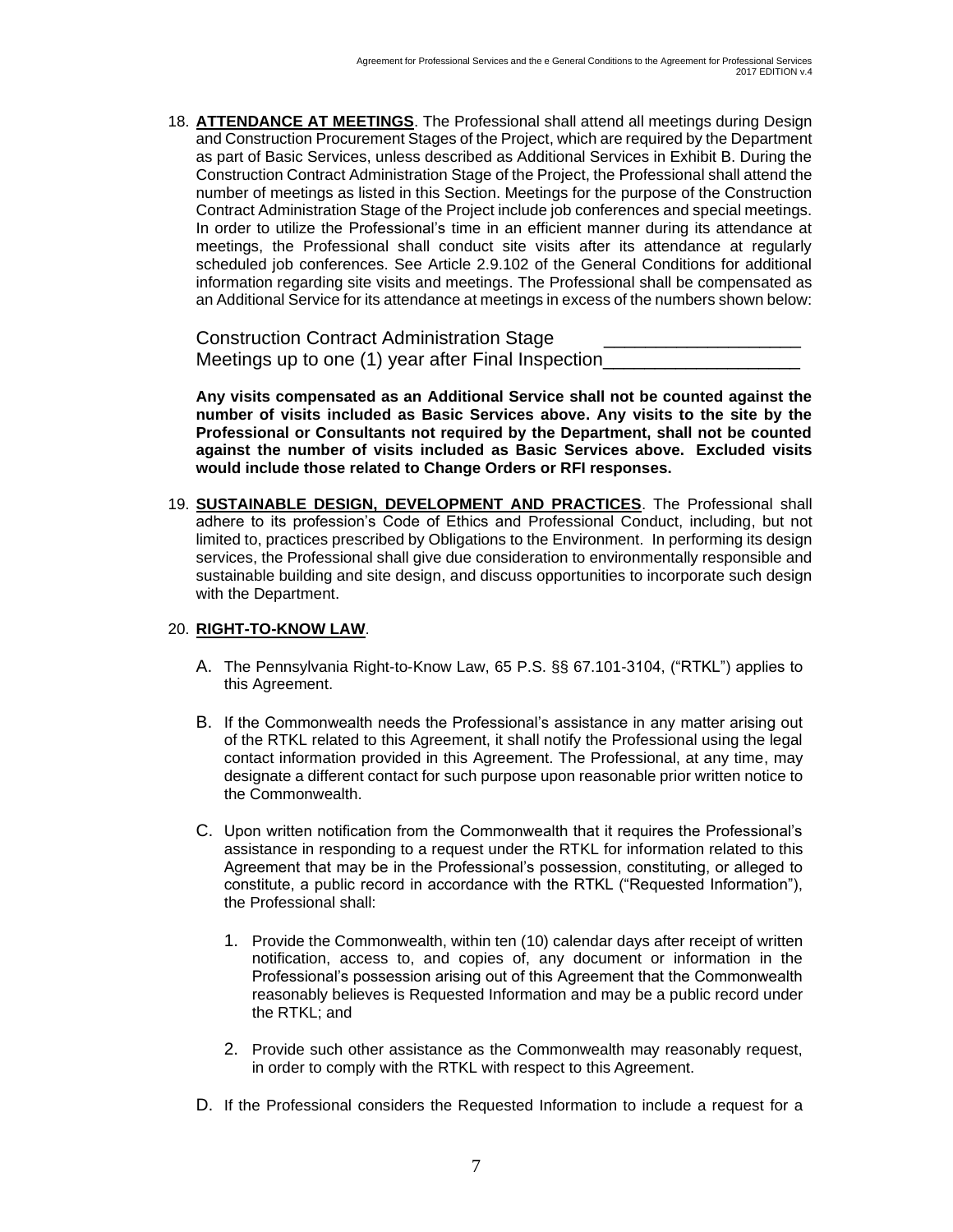18. **ATTENDANCE AT MEETINGS**. The Professional shall attend all meetings during Design and Construction Procurement Stages of the Project, which are required by the Department as part of Basic Services, unless described as Additional Services in Exhibit B. During the Construction Contract Administration Stage of the Project, the Professional shall attend the number of meetings as listed in this Section. Meetings for the purpose of the Construction Contract Administration Stage of the Project include job conferences and special meetings. In order to utilize the Professional's time in an efficient manner during its attendance at meetings, the Professional shall conduct site visits after its attendance at regularly scheduled job conferences. See Article 2.9.102 of the General Conditions for additional information regarding site visits and meetings. The Professional shall be compensated as an Additional Service for its attendance at meetings in excess of the numbers shown below:

    Construction Contract Administration Stage ___________________
    Meetings up to one (1) year after Final Inspection___________________

    **Any visits compensated as an Additional Service shall not be counted against the number of visits included as Basic Services above. Any visits to the site by the Professional or Consultants not required by the Department, shall not be counted against the number of visits included as Basic Services above. Excluded visits would include those related to Change Orders or RFI responses.**

19. **SUSTAINABLE DESIGN, DEVELOPMENT AND PRACTICES**. The Professional shall adhere to its profession's Code of Ethics and Professional Conduct, including, but not limited to, practices prescribed by Obligations to the Environment. In performing its design services, the Professional shall give due consideration to environmentally responsible and sustainable building and site design, and discuss opportunities to incorporate such design with the Department.

20. **RIGHT-TO-KNOW LAW**.

    A. The Pennsylvania Right-to-Know Law, 65 P.S. §§ 67.101-3104, ("RTKL") applies to this Agreement.

    B. If the Commonwealth needs the Professional's assistance in any matter arising out of the RTKL related to this Agreement, it shall notify the Professional using the legal contact information provided in this Agreement. The Professional, at any time, may designate a different contact for such purpose upon reasonable prior written notice to the Commonwealth.

    C. Upon written notification from the Commonwealth that it requires the Professional's assistance in responding to a request under the RTKL for information related to this Agreement that may be in the Professional's possession, constituting, or alleged to constitute, a public record in accordance with the RTKL ("Requested Information"), the Professional shall:

        1. Provide the Commonwealth, within ten (10) calendar days after receipt of written notification, access to, and copies of, any document or information in the Professional's possession arising out of this Agreement that the Commonwealth reasonably believes is Requested Information and may be a public record under the RTKL; and

        2. Provide such other assistance as the Commonwealth may reasonably request, in order to comply with the RTKL with respect to this Agreement.

    D. If the Professional considers the Requested Information to include a request for a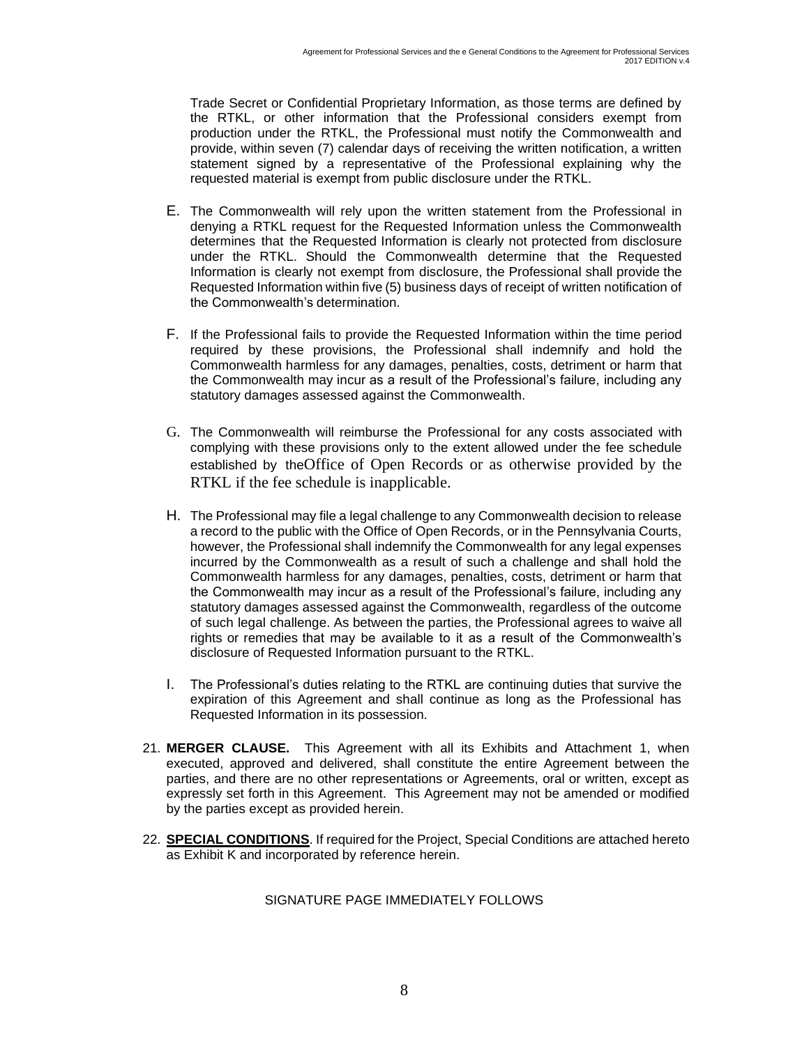Trade Secret or Confidential Proprietary Information, as those terms are defined by the RTKL, or other information that the Professional considers exempt from production under the RTKL, the Professional must notify the Commonwealth and provide, within seven (7) calendar days of receiving the written notification, a written statement signed by a representative of the Professional explaining why the requested material is exempt from public disclosure under the RTKL.

E. The Commonwealth will rely upon the written statement from the Professional in denying a RTKL request for the Requested Information unless the Commonwealth determines that the Requested Information is clearly not protected from disclosure under the RTKL. Should the Commonwealth determine that the Requested Information is clearly not exempt from disclosure, the Professional shall provide the Requested Information within five (5) business days of receipt of written notification of the Commonwealth's determination.

F. If the Professional fails to provide the Requested Information within the time period required by these provisions, the Professional shall indemnify and hold the Commonwealth harmless for any damages, penalties, costs, detriment or harm that the Commonwealth may incur as a result of the Professional's failure, including any statutory damages assessed against the Commonwealth.

G. The Commonwealth will reimburse the Professional for any costs associated with complying with these provisions only to the extent allowed under the fee schedule established by theOffice of Open Records or as otherwise provided by the RTKL if the fee schedule is inapplicable.

H. The Professional may file a legal challenge to any Commonwealth decision to release a record to the public with the Office of Open Records, or in the Pennsylvania Courts, however, the Professional shall indemnify the Commonwealth for any legal expenses incurred by the Commonwealth as a result of such a challenge and shall hold the Commonwealth harmless for any damages, penalties, costs, detriment or harm that the Commonwealth may incur as a result of the Professional's failure, including any statutory damages assessed against the Commonwealth, regardless of the outcome of such legal challenge. As between the parties, the Professional agrees to waive all rights or remedies that may be available to it as a result of the Commonwealth's disclosure of Requested Information pursuant to the RTKL.

I. The Professional's duties relating to the RTKL are continuing duties that survive the expiration of this Agreement and shall continue as long as the Professional has Requested Information in its possession.

21. **MERGER CLAUSE.** This Agreement with all its Exhibits and Attachment 1, when executed, approved and delivered, shall constitute the entire Agreement between the parties, and there are no other representations or Agreements, oral or written, except as expressly set forth in this Agreement. This Agreement may not be amended or modified by the parties except as provided herein.

22. **SPECIAL CONDITIONS**. If required for the Project, Special Conditions are attached hereto as Exhibit K and incorporated by reference herein.

SIGNATURE PAGE IMMEDIATELY FOLLOWS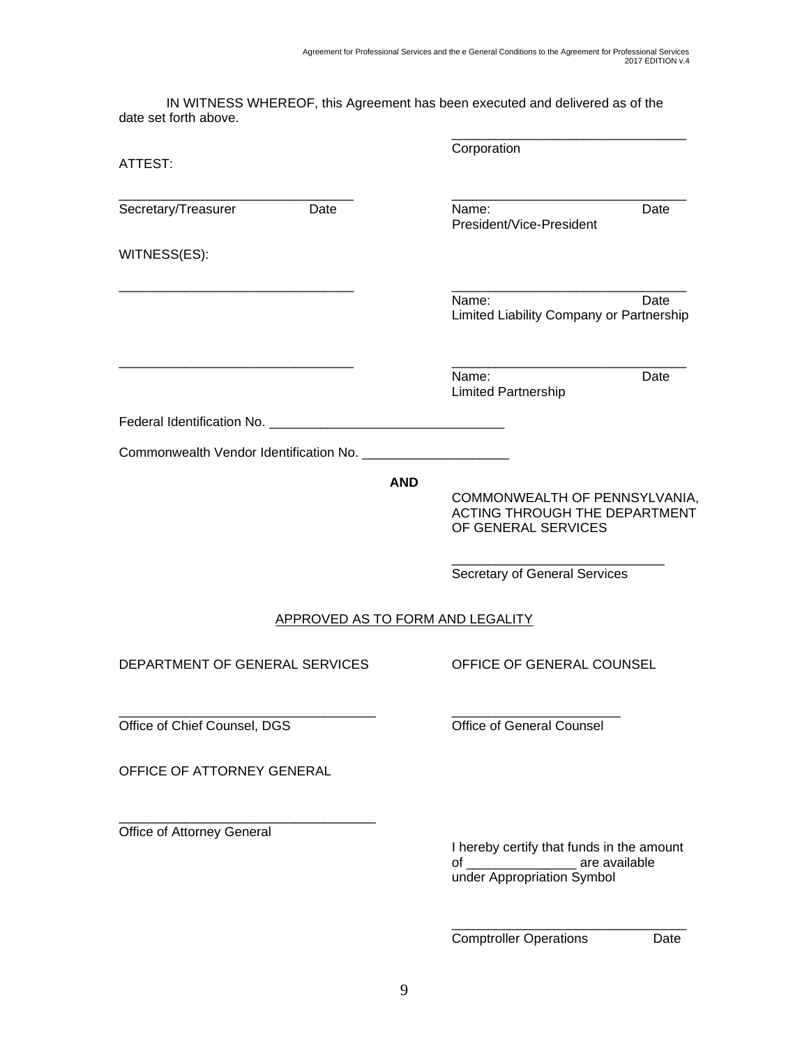IN WITNESS WHEREOF, this Agreement has been executed and delivered as of the date set forth above.

| | |
|---|---|
| | ________________________________ |
| ATTEST: | Corporation |
| ________________________________ | ________________________________ |
| Secretary/Treasurer Date | Name: Date<br>President/Vice-President |
| WITNESS(ES): | |
| ________________________________ | ________________________________ |
| | Name: Date<br>Limited Liability Company or Partnership |
| ________________________________ | ________________________________ |
| | Name: Date<br>Limited Partnership |

Federal Identification No. ________________________________

Commonwealth Vendor Identification No. ____________________

**AND**

COMMONWEALTH OF PENNSYLVANIA, ACTING THROUGH THE DEPARTMENT OF GENERAL SERVICES

____________________________

Secretary of General Services

APPROVED AS TO FORM AND LEGALITY

| DEPARTMENT OF GENERAL SERVICES | OFFICE OF GENERAL COUNSEL |
|---|---|
| ___________________________________ | _______________________ |
| Office of Chief Counsel, DGS | Office of General Counsel |

OFFICE OF ATTORNEY GENERAL

___________________________________

Office of Attorney General

I hereby certify that funds in the amount of _______________ are available under Appropriation Symbol

________________________________

Comptroller Operations Date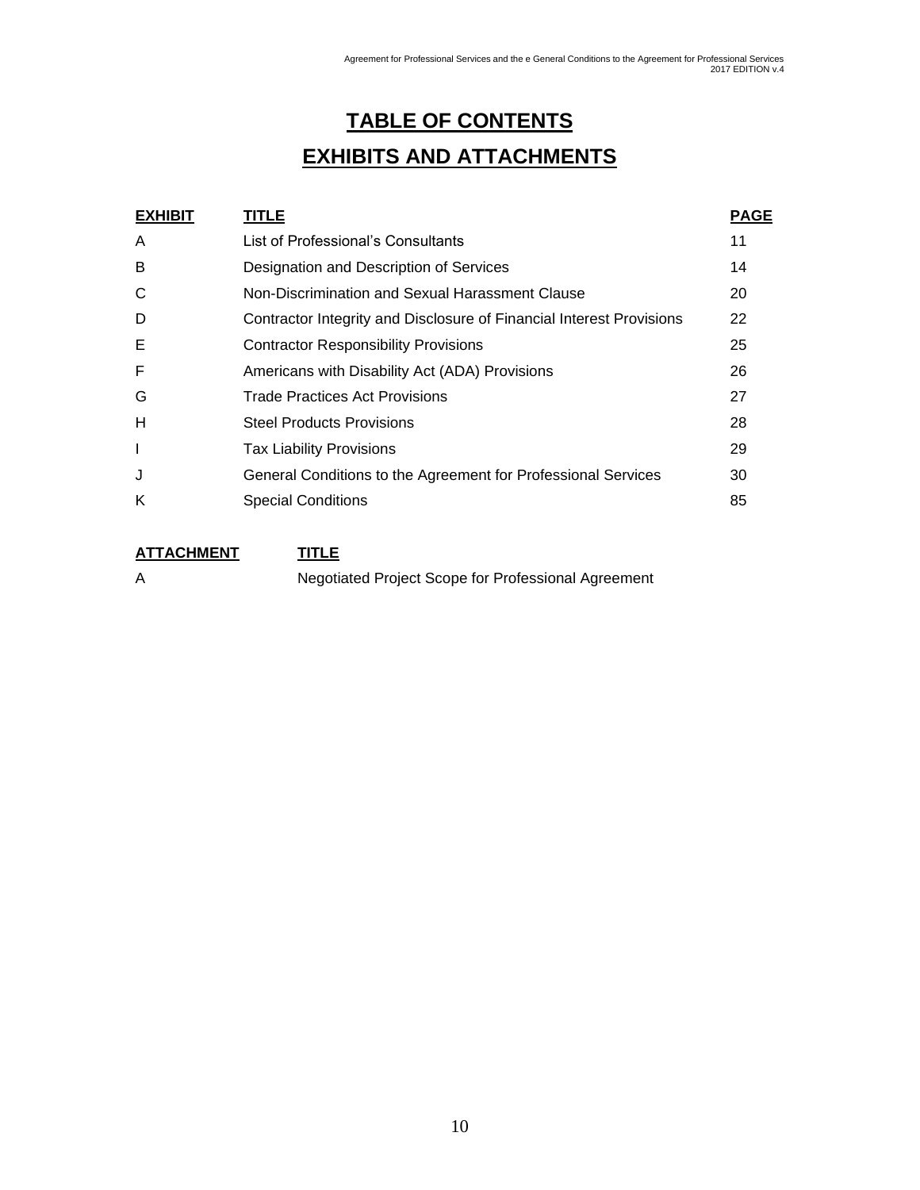# TABLE OF CONTENTS

# EXHIBITS AND ATTACHMENTS

| EXHIBIT | TITLE | PAGE |
|---|---|---|
| A | List of Professional's Consultants | 11 |
| B | Designation and Description of Services | 14 |
| C | Non-Discrimination and Sexual Harassment Clause | 20 |
| D | Contractor Integrity and Disclosure of Financial Interest Provisions | 22 |
| E | Contractor Responsibility Provisions | 25 |
| F | Americans with Disability Act (ADA) Provisions | 26 |
| G | Trade Practices Act Provisions | 27 |
| H | Steel Products Provisions | 28 |
| I | Tax Liability Provisions | 29 |
| J | General Conditions to the Agreement for Professional Services | 30 |
| K | Special Conditions | 85 |

| ATTACHMENT | TITLE |
|---|---|
| A | Negotiated Project Scope for Professional Agreement |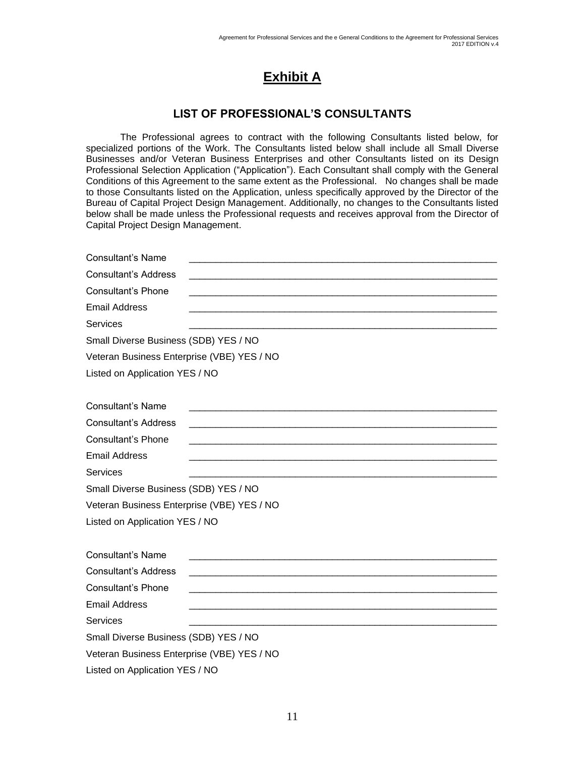# Exhibit A

## LIST OF PROFESSIONAL'S CONSULTANTS

The Professional agrees to contract with the following Consultants listed below, for specialized portions of the Work. The Consultants listed below shall include all Small Diverse Businesses and/or Veteran Business Enterprises and other Consultants listed on its Design Professional Selection Application ("Application"). Each Consultant shall comply with the General Conditions of this Agreement to the same extent as the Professional. No changes shall be made to those Consultants listed on the Application, unless specifically approved by the Director of the Bureau of Capital Project Design Management. Additionally, no changes to the Consultants listed below shall be made unless the Professional requests and receives approval from the Director of Capital Project Design Management.

Consultant's Name ____________________________________________________________

Consultant's Address ____________________________________________________________

Consultant's Phone ____________________________________________________________

Email Address ____________________________________________________________

Services ____________________________________________________________

Small Diverse Business (SDB) YES / NO

Veteran Business Enterprise (VBE) YES / NO

Listed on Application YES / NO

Consultant's Name ____________________________________________________________

Consultant's Address ____________________________________________________________

Consultant's Phone ____________________________________________________________

Email Address ____________________________________________________________

Services ____________________________________________________________

Small Diverse Business (SDB) YES / NO

Veteran Business Enterprise (VBE) YES / NO

Listed on Application YES / NO

Consultant's Name ____________________________________________________________

Consultant's Address ____________________________________________________________

Consultant's Phone ____________________________________________________________

Email Address ____________________________________________________________

Services ____________________________________________________________

Small Diverse Business (SDB) YES / NO

Veteran Business Enterprise (VBE) YES / NO

Listed on Application YES / NO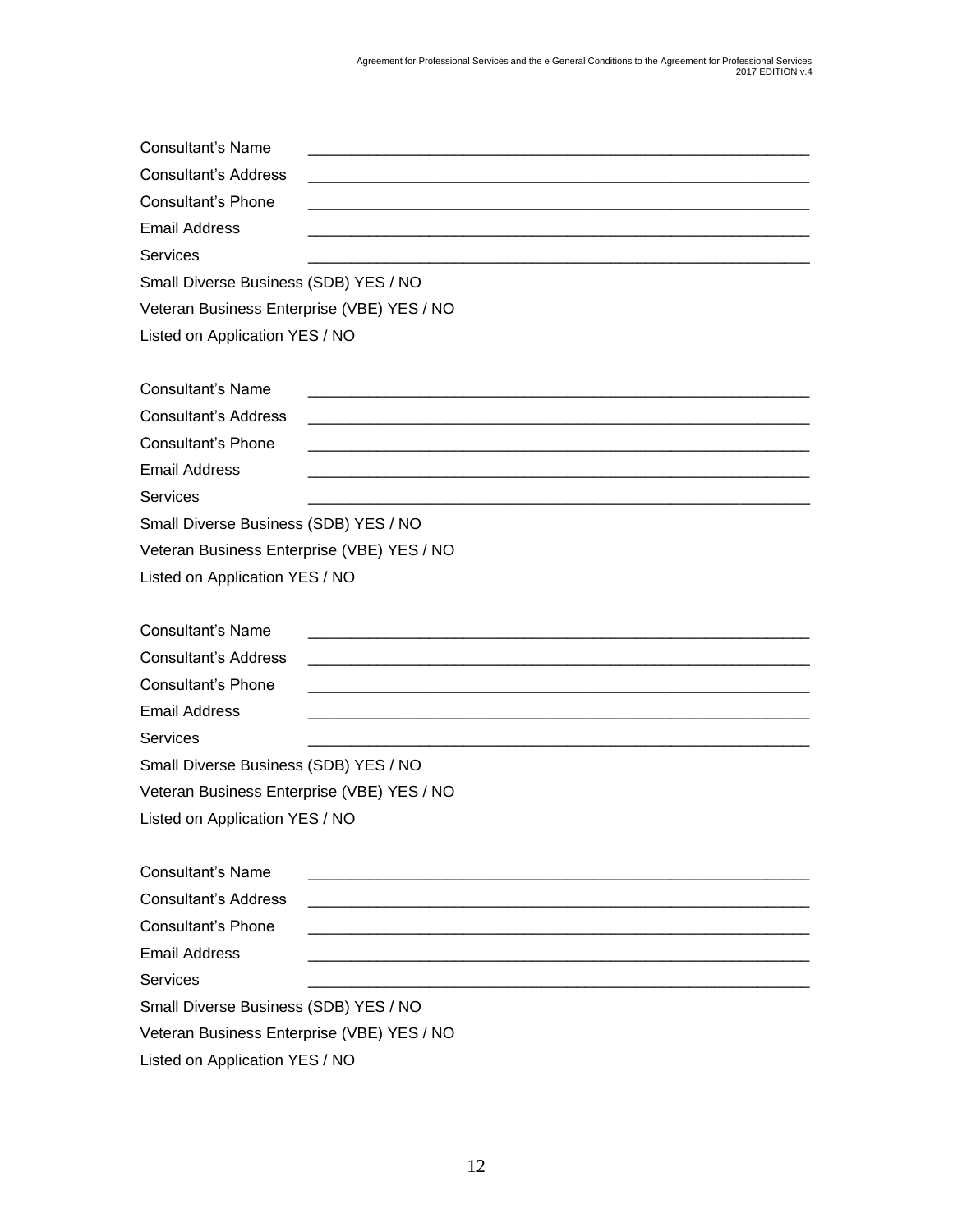Consultant's Name ____________________________________________________________

Consultant's Address ____________________________________________________________

Consultant's Phone ____________________________________________________________

Email Address ____________________________________________________________

Services ____________________________________________________________

Small Diverse Business (SDB) YES / NO

Veteran Business Enterprise (VBE) YES / NO

Listed on Application YES / NO

Consultant's Name ____________________________________________________________

Consultant's Address ____________________________________________________________

Consultant's Phone ____________________________________________________________

Email Address ____________________________________________________________

Services ____________________________________________________________

Small Diverse Business (SDB) YES / NO

Veteran Business Enterprise (VBE) YES / NO

Listed on Application YES / NO

Consultant's Name ____________________________________________________________

Consultant's Address ____________________________________________________________

Consultant's Phone ____________________________________________________________

Email Address ____________________________________________________________

Services ____________________________________________________________

Small Diverse Business (SDB) YES / NO

Veteran Business Enterprise (VBE) YES / NO

Listed on Application YES / NO

Consultant's Name ____________________________________________________________

Consultant's Address ____________________________________________________________

Consultant's Phone ____________________________________________________________

Email Address ____________________________________________________________

Services ____________________________________________________________

Small Diverse Business (SDB) YES / NO

Veteran Business Enterprise (VBE) YES / NO

Listed on Application YES / NO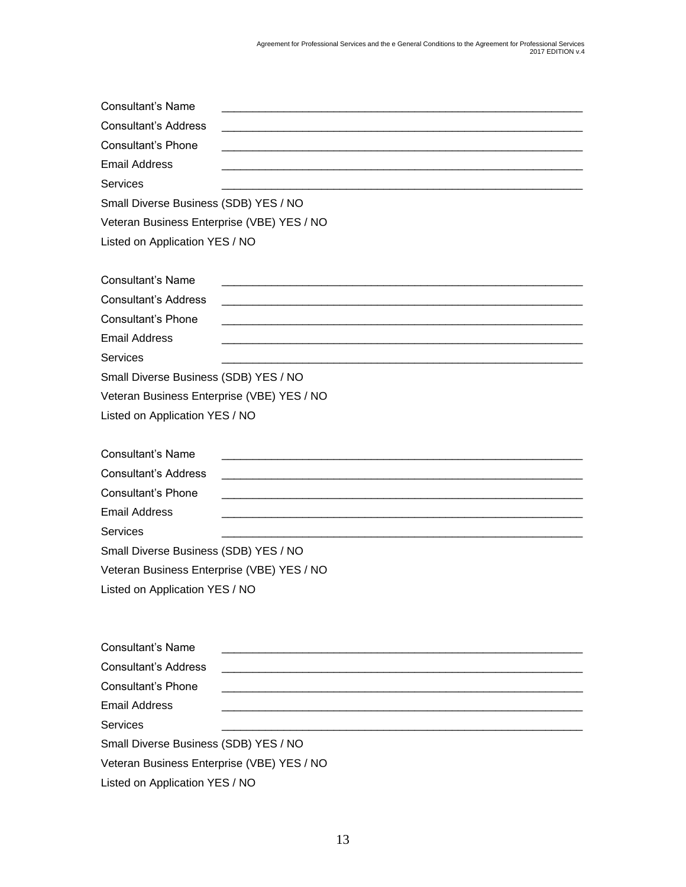Consultant's Name \_\_\_\_\_\_\_\_\_\_\_\_\_\_\_\_\_\_\_\_\_\_\_\_\_\_\_\_\_\_\_\_\_\_\_\_\_\_\_\_\_\_\_\_\_\_\_\_\_\_\_\_\_\_\_\_\_\_\_\_

Consultant's Address \_\_\_\_\_\_\_\_\_\_\_\_\_\_\_\_\_\_\_\_\_\_\_\_\_\_\_\_\_\_\_\_\_\_\_\_\_\_\_\_\_\_\_\_\_\_\_\_\_\_\_\_\_\_\_\_\_\_\_\_

Consultant's Phone \_\_\_\_\_\_\_\_\_\_\_\_\_\_\_\_\_\_\_\_\_\_\_\_\_\_\_\_\_\_\_\_\_\_\_\_\_\_\_\_\_\_\_\_\_\_\_\_\_\_\_\_\_\_\_\_\_\_\_\_

Email Address \_\_\_\_\_\_\_\_\_\_\_\_\_\_\_\_\_\_\_\_\_\_\_\_\_\_\_\_\_\_\_\_\_\_\_\_\_\_\_\_\_\_\_\_\_\_\_\_\_\_\_\_\_\_\_\_\_\_\_\_

Services \_\_\_\_\_\_\_\_\_\_\_\_\_\_\_\_\_\_\_\_\_\_\_\_\_\_\_\_\_\_\_\_\_\_\_\_\_\_\_\_\_\_\_\_\_\_\_\_\_\_\_\_\_\_\_\_\_\_\_\_

Small Diverse Business (SDB) YES / NO

Veteran Business Enterprise (VBE) YES / NO

Listed on Application YES / NO

Consultant's Name \_\_\_\_\_\_\_\_\_\_\_\_\_\_\_\_\_\_\_\_\_\_\_\_\_\_\_\_\_\_\_\_\_\_\_\_\_\_\_\_\_\_\_\_\_\_\_\_\_\_\_\_\_\_\_\_\_\_\_\_

Consultant's Address \_\_\_\_\_\_\_\_\_\_\_\_\_\_\_\_\_\_\_\_\_\_\_\_\_\_\_\_\_\_\_\_\_\_\_\_\_\_\_\_\_\_\_\_\_\_\_\_\_\_\_\_\_\_\_\_\_\_\_\_

Consultant's Phone \_\_\_\_\_\_\_\_\_\_\_\_\_\_\_\_\_\_\_\_\_\_\_\_\_\_\_\_\_\_\_\_\_\_\_\_\_\_\_\_\_\_\_\_\_\_\_\_\_\_\_\_\_\_\_\_\_\_\_\_

Email Address \_\_\_\_\_\_\_\_\_\_\_\_\_\_\_\_\_\_\_\_\_\_\_\_\_\_\_\_\_\_\_\_\_\_\_\_\_\_\_\_\_\_\_\_\_\_\_\_\_\_\_\_\_\_\_\_\_\_\_\_

Services \_\_\_\_\_\_\_\_\_\_\_\_\_\_\_\_\_\_\_\_\_\_\_\_\_\_\_\_\_\_\_\_\_\_\_\_\_\_\_\_\_\_\_\_\_\_\_\_\_\_\_\_\_\_\_\_\_\_\_\_

Small Diverse Business (SDB) YES / NO

Veteran Business Enterprise (VBE) YES / NO

Listed on Application YES / NO

Consultant's Name \_\_\_\_\_\_\_\_\_\_\_\_\_\_\_\_\_\_\_\_\_\_\_\_\_\_\_\_\_\_\_\_\_\_\_\_\_\_\_\_\_\_\_\_\_\_\_\_\_\_\_\_\_\_\_\_\_\_\_\_

Consultant's Address \_\_\_\_\_\_\_\_\_\_\_\_\_\_\_\_\_\_\_\_\_\_\_\_\_\_\_\_\_\_\_\_\_\_\_\_\_\_\_\_\_\_\_\_\_\_\_\_\_\_\_\_\_\_\_\_\_\_\_\_

Consultant's Phone \_\_\_\_\_\_\_\_\_\_\_\_\_\_\_\_\_\_\_\_\_\_\_\_\_\_\_\_\_\_\_\_\_\_\_\_\_\_\_\_\_\_\_\_\_\_\_\_\_\_\_\_\_\_\_\_\_\_\_\_

Email Address \_\_\_\_\_\_\_\_\_\_\_\_\_\_\_\_\_\_\_\_\_\_\_\_\_\_\_\_\_\_\_\_\_\_\_\_\_\_\_\_\_\_\_\_\_\_\_\_\_\_\_\_\_\_\_\_\_\_\_\_

Services \_\_\_\_\_\_\_\_\_\_\_\_\_\_\_\_\_\_\_\_\_\_\_\_\_\_\_\_\_\_\_\_\_\_\_\_\_\_\_\_\_\_\_\_\_\_\_\_\_\_\_\_\_\_\_\_\_\_\_\_

Small Diverse Business (SDB) YES / NO

Veteran Business Enterprise (VBE) YES / NO

Listed on Application YES / NO

Consultant's Name \_\_\_\_\_\_\_\_\_\_\_\_\_\_\_\_\_\_\_\_\_\_\_\_\_\_\_\_\_\_\_\_\_\_\_\_\_\_\_\_\_\_\_\_\_\_\_\_\_\_\_\_\_\_\_\_\_\_\_\_

Consultant's Address \_\_\_\_\_\_\_\_\_\_\_\_\_\_\_\_\_\_\_\_\_\_\_\_\_\_\_\_\_\_\_\_\_\_\_\_\_\_\_\_\_\_\_\_\_\_\_\_\_\_\_\_\_\_\_\_\_\_\_\_

Consultant's Phone \_\_\_\_\_\_\_\_\_\_\_\_\_\_\_\_\_\_\_\_\_\_\_\_\_\_\_\_\_\_\_\_\_\_\_\_\_\_\_\_\_\_\_\_\_\_\_\_\_\_\_\_\_\_\_\_\_\_\_\_

Email Address \_\_\_\_\_\_\_\_\_\_\_\_\_\_\_\_\_\_\_\_\_\_\_\_\_\_\_\_\_\_\_\_\_\_\_\_\_\_\_\_\_\_\_\_\_\_\_\_\_\_\_\_\_\_\_\_\_\_\_\_

Services \_\_\_\_\_\_\_\_\_\_\_\_\_\_\_\_\_\_\_\_\_\_\_\_\_\_\_\_\_\_\_\_\_\_\_\_\_\_\_\_\_\_\_\_\_\_\_\_\_\_\_\_\_\_\_\_\_\_\_\_

Small Diverse Business (SDB) YES / NO

Veteran Business Enterprise (VBE) YES / NO

Listed on Application YES / NO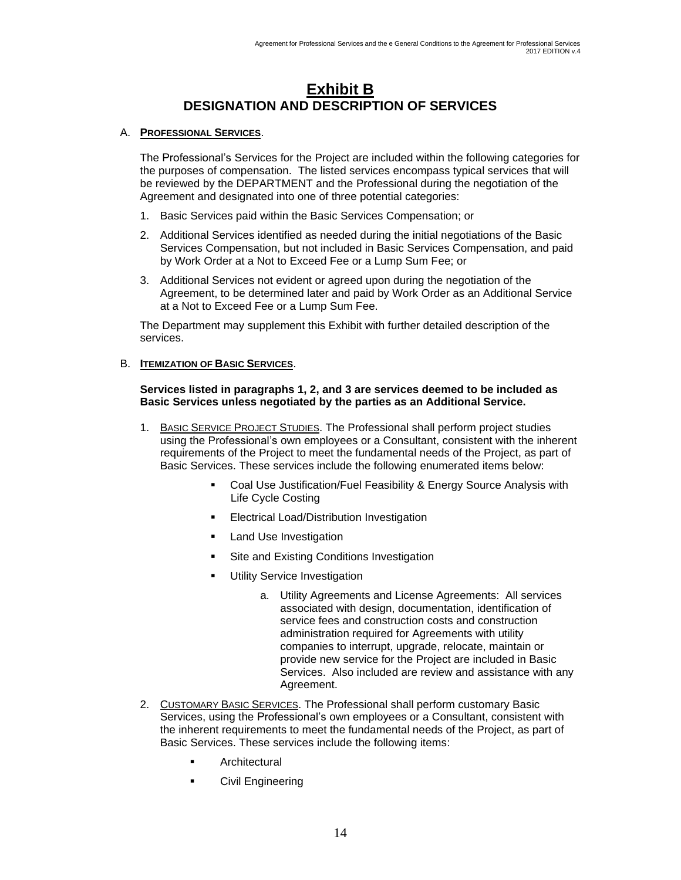# Exhibit B
## DESIGNATION AND DESCRIPTION OF SERVICES

A. **PROFESSIONAL SERVICES**.

The Professional's Services for the Project are included within the following categories for the purposes of compensation. The listed services encompass typical services that will be reviewed by the DEPARTMENT and the Professional during the negotiation of the Agreement and designated into one of three potential categories:

1. Basic Services paid within the Basic Services Compensation; or
2. Additional Services identified as needed during the initial negotiations of the Basic Services Compensation, but not included in Basic Services Compensation, and paid by Work Order at a Not to Exceed Fee or a Lump Sum Fee; or
3. Additional Services not evident or agreed upon during the negotiation of the Agreement, to be determined later and paid by Work Order as an Additional Service at a Not to Exceed Fee or a Lump Sum Fee.

The Department may supplement this Exhibit with further detailed description of the services.

B. **ITEMIZATION OF BASIC SERVICES**.

**Services listed in paragraphs 1, 2, and 3 are services deemed to be included as Basic Services unless negotiated by the parties as an Additional Service.**

1. BASIC SERVICE PROJECT STUDIES. The Professional shall perform project studies using the Professional's own employees or a Consultant, consistent with the inherent requirements of the Project to meet the fundamental needs of the Project, as part of Basic Services. These services include the following enumerated items below:
   - Coal Use Justification/Fuel Feasibility & Energy Source Analysis with Life Cycle Costing
   - Electrical Load/Distribution Investigation
   - Land Use Investigation
   - Site and Existing Conditions Investigation
   - Utility Service Investigation
     a. Utility Agreements and License Agreements: All services associated with design, documentation, identification of service fees and construction costs and construction administration required for Agreements with utility companies to interrupt, upgrade, relocate, maintain or provide new service for the Project are included in Basic Services. Also included are review and assistance with any Agreement.
2. CUSTOMARY BASIC SERVICES. The Professional shall perform customary Basic Services, using the Professional's own employees or a Consultant, consistent with the inherent requirements to meet the fundamental needs of the Project, as part of Basic Services. These services include the following items:
   - Architectural
   - Civil Engineering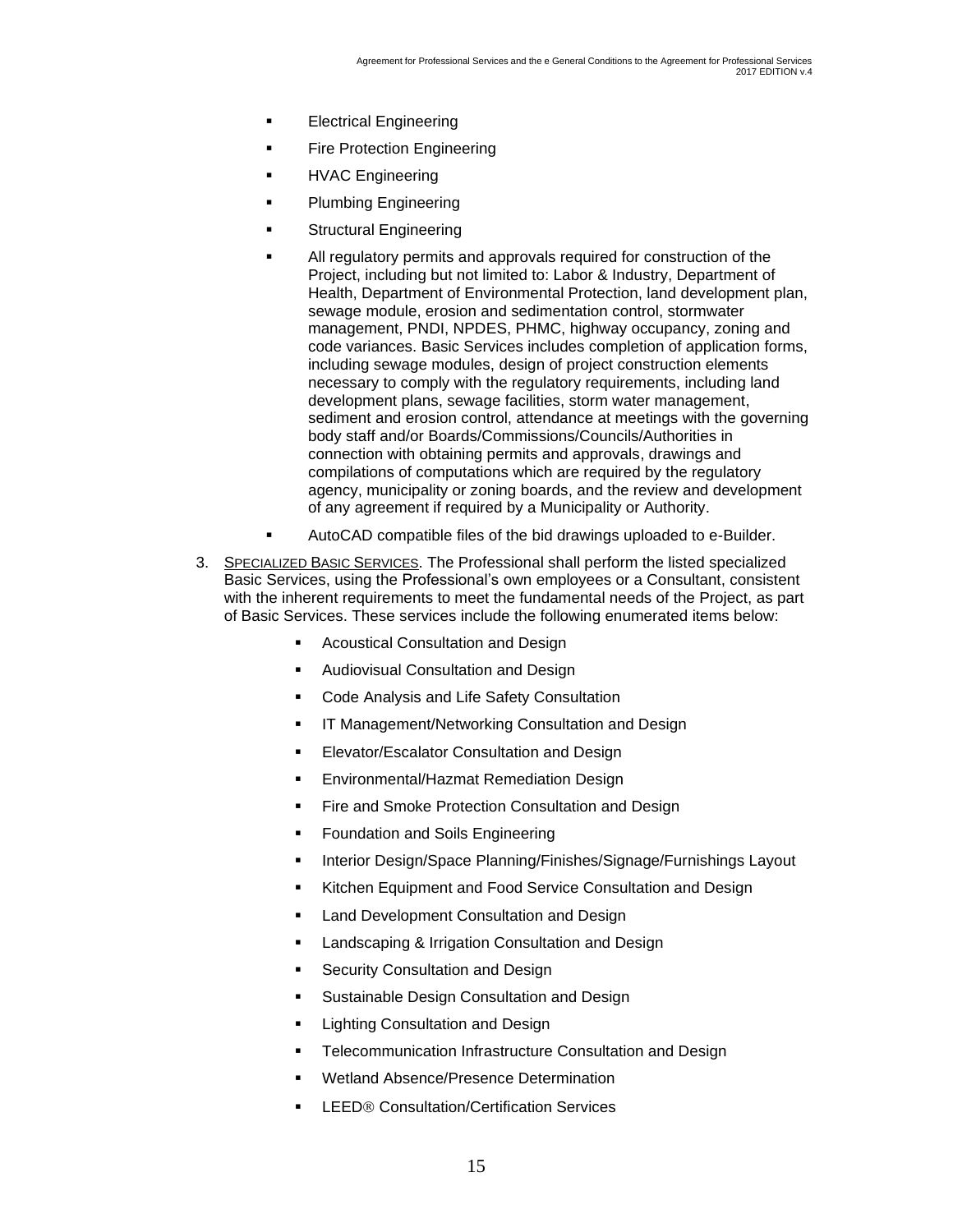- Electrical Engineering
- Fire Protection Engineering
- HVAC Engineering
- Plumbing Engineering
- Structural Engineering
- All regulatory permits and approvals required for construction of the Project, including but not limited to: Labor & Industry, Department of Health, Department of Environmental Protection, land development plan, sewage module, erosion and sedimentation control, stormwater management, PNDI, NPDES, PHMC, highway occupancy, zoning and code variances. Basic Services includes completion of application forms, including sewage modules, design of project construction elements necessary to comply with the regulatory requirements, including land development plans, sewage facilities, storm water management, sediment and erosion control, attendance at meetings with the governing body staff and/or Boards/Commissions/Councils/Authorities in connection with obtaining permits and approvals, drawings and compilations of computations which are required by the regulatory agency, municipality or zoning boards, and the review and development of any agreement if required by a Municipality or Authority.
- AutoCAD compatible files of the bid drawings uploaded to e-Builder.

3. <u>Specialized Basic Services</u>. The Professional shall perform the listed specialized Basic Services, using the Professional's own employees or a Consultant, consistent with the inherent requirements to meet the fundamental needs of the Project, as part of Basic Services. These services include the following enumerated items below:

    - Acoustical Consultation and Design
    - Audiovisual Consultation and Design
    - Code Analysis and Life Safety Consultation
    - IT Management/Networking Consultation and Design
    - Elevator/Escalator Consultation and Design
    - Environmental/Hazmat Remediation Design
    - Fire and Smoke Protection Consultation and Design
    - Foundation and Soils Engineering
    - Interior Design/Space Planning/Finishes/Signage/Furnishings Layout
    - Kitchen Equipment and Food Service Consultation and Design
    - Land Development Consultation and Design
    - Landscaping & Irrigation Consultation and Design
    - Security Consultation and Design
    - Sustainable Design Consultation and Design
    - Lighting Consultation and Design
    - Telecommunication Infrastructure Consultation and Design
    - Wetland Absence/Presence Determination
    - LEED® Consultation/Certification Services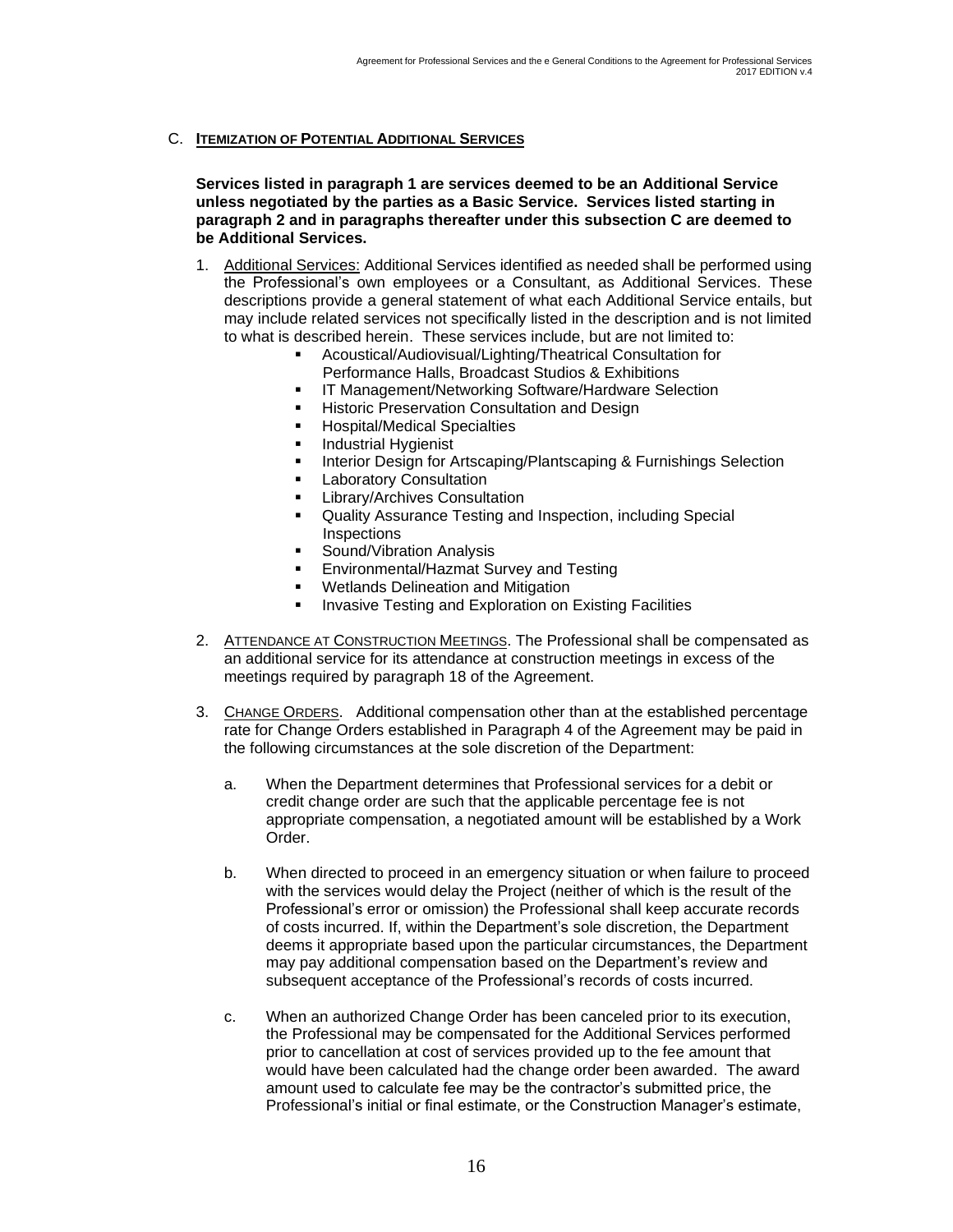## C. **Itemization of Potential Additional Services**

**Services listed in paragraph 1 are services deemed to be an Additional Service unless negotiated by the parties as a Basic Service. Services listed starting in paragraph 2 and in paragraphs thereafter under this subsection C are deemed to be Additional Services.**

1. Additional Services: Additional Services identified as needed shall be performed using the Professional's own employees or a Consultant, as Additional Services. These descriptions provide a general statement of what each Additional Service entails, but may include related services not specifically listed in the description and is not limited to what is described herein. These services include, but are not limited to:
   - Acoustical/Audiovisual/Lighting/Theatrical Consultation for Performance Halls, Broadcast Studios & Exhibitions
   - IT Management/Networking Software/Hardware Selection
   - Historic Preservation Consultation and Design
   - Hospital/Medical Specialties
   - Industrial Hygienist
   - Interior Design for Artscaping/Plantscaping & Furnishings Selection
   - Laboratory Consultation
   - Library/Archives Consultation
   - Quality Assurance Testing and Inspection, including Special Inspections
   - Sound/Vibration Analysis
   - Environmental/Hazmat Survey and Testing
   - Wetlands Delineation and Mitigation
   - Invasive Testing and Exploration on Existing Facilities

2. Attendance at Construction Meetings. The Professional shall be compensated as an additional service for its attendance at construction meetings in excess of the meetings required by paragraph 18 of the Agreement.

3. Change Orders. Additional compensation other than at the established percentage rate for Change Orders established in Paragraph 4 of the Agreement may be paid in the following circumstances at the sole discretion of the Department:

   a. When the Department determines that Professional services for a debit or credit change order are such that the applicable percentage fee is not appropriate compensation, a negotiated amount will be established by a Work Order.

   b. When directed to proceed in an emergency situation or when failure to proceed with the services would delay the Project (neither of which is the result of the Professional's error or omission) the Professional shall keep accurate records of costs incurred. If, within the Department's sole discretion, the Department deems it appropriate based upon the particular circumstances, the Department may pay additional compensation based on the Department's review and subsequent acceptance of the Professional's records of costs incurred.

   c. When an authorized Change Order has been canceled prior to its execution, the Professional may be compensated for the Additional Services performed prior to cancellation at cost of services provided up to the fee amount that would have been calculated had the change order been awarded. The award amount used to calculate fee may be the contractor's submitted price, the Professional's initial or final estimate, or the Construction Manager's estimate,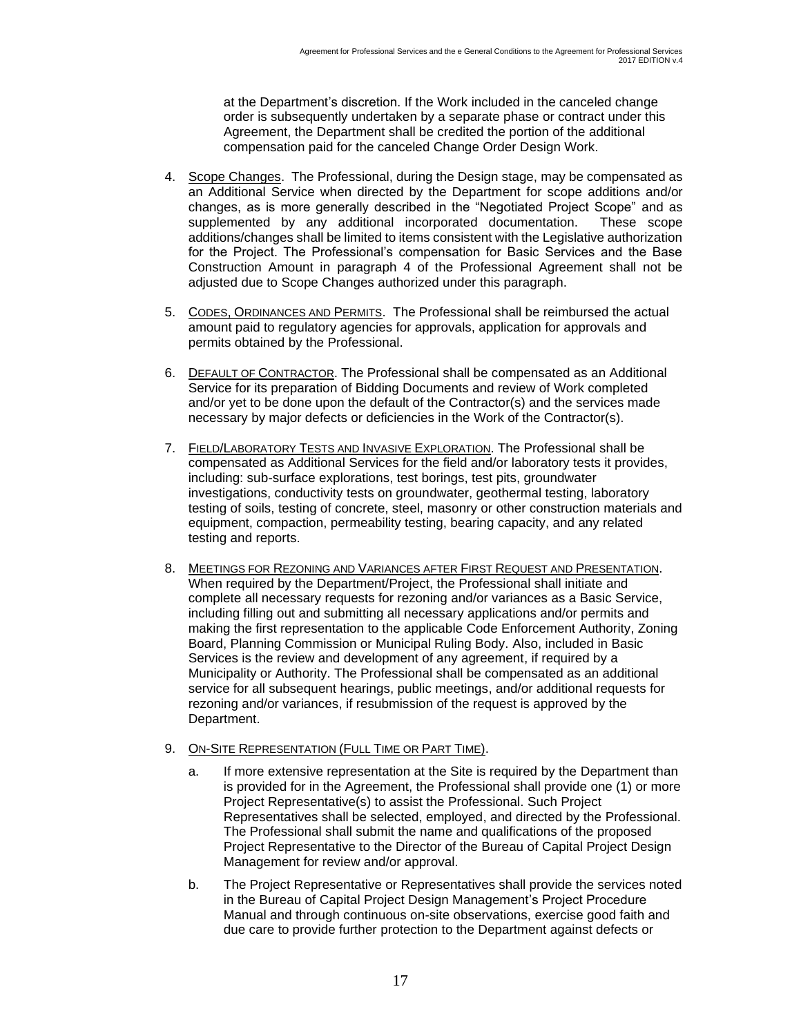at the Department's discretion. If the Work included in the canceled change order is subsequently undertaken by a separate phase or contract under this Agreement, the Department shall be credited the portion of the additional compensation paid for the canceled Change Order Design Work.

4. Scope Changes. The Professional, during the Design stage, may be compensated as an Additional Service when directed by the Department for scope additions and/or changes, as is more generally described in the "Negotiated Project Scope" and as supplemented by any additional incorporated documentation. These scope additions/changes shall be limited to items consistent with the Legislative authorization for the Project. The Professional's compensation for Basic Services and the Base Construction Amount in paragraph 4 of the Professional Agreement shall not be adjusted due to Scope Changes authorized under this paragraph.

5. CODES, ORDINANCES AND PERMITS. The Professional shall be reimbursed the actual amount paid to regulatory agencies for approvals, application for approvals and permits obtained by the Professional.

6. DEFAULT OF CONTRACTOR. The Professional shall be compensated as an Additional Service for its preparation of Bidding Documents and review of Work completed and/or yet to be done upon the default of the Contractor(s) and the services made necessary by major defects or deficiencies in the Work of the Contractor(s).

7. FIELD/LABORATORY TESTS AND INVASIVE EXPLORATION. The Professional shall be compensated as Additional Services for the field and/or laboratory tests it provides, including: sub-surface explorations, test borings, test pits, groundwater investigations, conductivity tests on groundwater, geothermal testing, laboratory testing of soils, testing of concrete, steel, masonry or other construction materials and equipment, compaction, permeability testing, bearing capacity, and any related testing and reports.

8. MEETINGS FOR REZONING AND VARIANCES AFTER FIRST REQUEST AND PRESENTATION. When required by the Department/Project, the Professional shall initiate and complete all necessary requests for rezoning and/or variances as a Basic Service, including filling out and submitting all necessary applications and/or permits and making the first representation to the applicable Code Enforcement Authority, Zoning Board, Planning Commission or Municipal Ruling Body. Also, included in Basic Services is the review and development of any agreement, if required by a Municipality or Authority. The Professional shall be compensated as an additional service for all subsequent hearings, public meetings, and/or additional requests for rezoning and/or variances, if resubmission of the request is approved by the Department.

9. ON-SITE REPRESENTATION (FULL TIME OR PART TIME).

   a. If more extensive representation at the Site is required by the Department than is provided for in the Agreement, the Professional shall provide one (1) or more Project Representative(s) to assist the Professional. Such Project Representatives shall be selected, employed, and directed by the Professional. The Professional shall submit the name and qualifications of the proposed Project Representative to the Director of the Bureau of Capital Project Design Management for review and/or approval.

   b. The Project Representative or Representatives shall provide the services noted in the Bureau of Capital Project Design Management's Project Procedure Manual and through continuous on-site observations, exercise good faith and due care to provide further protection to the Department against defects or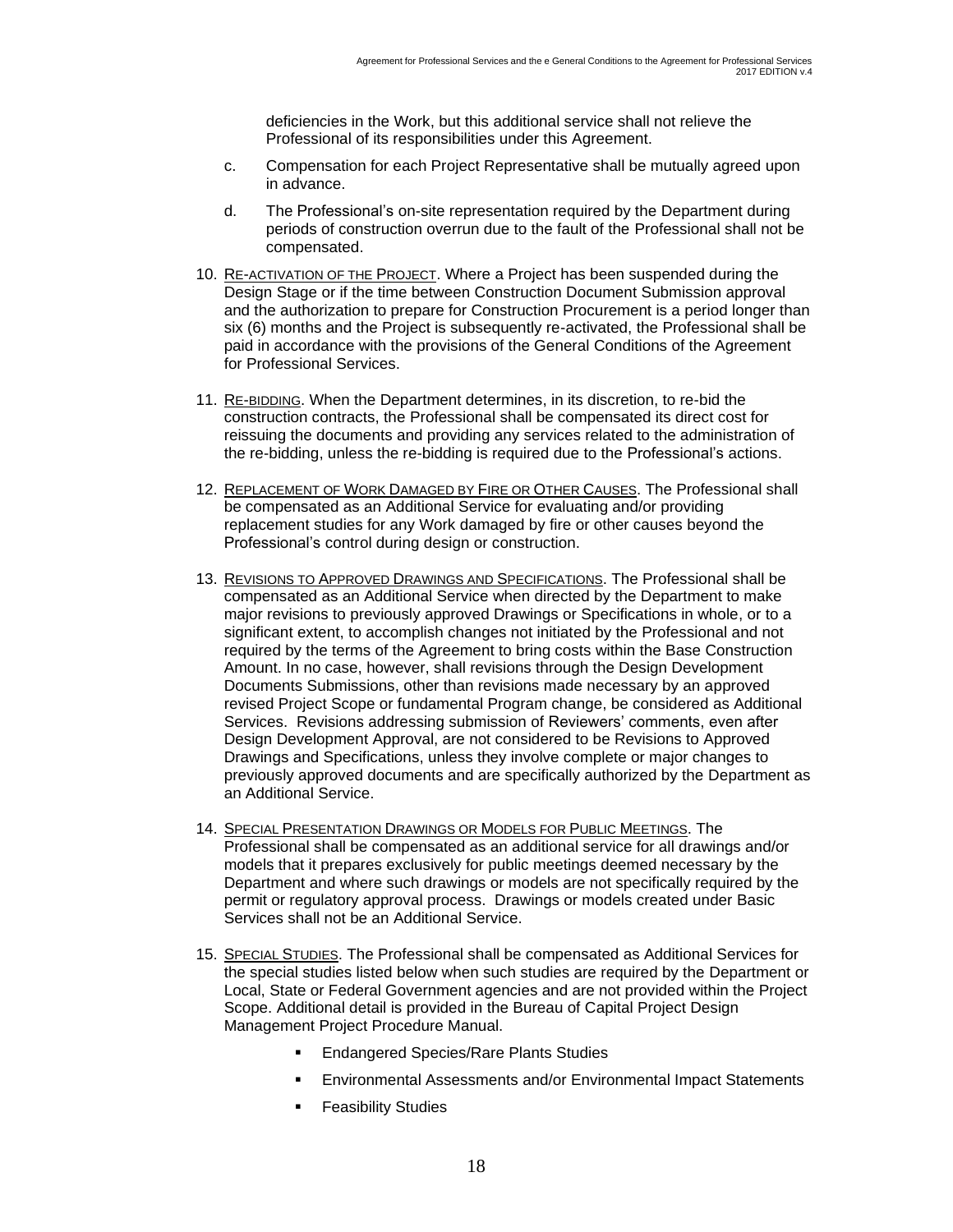deficiencies in the Work, but this additional service shall not relieve the Professional of its responsibilities under this Agreement.

c. Compensation for each Project Representative shall be mutually agreed upon in advance.

d. The Professional's on-site representation required by the Department during periods of construction overrun due to the fault of the Professional shall not be compensated.

10. RE-ACTIVATION OF THE PROJECT. Where a Project has been suspended during the Design Stage or if the time between Construction Document Submission approval and the authorization to prepare for Construction Procurement is a period longer than six (6) months and the Project is subsequently re-activated, the Professional shall be paid in accordance with the provisions of the General Conditions of the Agreement for Professional Services.

11. RE-BIDDING. When the Department determines, in its discretion, to re-bid the construction contracts, the Professional shall be compensated its direct cost for reissuing the documents and providing any services related to the administration of the re-bidding, unless the re-bidding is required due to the Professional's actions.

12. REPLACEMENT OF WORK DAMAGED BY FIRE OR OTHER CAUSES. The Professional shall be compensated as an Additional Service for evaluating and/or providing replacement studies for any Work damaged by fire or other causes beyond the Professional's control during design or construction.

13. REVISIONS TO APPROVED DRAWINGS AND SPECIFICATIONS. The Professional shall be compensated as an Additional Service when directed by the Department to make major revisions to previously approved Drawings or Specifications in whole, or to a significant extent, to accomplish changes not initiated by the Professional and not required by the terms of the Agreement to bring costs within the Base Construction Amount. In no case, however, shall revisions through the Design Development Documents Submissions, other than revisions made necessary by an approved revised Project Scope or fundamental Program change, be considered as Additional Services. Revisions addressing submission of Reviewers' comments, even after Design Development Approval, are not considered to be Revisions to Approved Drawings and Specifications, unless they involve complete or major changes to previously approved documents and are specifically authorized by the Department as an Additional Service.

14. SPECIAL PRESENTATION DRAWINGS OR MODELS FOR PUBLIC MEETINGS. The Professional shall be compensated as an additional service for all drawings and/or models that it prepares exclusively for public meetings deemed necessary by the Department and where such drawings or models are not specifically required by the permit or regulatory approval process. Drawings or models created under Basic Services shall not be an Additional Service.

15. SPECIAL STUDIES. The Professional shall be compensated as Additional Services for the special studies listed below when such studies are required by the Department or Local, State or Federal Government agencies and are not provided within the Project Scope. Additional detail is provided in the Bureau of Capital Project Design Management Project Procedure Manual.

    - Endangered Species/Rare Plants Studies
    - Environmental Assessments and/or Environmental Impact Statements
    - Feasibility Studies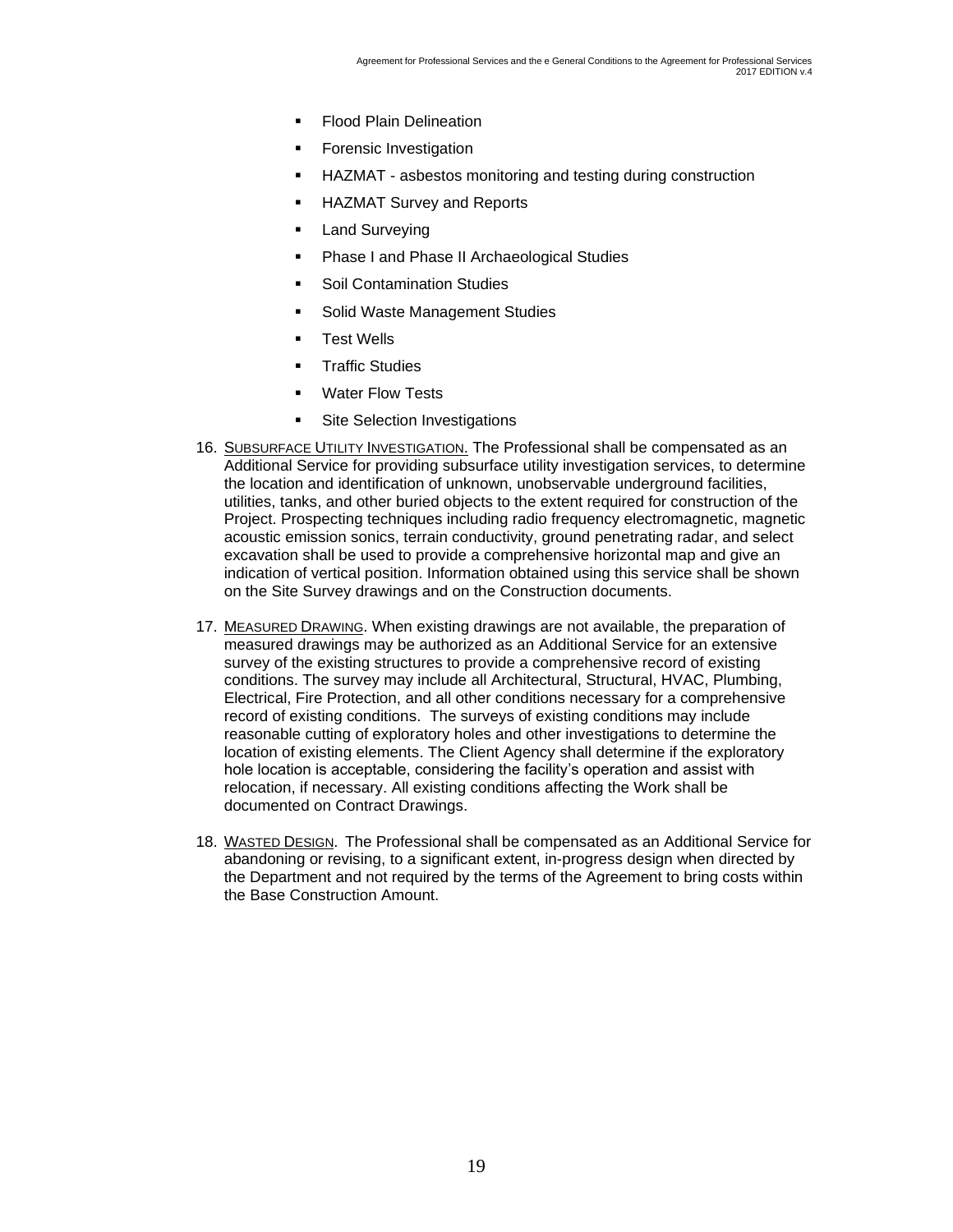- Flood Plain Delineation
- Forensic Investigation
- HAZMAT - asbestos monitoring and testing during construction
- HAZMAT Survey and Reports
- Land Surveying
- Phase I and Phase II Archaeological Studies
- Soil Contamination Studies
- Solid Waste Management Studies
- Test Wells
- Traffic Studies
- Water Flow Tests
- Site Selection Investigations

16. SUBSURFACE UTILITY INVESTIGATION. The Professional shall be compensated as an Additional Service for providing subsurface utility investigation services, to determine the location and identification of unknown, unobservable underground facilities, utilities, tanks, and other buried objects to the extent required for construction of the Project. Prospecting techniques including radio frequency electromagnetic, magnetic acoustic emission sonics, terrain conductivity, ground penetrating radar, and select excavation shall be used to provide a comprehensive horizontal map and give an indication of vertical position. Information obtained using this service shall be shown on the Site Survey drawings and on the Construction documents.

17. MEASURED DRAWING. When existing drawings are not available, the preparation of measured drawings may be authorized as an Additional Service for an extensive survey of the existing structures to provide a comprehensive record of existing conditions. The survey may include all Architectural, Structural, HVAC, Plumbing, Electrical, Fire Protection, and all other conditions necessary for a comprehensive record of existing conditions. The surveys of existing conditions may include reasonable cutting of exploratory holes and other investigations to determine the location of existing elements. The Client Agency shall determine if the exploratory hole location is acceptable, considering the facility's operation and assist with relocation, if necessary. All existing conditions affecting the Work shall be documented on Contract Drawings.

18. WASTED DESIGN. The Professional shall be compensated as an Additional Service for abandoning or revising, to a significant extent, in-progress design when directed by the Department and not required by the terms of the Agreement to bring costs within the Base Construction Amount.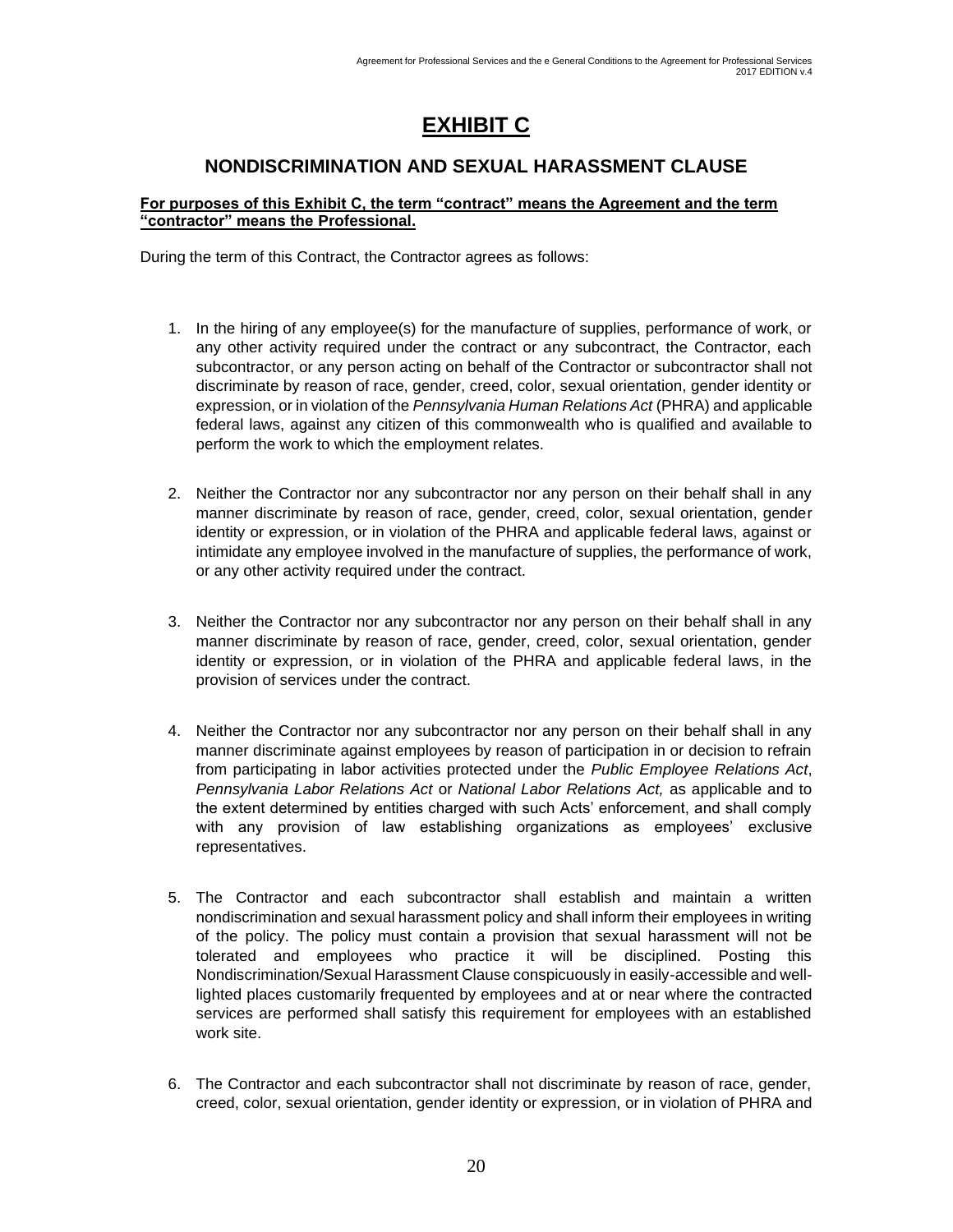# EXHIBIT C

## NONDISCRIMINATION AND SEXUAL HARASSMENT CLAUSE

**For purposes of this Exhibit C, the term "contract" means the Agreement and the term "contractor" means the Professional.**

During the term of this Contract, the Contractor agrees as follows:

1. In the hiring of any employee(s) for the manufacture of supplies, performance of work, or any other activity required under the contract or any subcontract, the Contractor, each subcontractor, or any person acting on behalf of the Contractor or subcontractor shall not discriminate by reason of race, gender, creed, color, sexual orientation, gender identity or expression, or in violation of the *Pennsylvania Human Relations Act* (PHRA) and applicable federal laws, against any citizen of this commonwealth who is qualified and available to perform the work to which the employment relates.

2. Neither the Contractor nor any subcontractor nor any person on their behalf shall in any manner discriminate by reason of race, gender, creed, color, sexual orientation, gender identity or expression, or in violation of the PHRA and applicable federal laws, against or intimidate any employee involved in the manufacture of supplies, the performance of work, or any other activity required under the contract.

3. Neither the Contractor nor any subcontractor nor any person on their behalf shall in any manner discriminate by reason of race, gender, creed, color, sexual orientation, gender identity or expression, or in violation of the PHRA and applicable federal laws, in the provision of services under the contract.

4. Neither the Contractor nor any subcontractor nor any person on their behalf shall in any manner discriminate against employees by reason of participation in or decision to refrain from participating in labor activities protected under the *Public Employee Relations Act*, *Pennsylvania Labor Relations Act* or *National Labor Relations Act,* as applicable and to the extent determined by entities charged with such Acts' enforcement, and shall comply with any provision of law establishing organizations as employees' exclusive representatives.

5. The Contractor and each subcontractor shall establish and maintain a written nondiscrimination and sexual harassment policy and shall inform their employees in writing of the policy. The policy must contain a provision that sexual harassment will not be tolerated and employees who practice it will be disciplined. Posting this Nondiscrimination/Sexual Harassment Clause conspicuously in easily-accessible and well-lighted places customarily frequented by employees and at or near where the contracted services are performed shall satisfy this requirement for employees with an established work site.

6. The Contractor and each subcontractor shall not discriminate by reason of race, gender, creed, color, sexual orientation, gender identity or expression, or in violation of PHRA and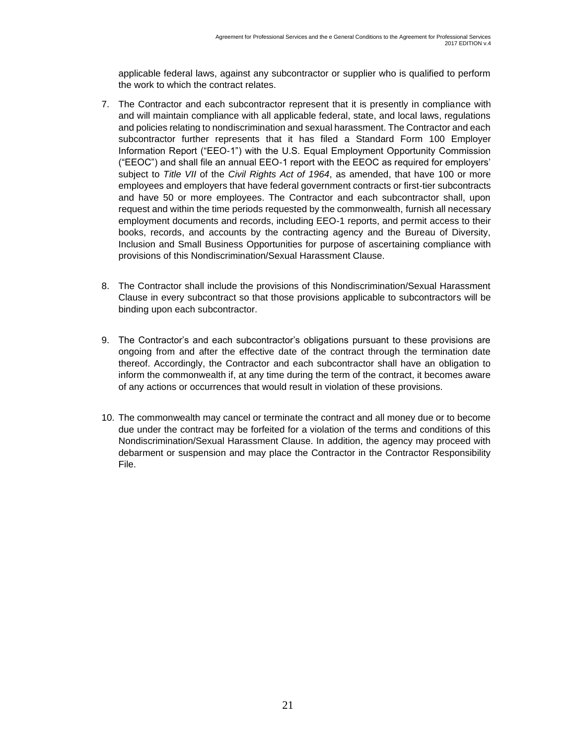applicable federal laws, against any subcontractor or supplier who is qualified to perform the work to which the contract relates.

7. The Contractor and each subcontractor represent that it is presently in compliance with and will maintain compliance with all applicable federal, state, and local laws, regulations and policies relating to nondiscrimination and sexual harassment. The Contractor and each subcontractor further represents that it has filed a Standard Form 100 Employer Information Report ("EEO-1") with the U.S. Equal Employment Opportunity Commission ("EEOC") and shall file an annual EEO-1 report with the EEOC as required for employers' subject to *Title VII* of the *Civil Rights Act of 1964*, as amended, that have 100 or more employees and employers that have federal government contracts or first-tier subcontracts and have 50 or more employees. The Contractor and each subcontractor shall, upon request and within the time periods requested by the commonwealth, furnish all necessary employment documents and records, including EEO-1 reports, and permit access to their books, records, and accounts by the contracting agency and the Bureau of Diversity, Inclusion and Small Business Opportunities for purpose of ascertaining compliance with provisions of this Nondiscrimination/Sexual Harassment Clause.

8. The Contractor shall include the provisions of this Nondiscrimination/Sexual Harassment Clause in every subcontract so that those provisions applicable to subcontractors will be binding upon each subcontractor.

9. The Contractor's and each subcontractor's obligations pursuant to these provisions are ongoing from and after the effective date of the contract through the termination date thereof. Accordingly, the Contractor and each subcontractor shall have an obligation to inform the commonwealth if, at any time during the term of the contract, it becomes aware of any actions or occurrences that would result in violation of these provisions.

10. The commonwealth may cancel or terminate the contract and all money due or to become due under the contract may be forfeited for a violation of the terms and conditions of this Nondiscrimination/Sexual Harassment Clause. In addition, the agency may proceed with debarment or suspension and may place the Contractor in the Contractor Responsibility File.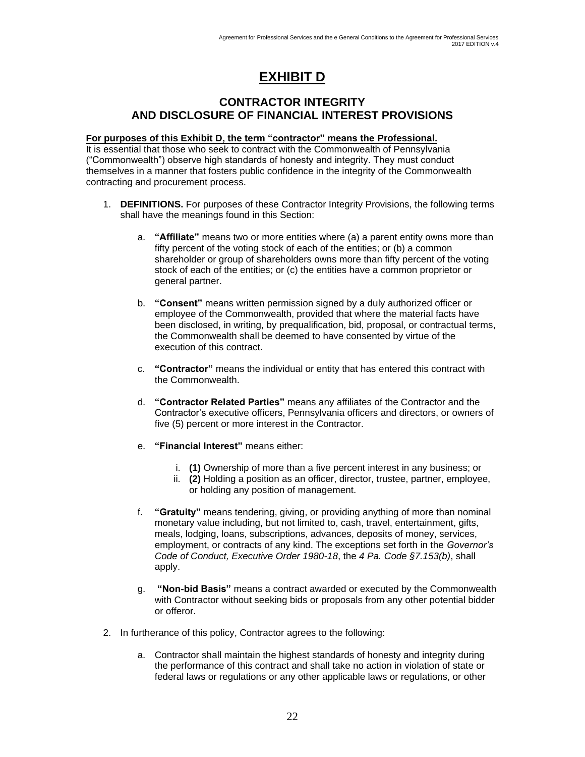# EXHIBIT D

## CONTRACTOR INTEGRITY AND DISCLOSURE OF FINANCIAL INTEREST PROVISIONS

**For purposes of this Exhibit D, the term "contractor" means the Professional.**
It is essential that those who seek to contract with the Commonwealth of Pennsylvania ("Commonwealth") observe high standards of honesty and integrity. They must conduct themselves in a manner that fosters public confidence in the integrity of the Commonwealth contracting and procurement process.

1. **DEFINITIONS.** For purposes of these Contractor Integrity Provisions, the following terms shall have the meanings found in this Section:

    a. **"Affiliate"** means two or more entities where (a) a parent entity owns more than fifty percent of the voting stock of each of the entities; or (b) a common shareholder or group of shareholders owns more than fifty percent of the voting stock of each of the entities; or (c) the entities have a common proprietor or general partner.

    b. **"Consent"** means written permission signed by a duly authorized officer or employee of the Commonwealth, provided that where the material facts have been disclosed, in writing, by prequalification, bid, proposal, or contractual terms, the Commonwealth shall be deemed to have consented by virtue of the execution of this contract.

    c. **"Contractor"** means the individual or entity that has entered this contract with the Commonwealth.

    d. **"Contractor Related Parties"** means any affiliates of the Contractor and the Contractor's executive officers, Pennsylvania officers and directors, or owners of five (5) percent or more interest in the Contractor.

    e. **"Financial Interest"** means either:

        i. **(1)** Ownership of more than a five percent interest in any business; or
        ii. **(2)** Holding a position as an officer, director, trustee, partner, employee, or holding any position of management.

    f. **"Gratuity"** means tendering, giving, or providing anything of more than nominal monetary value including, but not limited to, cash, travel, entertainment, gifts, meals, lodging, loans, subscriptions, advances, deposits of money, services, employment, or contracts of any kind. The exceptions set forth in the *Governor's Code of Conduct, Executive Order 1980-18*, the *4 Pa. Code §7.153(b)*, shall apply.

    g. **"Non-bid Basis"** means a contract awarded or executed by the Commonwealth with Contractor without seeking bids or proposals from any other potential bidder or offeror.

2. In furtherance of this policy, Contractor agrees to the following:

    a. Contractor shall maintain the highest standards of honesty and integrity during the performance of this contract and shall take no action in violation of state or federal laws or regulations or any other applicable laws or regulations, or other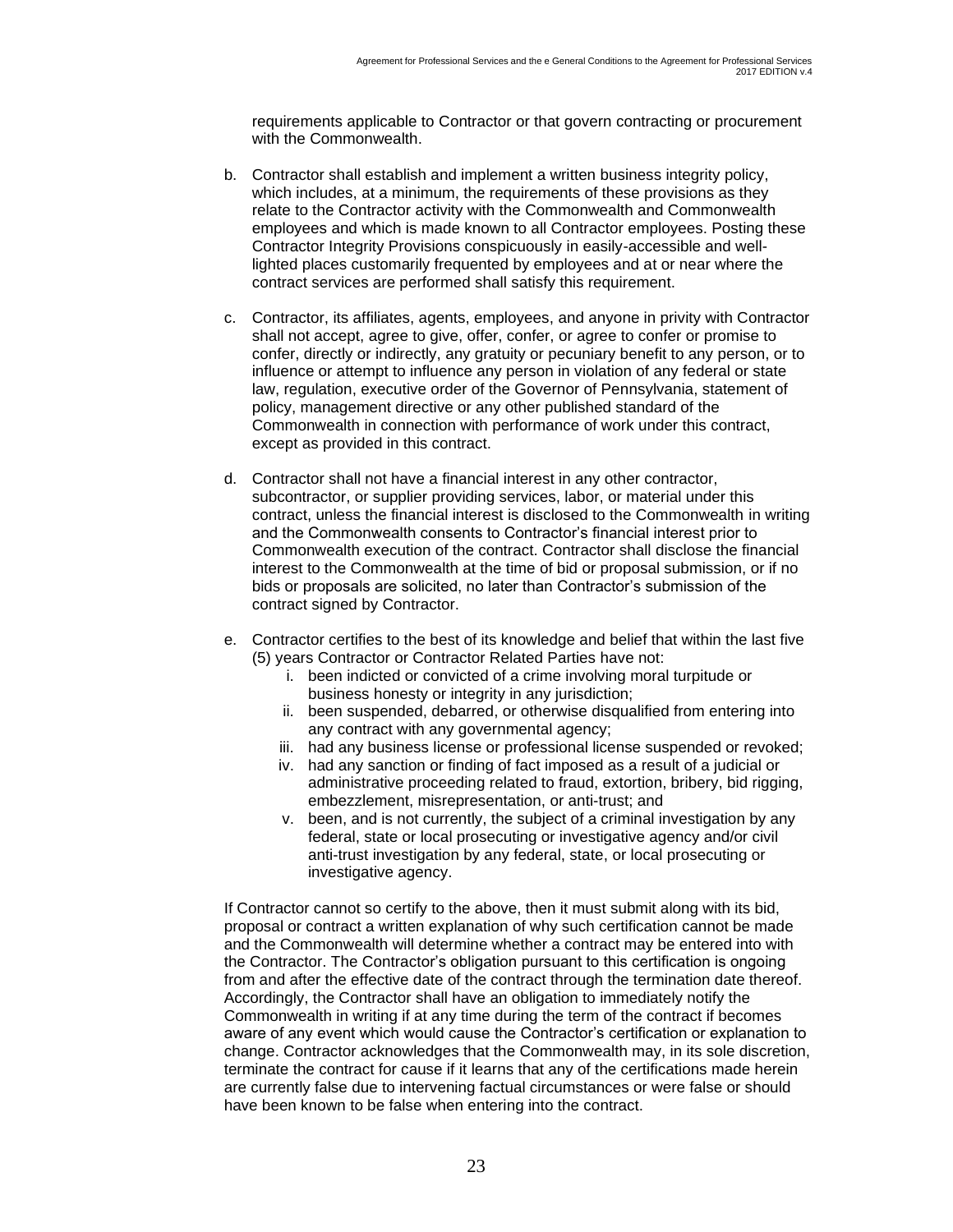requirements applicable to Contractor or that govern contracting or procurement with the Commonwealth.

b. Contractor shall establish and implement a written business integrity policy, which includes, at a minimum, the requirements of these provisions as they relate to the Contractor activity with the Commonwealth and Commonwealth employees and which is made known to all Contractor employees. Posting these Contractor Integrity Provisions conspicuously in easily-accessible and well-lighted places customarily frequented by employees and at or near where the contract services are performed shall satisfy this requirement.

c. Contractor, its affiliates, agents, employees, and anyone in privity with Contractor shall not accept, agree to give, offer, confer, or agree to confer or promise to confer, directly or indirectly, any gratuity or pecuniary benefit to any person, or to influence or attempt to influence any person in violation of any federal or state law, regulation, executive order of the Governor of Pennsylvania, statement of policy, management directive or any other published standard of the Commonwealth in connection with performance of work under this contract, except as provided in this contract.

d. Contractor shall not have a financial interest in any other contractor, subcontractor, or supplier providing services, labor, or material under this contract, unless the financial interest is disclosed to the Commonwealth in writing and the Commonwealth consents to Contractor's financial interest prior to Commonwealth execution of the contract. Contractor shall disclose the financial interest to the Commonwealth at the time of bid or proposal submission, or if no bids or proposals are solicited, no later than Contractor's submission of the contract signed by Contractor.

e. Contractor certifies to the best of its knowledge and belief that within the last five (5) years Contractor or Contractor Related Parties have not:
   i. been indicted or convicted of a crime involving moral turpitude or business honesty or integrity in any jurisdiction;
   ii. been suspended, debarred, or otherwise disqualified from entering into any contract with any governmental agency;
   iii. had any business license or professional license suspended or revoked;
   iv. had any sanction or finding of fact imposed as a result of a judicial or administrative proceeding related to fraud, extortion, bribery, bid rigging, embezzlement, misrepresentation, or anti-trust; and
   v. been, and is not currently, the subject of a criminal investigation by any federal, state or local prosecuting or investigative agency and/or civil anti-trust investigation by any federal, state, or local prosecuting or investigative agency.

If Contractor cannot so certify to the above, then it must submit along with its bid, proposal or contract a written explanation of why such certification cannot be made and the Commonwealth will determine whether a contract may be entered into with the Contractor. The Contractor's obligation pursuant to this certification is ongoing from and after the effective date of the contract through the termination date thereof. Accordingly, the Contractor shall have an obligation to immediately notify the Commonwealth in writing if at any time during the term of the contract if becomes aware of any event which would cause the Contractor's certification or explanation to change. Contractor acknowledges that the Commonwealth may, in its sole discretion, terminate the contract for cause if it learns that any of the certifications made herein are currently false due to intervening factual circumstances or were false or should have been known to be false when entering into the contract.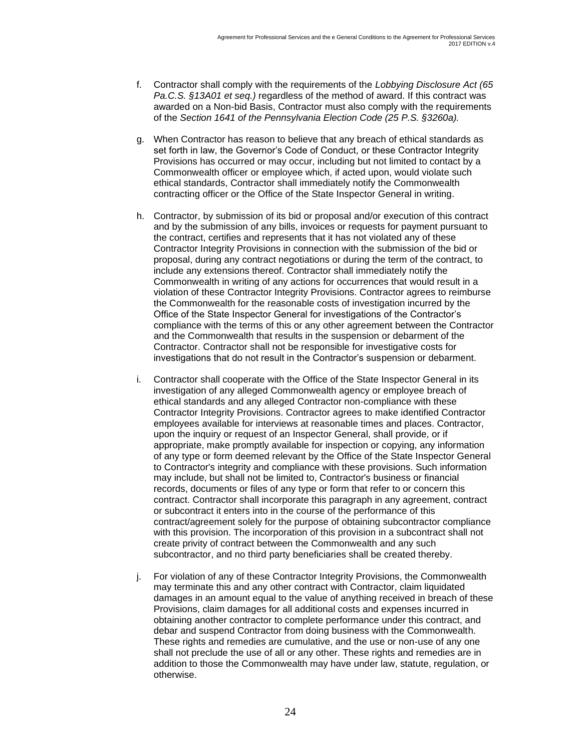f. Contractor shall comply with the requirements of the *Lobbying Disclosure Act (65 Pa.C.S. §13A01 et seq.)* regardless of the method of award. If this contract was awarded on a Non-bid Basis, Contractor must also comply with the requirements of the *Section 1641 of the Pennsylvania Election Code (25 P.S. §3260a).*

g. When Contractor has reason to believe that any breach of ethical standards as set forth in law, the Governor's Code of Conduct, or these Contractor Integrity Provisions has occurred or may occur, including but not limited to contact by a Commonwealth officer or employee which, if acted upon, would violate such ethical standards, Contractor shall immediately notify the Commonwealth contracting officer or the Office of the State Inspector General in writing.

h. Contractor, by submission of its bid or proposal and/or execution of this contract and by the submission of any bills, invoices or requests for payment pursuant to the contract, certifies and represents that it has not violated any of these Contractor Integrity Provisions in connection with the submission of the bid or proposal, during any contract negotiations or during the term of the contract, to include any extensions thereof. Contractor shall immediately notify the Commonwealth in writing of any actions for occurrences that would result in a violation of these Contractor Integrity Provisions. Contractor agrees to reimburse the Commonwealth for the reasonable costs of investigation incurred by the Office of the State Inspector General for investigations of the Contractor's compliance with the terms of this or any other agreement between the Contractor and the Commonwealth that results in the suspension or debarment of the Contractor. Contractor shall not be responsible for investigative costs for investigations that do not result in the Contractor's suspension or debarment.

i. Contractor shall cooperate with the Office of the State Inspector General in its investigation of any alleged Commonwealth agency or employee breach of ethical standards and any alleged Contractor non-compliance with these Contractor Integrity Provisions. Contractor agrees to make identified Contractor employees available for interviews at reasonable times and places. Contractor, upon the inquiry or request of an Inspector General, shall provide, or if appropriate, make promptly available for inspection or copying, any information of any type or form deemed relevant by the Office of the State Inspector General to Contractor's integrity and compliance with these provisions. Such information may include, but shall not be limited to, Contractor's business or financial records, documents or files of any type or form that refer to or concern this contract. Contractor shall incorporate this paragraph in any agreement, contract or subcontract it enters into in the course of the performance of this contract/agreement solely for the purpose of obtaining subcontractor compliance with this provision. The incorporation of this provision in a subcontract shall not create privity of contract between the Commonwealth and any such subcontractor, and no third party beneficiaries shall be created thereby.

j. For violation of any of these Contractor Integrity Provisions, the Commonwealth may terminate this and any other contract with Contractor, claim liquidated damages in an amount equal to the value of anything received in breach of these Provisions, claim damages for all additional costs and expenses incurred in obtaining another contractor to complete performance under this contract, and debar and suspend Contractor from doing business with the Commonwealth. These rights and remedies are cumulative, and the use or non-use of any one shall not preclude the use of all or any other. These rights and remedies are in addition to those the Commonwealth may have under law, statute, regulation, or otherwise.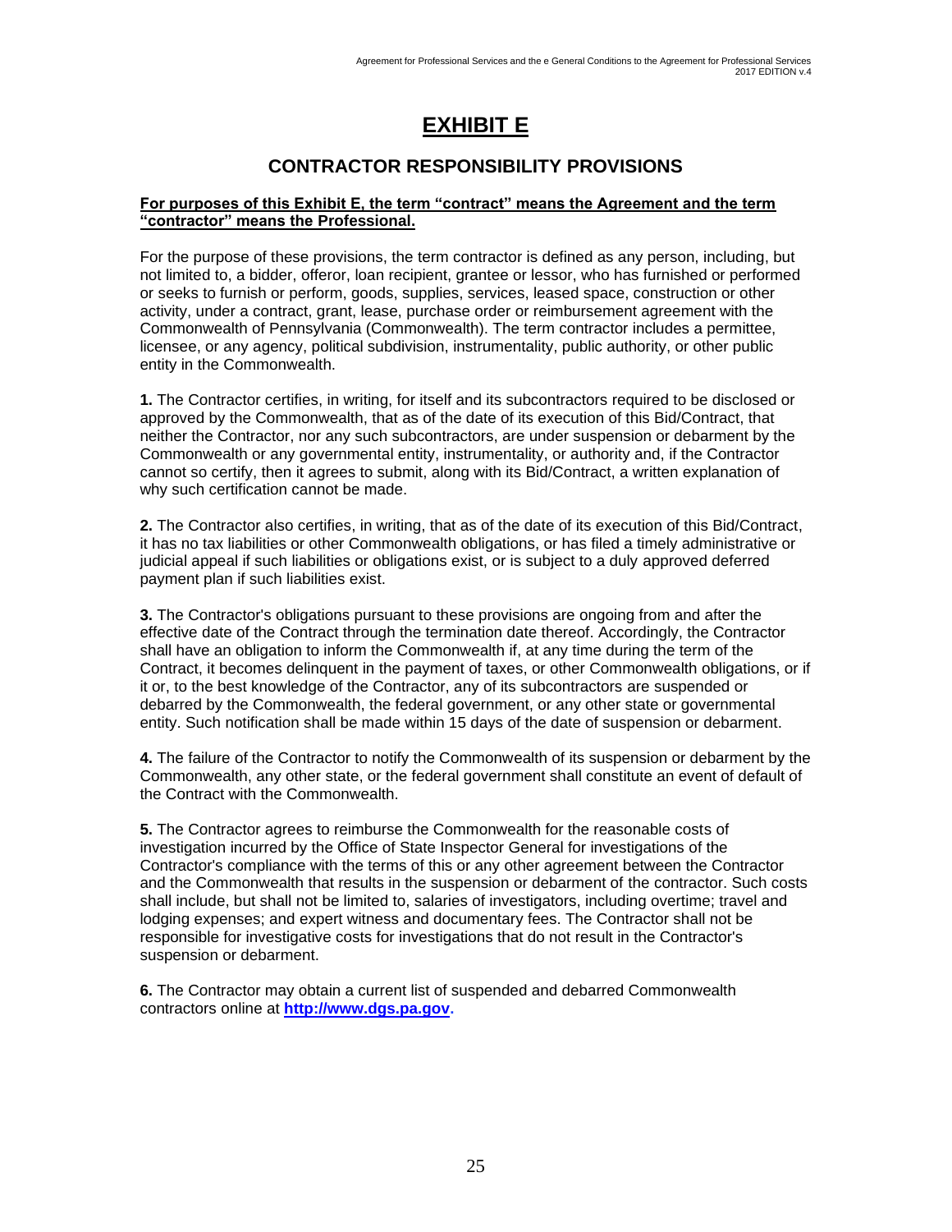# EXHIBIT E

## CONTRACTOR RESPONSIBILITY PROVISIONS

**For purposes of this Exhibit E, the term "contract" means the Agreement and the term "contractor" means the Professional.**

For the purpose of these provisions, the term contractor is defined as any person, including, but not limited to, a bidder, offeror, loan recipient, grantee or lessor, who has furnished or performed or seeks to furnish or perform, goods, supplies, services, leased space, construction or other activity, under a contract, grant, lease, purchase order or reimbursement agreement with the Commonwealth of Pennsylvania (Commonwealth). The term contractor includes a permittee, licensee, or any agency, political subdivision, instrumentality, public authority, or other public entity in the Commonwealth.

**1.** The Contractor certifies, in writing, for itself and its subcontractors required to be disclosed or approved by the Commonwealth, that as of the date of its execution of this Bid/Contract, that neither the Contractor, nor any such subcontractors, are under suspension or debarment by the Commonwealth or any governmental entity, instrumentality, or authority and, if the Contractor cannot so certify, then it agrees to submit, along with its Bid/Contract, a written explanation of why such certification cannot be made.

**2.** The Contractor also certifies, in writing, that as of the date of its execution of this Bid/Contract, it has no tax liabilities or other Commonwealth obligations, or has filed a timely administrative or judicial appeal if such liabilities or obligations exist, or is subject to a duly approved deferred payment plan if such liabilities exist.

**3.** The Contractor's obligations pursuant to these provisions are ongoing from and after the effective date of the Contract through the termination date thereof. Accordingly, the Contractor shall have an obligation to inform the Commonwealth if, at any time during the term of the Contract, it becomes delinquent in the payment of taxes, or other Commonwealth obligations, or if it or, to the best knowledge of the Contractor, any of its subcontractors are suspended or debarred by the Commonwealth, the federal government, or any other state or governmental entity. Such notification shall be made within 15 days of the date of suspension or debarment.

**4.** The failure of the Contractor to notify the Commonwealth of its suspension or debarment by the Commonwealth, any other state, or the federal government shall constitute an event of default of the Contract with the Commonwealth.

**5.** The Contractor agrees to reimburse the Commonwealth for the reasonable costs of investigation incurred by the Office of State Inspector General for investigations of the Contractor's compliance with the terms of this or any other agreement between the Contractor and the Commonwealth that results in the suspension or debarment of the contractor. Such costs shall include, but shall not be limited to, salaries of investigators, including overtime; travel and lodging expenses; and expert witness and documentary fees. The Contractor shall not be responsible for investigative costs for investigations that do not result in the Contractor's suspension or debarment.

**6.** The Contractor may obtain a current list of suspended and debarred Commonwealth contractors online at **http://www.dgs.pa.gov.**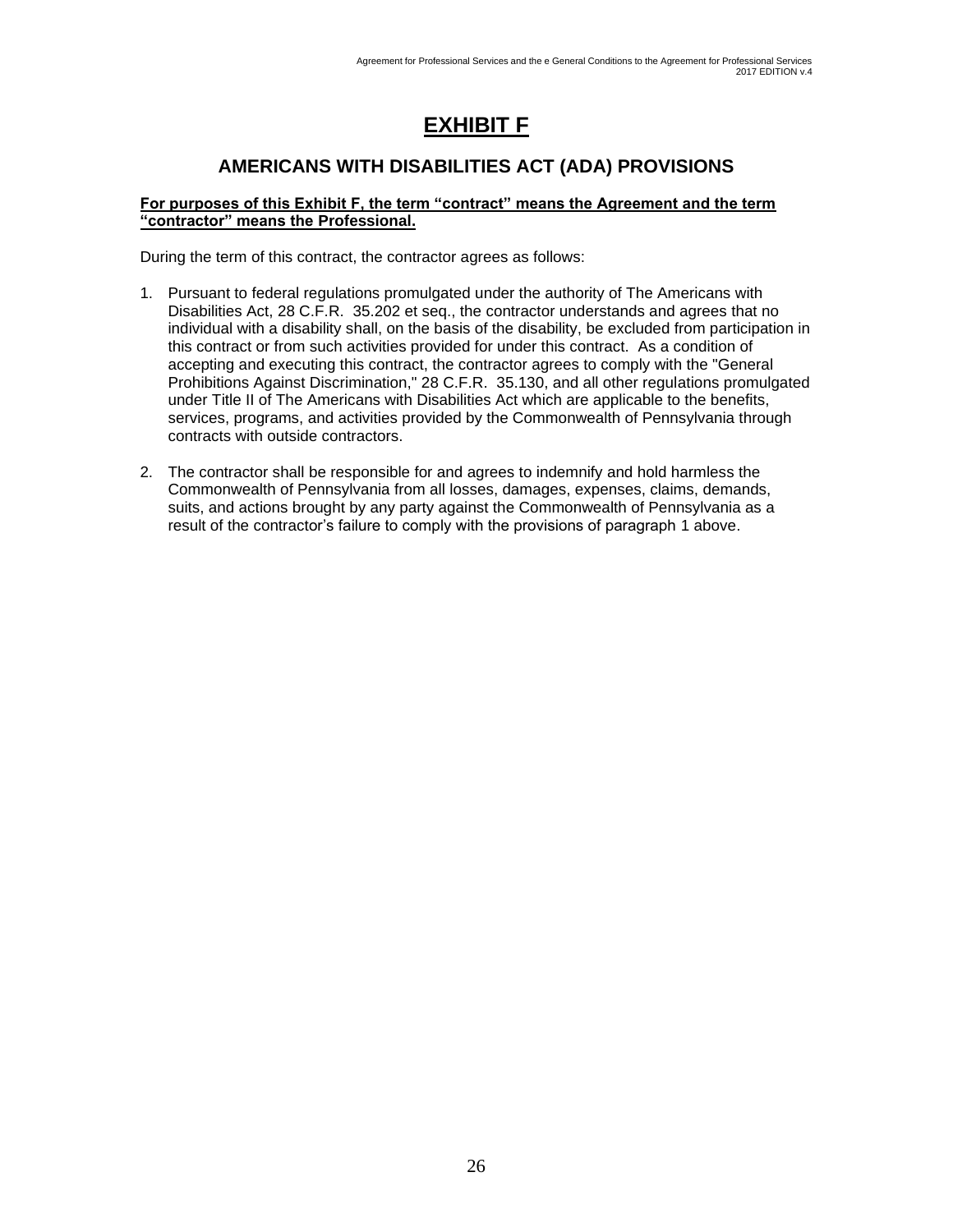# EXHIBIT F

## AMERICANS WITH DISABILITIES ACT (ADA) PROVISIONS

**For purposes of this Exhibit F, the term "contract" means the Agreement and the term "contractor" means the Professional.**

During the term of this contract, the contractor agrees as follows:

1. Pursuant to federal regulations promulgated under the authority of The Americans with Disabilities Act, 28 C.F.R. 35.202 et seq., the contractor understands and agrees that no individual with a disability shall, on the basis of the disability, be excluded from participation in this contract or from such activities provided for under this contract. As a condition of accepting and executing this contract, the contractor agrees to comply with the "General Prohibitions Against Discrimination," 28 C.F.R. 35.130, and all other regulations promulgated under Title II of The Americans with Disabilities Act which are applicable to the benefits, services, programs, and activities provided by the Commonwealth of Pennsylvania through contracts with outside contractors.

2. The contractor shall be responsible for and agrees to indemnify and hold harmless the Commonwealth of Pennsylvania from all losses, damages, expenses, claims, demands, suits, and actions brought by any party against the Commonwealth of Pennsylvania as a result of the contractor's failure to comply with the provisions of paragraph 1 above.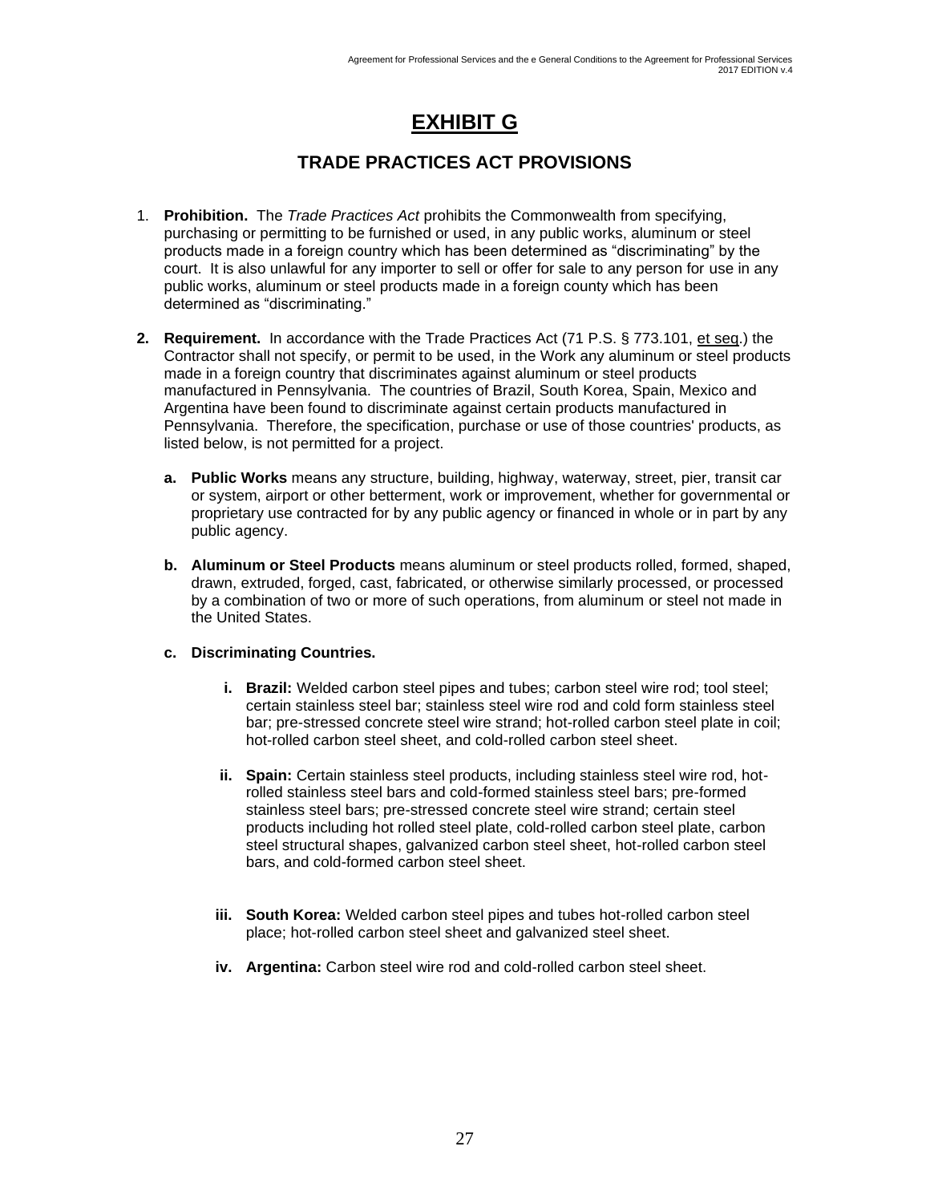# EXHIBIT G

## TRADE PRACTICES ACT PROVISIONS

1. **Prohibition.** The *Trade Practices Act* prohibits the Commonwealth from specifying, purchasing or permitting to be furnished or used, in any public works, aluminum or steel products made in a foreign country which has been determined as "discriminating" by the court. It is also unlawful for any importer to sell or offer for sale to any person for use in any public works, aluminum or steel products made in a foreign county which has been determined as "discriminating."

2. **Requirement.** In accordance with the Trade Practices Act (71 P.S. § 773.101, et seq.) the Contractor shall not specify, or permit to be used, in the Work any aluminum or steel products made in a foreign country that discriminates against aluminum or steel products manufactured in Pennsylvania. The countries of Brazil, South Korea, Spain, Mexico and Argentina have been found to discriminate against certain products manufactured in Pennsylvania. Therefore, the specification, purchase or use of those countries' products, as listed below, is not permitted for a project.

   a. **Public Works** means any structure, building, highway, waterway, street, pier, transit car or system, airport or other betterment, work or improvement, whether for governmental or proprietary use contracted for by any public agency or financed in whole or in part by any public agency.

   b. **Aluminum or Steel Products** means aluminum or steel products rolled, formed, shaped, drawn, extruded, forged, cast, fabricated, or otherwise similarly processed, or processed by a combination of two or more of such operations, from aluminum or steel not made in the United States.

   c. **Discriminating Countries.**

      i. **Brazil:** Welded carbon steel pipes and tubes; carbon steel wire rod; tool steel; certain stainless steel bar; stainless steel wire rod and cold form stainless steel bar; pre-stressed concrete steel wire strand; hot-rolled carbon steel plate in coil; hot-rolled carbon steel sheet, and cold-rolled carbon steel sheet.

      ii. **Spain:** Certain stainless steel products, including stainless steel wire rod, hot-rolled stainless steel bars and cold-formed stainless steel bars; pre-formed stainless steel bars; pre-stressed concrete steel wire strand; certain steel products including hot rolled steel plate, cold-rolled carbon steel plate, carbon steel structural shapes, galvanized carbon steel sheet, hot-rolled carbon steel bars, and cold-formed carbon steel sheet.

      iii. **South Korea:** Welded carbon steel pipes and tubes hot-rolled carbon steel place; hot-rolled carbon steel sheet and galvanized steel sheet.

      iv. **Argentina:** Carbon steel wire rod and cold-rolled carbon steel sheet.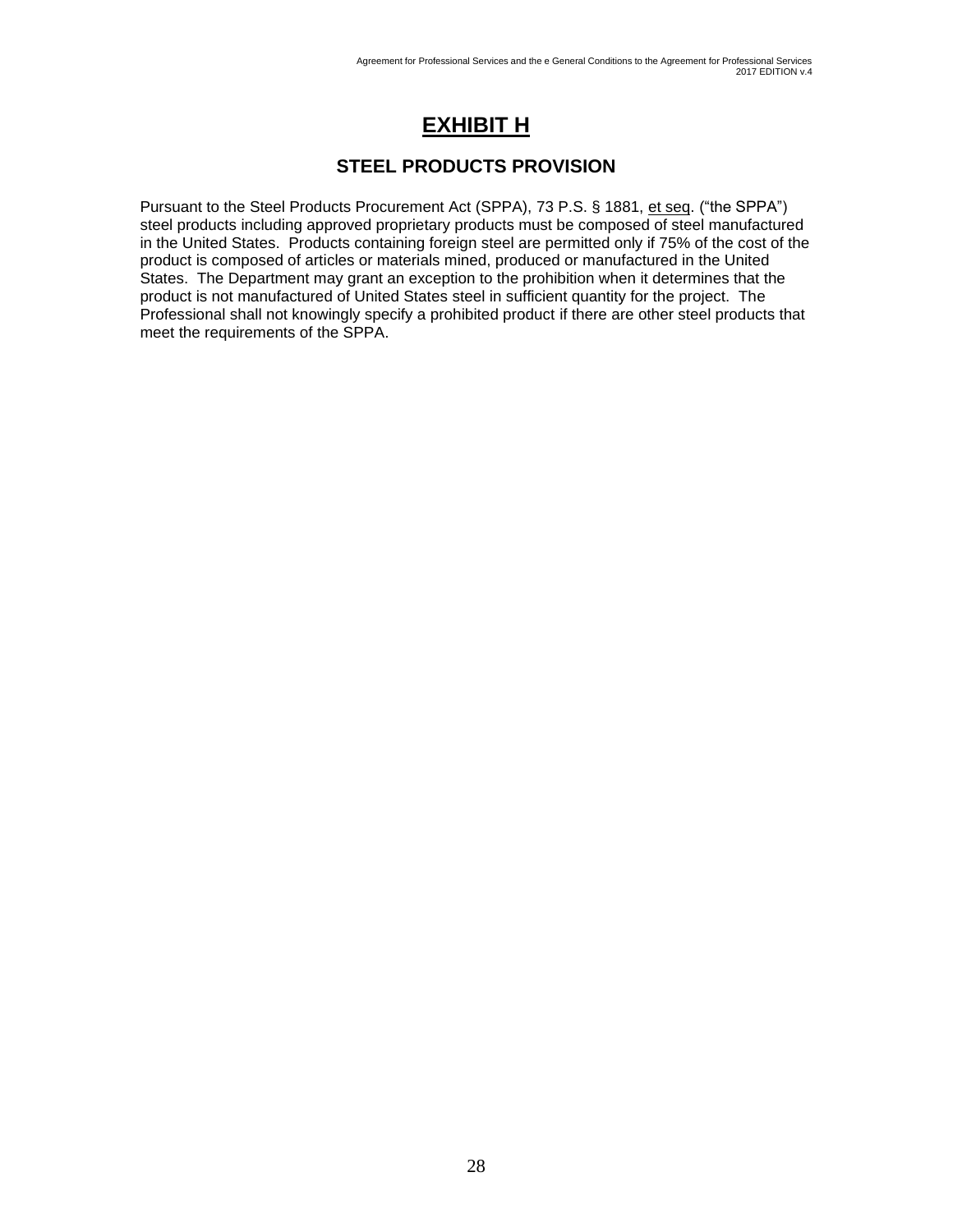# EXHIBIT H

## STEEL PRODUCTS PROVISION

Pursuant to the Steel Products Procurement Act (SPPA), 73 P.S. § 1881, et seq. ("the SPPA") steel products including approved proprietary products must be composed of steel manufactured in the United States. Products containing foreign steel are permitted only if 75% of the cost of the product is composed of articles or materials mined, produced or manufactured in the United States. The Department may grant an exception to the prohibition when it determines that the product is not manufactured of United States steel in sufficient quantity for the project. The Professional shall not knowingly specify a prohibited product if there are other steel products that meet the requirements of the SPPA.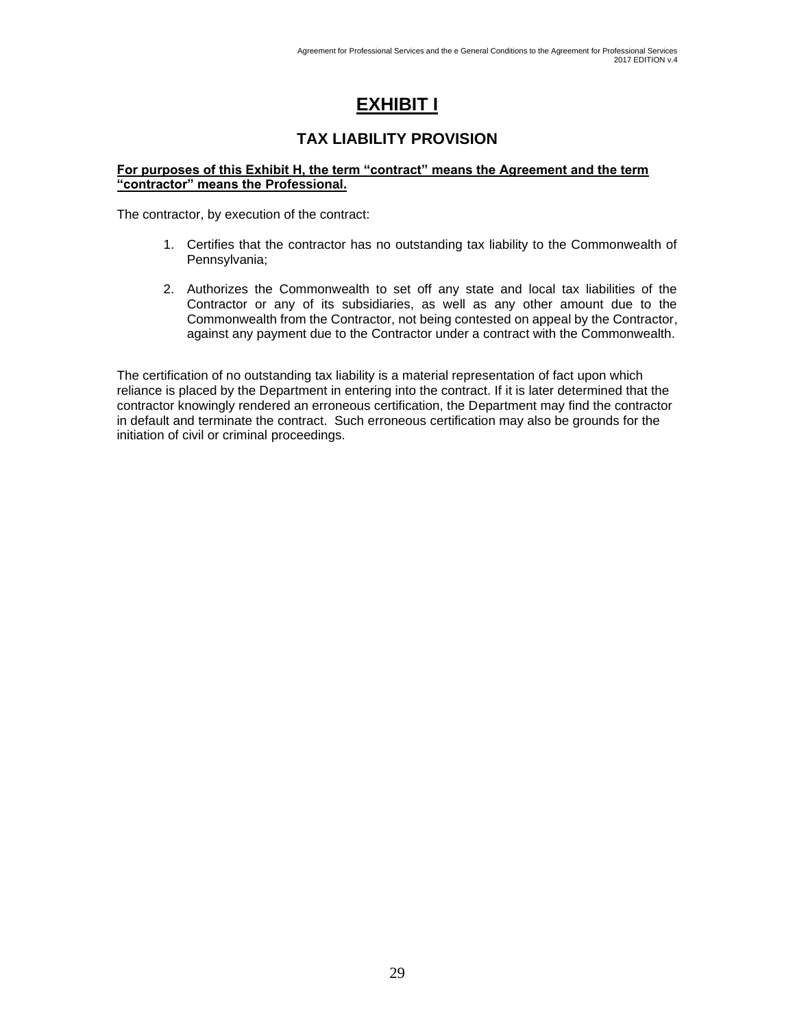# EXHIBIT I

## TAX LIABILITY PROVISION

**For purposes of this Exhibit H, the term "contract" means the Agreement and the term "contractor" means the Professional.**

The contractor, by execution of the contract:

1. Certifies that the contractor has no outstanding tax liability to the Commonwealth of Pennsylvania;

2. Authorizes the Commonwealth to set off any state and local tax liabilities of the Contractor or any of its subsidiaries, as well as any other amount due to the Commonwealth from the Contractor, not being contested on appeal by the Contractor, against any payment due to the Contractor under a contract with the Commonwealth.

The certification of no outstanding tax liability is a material representation of fact upon which reliance is placed by the Department in entering into the contract. If it is later determined that the contractor knowingly rendered an erroneous certification, the Department may find the contractor in default and terminate the contract. Such erroneous certification may also be grounds for the initiation of civil or criminal proceedings.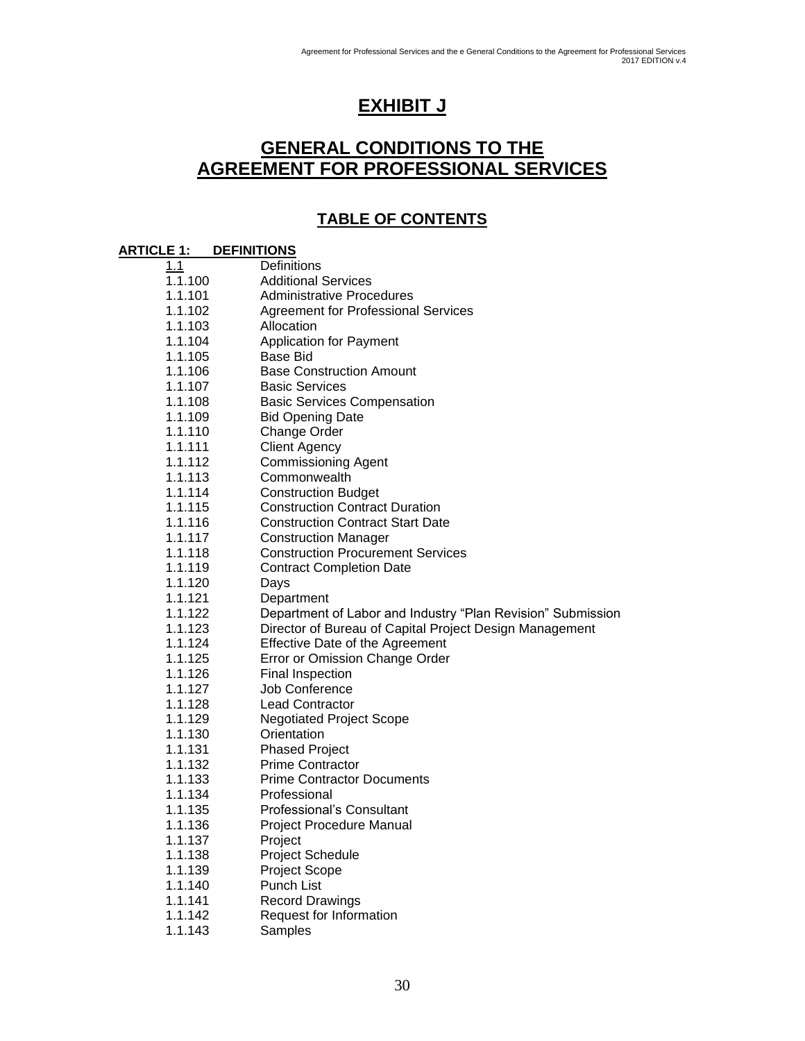# EXHIBIT J

# GENERAL CONDITIONS TO THE AGREEMENT FOR PROFESSIONAL SERVICES

## TABLE OF CONTENTS

**ARTICLE 1: DEFINITIONS**

| | |
|---|---|
| 1.1 | Definitions |
| 1.1.100 | Additional Services |
| 1.1.101 | Administrative Procedures |
| 1.1.102 | Agreement for Professional Services |
| 1.1.103 | Allocation |
| 1.1.104 | Application for Payment |
| 1.1.105 | Base Bid |
| 1.1.106 | Base Construction Amount |
| 1.1.107 | Basic Services |
| 1.1.108 | Basic Services Compensation |
| 1.1.109 | Bid Opening Date |
| 1.1.110 | Change Order |
| 1.1.111 | Client Agency |
| 1.1.112 | Commissioning Agent |
| 1.1.113 | Commonwealth |
| 1.1.114 | Construction Budget |
| 1.1.115 | Construction Contract Duration |
| 1.1.116 | Construction Contract Start Date |
| 1.1.117 | Construction Manager |
| 1.1.118 | Construction Procurement Services |
| 1.1.119 | Contract Completion Date |
| 1.1.120 | Days |
| 1.1.121 | Department |
| 1.1.122 | Department of Labor and Industry "Plan Revision" Submission |
| 1.1.123 | Director of Bureau of Capital Project Design Management |
| 1.1.124 | Effective Date of the Agreement |
| 1.1.125 | Error or Omission Change Order |
| 1.1.126 | Final Inspection |
| 1.1.127 | Job Conference |
| 1.1.128 | Lead Contractor |
| 1.1.129 | Negotiated Project Scope |
| 1.1.130 | Orientation |
| 1.1.131 | Phased Project |
| 1.1.132 | Prime Contractor |
| 1.1.133 | Prime Contractor Documents |
| 1.1.134 | Professional |
| 1.1.135 | Professional's Consultant |
| 1.1.136 | Project Procedure Manual |
| 1.1.137 | Project |
| 1.1.138 | Project Schedule |
| 1.1.139 | Project Scope |
| 1.1.140 | Punch List |
| 1.1.141 | Record Drawings |
| 1.1.142 | Request for Information |
| 1.1.143 | Samples |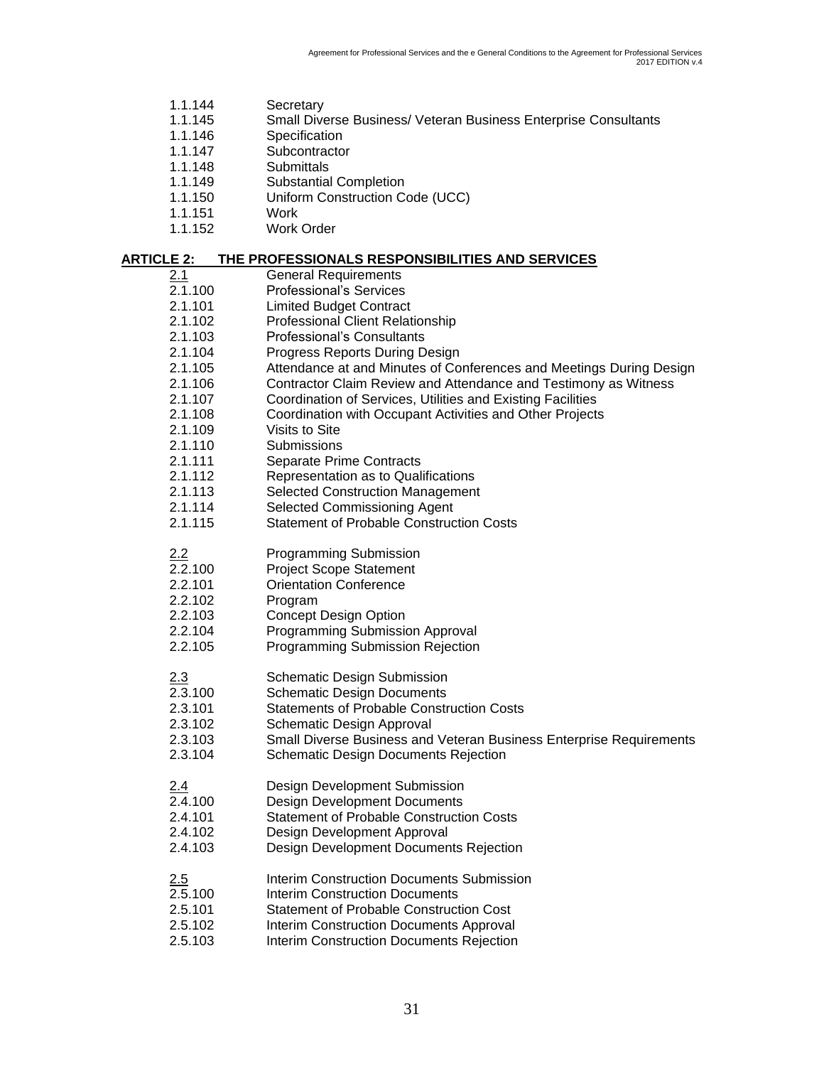1.1.144 Secretary
1.1.145 Small Diverse Business/ Veteran Business Enterprise Consultants
1.1.146 Specification
1.1.147 Subcontractor
1.1.148 Submittals
1.1.149 Substantial Completion
1.1.150 Uniform Construction Code (UCC)
1.1.151 Work
1.1.152 Work Order

## ARTICLE 2: THE PROFESSIONALS RESPONSIBILITIES AND SERVICES

2.1 General Requirements
2.1.100 Professional's Services
2.1.101 Limited Budget Contract
2.1.102 Professional Client Relationship
2.1.103 Professional's Consultants
2.1.104 Progress Reports During Design
2.1.105 Attendance at and Minutes of Conferences and Meetings During Design
2.1.106 Contractor Claim Review and Attendance and Testimony as Witness
2.1.107 Coordination of Services, Utilities and Existing Facilities
2.1.108 Coordination with Occupant Activities and Other Projects
2.1.109 Visits to Site
2.1.110 Submissions
2.1.111 Separate Prime Contracts
2.1.112 Representation as to Qualifications
2.1.113 Selected Construction Management
2.1.114 Selected Commissioning Agent
2.1.115 Statement of Probable Construction Costs

2.2 Programming Submission
2.2.100 Project Scope Statement
2.2.101 Orientation Conference
2.2.102 Program
2.2.103 Concept Design Option
2.2.104 Programming Submission Approval
2.2.105 Programming Submission Rejection

2.3 Schematic Design Submission
2.3.100 Schematic Design Documents
2.3.101 Statements of Probable Construction Costs
2.3.102 Schematic Design Approval
2.3.103 Small Diverse Business and Veteran Business Enterprise Requirements
2.3.104 Schematic Design Documents Rejection

2.4 Design Development Submission
2.4.100 Design Development Documents
2.4.101 Statement of Probable Construction Costs
2.4.102 Design Development Approval
2.4.103 Design Development Documents Rejection

2.5 Interim Construction Documents Submission
2.5.100 Interim Construction Documents
2.5.101 Statement of Probable Construction Cost
2.5.102 Interim Construction Documents Approval
2.5.103 Interim Construction Documents Rejection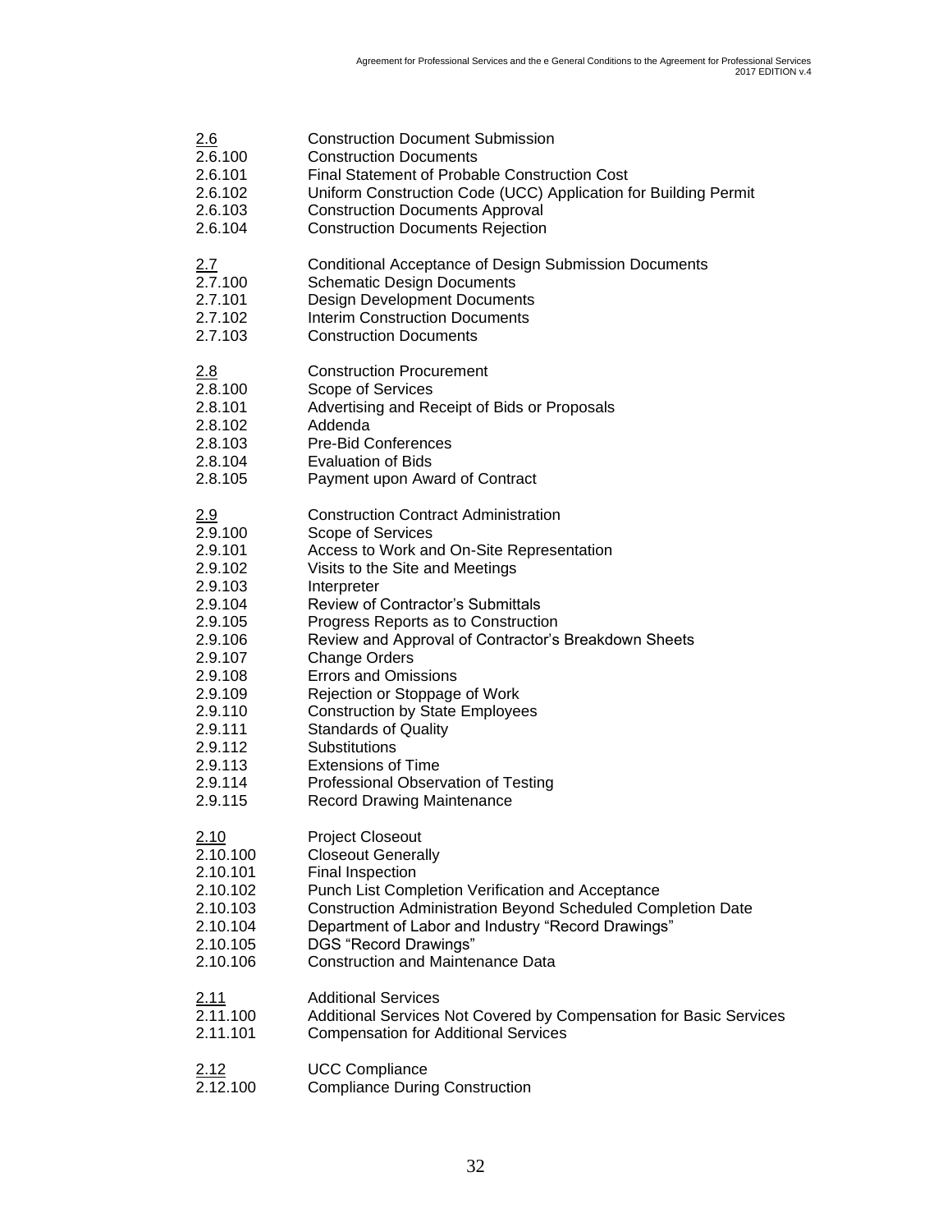| | |
|---|---|
| <u>2.6</u> | Construction Document Submission |
| 2.6.100 | Construction Documents |
| 2.6.101 | Final Statement of Probable Construction Cost |
| 2.6.102 | Uniform Construction Code (UCC) Application for Building Permit |
| 2.6.103 | Construction Documents Approval |
| 2.6.104 | Construction Documents Rejection |
| | |
| <u>2.7</u> | Conditional Acceptance of Design Submission Documents |
| 2.7.100 | Schematic Design Documents |
| 2.7.101 | Design Development Documents |
| 2.7.102 | Interim Construction Documents |
| 2.7.103 | Construction Documents |
| | |
| <u>2.8</u> | Construction Procurement |
| 2.8.100 | Scope of Services |
| 2.8.101 | Advertising and Receipt of Bids or Proposals |
| 2.8.102 | Addenda |
| 2.8.103 | Pre-Bid Conferences |
| 2.8.104 | Evaluation of Bids |
| 2.8.105 | Payment upon Award of Contract |
| | |
| <u>2.9</u> | Construction Contract Administration |
| 2.9.100 | Scope of Services |
| 2.9.101 | Access to Work and On-Site Representation |
| 2.9.102 | Visits to the Site and Meetings |
| 2.9.103 | Interpreter |
| 2.9.104 | Review of Contractor's Submittals |
| 2.9.105 | Progress Reports as to Construction |
| 2.9.106 | Review and Approval of Contractor's Breakdown Sheets |
| 2.9.107 | Change Orders |
| 2.9.108 | Errors and Omissions |
| 2.9.109 | Rejection or Stoppage of Work |
| 2.9.110 | Construction by State Employees |
| 2.9.111 | Standards of Quality |
| 2.9.112 | Substitutions |
| 2.9.113 | Extensions of Time |
| 2.9.114 | Professional Observation of Testing |
| 2.9.115 | Record Drawing Maintenance |
| | |
| <u>2.10</u> | Project Closeout |
| 2.10.100 | Closeout Generally |
| 2.10.101 | Final Inspection |
| 2.10.102 | Punch List Completion Verification and Acceptance |
| 2.10.103 | Construction Administration Beyond Scheduled Completion Date |
| 2.10.104 | Department of Labor and Industry "Record Drawings" |
| 2.10.105 | DGS "Record Drawings" |
| 2.10.106 | Construction and Maintenance Data |
| | |
| <u>2.11</u> | Additional Services |
| 2.11.100 | Additional Services Not Covered by Compensation for Basic Services |
| 2.11.101 | Compensation for Additional Services |
| | |
| <u>2.12</u> | UCC Compliance |
| 2.12.100 | Compliance During Construction |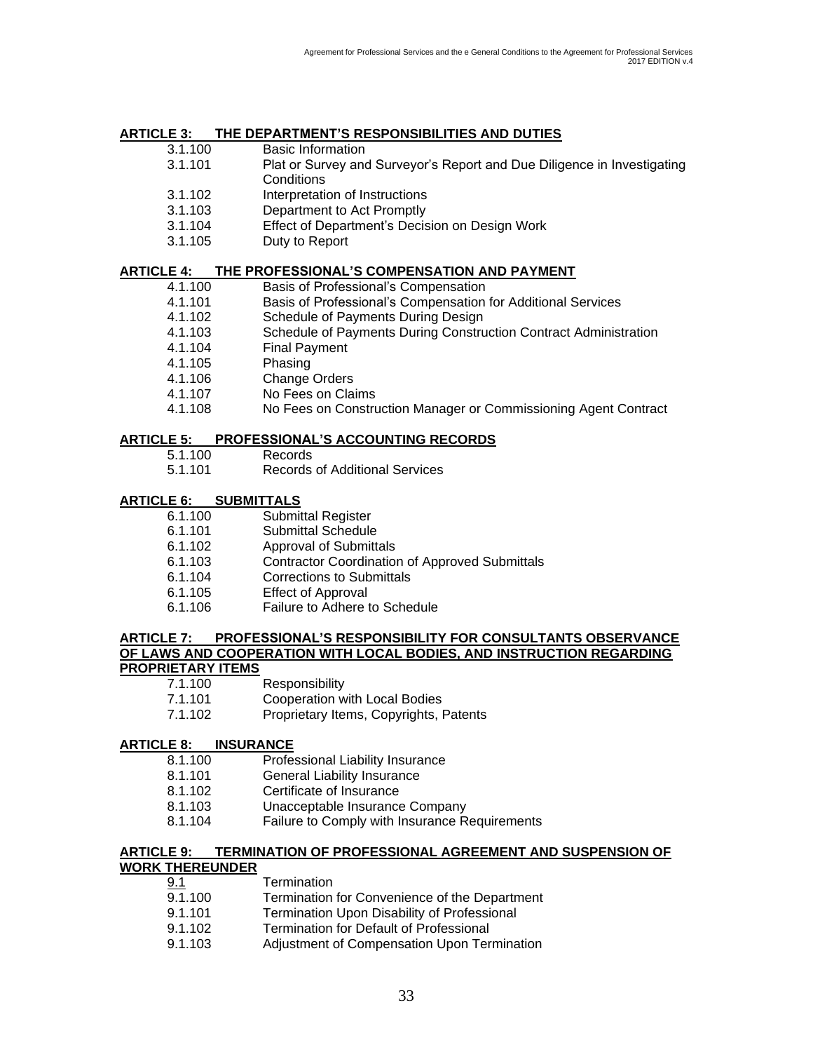## ARTICLE 3: THE DEPARTMENT'S RESPONSIBILITIES AND DUTIES

3.1.100 Basic Information
3.1.101 Plat or Survey and Surveyor's Report and Due Diligence in Investigating Conditions
3.1.102 Interpretation of Instructions
3.1.103 Department to Act Promptly
3.1.104 Effect of Department's Decision on Design Work
3.1.105 Duty to Report

## ARTICLE 4: THE PROFESSIONAL'S COMPENSATION AND PAYMENT

4.1.100 Basis of Professional's Compensation
4.1.101 Basis of Professional's Compensation for Additional Services
4.1.102 Schedule of Payments During Design
4.1.103 Schedule of Payments During Construction Contract Administration
4.1.104 Final Payment
4.1.105 Phasing
4.1.106 Change Orders
4.1.107 No Fees on Claims
4.1.108 No Fees on Construction Manager or Commissioning Agent Contract

## ARTICLE 5: PROFESSIONAL'S ACCOUNTING RECORDS

5.1.100 Records
5.1.101 Records of Additional Services

## ARTICLE 6: SUBMITTALS

6.1.100 Submittal Register
6.1.101 Submittal Schedule
6.1.102 Approval of Submittals
6.1.103 Contractor Coordination of Approved Submittals
6.1.104 Corrections to Submittals
6.1.105 Effect of Approval
6.1.106 Failure to Adhere to Schedule

## ARTICLE 7: PROFESSIONAL'S RESPONSIBILITY FOR CONSULTANTS OBSERVANCE OF LAWS AND COOPERATION WITH LOCAL BODIES, AND INSTRUCTION REGARDING PROPRIETARY ITEMS

7.1.100 Responsibility
7.1.101 Cooperation with Local Bodies
7.1.102 Proprietary Items, Copyrights, Patents

## ARTICLE 8: INSURANCE

8.1.100 Professional Liability Insurance
8.1.101 General Liability Insurance
8.1.102 Certificate of Insurance
8.1.103 Unacceptable Insurance Company
8.1.104 Failure to Comply with Insurance Requirements

## ARTICLE 9: TERMINATION OF PROFESSIONAL AGREEMENT AND SUSPENSION OF WORK THEREUNDER

9.1 Termination
9.1.100 Termination for Convenience of the Department
9.1.101 Termination Upon Disability of Professional
9.1.102 Termination for Default of Professional
9.1.103 Adjustment of Compensation Upon Termination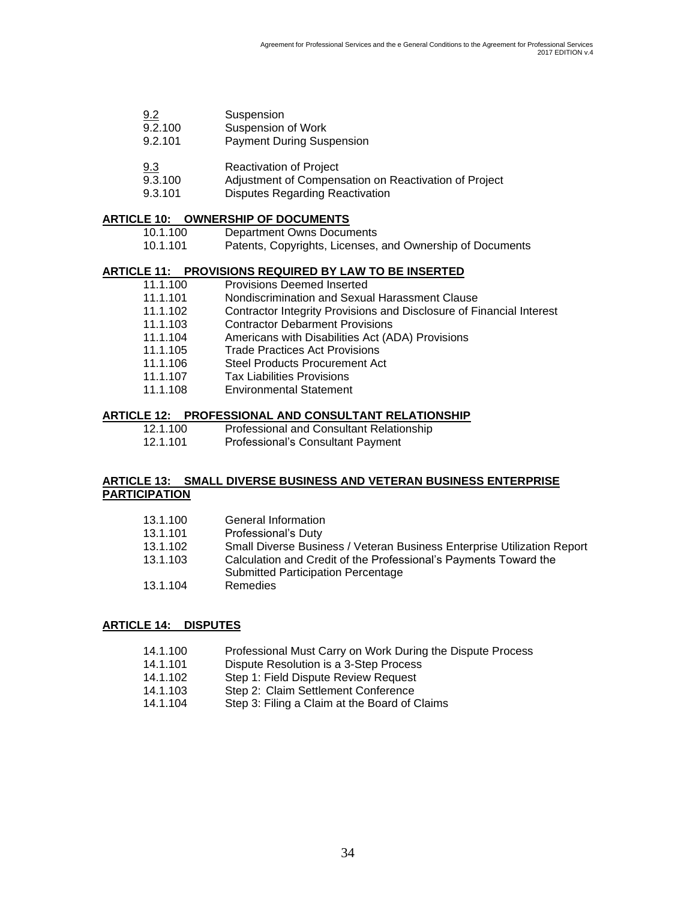9.2 Suspension
9.2.100 Suspension of Work
9.2.101 Payment During Suspension

9.3 Reactivation of Project
9.3.100 Adjustment of Compensation on Reactivation of Project
9.3.101 Disputes Regarding Reactivation

**ARTICLE 10: OWNERSHIP OF DOCUMENTS**

10.1.100 Department Owns Documents
10.1.101 Patents, Copyrights, Licenses, and Ownership of Documents

**ARTICLE 11: PROVISIONS REQUIRED BY LAW TO BE INSERTED**

11.1.100 Provisions Deemed Inserted
11.1.101 Nondiscrimination and Sexual Harassment Clause
11.1.102 Contractor Integrity Provisions and Disclosure of Financial Interest
11.1.103 Contractor Debarment Provisions
11.1.104 Americans with Disabilities Act (ADA) Provisions
11.1.105 Trade Practices Act Provisions
11.1.106 Steel Products Procurement Act
11.1.107 Tax Liabilities Provisions
11.1.108 Environmental Statement

**ARTICLE 12: PROFESSIONAL AND CONSULTANT RELATIONSHIP**

12.1.100 Professional and Consultant Relationship
12.1.101 Professional's Consultant Payment

**ARTICLE 13: SMALL DIVERSE BUSINESS AND VETERAN BUSINESS ENTERPRISE PARTICIPATION**

13.1.100 General Information
13.1.101 Professional's Duty
13.1.102 Small Diverse Business / Veteran Business Enterprise Utilization Report
13.1.103 Calculation and Credit of the Professional's Payments Toward the Submitted Participation Percentage
13.1.104 Remedies

**ARTICLE 14: DISPUTES**

14.1.100 Professional Must Carry on Work During the Dispute Process
14.1.101 Dispute Resolution is a 3-Step Process
14.1.102 Step 1: Field Dispute Review Request
14.1.103 Step 2: Claim Settlement Conference
14.1.104 Step 3: Filing a Claim at the Board of Claims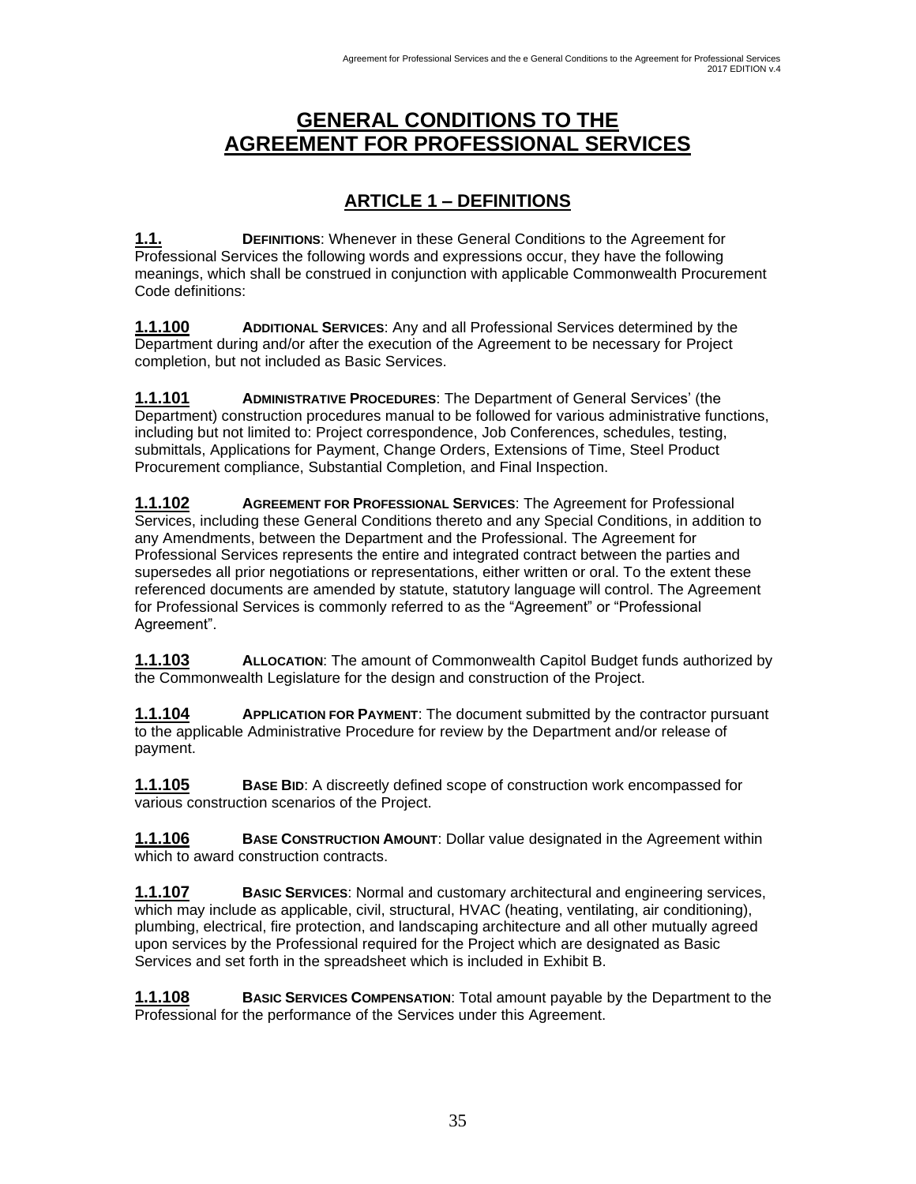# GENERAL CONDITIONS TO THE AGREEMENT FOR PROFESSIONAL SERVICES

## ARTICLE 1 – DEFINITIONS

**1.1.** **DEFINITIONS**: Whenever in these General Conditions to the Agreement for Professional Services the following words and expressions occur, they have the following meanings, which shall be construed in conjunction with applicable Commonwealth Procurement Code definitions:

**1.1.100** **ADDITIONAL SERVICES**: Any and all Professional Services determined by the Department during and/or after the execution of the Agreement to be necessary for Project completion, but not included as Basic Services.

**1.1.101** **ADMINISTRATIVE PROCEDURES**: The Department of General Services' (the Department) construction procedures manual to be followed for various administrative functions, including but not limited to: Project correspondence, Job Conferences, schedules, testing, submittals, Applications for Payment, Change Orders, Extensions of Time, Steel Product Procurement compliance, Substantial Completion, and Final Inspection.

**1.1.102** **AGREEMENT FOR PROFESSIONAL SERVICES**: The Agreement for Professional Services, including these General Conditions thereto and any Special Conditions, in addition to any Amendments, between the Department and the Professional. The Agreement for Professional Services represents the entire and integrated contract between the parties and supersedes all prior negotiations or representations, either written or oral. To the extent these referenced documents are amended by statute, statutory language will control. The Agreement for Professional Services is commonly referred to as the "Agreement" or "Professional Agreement".

**1.1.103** **ALLOCATION**: The amount of Commonwealth Capitol Budget funds authorized by the Commonwealth Legislature for the design and construction of the Project.

**1.1.104** **APPLICATION FOR PAYMENT**: The document submitted by the contractor pursuant to the applicable Administrative Procedure for review by the Department and/or release of payment.

**1.1.105** **BASE BID**: A discreetly defined scope of construction work encompassed for various construction scenarios of the Project.

**1.1.106** **BASE CONSTRUCTION AMOUNT**: Dollar value designated in the Agreement within which to award construction contracts.

**1.1.107** **BASIC SERVICES**: Normal and customary architectural and engineering services, which may include as applicable, civil, structural, HVAC (heating, ventilating, air conditioning), plumbing, electrical, fire protection, and landscaping architecture and all other mutually agreed upon services by the Professional required for the Project which are designated as Basic Services and set forth in the spreadsheet which is included in Exhibit B.

**1.1.108** **BASIC SERVICES COMPENSATION**: Total amount payable by the Department to the Professional for the performance of the Services under this Agreement.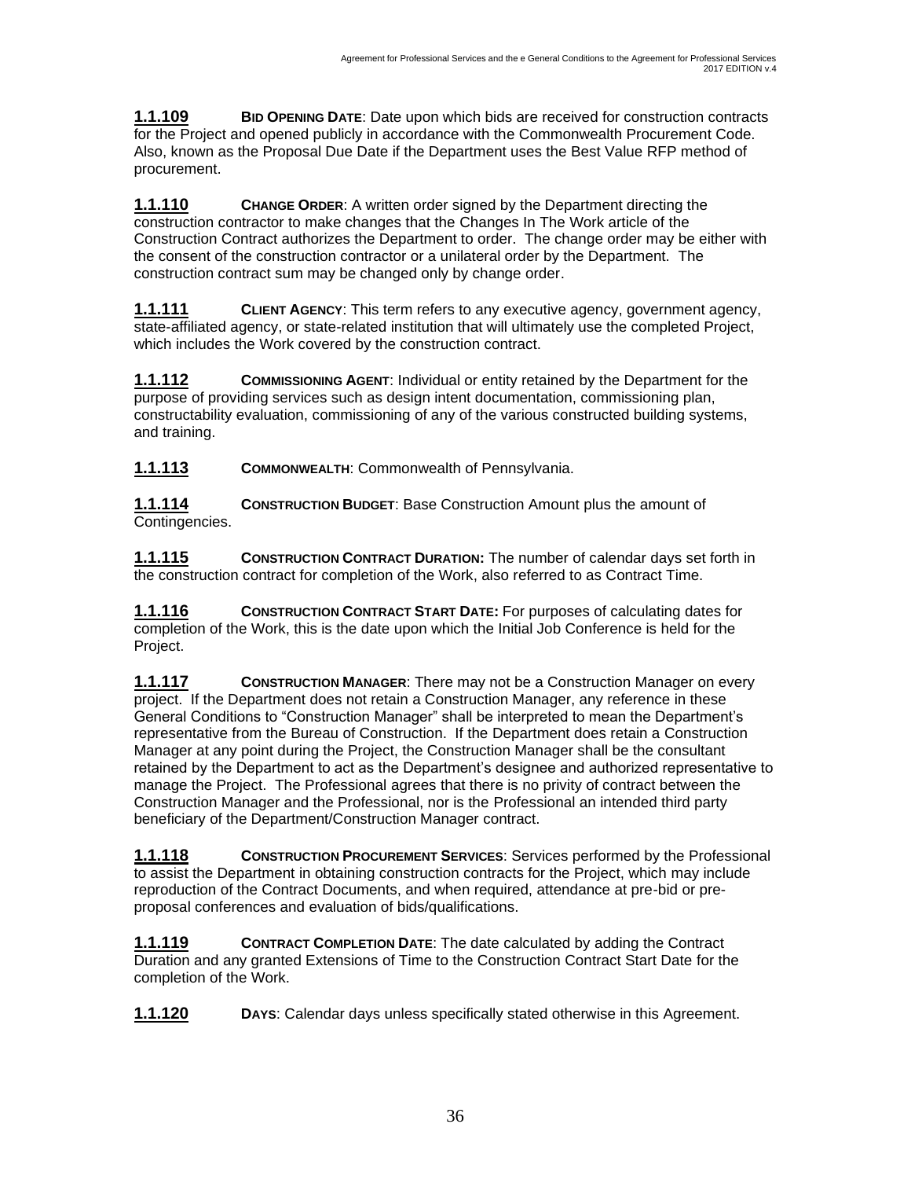**1.1.109** **BID OPENING DATE**: Date upon which bids are received for construction contracts for the Project and opened publicly in accordance with the Commonwealth Procurement Code. Also, known as the Proposal Due Date if the Department uses the Best Value RFP method of procurement.

**1.1.110** **CHANGE ORDER**: A written order signed by the Department directing the construction contractor to make changes that the Changes In The Work article of the Construction Contract authorizes the Department to order. The change order may be either with the consent of the construction contractor or a unilateral order by the Department. The construction contract sum may be changed only by change order.

**1.1.111** **CLIENT AGENCY**: This term refers to any executive agency, government agency, state-affiliated agency, or state-related institution that will ultimately use the completed Project, which includes the Work covered by the construction contract.

**1.1.112** **COMMISSIONING AGENT**: Individual or entity retained by the Department for the purpose of providing services such as design intent documentation, commissioning plan, constructability evaluation, commissioning of any of the various constructed building systems, and training.

**1.1.113** **COMMONWEALTH**: Commonwealth of Pennsylvania.

**1.1.114** **CONSTRUCTION BUDGET**: Base Construction Amount plus the amount of Contingencies.

**1.1.115** **CONSTRUCTION CONTRACT DURATION:** The number of calendar days set forth in the construction contract for completion of the Work, also referred to as Contract Time.

**1.1.116** **CONSTRUCTION CONTRACT START DATE:** For purposes of calculating dates for completion of the Work, this is the date upon which the Initial Job Conference is held for the Project.

**1.1.117** **CONSTRUCTION MANAGER**: There may not be a Construction Manager on every project. If the Department does not retain a Construction Manager, any reference in these General Conditions to "Construction Manager" shall be interpreted to mean the Department's representative from the Bureau of Construction. If the Department does retain a Construction Manager at any point during the Project, the Construction Manager shall be the consultant retained by the Department to act as the Department's designee and authorized representative to manage the Project. The Professional agrees that there is no privity of contract between the Construction Manager and the Professional, nor is the Professional an intended third party beneficiary of the Department/Construction Manager contract.

**1.1.118** **CONSTRUCTION PROCUREMENT SERVICES**: Services performed by the Professional to assist the Department in obtaining construction contracts for the Project, which may include reproduction of the Contract Documents, and when required, attendance at pre-bid or pre-proposal conferences and evaluation of bids/qualifications.

**1.1.119** **CONTRACT COMPLETION DATE**: The date calculated by adding the Contract Duration and any granted Extensions of Time to the Construction Contract Start Date for the completion of the Work.

**1.1.120** **DAYS**: Calendar days unless specifically stated otherwise in this Agreement.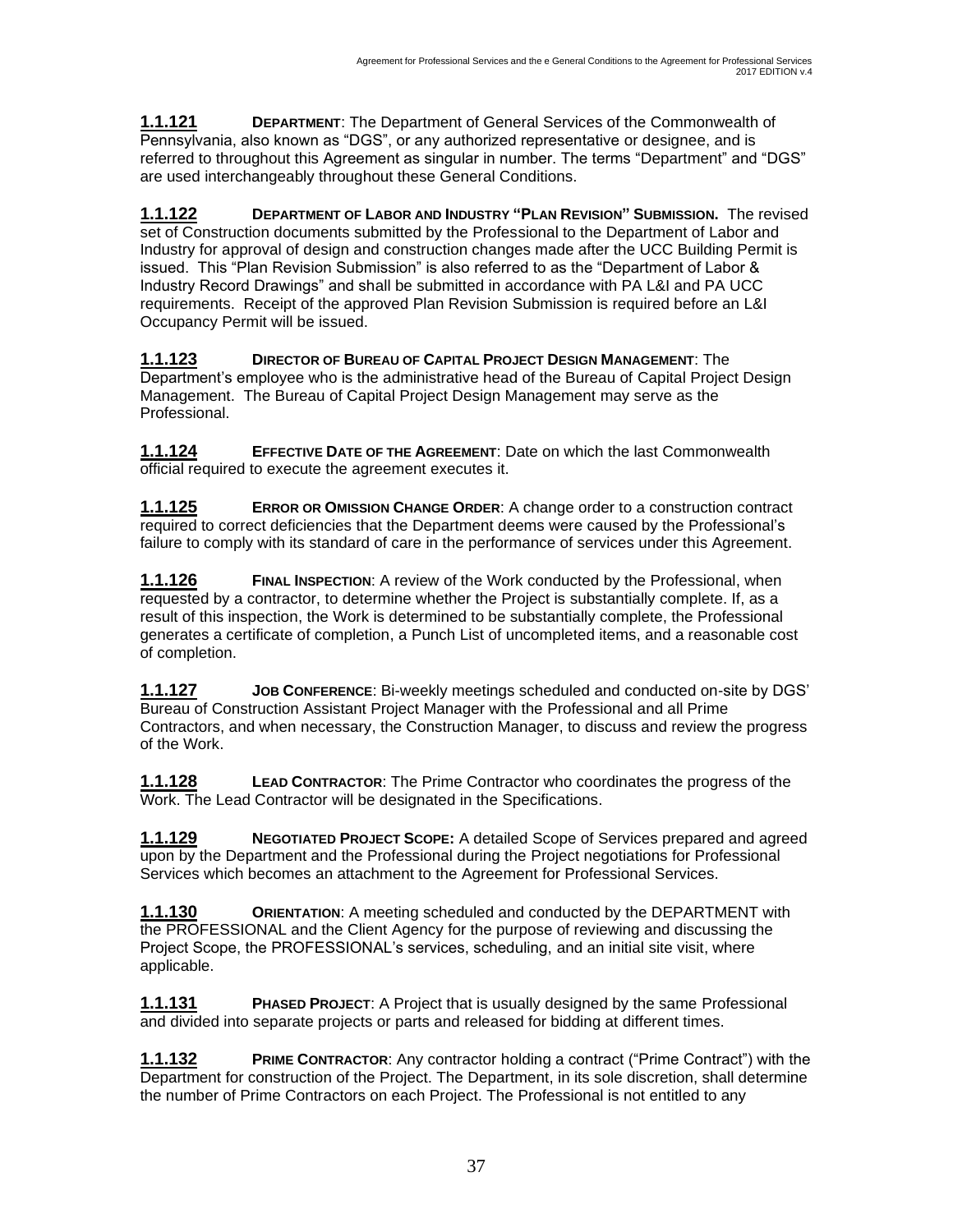**1.1.121** **DEPARTMENT**: The Department of General Services of the Commonwealth of Pennsylvania, also known as "DGS", or any authorized representative or designee, and is referred to throughout this Agreement as singular in number. The terms "Department" and "DGS" are used interchangeably throughout these General Conditions.

**1.1.122** **DEPARTMENT OF LABOR AND INDUSTRY "PLAN REVISION" SUBMISSION.** The revised set of Construction documents submitted by the Professional to the Department of Labor and Industry for approval of design and construction changes made after the UCC Building Permit is issued. This "Plan Revision Submission" is also referred to as the "Department of Labor & Industry Record Drawings" and shall be submitted in accordance with PA L&I and PA UCC requirements. Receipt of the approved Plan Revision Submission is required before an L&I Occupancy Permit will be issued.

**1.1.123** **DIRECTOR OF BUREAU OF CAPITAL PROJECT DESIGN MANAGEMENT**: The Department's employee who is the administrative head of the Bureau of Capital Project Design Management. The Bureau of Capital Project Design Management may serve as the Professional.

**1.1.124** **EFFECTIVE DATE OF THE AGREEMENT**: Date on which the last Commonwealth official required to execute the agreement executes it.

**1.1.125** **ERROR OR OMISSION CHANGE ORDER**: A change order to a construction contract required to correct deficiencies that the Department deems were caused by the Professional's failure to comply with its standard of care in the performance of services under this Agreement.

**1.1.126** **FINAL INSPECTION**: A review of the Work conducted by the Professional, when requested by a contractor, to determine whether the Project is substantially complete. If, as a result of this inspection, the Work is determined to be substantially complete, the Professional generates a certificate of completion, a Punch List of uncompleted items, and a reasonable cost of completion.

**1.1.127** **JOB CONFERENCE**: Bi-weekly meetings scheduled and conducted on-site by DGS' Bureau of Construction Assistant Project Manager with the Professional and all Prime Contractors, and when necessary, the Construction Manager, to discuss and review the progress of the Work.

**1.1.128** **LEAD CONTRACTOR**: The Prime Contractor who coordinates the progress of the Work. The Lead Contractor will be designated in the Specifications.

**1.1.129** **NEGOTIATED PROJECT SCOPE:** A detailed Scope of Services prepared and agreed upon by the Department and the Professional during the Project negotiations for Professional Services which becomes an attachment to the Agreement for Professional Services.

**1.1.130** **ORIENTATION**: A meeting scheduled and conducted by the DEPARTMENT with the PROFESSIONAL and the Client Agency for the purpose of reviewing and discussing the Project Scope, the PROFESSIONAL's services, scheduling, and an initial site visit, where applicable.

**1.1.131** **PHASED PROJECT**: A Project that is usually designed by the same Professional and divided into separate projects or parts and released for bidding at different times.

**1.1.132** **PRIME CONTRACTOR**: Any contractor holding a contract ("Prime Contract") with the Department for construction of the Project. The Department, in its sole discretion, shall determine the number of Prime Contractors on each Project. The Professional is not entitled to any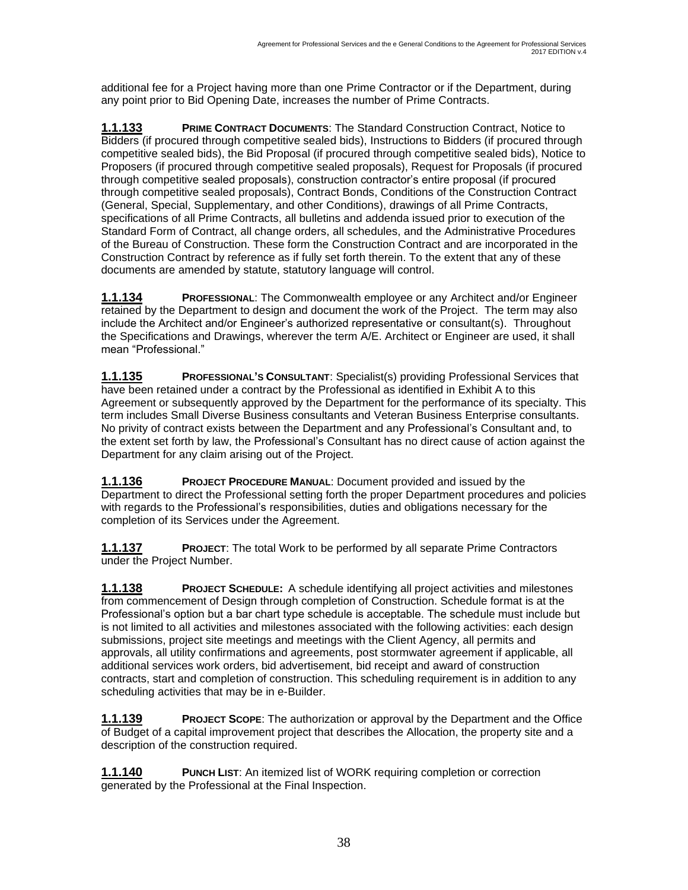additional fee for a Project having more than one Prime Contractor or if the Department, during any point prior to Bid Opening Date, increases the number of Prime Contracts.

**1.1.133** **PRIME CONTRACT DOCUMENTS**: The Standard Construction Contract, Notice to Bidders (if procured through competitive sealed bids), Instructions to Bidders (if procured through competitive sealed bids), the Bid Proposal (if procured through competitive sealed bids), Notice to Proposers (if procured through competitive sealed proposals), Request for Proposals (if procured through competitive sealed proposals), construction contractor's entire proposal (if procured through competitive sealed proposals), Contract Bonds, Conditions of the Construction Contract (General, Special, Supplementary, and other Conditions), drawings of all Prime Contracts, specifications of all Prime Contracts, all bulletins and addenda issued prior to execution of the Standard Form of Contract, all change orders, all schedules, and the Administrative Procedures of the Bureau of Construction. These form the Construction Contract and are incorporated in the Construction Contract by reference as if fully set forth therein. To the extent that any of these documents are amended by statute, statutory language will control.

**1.1.134** **PROFESSIONAL**: The Commonwealth employee or any Architect and/or Engineer retained by the Department to design and document the work of the Project. The term may also include the Architect and/or Engineer's authorized representative or consultant(s). Throughout the Specifications and Drawings, wherever the term A/E. Architect or Engineer are used, it shall mean "Professional."

**1.1.135** **PROFESSIONAL'S CONSULTANT**: Specialist(s) providing Professional Services that have been retained under a contract by the Professional as identified in Exhibit A to this Agreement or subsequently approved by the Department for the performance of its specialty. This term includes Small Diverse Business consultants and Veteran Business Enterprise consultants. No privity of contract exists between the Department and any Professional's Consultant and, to the extent set forth by law, the Professional's Consultant has no direct cause of action against the Department for any claim arising out of the Project.

**1.1.136** **PROJECT PROCEDURE MANUAL**: Document provided and issued by the Department to direct the Professional setting forth the proper Department procedures and policies with regards to the Professional's responsibilities, duties and obligations necessary for the completion of its Services under the Agreement.

**1.1.137** **PROJECT**: The total Work to be performed by all separate Prime Contractors under the Project Number.

**1.1.138** **PROJECT SCHEDULE:** A schedule identifying all project activities and milestones from commencement of Design through completion of Construction. Schedule format is at the Professional's option but a bar chart type schedule is acceptable. The schedule must include but is not limited to all activities and milestones associated with the following activities: each design submissions, project site meetings and meetings with the Client Agency, all permits and approvals, all utility confirmations and agreements, post stormwater agreement if applicable, all additional services work orders, bid advertisement, bid receipt and award of construction contracts, start and completion of construction. This scheduling requirement is in addition to any scheduling activities that may be in e-Builder.

**1.1.139** **PROJECT SCOPE**: The authorization or approval by the Department and the Office of Budget of a capital improvement project that describes the Allocation, the property site and a description of the construction required.

**1.1.140** **PUNCH LIST**: An itemized list of WORK requiring completion or correction generated by the Professional at the Final Inspection.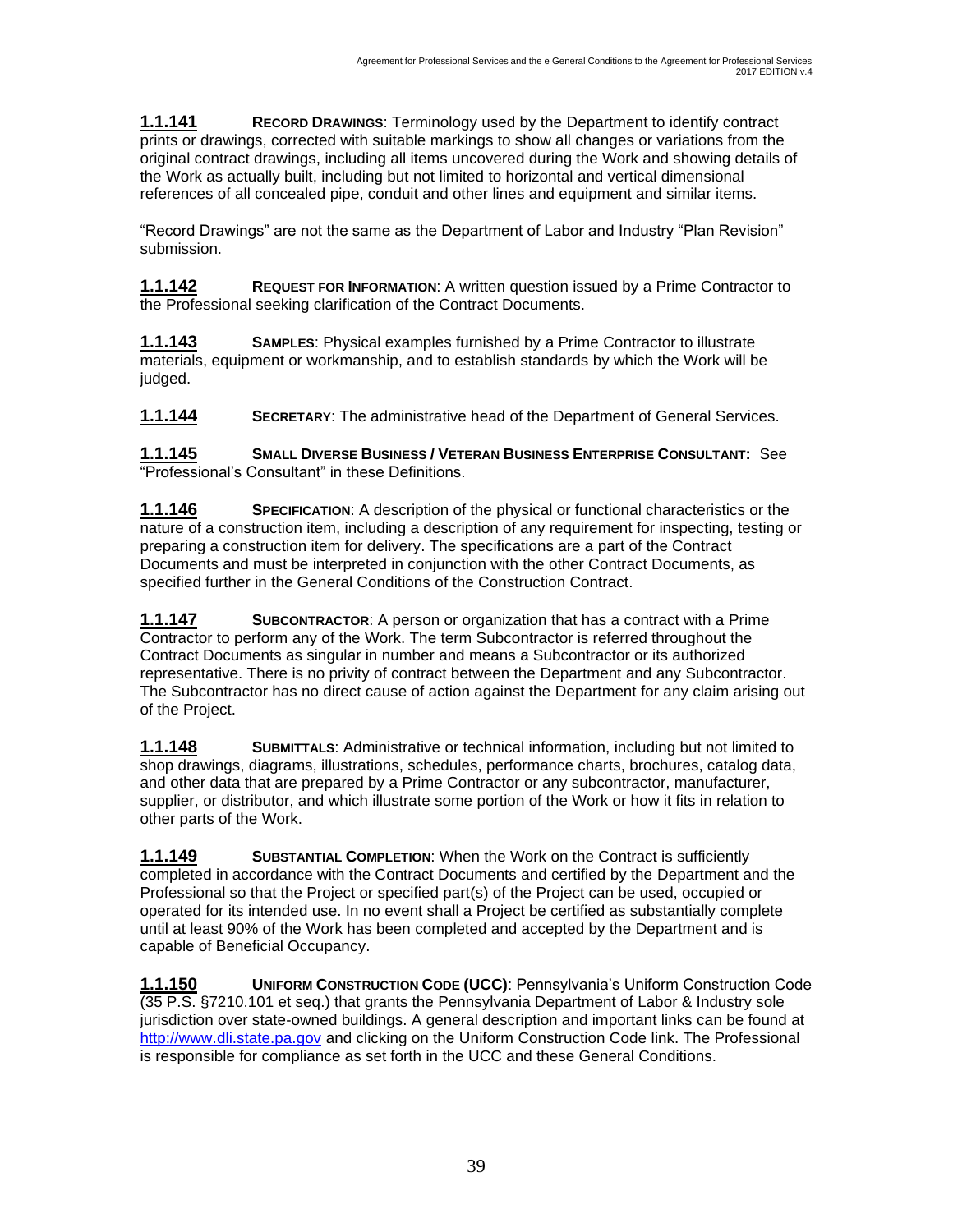**1.1.141** **RECORD DRAWINGS**: Terminology used by the Department to identify contract prints or drawings, corrected with suitable markings to show all changes or variations from the original contract drawings, including all items uncovered during the Work and showing details of the Work as actually built, including but not limited to horizontal and vertical dimensional references of all concealed pipe, conduit and other lines and equipment and similar items.

"Record Drawings" are not the same as the Department of Labor and Industry "Plan Revision" submission.

**1.1.142** **REQUEST FOR INFORMATION**: A written question issued by a Prime Contractor to the Professional seeking clarification of the Contract Documents.

**1.1.143** **SAMPLES**: Physical examples furnished by a Prime Contractor to illustrate materials, equipment or workmanship, and to establish standards by which the Work will be judged.

**1.1.144** **SECRETARY**: The administrative head of the Department of General Services.

**1.1.145** **SMALL DIVERSE BUSINESS / VETERAN BUSINESS ENTERPRISE CONSULTANT:** See "Professional's Consultant" in these Definitions.

**1.1.146** **SPECIFICATION**: A description of the physical or functional characteristics or the nature of a construction item, including a description of any requirement for inspecting, testing or preparing a construction item for delivery. The specifications are a part of the Contract Documents and must be interpreted in conjunction with the other Contract Documents, as specified further in the General Conditions of the Construction Contract.

**1.1.147** **SUBCONTRACTOR**: A person or organization that has a contract with a Prime Contractor to perform any of the Work. The term Subcontractor is referred throughout the Contract Documents as singular in number and means a Subcontractor or its authorized representative. There is no privity of contract between the Department and any Subcontractor. The Subcontractor has no direct cause of action against the Department for any claim arising out of the Project.

**1.1.148** **SUBMITTALS**: Administrative or technical information, including but not limited to shop drawings, diagrams, illustrations, schedules, performance charts, brochures, catalog data, and other data that are prepared by a Prime Contractor or any subcontractor, manufacturer, supplier, or distributor, and which illustrate some portion of the Work or how it fits in relation to other parts of the Work.

**1.1.149** **SUBSTANTIAL COMPLETION**: When the Work on the Contract is sufficiently completed in accordance with the Contract Documents and certified by the Department and the Professional so that the Project or specified part(s) of the Project can be used, occupied or operated for its intended use. In no event shall a Project be certified as substantially complete until at least 90% of the Work has been completed and accepted by the Department and is capable of Beneficial Occupancy.

**1.1.150** **UNIFORM CONSTRUCTION CODE (UCC)**: Pennsylvania's Uniform Construction Code (35 P.S. §7210.101 et seq.) that grants the Pennsylvania Department of Labor & Industry sole jurisdiction over state-owned buildings. A general description and important links can be found at http://www.dli.state.pa.gov and clicking on the Uniform Construction Code link. The Professional is responsible for compliance as set forth in the UCC and these General Conditions.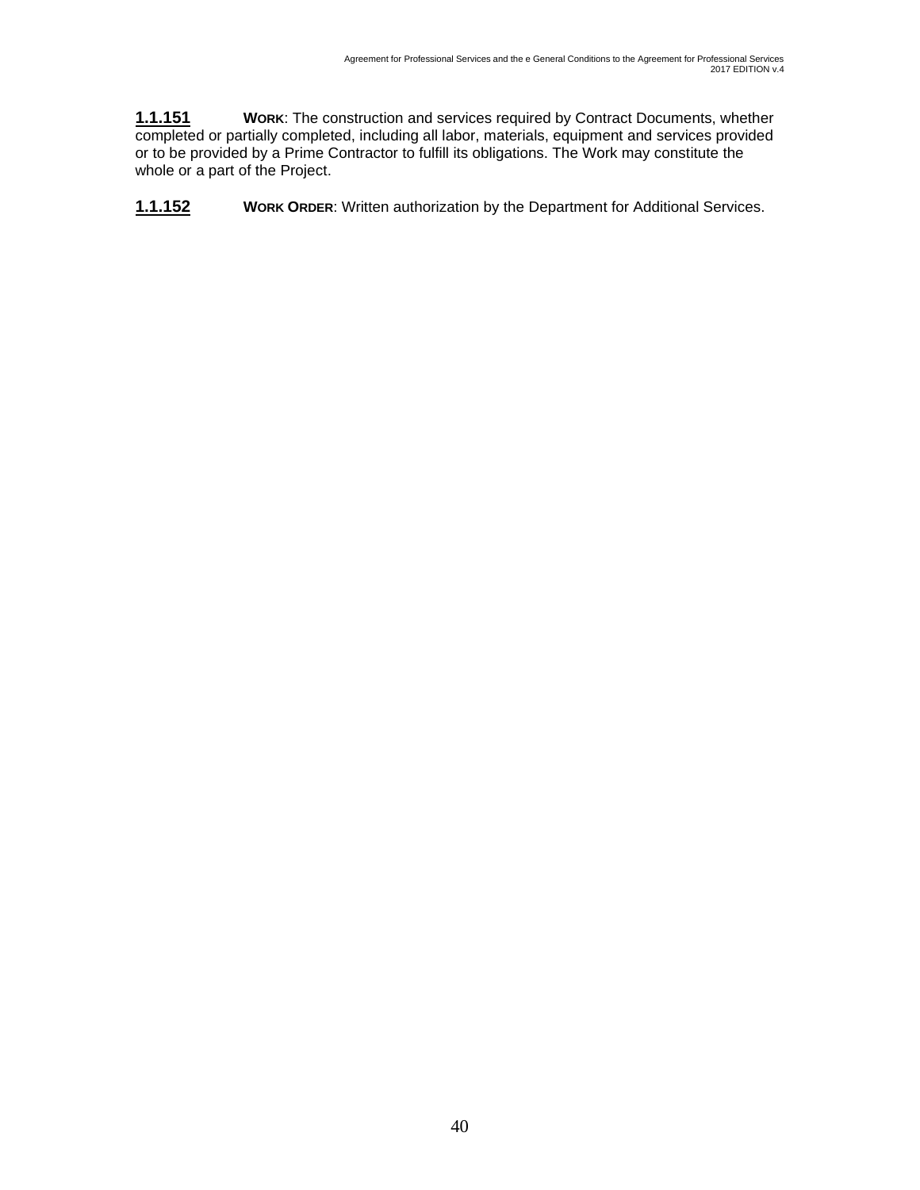**1.1.151** **WORK**: The construction and services required by Contract Documents, whether completed or partially completed, including all labor, materials, equipment and services provided or to be provided by a Prime Contractor to fulfill its obligations. The Work may constitute the whole or a part of the Project.

**1.1.152** **WORK ORDER**: Written authorization by the Department for Additional Services.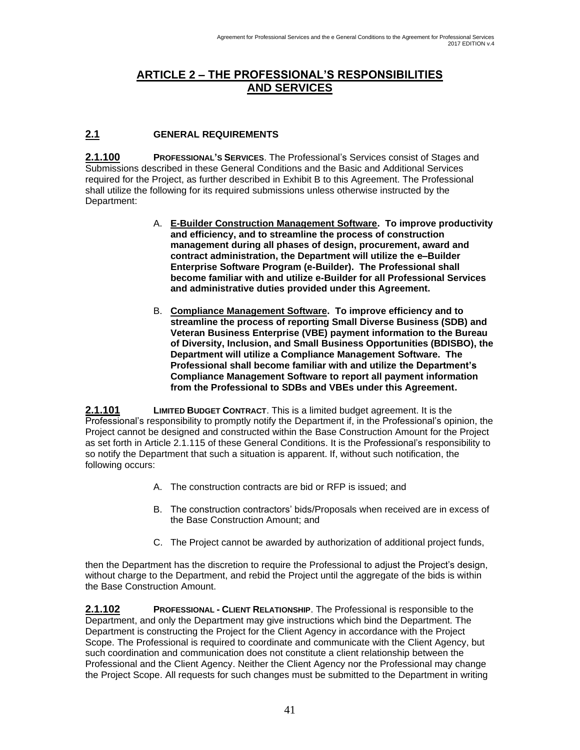# ARTICLE 2 – THE PROFESSIONAL'S RESPONSIBILITIES AND SERVICES

## 2.1 GENERAL REQUIREMENTS

**2.1.100 PROFESSIONAL'S SERVICES**. The Professional's Services consist of Stages and Submissions described in these General Conditions and the Basic and Additional Services required for the Project, as further described in Exhibit B to this Agreement. The Professional shall utilize the following for its required submissions unless otherwise instructed by the Department:

A. **E-Builder Construction Management Software. To improve productivity and efficiency, and to streamline the process of construction management during all phases of design, procurement, award and contract administration, the Department will utilize the e–Builder Enterprise Software Program (e-Builder). The Professional shall become familiar with and utilize e-Builder for all Professional Services and administrative duties provided under this Agreement.**

B. **Compliance Management Software. To improve efficiency and to streamline the process of reporting Small Diverse Business (SDB) and Veteran Business Enterprise (VBE) payment information to the Bureau of Diversity, Inclusion, and Small Business Opportunities (BDISBO), the Department will utilize a Compliance Management Software. The Professional shall become familiar with and utilize the Department's Compliance Management Software to report all payment information from the Professional to SDBs and VBEs under this Agreement.**

**2.1.101 LIMITED BUDGET CONTRACT**. This is a limited budget agreement. It is the Professional's responsibility to promptly notify the Department if, in the Professional's opinion, the Project cannot be designed and constructed within the Base Construction Amount for the Project as set forth in Article 2.1.115 of these General Conditions. It is the Professional's responsibility to so notify the Department that such a situation is apparent. If, without such notification, the following occurs:

A. The construction contracts are bid or RFP is issued; and

B. The construction contractors' bids/Proposals when received are in excess of the Base Construction Amount; and

C. The Project cannot be awarded by authorization of additional project funds,

then the Department has the discretion to require the Professional to adjust the Project's design, without charge to the Department, and rebid the Project until the aggregate of the bids is within the Base Construction Amount.

**2.1.102 PROFESSIONAL - CLIENT RELATIONSHIP**. The Professional is responsible to the Department, and only the Department may give instructions which bind the Department. The Department is constructing the Project for the Client Agency in accordance with the Project Scope. The Professional is required to coordinate and communicate with the Client Agency, but such coordination and communication does not constitute a client relationship between the Professional and the Client Agency. Neither the Client Agency nor the Professional may change the Project Scope. All requests for such changes must be submitted to the Department in writing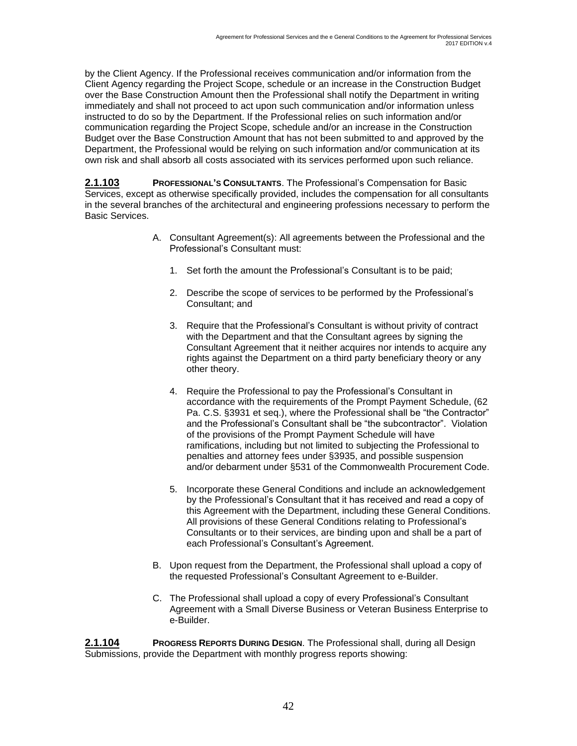by the Client Agency. If the Professional receives communication and/or information from the Client Agency regarding the Project Scope, schedule or an increase in the Construction Budget over the Base Construction Amount then the Professional shall notify the Department in writing immediately and shall not proceed to act upon such communication and/or information unless instructed to do so by the Department. If the Professional relies on such information and/or communication regarding the Project Scope, schedule and/or an increase in the Construction Budget over the Base Construction Amount that has not been submitted to and approved by the Department, the Professional would be relying on such information and/or communication at its own risk and shall absorb all costs associated with its services performed upon such reliance.

**2.1.103** **PROFESSIONAL'S CONSULTANTS**. The Professional's Compensation for Basic Services, except as otherwise specifically provided, includes the compensation for all consultants in the several branches of the architectural and engineering professions necessary to perform the Basic Services.

A. Consultant Agreement(s): All agreements between the Professional and the Professional's Consultant must:

   1. Set forth the amount the Professional's Consultant is to be paid;

   2. Describe the scope of services to be performed by the Professional's Consultant; and

   3. Require that the Professional's Consultant is without privity of contract with the Department and that the Consultant agrees by signing the Consultant Agreement that it neither acquires nor intends to acquire any rights against the Department on a third party beneficiary theory or any other theory.

   4. Require the Professional to pay the Professional's Consultant in accordance with the requirements of the Prompt Payment Schedule, (62 Pa. C.S. §3931 et seq.), where the Professional shall be "the Contractor" and the Professional's Consultant shall be "the subcontractor". Violation of the provisions of the Prompt Payment Schedule will have ramifications, including but not limited to subjecting the Professional to penalties and attorney fees under §3935, and possible suspension and/or debarment under §531 of the Commonwealth Procurement Code.

   5. Incorporate these General Conditions and include an acknowledgement by the Professional's Consultant that it has received and read a copy of this Agreement with the Department, including these General Conditions. All provisions of these General Conditions relating to Professional's Consultants or to their services, are binding upon and shall be a part of each Professional's Consultant's Agreement.

B. Upon request from the Department, the Professional shall upload a copy of the requested Professional's Consultant Agreement to e-Builder.

C. The Professional shall upload a copy of every Professional's Consultant Agreement with a Small Diverse Business or Veteran Business Enterprise to e-Builder.

**2.1.104** **PROGRESS REPORTS DURING DESIGN**. The Professional shall, during all Design Submissions, provide the Department with monthly progress reports showing: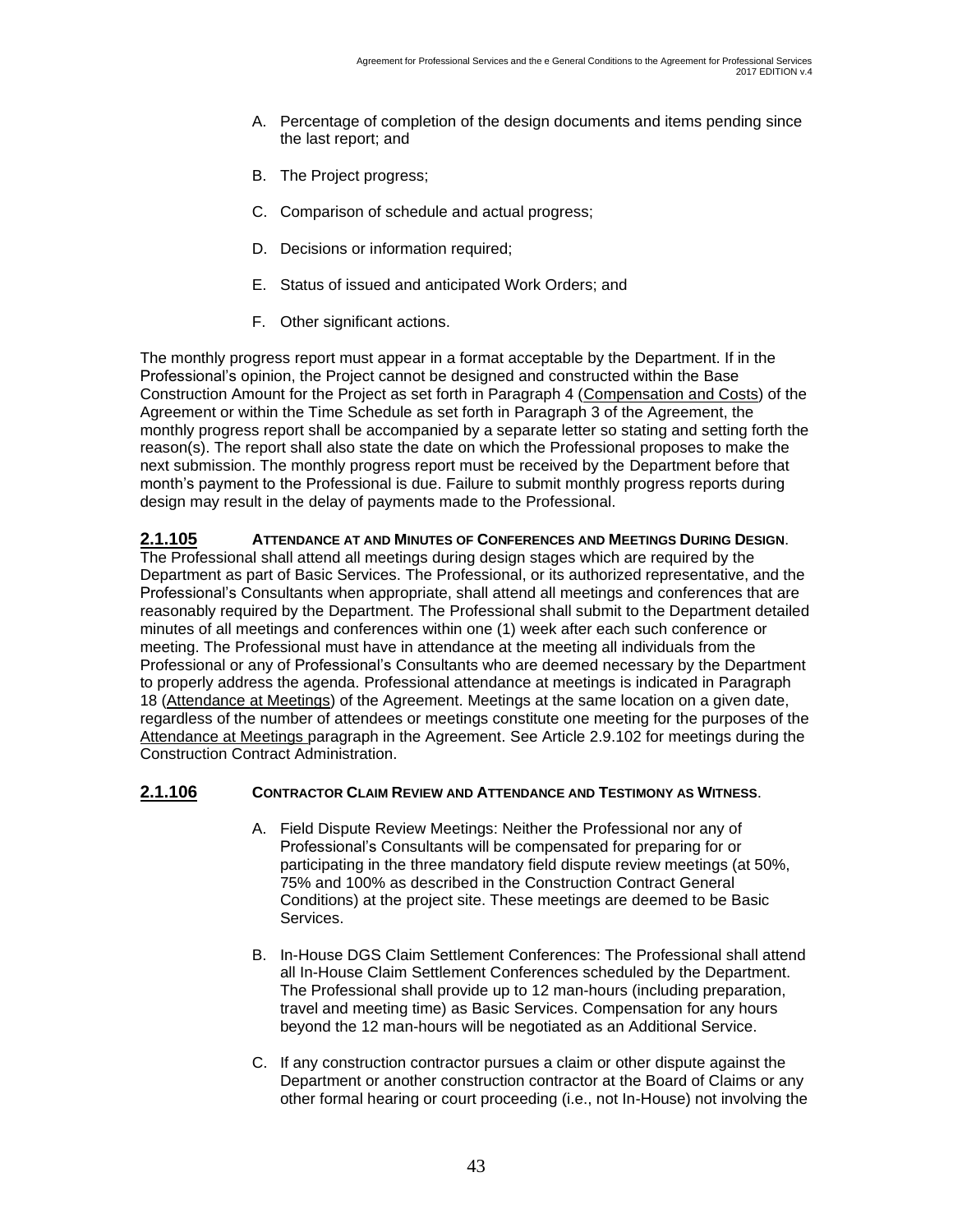A. Percentage of completion of the design documents and items pending since the last report; and

B. The Project progress;

C. Comparison of schedule and actual progress;

D. Decisions or information required;

E. Status of issued and anticipated Work Orders; and

F. Other significant actions.

The monthly progress report must appear in a format acceptable by the Department. If in the Professional's opinion, the Project cannot be designed and constructed within the Base Construction Amount for the Project as set forth in Paragraph 4 (Compensation and Costs) of the Agreement or within the Time Schedule as set forth in Paragraph 3 of the Agreement, the monthly progress report shall be accompanied by a separate letter so stating and setting forth the reason(s). The report shall also state the date on which the Professional proposes to make the next submission. The monthly progress report must be received by the Department before that month's payment to the Professional is due. Failure to submit monthly progress reports during design may result in the delay of payments made to the Professional.

**2.1.105 ATTENDANCE AT AND MINUTES OF CONFERENCES AND MEETINGS DURING DESIGN.** The Professional shall attend all meetings during design stages which are required by the Department as part of Basic Services. The Professional, or its authorized representative, and the Professional's Consultants when appropriate, shall attend all meetings and conferences that are reasonably required by the Department. The Professional shall submit to the Department detailed minutes of all meetings and conferences within one (1) week after each such conference or meeting. The Professional must have in attendance at the meeting all individuals from the Professional or any of Professional's Consultants who are deemed necessary by the Department to properly address the agenda. Professional attendance at meetings is indicated in Paragraph 18 (Attendance at Meetings) of the Agreement. Meetings at the same location on a given date, regardless of the number of attendees or meetings constitute one meeting for the purposes of the Attendance at Meetings paragraph in the Agreement. See Article 2.9.102 for meetings during the Construction Contract Administration.

**2.1.106 CONTRACTOR CLAIM REVIEW AND ATTENDANCE AND TESTIMONY AS WITNESS.**

A. Field Dispute Review Meetings: Neither the Professional nor any of Professional's Consultants will be compensated for preparing for or participating in the three mandatory field dispute review meetings (at 50%, 75% and 100% as described in the Construction Contract General Conditions) at the project site. These meetings are deemed to be Basic Services.

B. In-House DGS Claim Settlement Conferences: The Professional shall attend all In-House Claim Settlement Conferences scheduled by the Department. The Professional shall provide up to 12 man-hours (including preparation, travel and meeting time) as Basic Services. Compensation for any hours beyond the 12 man-hours will be negotiated as an Additional Service.

C. If any construction contractor pursues a claim or other dispute against the Department or another construction contractor at the Board of Claims or any other formal hearing or court proceeding (i.e., not In-House) not involving the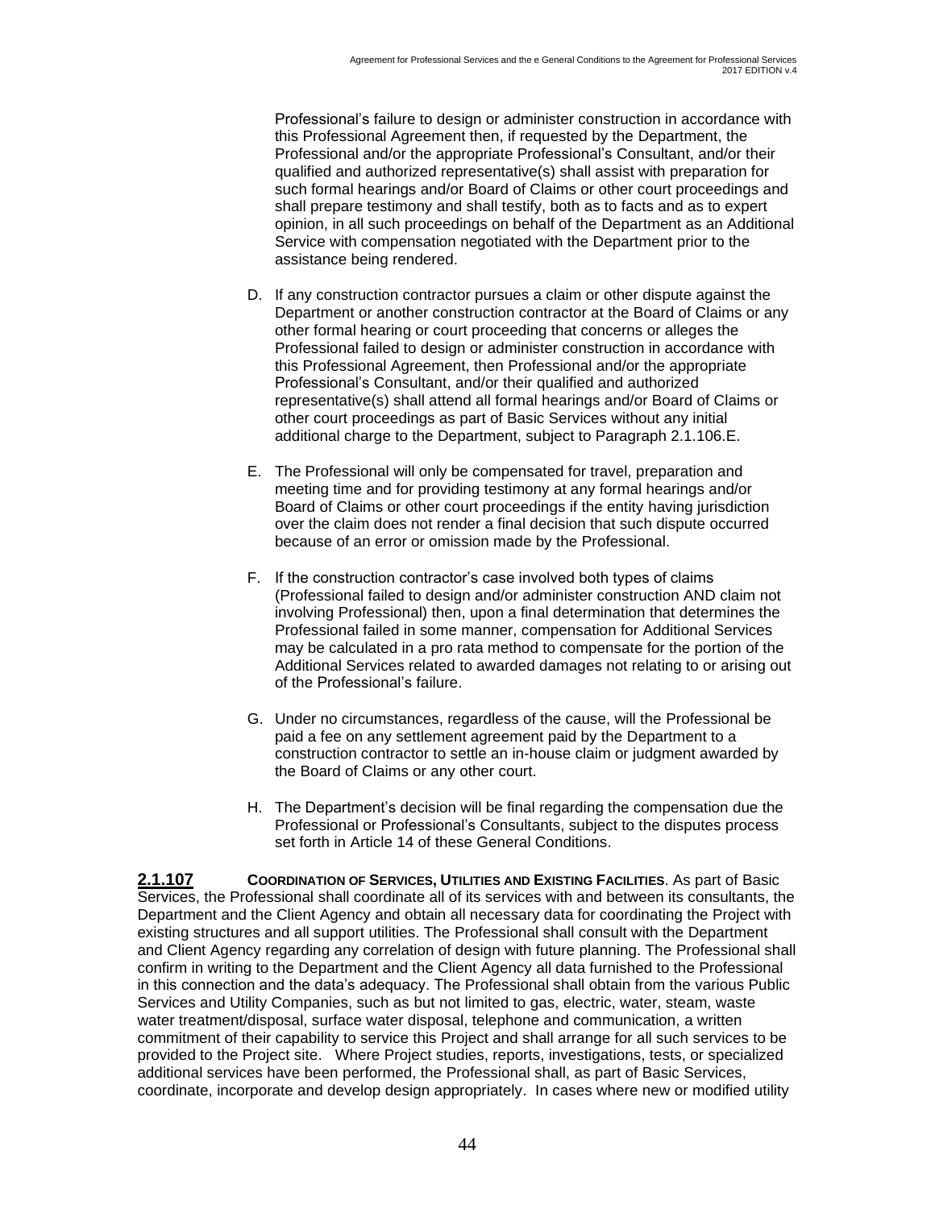Professional's failure to design or administer construction in accordance with this Professional Agreement then, if requested by the Department, the Professional and/or the appropriate Professional's Consultant, and/or their qualified and authorized representative(s) shall assist with preparation for such formal hearings and/or Board of Claims or other court proceedings and shall prepare testimony and shall testify, both as to facts and as to expert opinion, in all such proceedings on behalf of the Department as an Additional Service with compensation negotiated with the Department prior to the assistance being rendered.

D. If any construction contractor pursues a claim or other dispute against the Department or another construction contractor at the Board of Claims or any other formal hearing or court proceeding that concerns or alleges the Professional failed to design or administer construction in accordance with this Professional Agreement, then Professional and/or the appropriate Professional's Consultant, and/or their qualified and authorized representative(s) shall attend all formal hearings and/or Board of Claims or other court proceedings as part of Basic Services without any initial additional charge to the Department, subject to Paragraph 2.1.106.E.

E. The Professional will only be compensated for travel, preparation and meeting time and for providing testimony at any formal hearings and/or Board of Claims or other court proceedings if the entity having jurisdiction over the claim does not render a final decision that such dispute occurred because of an error or omission made by the Professional.

F. If the construction contractor's case involved both types of claims (Professional failed to design and/or administer construction AND claim not involving Professional) then, upon a final determination that determines the Professional failed in some manner, compensation for Additional Services may be calculated in a pro rata method to compensate for the portion of the Additional Services related to awarded damages not relating to or arising out of the Professional's failure.

G. Under no circumstances, regardless of the cause, will the Professional be paid a fee on any settlement agreement paid by the Department to a construction contractor to settle an in-house claim or judgment awarded by the Board of Claims or any other court.

H. The Department's decision will be final regarding the compensation due the Professional or Professional's Consultants, subject to the disputes process set forth in Article 14 of these General Conditions.

**2.1.107** **COORDINATION OF SERVICES, UTILITIES AND EXISTING FACILITIES**. As part of Basic Services, the Professional shall coordinate all of its services with and between its consultants, the Department and the Client Agency and obtain all necessary data for coordinating the Project with existing structures and all support utilities. The Professional shall consult with the Department and Client Agency regarding any correlation of design with future planning. The Professional shall confirm in writing to the Department and the Client Agency all data furnished to the Professional in this connection and the data's adequacy. The Professional shall obtain from the various Public Services and Utility Companies, such as but not limited to gas, electric, water, steam, waste water treatment/disposal, surface water disposal, telephone and communication, a written commitment of their capability to service this Project and shall arrange for all such services to be provided to the Project site. Where Project studies, reports, investigations, tests, or specialized additional services have been performed, the Professional shall, as part of Basic Services, coordinate, incorporate and develop design appropriately. In cases where new or modified utility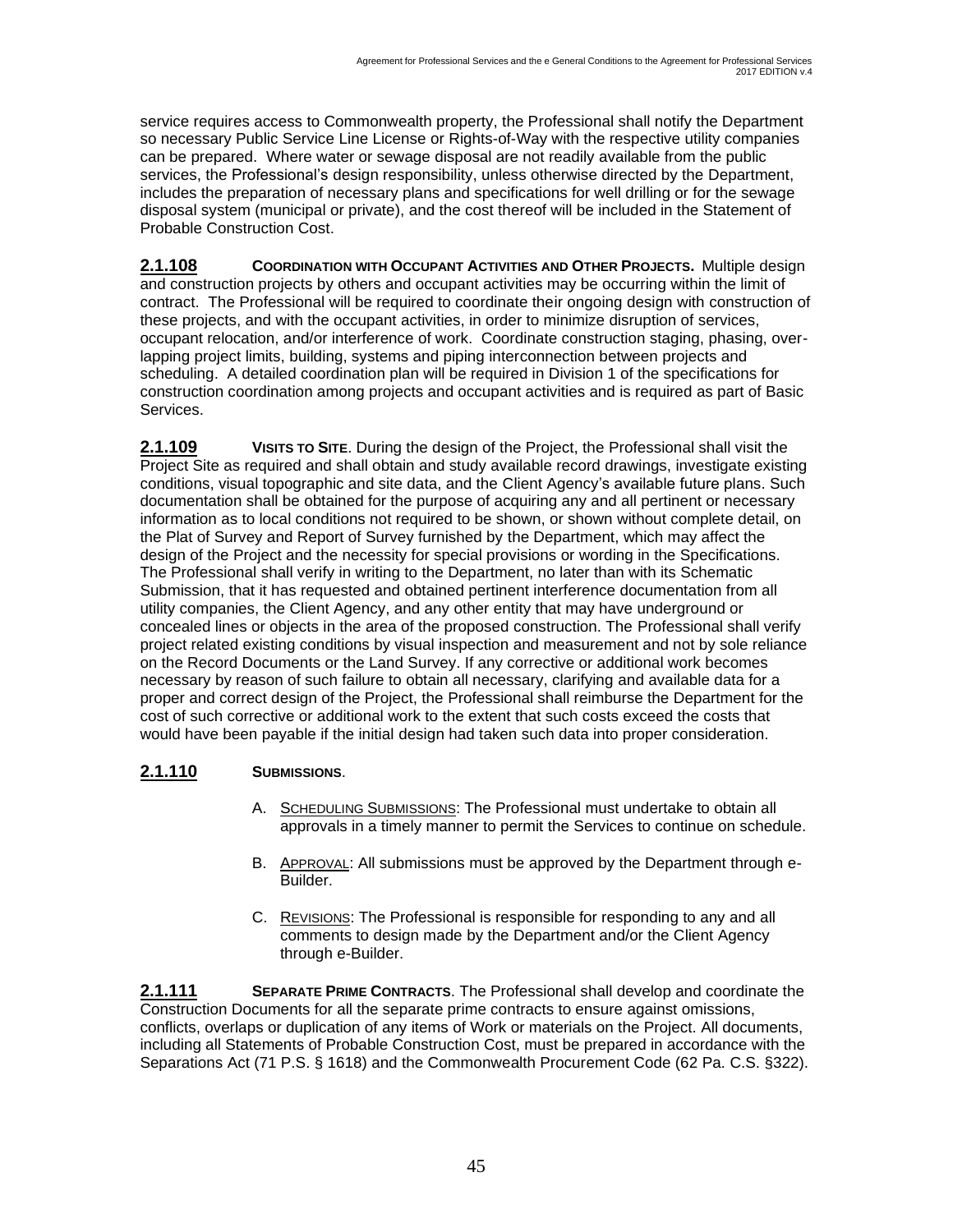service requires access to Commonwealth property, the Professional shall notify the Department so necessary Public Service Line License or Rights-of-Way with the respective utility companies can be prepared. Where water or sewage disposal are not readily available from the public services, the Professional's design responsibility, unless otherwise directed by the Department, includes the preparation of necessary plans and specifications for well drilling or for the sewage disposal system (municipal or private), and the cost thereof will be included in the Statement of Probable Construction Cost.

**2.1.108** **COORDINATION WITH OCCUPANT ACTIVITIES AND OTHER PROJECTS.** Multiple design and construction projects by others and occupant activities may be occurring within the limit of contract. The Professional will be required to coordinate their ongoing design with construction of these projects, and with the occupant activities, in order to minimize disruption of services, occupant relocation, and/or interference of work. Coordinate construction staging, phasing, over-lapping project limits, building, systems and piping interconnection between projects and scheduling. A detailed coordination plan will be required in Division 1 of the specifications for construction coordination among projects and occupant activities and is required as part of Basic Services.

**2.1.109** **VISITS TO SITE**. During the design of the Project, the Professional shall visit the Project Site as required and shall obtain and study available record drawings, investigate existing conditions, visual topographic and site data, and the Client Agency's available future plans. Such documentation shall be obtained for the purpose of acquiring any and all pertinent or necessary information as to local conditions not required to be shown, or shown without complete detail, on the Plat of Survey and Report of Survey furnished by the Department, which may affect the design of the Project and the necessity for special provisions or wording in the Specifications. The Professional shall verify in writing to the Department, no later than with its Schematic Submission, that it has requested and obtained pertinent interference documentation from all utility companies, the Client Agency, and any other entity that may have underground or concealed lines or objects in the area of the proposed construction. The Professional shall verify project related existing conditions by visual inspection and measurement and not by sole reliance on the Record Documents or the Land Survey. If any corrective or additional work becomes necessary by reason of such failure to obtain all necessary, clarifying and available data for a proper and correct design of the Project, the Professional shall reimburse the Department for the cost of such corrective or additional work to the extent that such costs exceed the costs that would have been payable if the initial design had taken such data into proper consideration.

**2.1.110** **SUBMISSIONS**.

A. SCHEDULING SUBMISSIONS: The Professional must undertake to obtain all approvals in a timely manner to permit the Services to continue on schedule.

B. APPROVAL: All submissions must be approved by the Department through e-Builder.

C. REVISIONS: The Professional is responsible for responding to any and all comments to design made by the Department and/or the Client Agency through e-Builder.

**2.1.111** **SEPARATE PRIME CONTRACTS**. The Professional shall develop and coordinate the Construction Documents for all the separate prime contracts to ensure against omissions, conflicts, overlaps or duplication of any items of Work or materials on the Project. All documents, including all Statements of Probable Construction Cost, must be prepared in accordance with the Separations Act (71 P.S. § 1618) and the Commonwealth Procurement Code (62 Pa. C.S. §322).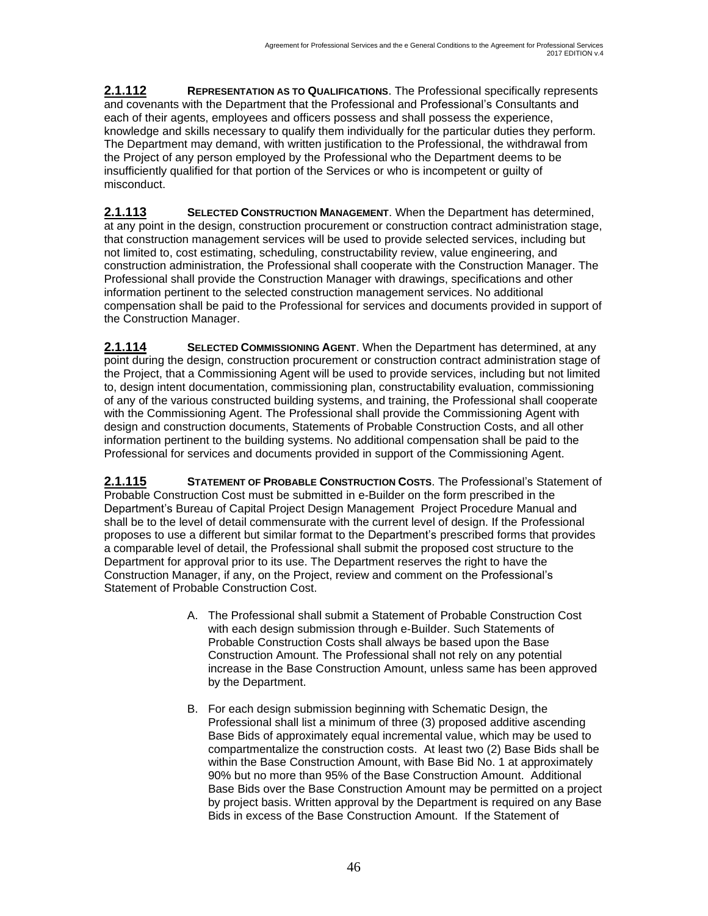**2.1.112** **REPRESENTATION AS TO QUALIFICATIONS**. The Professional specifically represents and covenants with the Department that the Professional and Professional's Consultants and each of their agents, employees and officers possess and shall possess the experience, knowledge and skills necessary to qualify them individually for the particular duties they perform. The Department may demand, with written justification to the Professional, the withdrawal from the Project of any person employed by the Professional who the Department deems to be insufficiently qualified for that portion of the Services or who is incompetent or guilty of misconduct.

**2.1.113** **SELECTED CONSTRUCTION MANAGEMENT**. When the Department has determined, at any point in the design, construction procurement or construction contract administration stage, that construction management services will be used to provide selected services, including but not limited to, cost estimating, scheduling, constructability review, value engineering, and construction administration, the Professional shall cooperate with the Construction Manager. The Professional shall provide the Construction Manager with drawings, specifications and other information pertinent to the selected construction management services. No additional compensation shall be paid to the Professional for services and documents provided in support of the Construction Manager.

**2.1.114** **SELECTED COMMISSIONING AGENT**. When the Department has determined, at any point during the design, construction procurement or construction contract administration stage of the Project, that a Commissioning Agent will be used to provide services, including but not limited to, design intent documentation, commissioning plan, constructability evaluation, commissioning of any of the various constructed building systems, and training, the Professional shall cooperate with the Commissioning Agent. The Professional shall provide the Commissioning Agent with design and construction documents, Statements of Probable Construction Costs, and all other information pertinent to the building systems. No additional compensation shall be paid to the Professional for services and documents provided in support of the Commissioning Agent.

**2.1.115** **STATEMENT OF PROBABLE CONSTRUCTION COSTS**. The Professional's Statement of Probable Construction Cost must be submitted in e-Builder on the form prescribed in the Department's Bureau of Capital Project Design Management Project Procedure Manual and shall be to the level of detail commensurate with the current level of design. If the Professional proposes to use a different but similar format to the Department's prescribed forms that provides a comparable level of detail, the Professional shall submit the proposed cost structure to the Department for approval prior to its use. The Department reserves the right to have the Construction Manager, if any, on the Project, review and comment on the Professional's Statement of Probable Construction Cost.

A. The Professional shall submit a Statement of Probable Construction Cost with each design submission through e-Builder. Such Statements of Probable Construction Costs shall always be based upon the Base Construction Amount. The Professional shall not rely on any potential increase in the Base Construction Amount, unless same has been approved by the Department.

B. For each design submission beginning with Schematic Design, the Professional shall list a minimum of three (3) proposed additive ascending Base Bids of approximately equal incremental value, which may be used to compartmentalize the construction costs. At least two (2) Base Bids shall be within the Base Construction Amount, with Base Bid No. 1 at approximately 90% but no more than 95% of the Base Construction Amount. Additional Base Bids over the Base Construction Amount may be permitted on a project by project basis. Written approval by the Department is required on any Base Bids in excess of the Base Construction Amount. If the Statement of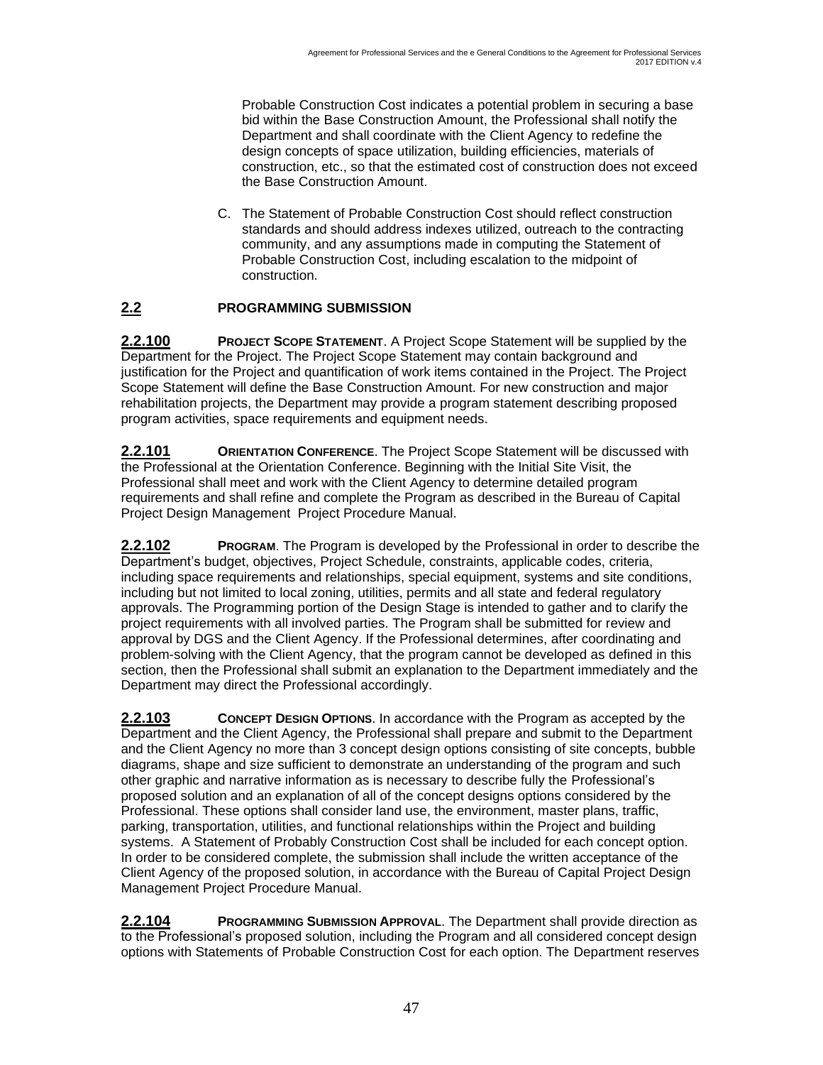Probable Construction Cost indicates a potential problem in securing a base bid within the Base Construction Amount, the Professional shall notify the Department and shall coordinate with the Client Agency to redefine the design concepts of space utilization, building efficiencies, materials of construction, etc., so that the estimated cost of construction does not exceed the Base Construction Amount.

C. The Statement of Probable Construction Cost should reflect construction standards and should address indexes utilized, outreach to the contracting community, and any assumptions made in computing the Statement of Probable Construction Cost, including escalation to the midpoint of construction.

## 2.2 PROGRAMMING SUBMISSION

**2.2.100 PROJECT SCOPE STATEMENT**. A Project Scope Statement will be supplied by the Department for the Project. The Project Scope Statement may contain background and justification for the Project and quantification of work items contained in the Project. The Project Scope Statement will define the Base Construction Amount. For new construction and major rehabilitation projects, the Department may provide a program statement describing proposed program activities, space requirements and equipment needs.

**2.2.101 ORIENTATION CONFERENCE**. The Project Scope Statement will be discussed with the Professional at the Orientation Conference. Beginning with the Initial Site Visit, the Professional shall meet and work with the Client Agency to determine detailed program requirements and shall refine and complete the Program as described in the Bureau of Capital Project Design Management Project Procedure Manual.

**2.2.102 PROGRAM**. The Program is developed by the Professional in order to describe the Department's budget, objectives, Project Schedule, constraints, applicable codes, criteria, including space requirements and relationships, special equipment, systems and site conditions, including but not limited to local zoning, utilities, permits and all state and federal regulatory approvals. The Programming portion of the Design Stage is intended to gather and to clarify the project requirements with all involved parties. The Program shall be submitted for review and approval by DGS and the Client Agency. If the Professional determines, after coordinating and problem-solving with the Client Agency, that the program cannot be developed as defined in this section, then the Professional shall submit an explanation to the Department immediately and the Department may direct the Professional accordingly.

**2.2.103 CONCEPT DESIGN OPTIONS**. In accordance with the Program as accepted by the Department and the Client Agency, the Professional shall prepare and submit to the Department and the Client Agency no more than 3 concept design options consisting of site concepts, bubble diagrams, shape and size sufficient to demonstrate an understanding of the program and such other graphic and narrative information as is necessary to describe fully the Professional's proposed solution and an explanation of all of the concept designs options considered by the Professional. These options shall consider land use, the environment, master plans, traffic, parking, transportation, utilities, and functional relationships within the Project and building systems. A Statement of Probably Construction Cost shall be included for each concept option. In order to be considered complete, the submission shall include the written acceptance of the Client Agency of the proposed solution, in accordance with the Bureau of Capital Project Design Management Project Procedure Manual.

**2.2.104 PROGRAMMING SUBMISSION APPROVAL**. The Department shall provide direction as to the Professional's proposed solution, including the Program and all considered concept design options with Statements of Probable Construction Cost for each option. The Department reserves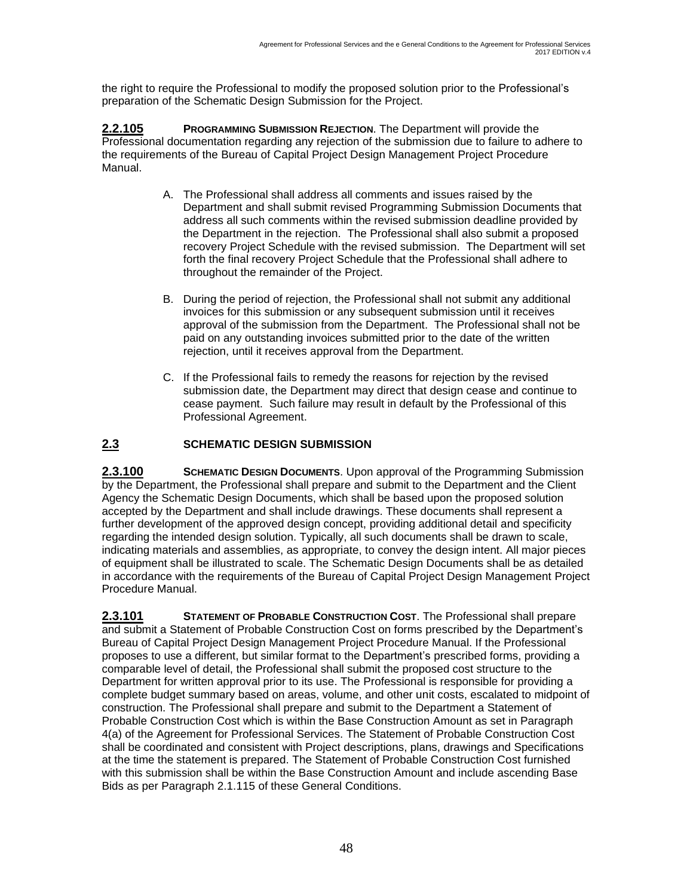the right to require the Professional to modify the proposed solution prior to the Professional's preparation of the Schematic Design Submission for the Project.

**2.2.105** **PROGRAMMING SUBMISSION REJECTION**. The Department will provide the Professional documentation regarding any rejection of the submission due to failure to adhere to the requirements of the Bureau of Capital Project Design Management Project Procedure Manual.

A. The Professional shall address all comments and issues raised by the Department and shall submit revised Programming Submission Documents that address all such comments within the revised submission deadline provided by the Department in the rejection. The Professional shall also submit a proposed recovery Project Schedule with the revised submission. The Department will set forth the final recovery Project Schedule that the Professional shall adhere to throughout the remainder of the Project.

B. During the period of rejection, the Professional shall not submit any additional invoices for this submission or any subsequent submission until it receives approval of the submission from the Department. The Professional shall not be paid on any outstanding invoices submitted prior to the date of the written rejection, until it receives approval from the Department.

C. If the Professional fails to remedy the reasons for rejection by the revised submission date, the Department may direct that design cease and continue to cease payment. Such failure may result in default by the Professional of this Professional Agreement.

## 2.3 SCHEMATIC DESIGN SUBMISSION

**2.3.100** **SCHEMATIC DESIGN DOCUMENTS**. Upon approval of the Programming Submission by the Department, the Professional shall prepare and submit to the Department and the Client Agency the Schematic Design Documents, which shall be based upon the proposed solution accepted by the Department and shall include drawings. These documents shall represent a further development of the approved design concept, providing additional detail and specificity regarding the intended design solution. Typically, all such documents shall be drawn to scale, indicating materials and assemblies, as appropriate, to convey the design intent. All major pieces of equipment shall be illustrated to scale. The Schematic Design Documents shall be as detailed in accordance with the requirements of the Bureau of Capital Project Design Management Project Procedure Manual.

**2.3.101** **STATEMENT OF PROBABLE CONSTRUCTION COST**. The Professional shall prepare and submit a Statement of Probable Construction Cost on forms prescribed by the Department's Bureau of Capital Project Design Management Project Procedure Manual. If the Professional proposes to use a different, but similar format to the Department's prescribed forms, providing a comparable level of detail, the Professional shall submit the proposed cost structure to the Department for written approval prior to its use. The Professional is responsible for providing a complete budget summary based on areas, volume, and other unit costs, escalated to midpoint of construction. The Professional shall prepare and submit to the Department a Statement of Probable Construction Cost which is within the Base Construction Amount as set in Paragraph 4(a) of the Agreement for Professional Services. The Statement of Probable Construction Cost shall be coordinated and consistent with Project descriptions, plans, drawings and Specifications at the time the statement is prepared. The Statement of Probable Construction Cost furnished with this submission shall be within the Base Construction Amount and include ascending Base Bids as per Paragraph 2.1.115 of these General Conditions.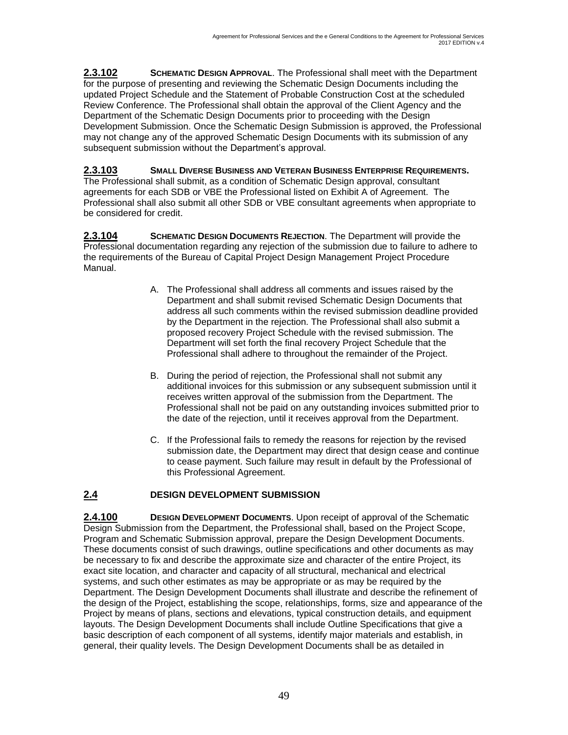**2.3.102 SCHEMATIC DESIGN APPROVAL**. The Professional shall meet with the Department for the purpose of presenting and reviewing the Schematic Design Documents including the updated Project Schedule and the Statement of Probable Construction Cost at the scheduled Review Conference. The Professional shall obtain the approval of the Client Agency and the Department of the Schematic Design Documents prior to proceeding with the Design Development Submission. Once the Schematic Design Submission is approved, the Professional may not change any of the approved Schematic Design Documents with its submission of any subsequent submission without the Department's approval.

**2.3.103 SMALL DIVERSE BUSINESS AND VETERAN BUSINESS ENTERPRISE REQUIREMENTS.** The Professional shall submit, as a condition of Schematic Design approval, consultant agreements for each SDB or VBE the Professional listed on Exhibit A of Agreement. The Professional shall also submit all other SDB or VBE consultant agreements when appropriate to be considered for credit.

**2.3.104 SCHEMATIC DESIGN DOCUMENTS REJECTION**. The Department will provide the Professional documentation regarding any rejection of the submission due to failure to adhere to the requirements of the Bureau of Capital Project Design Management Project Procedure Manual.

A. The Professional shall address all comments and issues raised by the Department and shall submit revised Schematic Design Documents that address all such comments within the revised submission deadline provided by the Department in the rejection. The Professional shall also submit a proposed recovery Project Schedule with the revised submission. The Department will set forth the final recovery Project Schedule that the Professional shall adhere to throughout the remainder of the Project.

B. During the period of rejection, the Professional shall not submit any additional invoices for this submission or any subsequent submission until it receives written approval of the submission from the Department. The Professional shall not be paid on any outstanding invoices submitted prior to the date of the rejection, until it receives approval from the Department.

C. If the Professional fails to remedy the reasons for rejection by the revised submission date, the Department may direct that design cease and continue to cease payment. Such failure may result in default by the Professional of this Professional Agreement.

## 2.4 DESIGN DEVELOPMENT SUBMISSION

**2.4.100 DESIGN DEVELOPMENT DOCUMENTS**. Upon receipt of approval of the Schematic Design Submission from the Department, the Professional shall, based on the Project Scope, Program and Schematic Submission approval, prepare the Design Development Documents. These documents consist of such drawings, outline specifications and other documents as may be necessary to fix and describe the approximate size and character of the entire Project, its exact site location, and character and capacity of all structural, mechanical and electrical systems, and such other estimates as may be appropriate or as may be required by the Department. The Design Development Documents shall illustrate and describe the refinement of the design of the Project, establishing the scope, relationships, forms, size and appearance of the Project by means of plans, sections and elevations, typical construction details, and equipment layouts. The Design Development Documents shall include Outline Specifications that give a basic description of each component of all systems, identify major materials and establish, in general, their quality levels. The Design Development Documents shall be as detailed in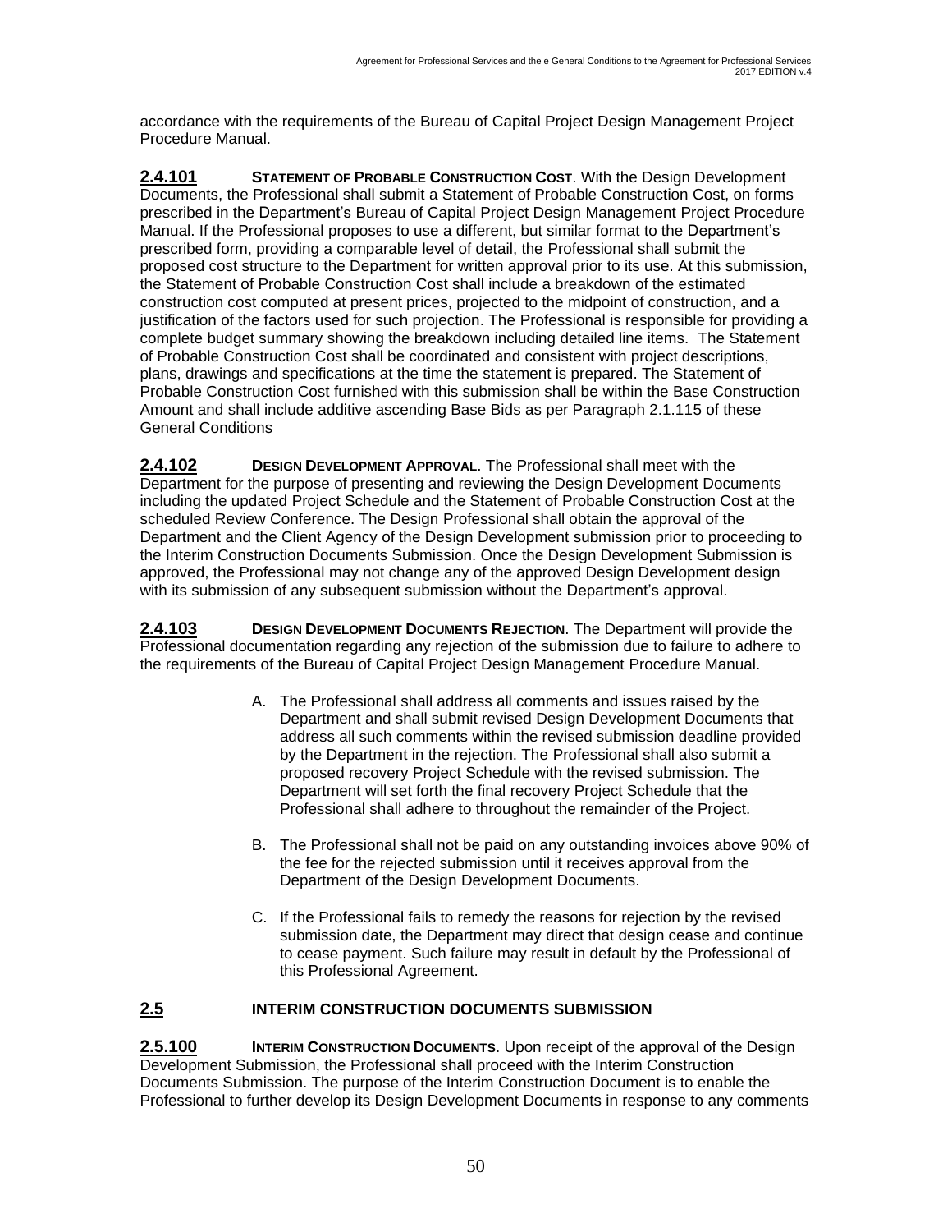accordance with the requirements of the Bureau of Capital Project Design Management Project Procedure Manual.

**2.4.101** **STATEMENT OF PROBABLE CONSTRUCTION COST**. With the Design Development Documents, the Professional shall submit a Statement of Probable Construction Cost, on forms prescribed in the Department's Bureau of Capital Project Design Management Project Procedure Manual. If the Professional proposes to use a different, but similar format to the Department's prescribed form, providing a comparable level of detail, the Professional shall submit the proposed cost structure to the Department for written approval prior to its use. At this submission, the Statement of Probable Construction Cost shall include a breakdown of the estimated construction cost computed at present prices, projected to the midpoint of construction, and a justification of the factors used for such projection. The Professional is responsible for providing a complete budget summary showing the breakdown including detailed line items. The Statement of Probable Construction Cost shall be coordinated and consistent with project descriptions, plans, drawings and specifications at the time the statement is prepared. The Statement of Probable Construction Cost furnished with this submission shall be within the Base Construction Amount and shall include additive ascending Base Bids as per Paragraph 2.1.115 of these General Conditions

**2.4.102** **DESIGN DEVELOPMENT APPROVAL**. The Professional shall meet with the Department for the purpose of presenting and reviewing the Design Development Documents including the updated Project Schedule and the Statement of Probable Construction Cost at the scheduled Review Conference. The Design Professional shall obtain the approval of the Department and the Client Agency of the Design Development submission prior to proceeding to the Interim Construction Documents Submission. Once the Design Development Submission is approved, the Professional may not change any of the approved Design Development design with its submission of any subsequent submission without the Department's approval.

**2.4.103** **DESIGN DEVELOPMENT DOCUMENTS REJECTION**. The Department will provide the Professional documentation regarding any rejection of the submission due to failure to adhere to the requirements of the Bureau of Capital Project Design Management Procedure Manual.

A. The Professional shall address all comments and issues raised by the Department and shall submit revised Design Development Documents that address all such comments within the revised submission deadline provided by the Department in the rejection. The Professional shall also submit a proposed recovery Project Schedule with the revised submission. The Department will set forth the final recovery Project Schedule that the Professional shall adhere to throughout the remainder of the Project.

B. The Professional shall not be paid on any outstanding invoices above 90% of the fee for the rejected submission until it receives approval from the Department of the Design Development Documents.

C. If the Professional fails to remedy the reasons for rejection by the revised submission date, the Department may direct that design cease and continue to cease payment. Such failure may result in default by the Professional of this Professional Agreement.

## 2.5 INTERIM CONSTRUCTION DOCUMENTS SUBMISSION

**2.5.100** **INTERIM CONSTRUCTION DOCUMENTS**. Upon receipt of the approval of the Design Development Submission, the Professional shall proceed with the Interim Construction Documents Submission. The purpose of the Interim Construction Document is to enable the Professional to further develop its Design Development Documents in response to any comments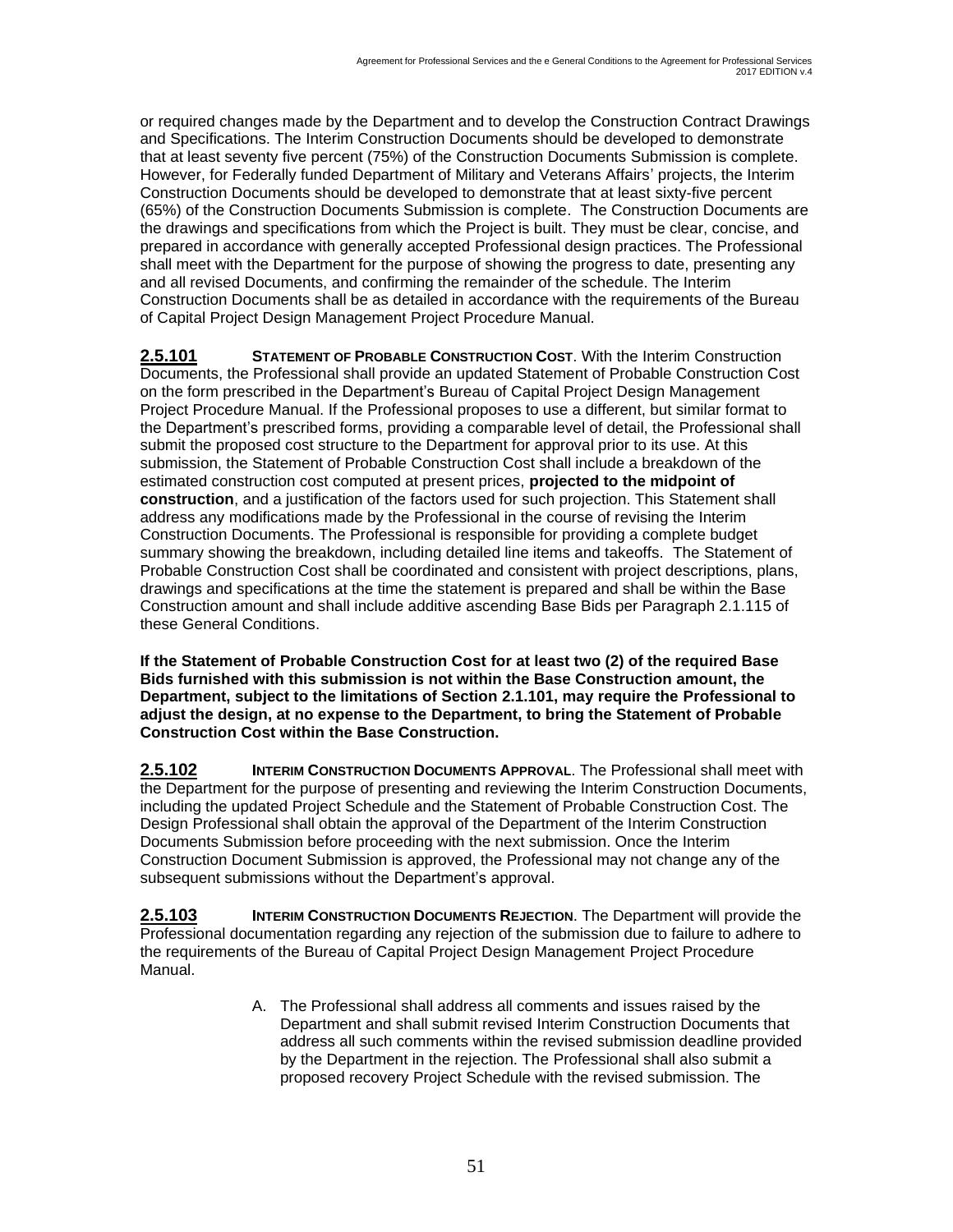or required changes made by the Department and to develop the Construction Contract Drawings and Specifications. The Interim Construction Documents should be developed to demonstrate that at least seventy five percent (75%) of the Construction Documents Submission is complete. However, for Federally funded Department of Military and Veterans Affairs' projects, the Interim Construction Documents should be developed to demonstrate that at least sixty-five percent (65%) of the Construction Documents Submission is complete. The Construction Documents are the drawings and specifications from which the Project is built. They must be clear, concise, and prepared in accordance with generally accepted Professional design practices. The Professional shall meet with the Department for the purpose of showing the progress to date, presenting any and all revised Documents, and confirming the remainder of the schedule. The Interim Construction Documents shall be as detailed in accordance with the requirements of the Bureau of Capital Project Design Management Project Procedure Manual.

**2.5.101** **STATEMENT OF PROBABLE CONSTRUCTION COST**. With the Interim Construction Documents, the Professional shall provide an updated Statement of Probable Construction Cost on the form prescribed in the Department's Bureau of Capital Project Design Management Project Procedure Manual. If the Professional proposes to use a different, but similar format to the Department's prescribed forms, providing a comparable level of detail, the Professional shall submit the proposed cost structure to the Department for approval prior to its use. At this submission, the Statement of Probable Construction Cost shall include a breakdown of the estimated construction cost computed at present prices, **projected to the midpoint of construction**, and a justification of the factors used for such projection. This Statement shall address any modifications made by the Professional in the course of revising the Interim Construction Documents. The Professional is responsible for providing a complete budget summary showing the breakdown, including detailed line items and takeoffs. The Statement of Probable Construction Cost shall be coordinated and consistent with project descriptions, plans, drawings and specifications at the time the statement is prepared and shall be within the Base Construction amount and shall include additive ascending Base Bids per Paragraph 2.1.115 of these General Conditions.

**If the Statement of Probable Construction Cost for at least two (2) of the required Base Bids furnished with this submission is not within the Base Construction amount, the Department, subject to the limitations of Section 2.1.101, may require the Professional to adjust the design, at no expense to the Department, to bring the Statement of Probable Construction Cost within the Base Construction.**

**2.5.102** **INTERIM CONSTRUCTION DOCUMENTS APPROVAL**. The Professional shall meet with the Department for the purpose of presenting and reviewing the Interim Construction Documents, including the updated Project Schedule and the Statement of Probable Construction Cost. The Design Professional shall obtain the approval of the Department of the Interim Construction Documents Submission before proceeding with the next submission. Once the Interim Construction Document Submission is approved, the Professional may not change any of the subsequent submissions without the Department's approval.

**2.5.103** **INTERIM CONSTRUCTION DOCUMENTS REJECTION**. The Department will provide the Professional documentation regarding any rejection of the submission due to failure to adhere to the requirements of the Bureau of Capital Project Design Management Project Procedure Manual.

A. The Professional shall address all comments and issues raised by the Department and shall submit revised Interim Construction Documents that address all such comments within the revised submission deadline provided by the Department in the rejection. The Professional shall also submit a proposed recovery Project Schedule with the revised submission. The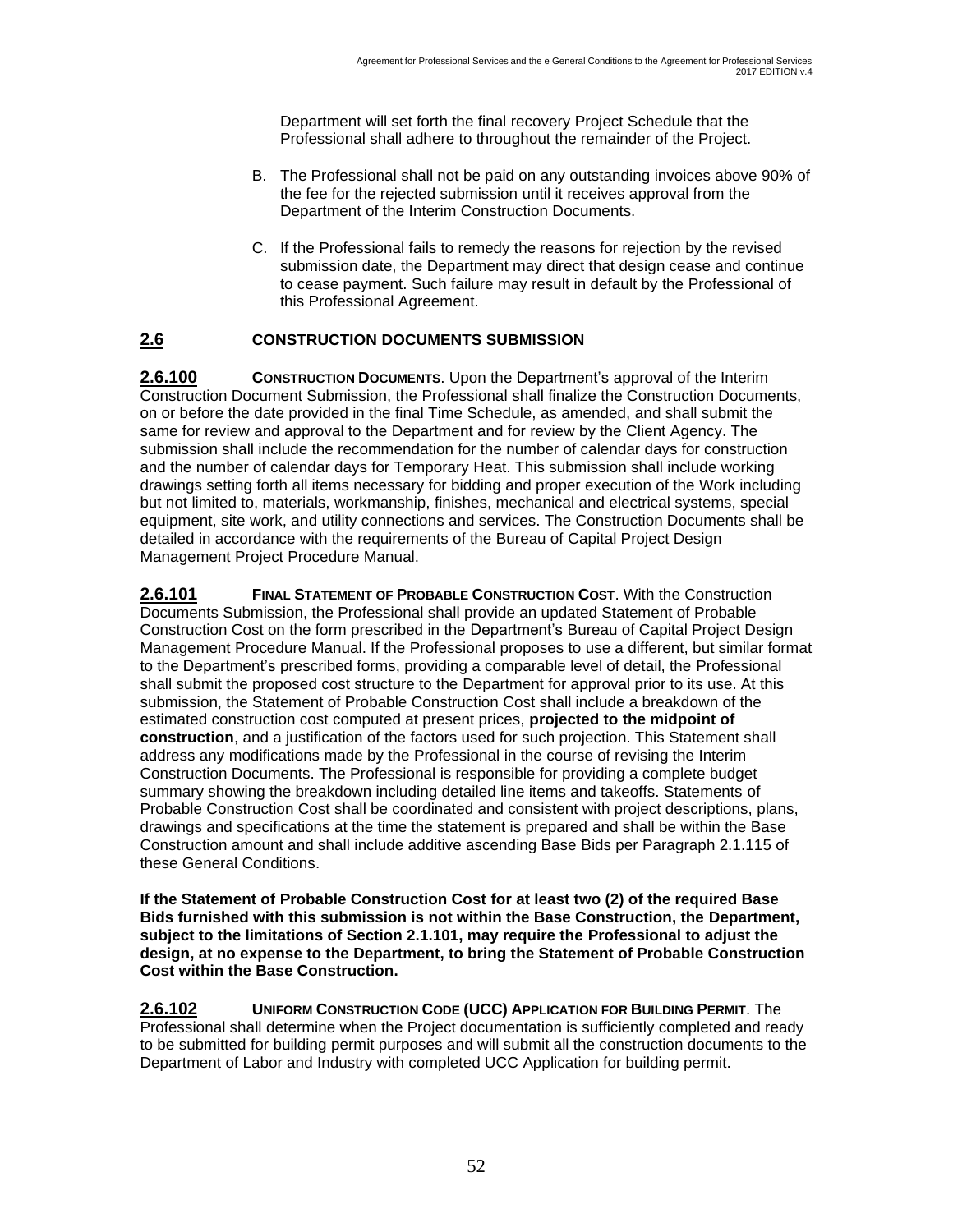Department will set forth the final recovery Project Schedule that the Professional shall adhere to throughout the remainder of the Project.

B. The Professional shall not be paid on any outstanding invoices above 90% of the fee for the rejected submission until it receives approval from the Department of the Interim Construction Documents.

C. If the Professional fails to remedy the reasons for rejection by the revised submission date, the Department may direct that design cease and continue to cease payment. Such failure may result in default by the Professional of this Professional Agreement.

## 2.6 CONSTRUCTION DOCUMENTS SUBMISSION

**2.6.100** **CONSTRUCTION DOCUMENTS**. Upon the Department's approval of the Interim Construction Document Submission, the Professional shall finalize the Construction Documents, on or before the date provided in the final Time Schedule, as amended, and shall submit the same for review and approval to the Department and for review by the Client Agency. The submission shall include the recommendation for the number of calendar days for construction and the number of calendar days for Temporary Heat. This submission shall include working drawings setting forth all items necessary for bidding and proper execution of the Work including but not limited to, materials, workmanship, finishes, mechanical and electrical systems, special equipment, site work, and utility connections and services. The Construction Documents shall be detailed in accordance with the requirements of the Bureau of Capital Project Design Management Project Procedure Manual.

**2.6.101** **FINAL STATEMENT OF PROBABLE CONSTRUCTION COST**. With the Construction Documents Submission, the Professional shall provide an updated Statement of Probable Construction Cost on the form prescribed in the Department's Bureau of Capital Project Design Management Procedure Manual. If the Professional proposes to use a different, but similar format to the Department's prescribed forms, providing a comparable level of detail, the Professional shall submit the proposed cost structure to the Department for approval prior to its use. At this submission, the Statement of Probable Construction Cost shall include a breakdown of the estimated construction cost computed at present prices, **projected to the midpoint of construction**, and a justification of the factors used for such projection. This Statement shall address any modifications made by the Professional in the course of revising the Interim Construction Documents. The Professional is responsible for providing a complete budget summary showing the breakdown including detailed line items and takeoffs. Statements of Probable Construction Cost shall be coordinated and consistent with project descriptions, plans, drawings and specifications at the time the statement is prepared and shall be within the Base Construction amount and shall include additive ascending Base Bids per Paragraph 2.1.115 of these General Conditions.

**If the Statement of Probable Construction Cost for at least two (2) of the required Base Bids furnished with this submission is not within the Base Construction, the Department, subject to the limitations of Section 2.1.101, may require the Professional to adjust the design, at no expense to the Department, to bring the Statement of Probable Construction Cost within the Base Construction.**

**2.6.102** **UNIFORM CONSTRUCTION CODE (UCC) APPLICATION FOR BUILDING PERMIT**. The Professional shall determine when the Project documentation is sufficiently completed and ready to be submitted for building permit purposes and will submit all the construction documents to the Department of Labor and Industry with completed UCC Application for building permit.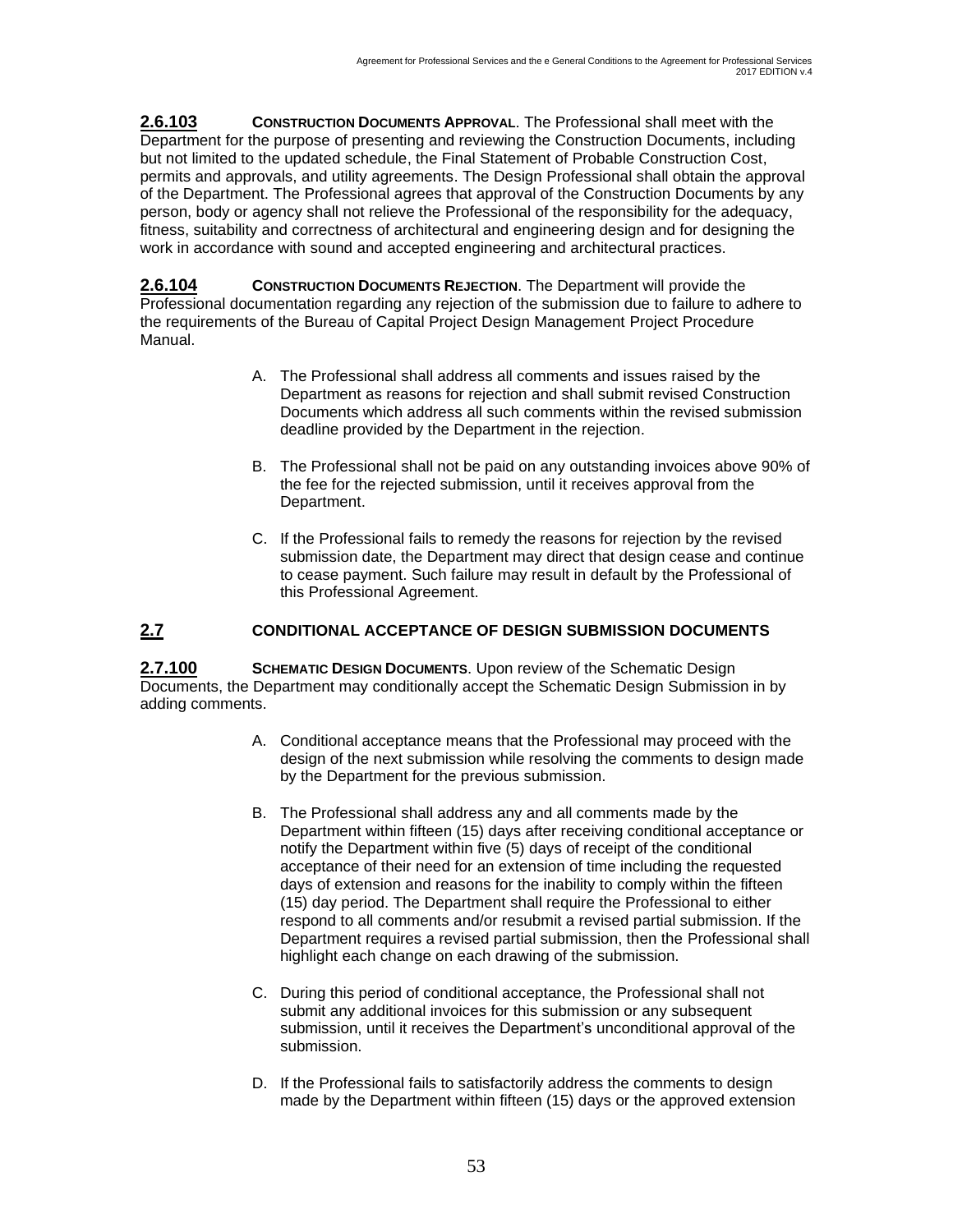**2.6.103** **CONSTRUCTION DOCUMENTS APPROVAL**. The Professional shall meet with the Department for the purpose of presenting and reviewing the Construction Documents, including but not limited to the updated schedule, the Final Statement of Probable Construction Cost, permits and approvals, and utility agreements. The Design Professional shall obtain the approval of the Department. The Professional agrees that approval of the Construction Documents by any person, body or agency shall not relieve the Professional of the responsibility for the adequacy, fitness, suitability and correctness of architectural and engineering design and for designing the work in accordance with sound and accepted engineering and architectural practices.

**2.6.104** **CONSTRUCTION DOCUMENTS REJECTION**. The Department will provide the Professional documentation regarding any rejection of the submission due to failure to adhere to the requirements of the Bureau of Capital Project Design Management Project Procedure Manual.

A. The Professional shall address all comments and issues raised by the Department as reasons for rejection and shall submit revised Construction Documents which address all such comments within the revised submission deadline provided by the Department in the rejection.

B. The Professional shall not be paid on any outstanding invoices above 90% of the fee for the rejected submission, until it receives approval from the Department.

C. If the Professional fails to remedy the reasons for rejection by the revised submission date, the Department may direct that design cease and continue to cease payment. Such failure may result in default by the Professional of this Professional Agreement.

## 2.7 CONDITIONAL ACCEPTANCE OF DESIGN SUBMISSION DOCUMENTS

**2.7.100** **SCHEMATIC DESIGN DOCUMENTS**. Upon review of the Schematic Design Documents, the Department may conditionally accept the Schematic Design Submission in by adding comments.

A. Conditional acceptance means that the Professional may proceed with the design of the next submission while resolving the comments to design made by the Department for the previous submission.

B. The Professional shall address any and all comments made by the Department within fifteen (15) days after receiving conditional acceptance or notify the Department within five (5) days of receipt of the conditional acceptance of their need for an extension of time including the requested days of extension and reasons for the inability to comply within the fifteen (15) day period. The Department shall require the Professional to either respond to all comments and/or resubmit a revised partial submission. If the Department requires a revised partial submission, then the Professional shall highlight each change on each drawing of the submission.

C. During this period of conditional acceptance, the Professional shall not submit any additional invoices for this submission or any subsequent submission, until it receives the Department's unconditional approval of the submission.

D. If the Professional fails to satisfactorily address the comments to design made by the Department within fifteen (15) days or the approved extension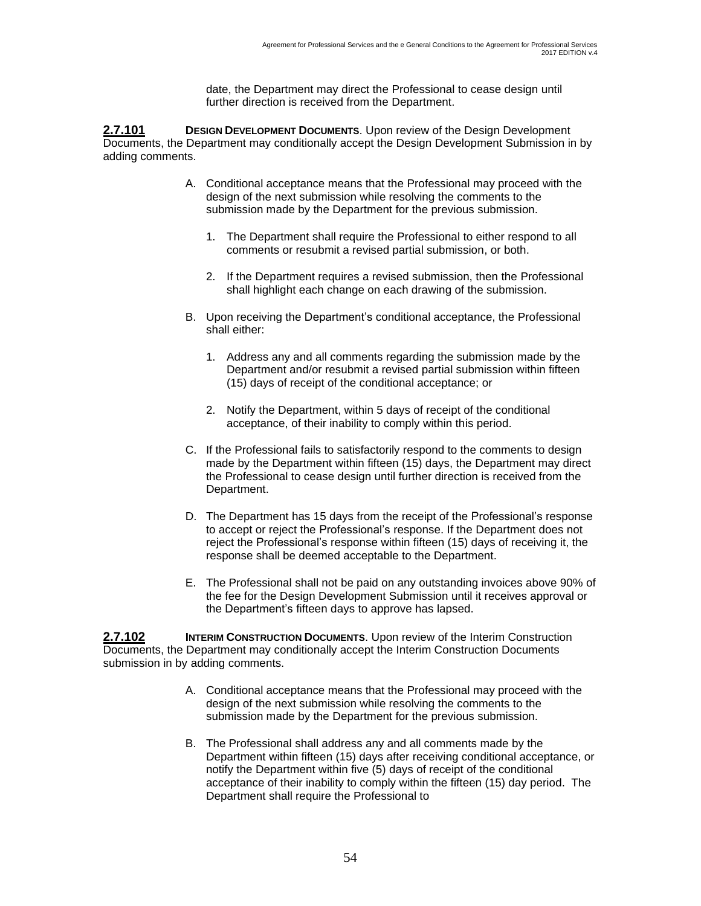date, the Department may direct the Professional to cease design until further direction is received from the Department.

**2.7.101** **DESIGN DEVELOPMENT DOCUMENTS**. Upon review of the Design Development Documents, the Department may conditionally accept the Design Development Submission in by adding comments.

A. Conditional acceptance means that the Professional may proceed with the design of the next submission while resolving the comments to the submission made by the Department for the previous submission.

   1. The Department shall require the Professional to either respond to all comments or resubmit a revised partial submission, or both.

   2. If the Department requires a revised submission, then the Professional shall highlight each change on each drawing of the submission.

B. Upon receiving the Department's conditional acceptance, the Professional shall either:

   1. Address any and all comments regarding the submission made by the Department and/or resubmit a revised partial submission within fifteen (15) days of receipt of the conditional acceptance; or

   2. Notify the Department, within 5 days of receipt of the conditional acceptance, of their inability to comply within this period.

C. If the Professional fails to satisfactorily respond to the comments to design made by the Department within fifteen (15) days, the Department may direct the Professional to cease design until further direction is received from the Department.

D. The Department has 15 days from the receipt of the Professional's response to accept or reject the Professional's response. If the Department does not reject the Professional's response within fifteen (15) days of receiving it, the response shall be deemed acceptable to the Department.

E. The Professional shall not be paid on any outstanding invoices above 90% of the fee for the Design Development Submission until it receives approval or the Department's fifteen days to approve has lapsed.

**2.7.102** **INTERIM CONSTRUCTION DOCUMENTS**. Upon review of the Interim Construction Documents, the Department may conditionally accept the Interim Construction Documents submission in by adding comments.

A. Conditional acceptance means that the Professional may proceed with the design of the next submission while resolving the comments to the submission made by the Department for the previous submission.

B. The Professional shall address any and all comments made by the Department within fifteen (15) days after receiving conditional acceptance, or notify the Department within five (5) days of receipt of the conditional acceptance of their inability to comply within the fifteen (15) day period. The Department shall require the Professional to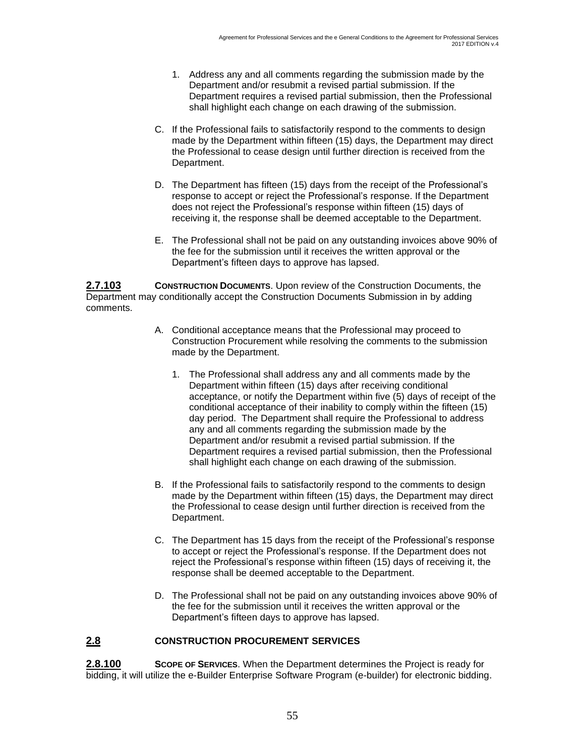1. Address any and all comments regarding the submission made by the Department and/or resubmit a revised partial submission. If the Department requires a revised partial submission, then the Professional shall highlight each change on each drawing of the submission.

C. If the Professional fails to satisfactorily respond to the comments to design made by the Department within fifteen (15) days, the Department may direct the Professional to cease design until further direction is received from the Department.

D. The Department has fifteen (15) days from the receipt of the Professional's response to accept or reject the Professional's response. If the Department does not reject the Professional's response within fifteen (15) days of receiving it, the response shall be deemed acceptable to the Department.

E. The Professional shall not be paid on any outstanding invoices above 90% of the fee for the submission until it receives the written approval or the Department's fifteen days to approve has lapsed.

**2.7.103** **CONSTRUCTION DOCUMENTS**. Upon review of the Construction Documents, the Department may conditionally accept the Construction Documents Submission in by adding comments.

A. Conditional acceptance means that the Professional may proceed to Construction Procurement while resolving the comments to the submission made by the Department.

1. The Professional shall address any and all comments made by the Department within fifteen (15) days after receiving conditional acceptance, or notify the Department within five (5) days of receipt of the conditional acceptance of their inability to comply within the fifteen (15) day period. The Department shall require the Professional to address any and all comments regarding the submission made by the Department and/or resubmit a revised partial submission. If the Department requires a revised partial submission, then the Professional shall highlight each change on each drawing of the submission.

B. If the Professional fails to satisfactorily respond to the comments to design made by the Department within fifteen (15) days, the Department may direct the Professional to cease design until further direction is received from the Department.

C. The Department has 15 days from the receipt of the Professional's response to accept or reject the Professional's response. If the Department does not reject the Professional's response within fifteen (15) days of receiving it, the response shall be deemed acceptable to the Department.

D. The Professional shall not be paid on any outstanding invoices above 90% of the fee for the submission until it receives the written approval or the Department's fifteen days to approve has lapsed.

## 2.8 CONSTRUCTION PROCUREMENT SERVICES

**2.8.100** **SCOPE OF SERVICES**. When the Department determines the Project is ready for bidding, it will utilize the e-Builder Enterprise Software Program (e-builder) for electronic bidding.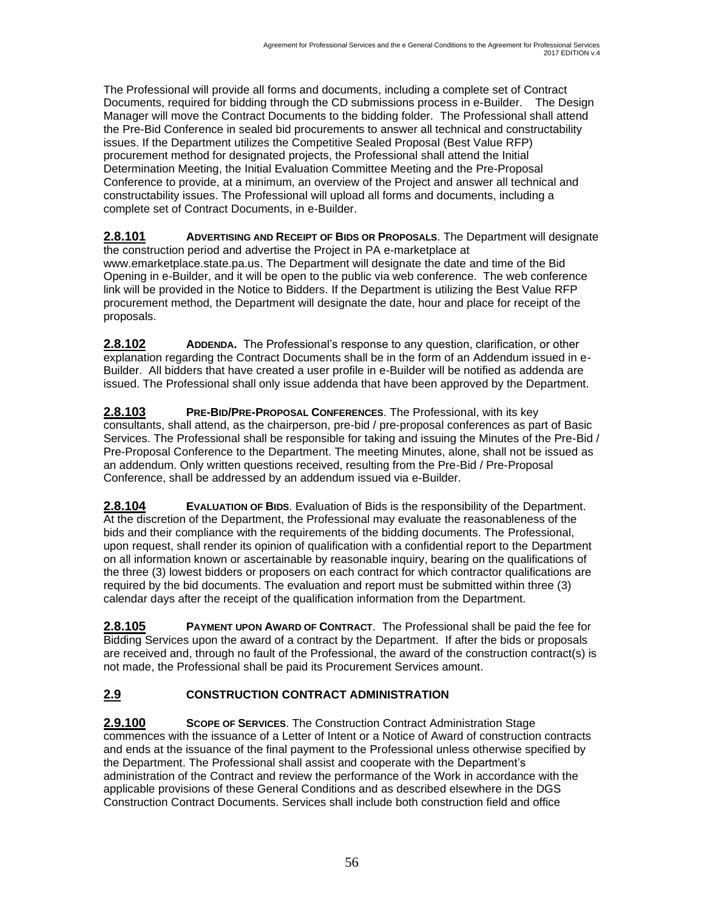The Professional will provide all forms and documents, including a complete set of Contract Documents, required for bidding through the CD submissions process in e-Builder. The Design Manager will move the Contract Documents to the bidding folder. The Professional shall attend the Pre-Bid Conference in sealed bid procurements to answer all technical and constructability issues. If the Department utilizes the Competitive Sealed Proposal (Best Value RFP) procurement method for designated projects, the Professional shall attend the Initial Determination Meeting, the Initial Evaluation Committee Meeting and the Pre-Proposal Conference to provide, at a minimum, an overview of the Project and answer all technical and constructability issues. The Professional will upload all forms and documents, including a complete set of Contract Documents, in e-Builder.

**2.8.101** **ADVERTISING AND RECEIPT OF BIDS OR PROPOSALS**. The Department will designate the construction period and advertise the Project in PA e-marketplace at www.emarketplace.state.pa.us. The Department will designate the date and time of the Bid Opening in e-Builder, and it will be open to the public via web conference. The web conference link will be provided in the Notice to Bidders. If the Department is utilizing the Best Value RFP procurement method, the Department will designate the date, hour and place for receipt of the proposals.

**2.8.102** **ADDENDA.** The Professional's response to any question, clarification, or other explanation regarding the Contract Documents shall be in the form of an Addendum issued in e-Builder. All bidders that have created a user profile in e-Builder will be notified as addenda are issued. The Professional shall only issue addenda that have been approved by the Department.

**2.8.103** **PRE-BID/PRE-PROPOSAL CONFERENCES**. The Professional, with its key consultants, shall attend, as the chairperson, pre-bid / pre-proposal conferences as part of Basic Services. The Professional shall be responsible for taking and issuing the Minutes of the Pre-Bid / Pre-Proposal Conference to the Department. The meeting Minutes, alone, shall not be issued as an addendum. Only written questions received, resulting from the Pre-Bid / Pre-Proposal Conference, shall be addressed by an addendum issued via e-Builder.

**2.8.104** **EVALUATION OF BIDS**. Evaluation of Bids is the responsibility of the Department. At the discretion of the Department, the Professional may evaluate the reasonableness of the bids and their compliance with the requirements of the bidding documents. The Professional, upon request, shall render its opinion of qualification with a confidential report to the Department on all information known or ascertainable by reasonable inquiry, bearing on the qualifications of the three (3) lowest bidders or proposers on each contract for which contractor qualifications are required by the bid documents. The evaluation and report must be submitted within three (3) calendar days after the receipt of the qualification information from the Department.

**2.8.105** **PAYMENT UPON AWARD OF CONTRACT**. The Professional shall be paid the fee for Bidding Services upon the award of a contract by the Department. If after the bids or proposals are received and, through no fault of the Professional, the award of the construction contract(s) is not made, the Professional shall be paid its Procurement Services amount.

## 2.9 CONSTRUCTION CONTRACT ADMINISTRATION

**2.9.100** **SCOPE OF SERVICES**. The Construction Contract Administration Stage commences with the issuance of a Letter of Intent or a Notice of Award of construction contracts and ends at the issuance of the final payment to the Professional unless otherwise specified by the Department. The Professional shall assist and cooperate with the Department's administration of the Contract and review the performance of the Work in accordance with the applicable provisions of these General Conditions and as described elsewhere in the DGS Construction Contract Documents. Services shall include both construction field and office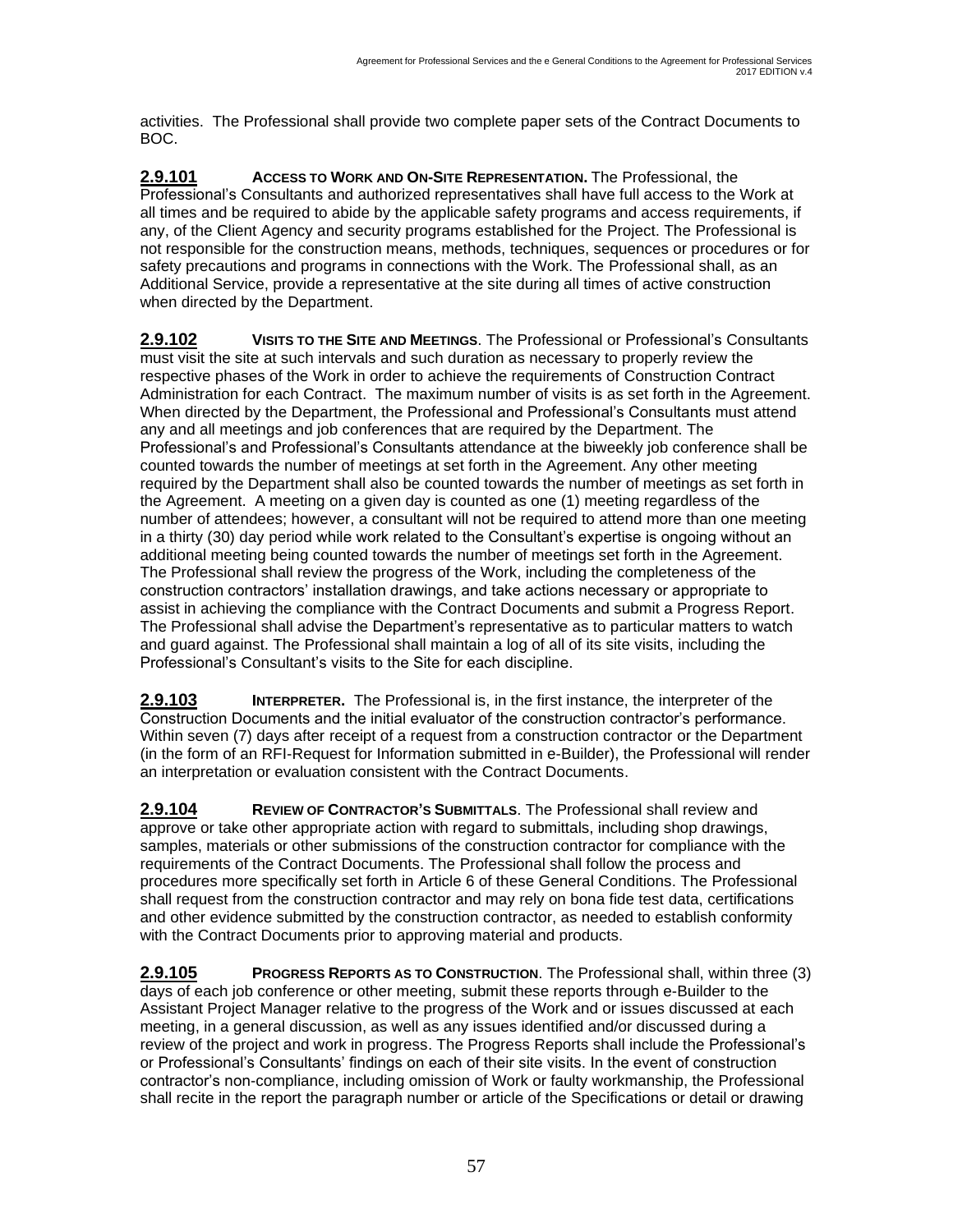activities. The Professional shall provide two complete paper sets of the Contract Documents to BOC.

**2.9.101** **ACCESS TO WORK AND ON-SITE REPRESENTATION.** The Professional, the Professional's Consultants and authorized representatives shall have full access to the Work at all times and be required to abide by the applicable safety programs and access requirements, if any, of the Client Agency and security programs established for the Project. The Professional is not responsible for the construction means, methods, techniques, sequences or procedures or for safety precautions and programs in connections with the Work. The Professional shall, as an Additional Service, provide a representative at the site during all times of active construction when directed by the Department.

**2.9.102** **VISITS TO THE SITE AND MEETINGS**. The Professional or Professional's Consultants must visit the site at such intervals and such duration as necessary to properly review the respective phases of the Work in order to achieve the requirements of Construction Contract Administration for each Contract. The maximum number of visits is as set forth in the Agreement. When directed by the Department, the Professional and Professional's Consultants must attend any and all meetings and job conferences that are required by the Department. The Professional's and Professional's Consultants attendance at the biweekly job conference shall be counted towards the number of meetings at set forth in the Agreement. Any other meeting required by the Department shall also be counted towards the number of meetings as set forth in the Agreement. A meeting on a given day is counted as one (1) meeting regardless of the number of attendees; however, a consultant will not be required to attend more than one meeting in a thirty (30) day period while work related to the Consultant's expertise is ongoing without an additional meeting being counted towards the number of meetings set forth in the Agreement. The Professional shall review the progress of the Work, including the completeness of the construction contractors' installation drawings, and take actions necessary or appropriate to assist in achieving the compliance with the Contract Documents and submit a Progress Report. The Professional shall advise the Department's representative as to particular matters to watch and guard against. The Professional shall maintain a log of all of its site visits, including the Professional's Consultant's visits to the Site for each discipline.

**2.9.103** **INTERPRETER.** The Professional is, in the first instance, the interpreter of the Construction Documents and the initial evaluator of the construction contractor's performance. Within seven (7) days after receipt of a request from a construction contractor or the Department (in the form of an RFI-Request for Information submitted in e-Builder), the Professional will render an interpretation or evaluation consistent with the Contract Documents.

**2.9.104** **REVIEW OF CONTRACTOR'S SUBMITTALS**. The Professional shall review and approve or take other appropriate action with regard to submittals, including shop drawings, samples, materials or other submissions of the construction contractor for compliance with the requirements of the Contract Documents. The Professional shall follow the process and procedures more specifically set forth in Article 6 of these General Conditions. The Professional shall request from the construction contractor and may rely on bona fide test data, certifications and other evidence submitted by the construction contractor, as needed to establish conformity with the Contract Documents prior to approving material and products.

**2.9.105** **PROGRESS REPORTS AS TO CONSTRUCTION**. The Professional shall, within three (3) days of each job conference or other meeting, submit these reports through e-Builder to the Assistant Project Manager relative to the progress of the Work and or issues discussed at each meeting, in a general discussion, as well as any issues identified and/or discussed during a review of the project and work in progress. The Progress Reports shall include the Professional's or Professional's Consultants' findings on each of their site visits. In the event of construction contractor's non-compliance, including omission of Work or faulty workmanship, the Professional shall recite in the report the paragraph number or article of the Specifications or detail or drawing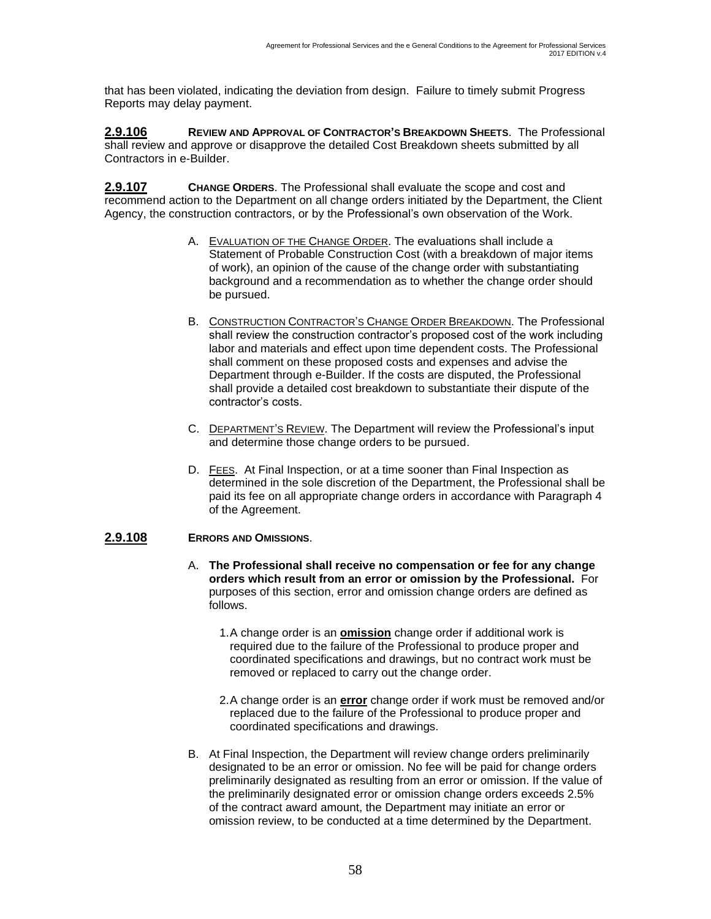that has been violated, indicating the deviation from design. Failure to timely submit Progress Reports may delay payment.

**2.9.106** **REVIEW AND APPROVAL OF CONTRACTOR'S BREAKDOWN SHEETS**. The Professional shall review and approve or disapprove the detailed Cost Breakdown sheets submitted by all Contractors in e-Builder.

**2.9.107** **CHANGE ORDERS**. The Professional shall evaluate the scope and cost and recommend action to the Department on all change orders initiated by the Department, the Client Agency, the construction contractors, or by the Professional's own observation of the Work.

A. EVALUATION OF THE CHANGE ORDER. The evaluations shall include a Statement of Probable Construction Cost (with a breakdown of major items of work), an opinion of the cause of the change order with substantiating background and a recommendation as to whether the change order should be pursued.

B. CONSTRUCTION CONTRACTOR'S CHANGE ORDER BREAKDOWN. The Professional shall review the construction contractor's proposed cost of the work including labor and materials and effect upon time dependent costs. The Professional shall comment on these proposed costs and expenses and advise the Department through e-Builder. If the costs are disputed, the Professional shall provide a detailed cost breakdown to substantiate their dispute of the contractor's costs.

C. DEPARTMENT'S REVIEW. The Department will review the Professional's input and determine those change orders to be pursued.

D. FEES. At Final Inspection, or at a time sooner than Final Inspection as determined in the sole discretion of the Department, the Professional shall be paid its fee on all appropriate change orders in accordance with Paragraph 4 of the Agreement.

**2.9.108** **ERRORS AND OMISSIONS**.

A. **The Professional shall receive no compensation or fee for any change orders which result from an error or omission by the Professional.** For purposes of this section, error and omission change orders are defined as follows.

1. A change order is an **omission** change order if additional work is required due to the failure of the Professional to produce proper and coordinated specifications and drawings, but no contract work must be removed or replaced to carry out the change order.

2. A change order is an **error** change order if work must be removed and/or replaced due to the failure of the Professional to produce proper and coordinated specifications and drawings.

B. At Final Inspection, the Department will review change orders preliminarily designated to be an error or omission. No fee will be paid for change orders preliminarily designated as resulting from an error or omission. If the value of the preliminarily designated error or omission change orders exceeds 2.5% of the contract award amount, the Department may initiate an error or omission review, to be conducted at a time determined by the Department.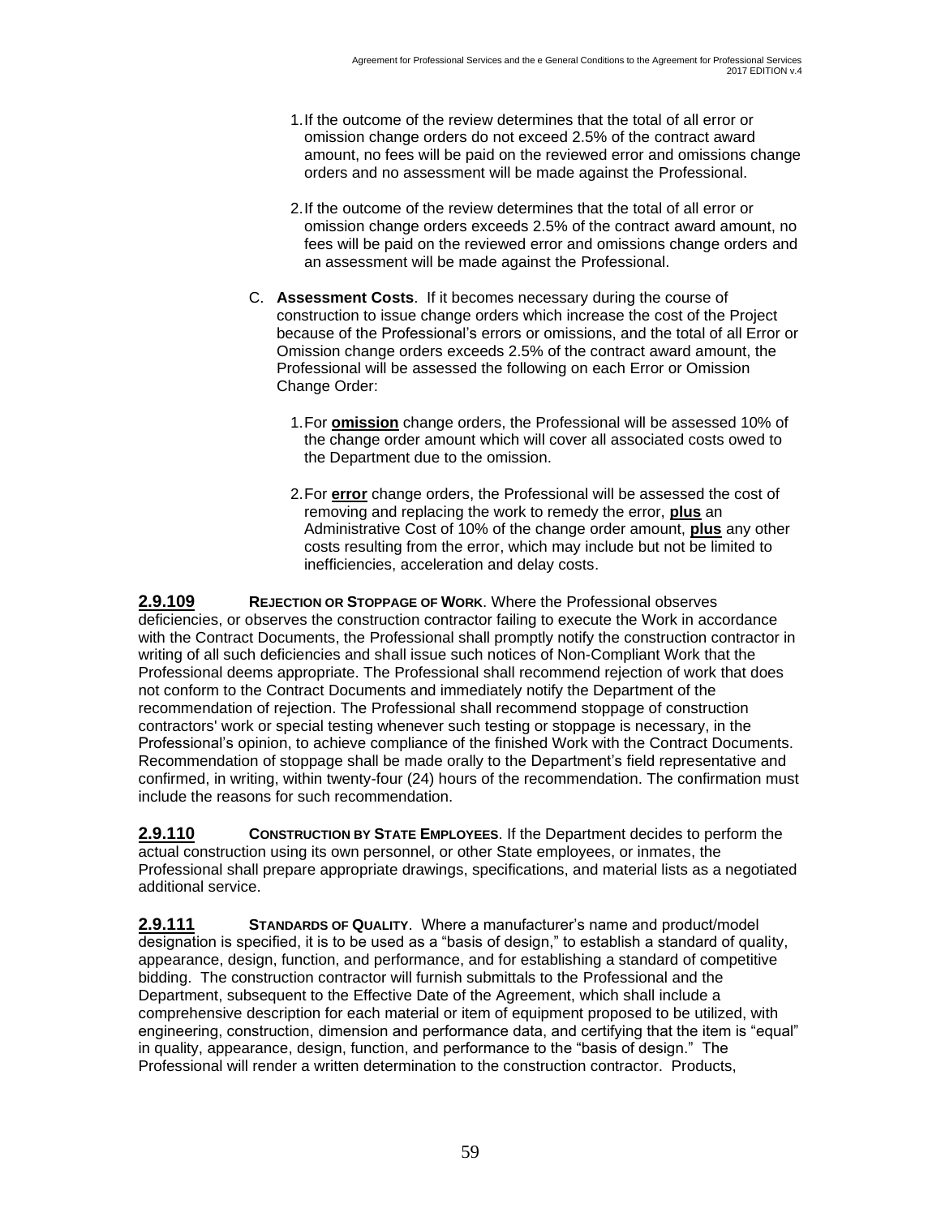1. If the outcome of the review determines that the total of all error or omission change orders do not exceed 2.5% of the contract award amount, no fees will be paid on the reviewed error and omissions change orders and no assessment will be made against the Professional.

2. If the outcome of the review determines that the total of all error or omission change orders exceeds 2.5% of the contract award amount, no fees will be paid on the reviewed error and omissions change orders and an assessment will be made against the Professional.

C. **Assessment Costs**. If it becomes necessary during the course of construction to issue change orders which increase the cost of the Project because of the Professional's errors or omissions, and the total of all Error or Omission change orders exceeds 2.5% of the contract award amount, the Professional will be assessed the following on each Error or Omission Change Order:

1. For **omission** change orders, the Professional will be assessed 10% of the change order amount which will cover all associated costs owed to the Department due to the omission.

2. For **error** change orders, the Professional will be assessed the cost of removing and replacing the work to remedy the error, **plus** an Administrative Cost of 10% of the change order amount, **plus** any other costs resulting from the error, which may include but not be limited to inefficiencies, acceleration and delay costs.

**2.9.109 REJECTION OR STOPPAGE OF WORK**. Where the Professional observes deficiencies, or observes the construction contractor failing to execute the Work in accordance with the Contract Documents, the Professional shall promptly notify the construction contractor in writing of all such deficiencies and shall issue such notices of Non-Compliant Work that the Professional deems appropriate. The Professional shall recommend rejection of work that does not conform to the Contract Documents and immediately notify the Department of the recommendation of rejection. The Professional shall recommend stoppage of construction contractors' work or special testing whenever such testing or stoppage is necessary, in the Professional's opinion, to achieve compliance of the finished Work with the Contract Documents. Recommendation of stoppage shall be made orally to the Department's field representative and confirmed, in writing, within twenty-four (24) hours of the recommendation. The confirmation must include the reasons for such recommendation.

**2.9.110 CONSTRUCTION BY STATE EMPLOYEES**. If the Department decides to perform the actual construction using its own personnel, or other State employees, or inmates, the Professional shall prepare appropriate drawings, specifications, and material lists as a negotiated additional service.

**2.9.111 STANDARDS OF QUALITY**. Where a manufacturer's name and product/model designation is specified, it is to be used as a "basis of design," to establish a standard of quality, appearance, design, function, and performance, and for establishing a standard of competitive bidding. The construction contractor will furnish submittals to the Professional and the Department, subsequent to the Effective Date of the Agreement, which shall include a comprehensive description for each material or item of equipment proposed to be utilized, with engineering, construction, dimension and performance data, and certifying that the item is "equal" in quality, appearance, design, function, and performance to the "basis of design." The Professional will render a written determination to the construction contractor. Products,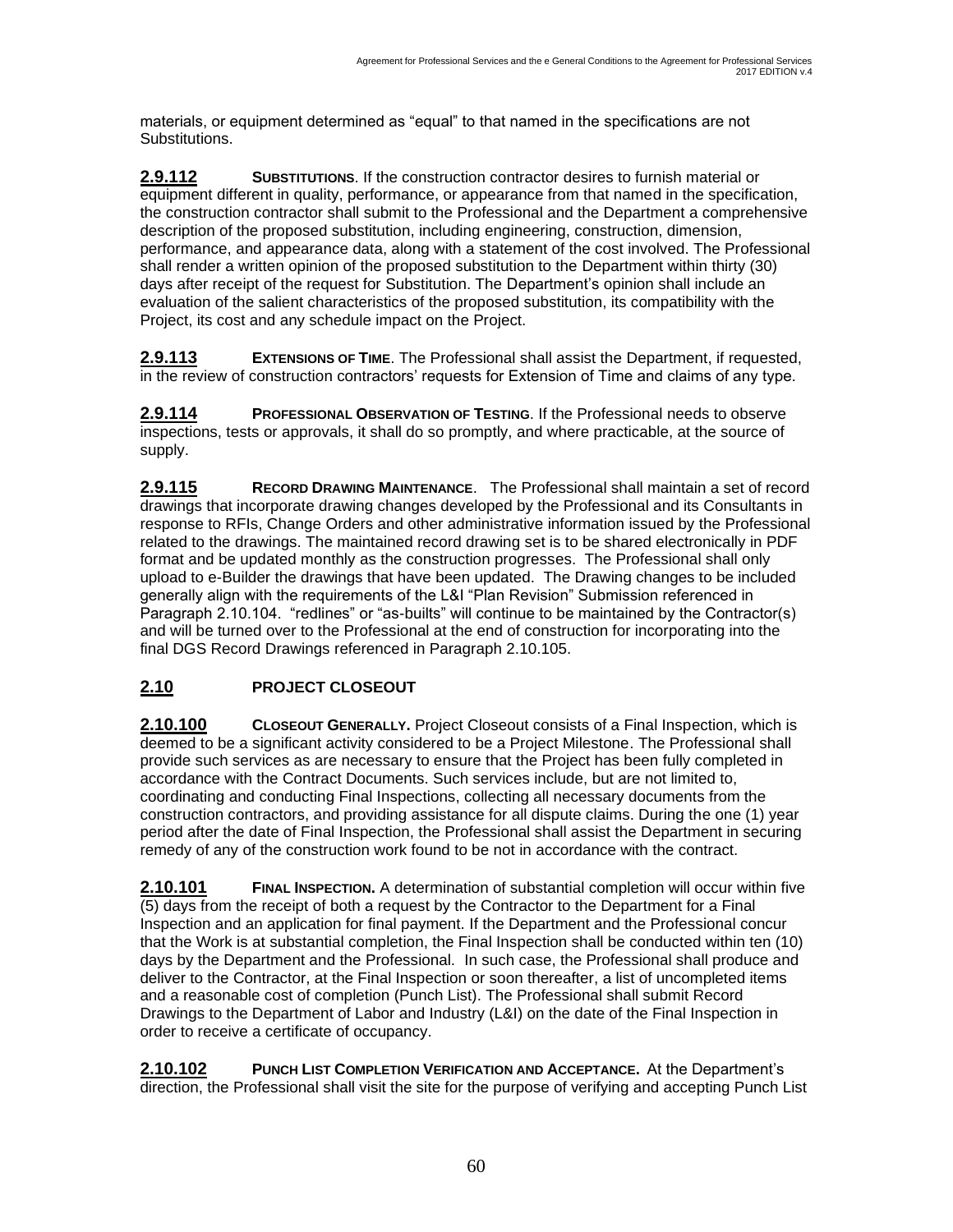materials, or equipment determined as "equal" to that named in the specifications are not Substitutions.

**2.9.112** **SUBSTITUTIONS**. If the construction contractor desires to furnish material or equipment different in quality, performance, or appearance from that named in the specification, the construction contractor shall submit to the Professional and the Department a comprehensive description of the proposed substitution, including engineering, construction, dimension, performance, and appearance data, along with a statement of the cost involved. The Professional shall render a written opinion of the proposed substitution to the Department within thirty (30) days after receipt of the request for Substitution. The Department's opinion shall include an evaluation of the salient characteristics of the proposed substitution, its compatibility with the Project, its cost and any schedule impact on the Project.

**2.9.113** **EXTENSIONS OF TIME**. The Professional shall assist the Department, if requested, in the review of construction contractors' requests for Extension of Time and claims of any type.

**2.9.114** **PROFESSIONAL OBSERVATION OF TESTING**. If the Professional needs to observe inspections, tests or approvals, it shall do so promptly, and where practicable, at the source of supply.

**2.9.115** **RECORD DRAWING MAINTENANCE**. The Professional shall maintain a set of record drawings that incorporate drawing changes developed by the Professional and its Consultants in response to RFIs, Change Orders and other administrative information issued by the Professional related to the drawings. The maintained record drawing set is to be shared electronically in PDF format and be updated monthly as the construction progresses. The Professional shall only upload to e-Builder the drawings that have been updated. The Drawing changes to be included generally align with the requirements of the L&I "Plan Revision" Submission referenced in Paragraph 2.10.104. "redlines" or "as-builts" will continue to be maintained by the Contractor(s) and will be turned over to the Professional at the end of construction for incorporating into the final DGS Record Drawings referenced in Paragraph 2.10.105.

## 2.10 PROJECT CLOSEOUT

**2.10.100** **CLOSEOUT GENERALLY.** Project Closeout consists of a Final Inspection, which is deemed to be a significant activity considered to be a Project Milestone. The Professional shall provide such services as are necessary to ensure that the Project has been fully completed in accordance with the Contract Documents. Such services include, but are not limited to, coordinating and conducting Final Inspections, collecting all necessary documents from the construction contractors, and providing assistance for all dispute claims. During the one (1) year period after the date of Final Inspection, the Professional shall assist the Department in securing remedy of any of the construction work found to be not in accordance with the contract.

**2.10.101** **FINAL INSPECTION.** A determination of substantial completion will occur within five (5) days from the receipt of both a request by the Contractor to the Department for a Final Inspection and an application for final payment. If the Department and the Professional concur that the Work is at substantial completion, the Final Inspection shall be conducted within ten (10) days by the Department and the Professional. In such case, the Professional shall produce and deliver to the Contractor, at the Final Inspection or soon thereafter, a list of uncompleted items and a reasonable cost of completion (Punch List). The Professional shall submit Record Drawings to the Department of Labor and Industry (L&I) on the date of the Final Inspection in order to receive a certificate of occupancy.

**2.10.102** **PUNCH LIST COMPLETION VERIFICATION AND ACCEPTANCE.** At the Department's direction, the Professional shall visit the site for the purpose of verifying and accepting Punch List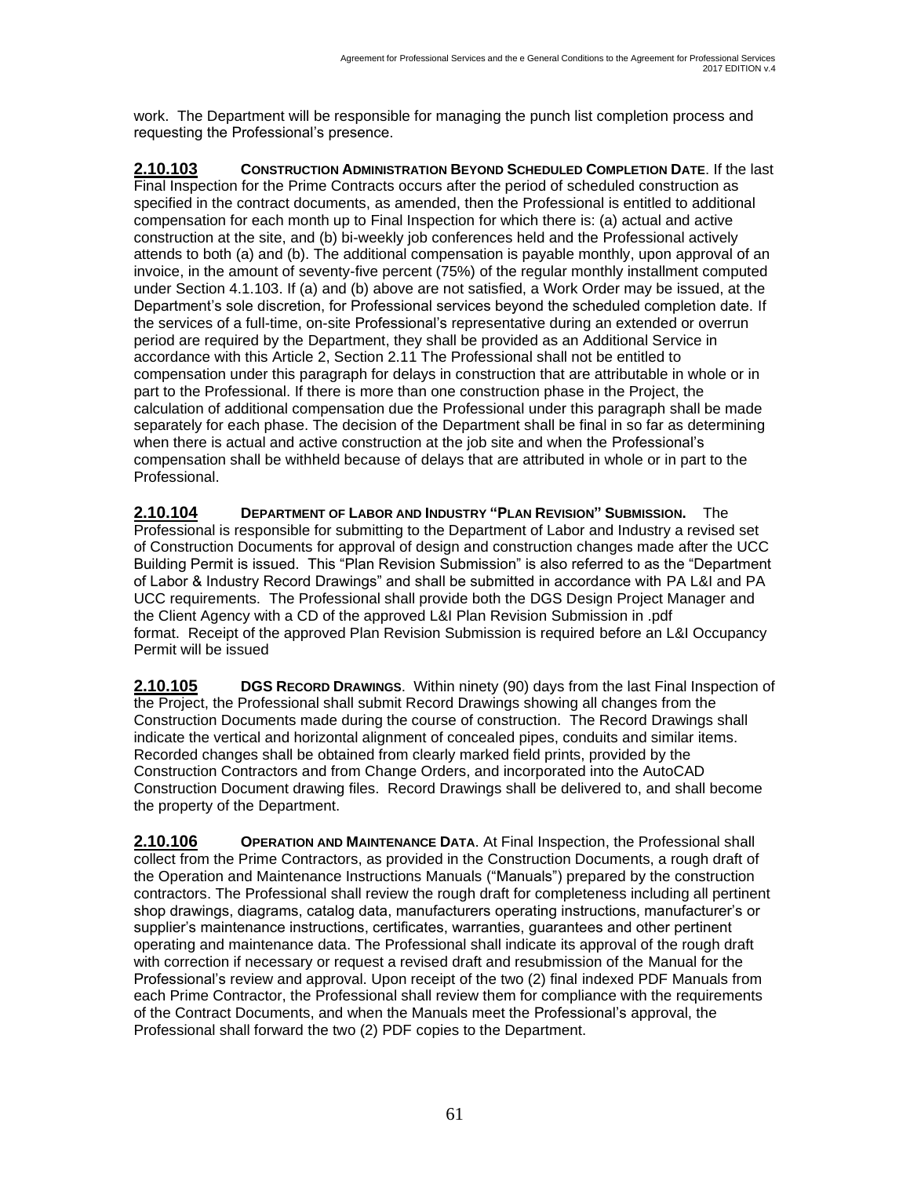work. The Department will be responsible for managing the punch list completion process and requesting the Professional's presence.

**2.10.103 CONSTRUCTION ADMINISTRATION BEYOND SCHEDULED COMPLETION DATE**. If the last Final Inspection for the Prime Contracts occurs after the period of scheduled construction as specified in the contract documents, as amended, then the Professional is entitled to additional compensation for each month up to Final Inspection for which there is: (a) actual and active construction at the site, and (b) bi-weekly job conferences held and the Professional actively attends to both (a) and (b). The additional compensation is payable monthly, upon approval of an invoice, in the amount of seventy-five percent (75%) of the regular monthly installment computed under Section 4.1.103. If (a) and (b) above are not satisfied, a Work Order may be issued, at the Department's sole discretion, for Professional services beyond the scheduled completion date. If the services of a full-time, on-site Professional's representative during an extended or overrun period are required by the Department, they shall be provided as an Additional Service in accordance with this Article 2, Section 2.11 The Professional shall not be entitled to compensation under this paragraph for delays in construction that are attributable in whole or in part to the Professional. If there is more than one construction phase in the Project, the calculation of additional compensation due the Professional under this paragraph shall be made separately for each phase. The decision of the Department shall be final in so far as determining when there is actual and active construction at the job site and when the Professional's compensation shall be withheld because of delays that are attributed in whole or in part to the Professional.

**2.10.104 DEPARTMENT OF LABOR AND INDUSTRY "PLAN REVISION" SUBMISSION.** The Professional is responsible for submitting to the Department of Labor and Industry a revised set of Construction Documents for approval of design and construction changes made after the UCC Building Permit is issued. This "Plan Revision Submission" is also referred to as the "Department of Labor & Industry Record Drawings" and shall be submitted in accordance with PA L&I and PA UCC requirements. The Professional shall provide both the DGS Design Project Manager and the Client Agency with a CD of the approved L&I Plan Revision Submission in .pdf format. Receipt of the approved Plan Revision Submission is required before an L&I Occupancy Permit will be issued

**2.10.105 DGS RECORD DRAWINGS**. Within ninety (90) days from the last Final Inspection of the Project, the Professional shall submit Record Drawings showing all changes from the Construction Documents made during the course of construction. The Record Drawings shall indicate the vertical and horizontal alignment of concealed pipes, conduits and similar items. Recorded changes shall be obtained from clearly marked field prints, provided by the Construction Contractors and from Change Orders, and incorporated into the AutoCAD Construction Document drawing files. Record Drawings shall be delivered to, and shall become the property of the Department.

**2.10.106 OPERATION AND MAINTENANCE DATA**. At Final Inspection, the Professional shall collect from the Prime Contractors, as provided in the Construction Documents, a rough draft of the Operation and Maintenance Instructions Manuals ("Manuals") prepared by the construction contractors. The Professional shall review the rough draft for completeness including all pertinent shop drawings, diagrams, catalog data, manufacturers operating instructions, manufacturer's or supplier's maintenance instructions, certificates, warranties, guarantees and other pertinent operating and maintenance data. The Professional shall indicate its approval of the rough draft with correction if necessary or request a revised draft and resubmission of the Manual for the Professional's review and approval. Upon receipt of the two (2) final indexed PDF Manuals from each Prime Contractor, the Professional shall review them for compliance with the requirements of the Contract Documents, and when the Manuals meet the Professional's approval, the Professional shall forward the two (2) PDF copies to the Department.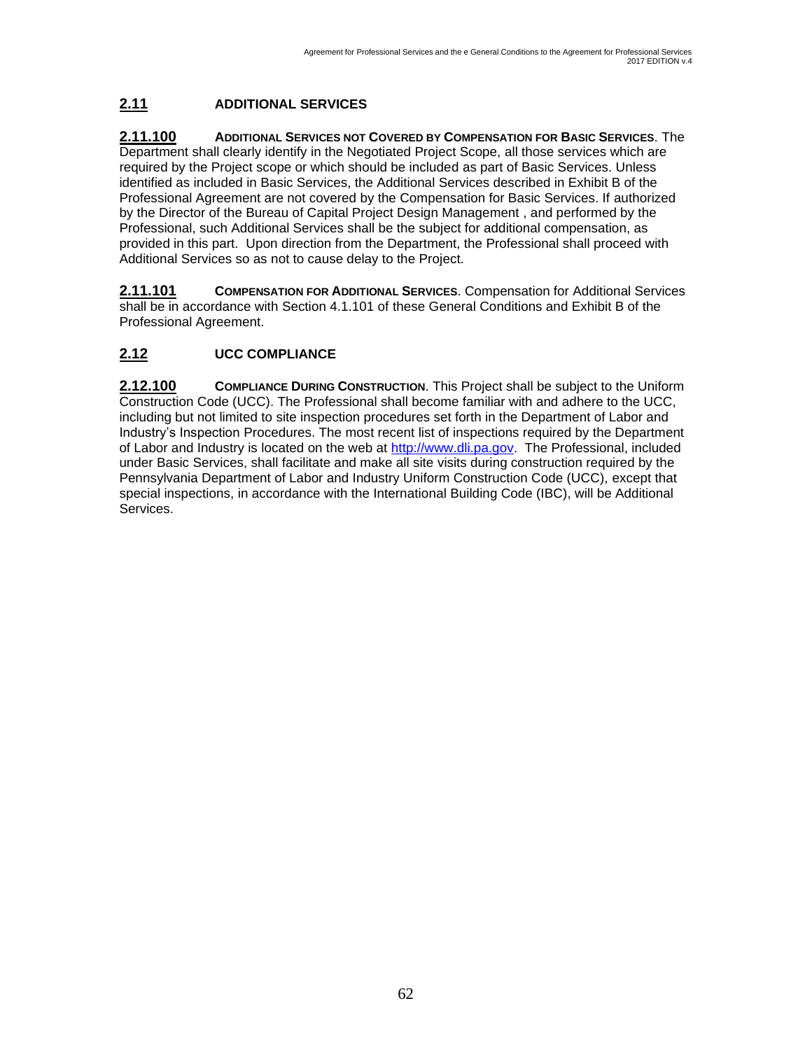## 2.11 ADDITIONAL SERVICES

**2.11.100 ADDITIONAL SERVICES NOT COVERED BY COMPENSATION FOR BASIC SERVICES**. The Department shall clearly identify in the Negotiated Project Scope, all those services which are required by the Project scope or which should be included as part of Basic Services. Unless identified as included in Basic Services, the Additional Services described in Exhibit B of the Professional Agreement are not covered by the Compensation for Basic Services. If authorized by the Director of the Bureau of Capital Project Design Management , and performed by the Professional, such Additional Services shall be the subject for additional compensation, as provided in this part. Upon direction from the Department, the Professional shall proceed with Additional Services so as not to cause delay to the Project.

**2.11.101 COMPENSATION FOR ADDITIONAL SERVICES**. Compensation for Additional Services shall be in accordance with Section 4.1.101 of these General Conditions and Exhibit B of the Professional Agreement.

## 2.12 UCC COMPLIANCE

**2.12.100 COMPLIANCE DURING CONSTRUCTION**. This Project shall be subject to the Uniform Construction Code (UCC). The Professional shall become familiar with and adhere to the UCC, including but not limited to site inspection procedures set forth in the Department of Labor and Industry's Inspection Procedures. The most recent list of inspections required by the Department of Labor and Industry is located on the web at [http://www.dli.pa.gov](http://www.dli.pa.gov). The Professional, included under Basic Services, shall facilitate and make all site visits during construction required by the Pennsylvania Department of Labor and Industry Uniform Construction Code (UCC), except that special inspections, in accordance with the International Building Code (IBC), will be Additional Services.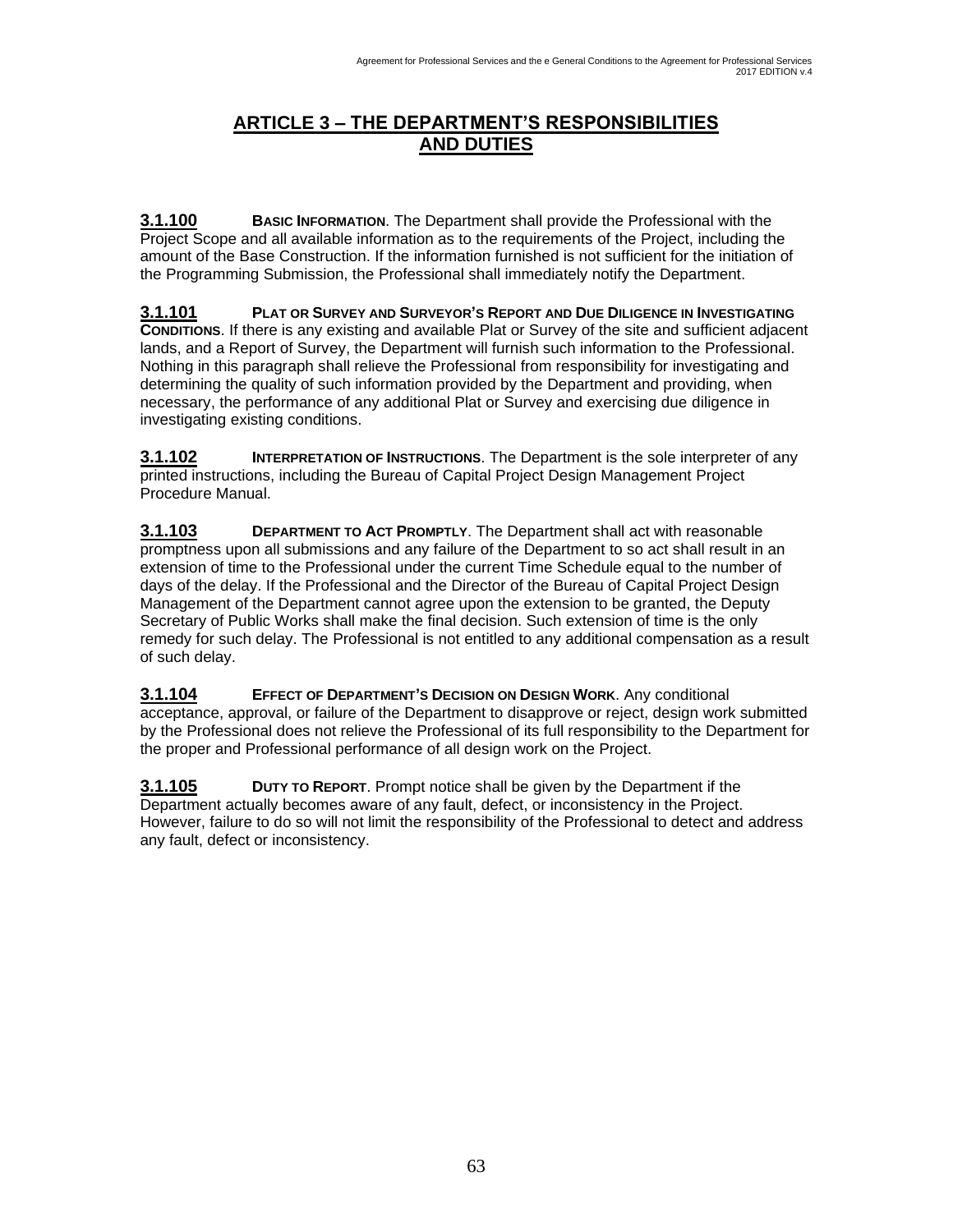## ARTICLE 3 – THE DEPARTMENT'S RESPONSIBILITIES AND DUTIES

**3.1.100** **BASIC INFORMATION**. The Department shall provide the Professional with the Project Scope and all available information as to the requirements of the Project, including the amount of the Base Construction. If the information furnished is not sufficient for the initiation of the Programming Submission, the Professional shall immediately notify the Department.

**3.1.101** **PLAT OR SURVEY AND SURVEYOR'S REPORT AND DUE DILIGENCE IN INVESTIGATING CONDITIONS**. If there is any existing and available Plat or Survey of the site and sufficient adjacent lands, and a Report of Survey, the Department will furnish such information to the Professional. Nothing in this paragraph shall relieve the Professional from responsibility for investigating and determining the quality of such information provided by the Department and providing, when necessary, the performance of any additional Plat or Survey and exercising due diligence in investigating existing conditions.

**3.1.102** **INTERPRETATION OF INSTRUCTIONS**. The Department is the sole interpreter of any printed instructions, including the Bureau of Capital Project Design Management Project Procedure Manual.

**3.1.103** **DEPARTMENT TO ACT PROMPTLY**. The Department shall act with reasonable promptness upon all submissions and any failure of the Department to so act shall result in an extension of time to the Professional under the current Time Schedule equal to the number of days of the delay. If the Professional and the Director of the Bureau of Capital Project Design Management of the Department cannot agree upon the extension to be granted, the Deputy Secretary of Public Works shall make the final decision. Such extension of time is the only remedy for such delay. The Professional is not entitled to any additional compensation as a result of such delay.

**3.1.104** **EFFECT OF DEPARTMENT'S DECISION ON DESIGN WORK**. Any conditional acceptance, approval, or failure of the Department to disapprove or reject, design work submitted by the Professional does not relieve the Professional of its full responsibility to the Department for the proper and Professional performance of all design work on the Project.

**3.1.105** **DUTY TO REPORT**. Prompt notice shall be given by the Department if the Department actually becomes aware of any fault, defect, or inconsistency in the Project. However, failure to do so will not limit the responsibility of the Professional to detect and address any fault, defect or inconsistency.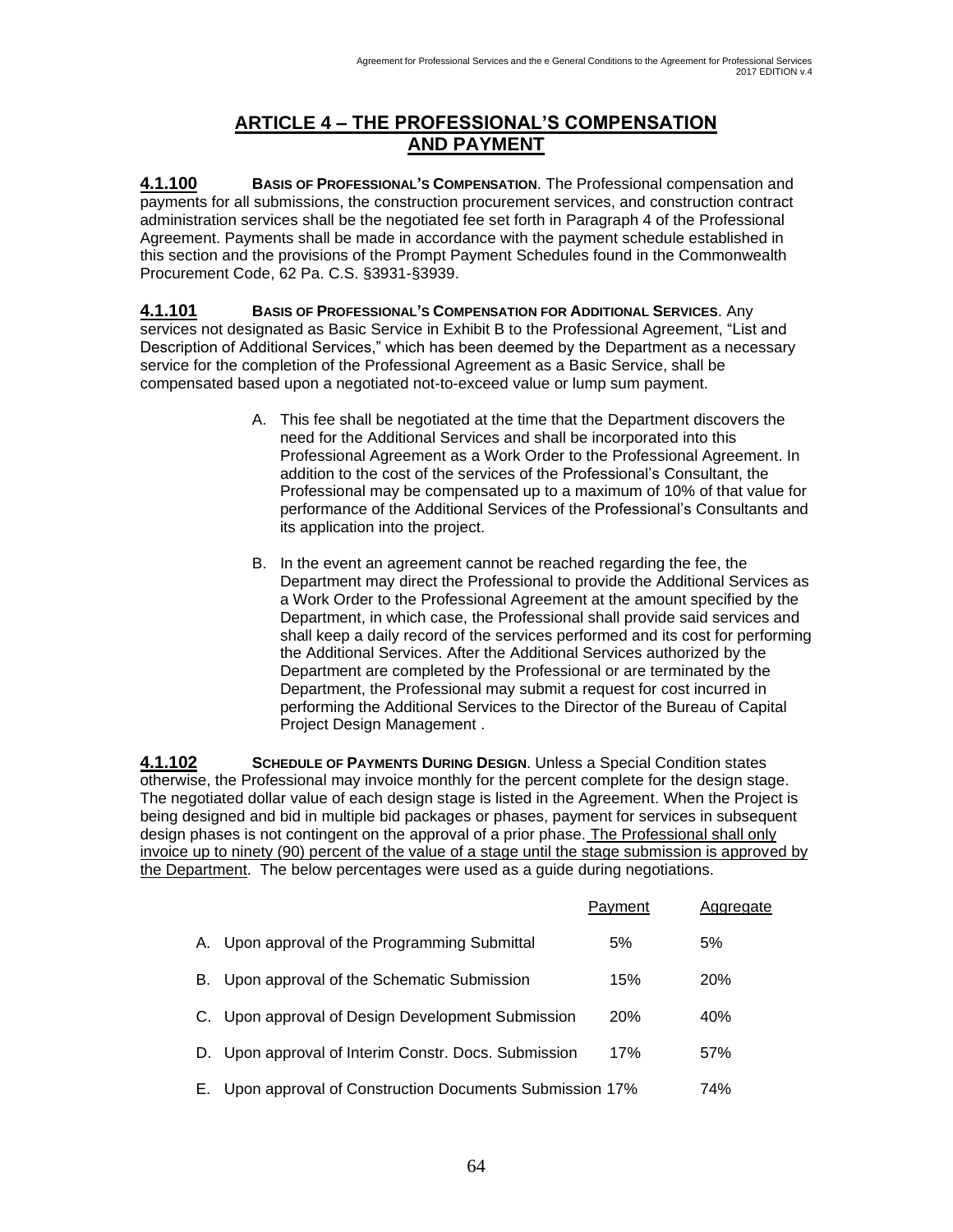## ARTICLE 4 – THE PROFESSIONAL'S COMPENSATION AND PAYMENT

**4.1.100** **BASIS OF PROFESSIONAL'S COMPENSATION**. The Professional compensation and payments for all submissions, the construction procurement services, and construction contract administration services shall be the negotiated fee set forth in Paragraph 4 of the Professional Agreement. Payments shall be made in accordance with the payment schedule established in this section and the provisions of the Prompt Payment Schedules found in the Commonwealth Procurement Code, 62 Pa. C.S. §3931-§3939.

**4.1.101** **BASIS OF PROFESSIONAL'S COMPENSATION FOR ADDITIONAL SERVICES**. Any services not designated as Basic Service in Exhibit B to the Professional Agreement, "List and Description of Additional Services," which has been deemed by the Department as a necessary service for the completion of the Professional Agreement as a Basic Service, shall be compensated based upon a negotiated not-to-exceed value or lump sum payment.

A. This fee shall be negotiated at the time that the Department discovers the need for the Additional Services and shall be incorporated into this Professional Agreement as a Work Order to the Professional Agreement. In addition to the cost of the services of the Professional's Consultant, the Professional may be compensated up to a maximum of 10% of that value for performance of the Additional Services of the Professional's Consultants and its application into the project.

B. In the event an agreement cannot be reached regarding the fee, the Department may direct the Professional to provide the Additional Services as a Work Order to the Professional Agreement at the amount specified by the Department, in which case, the Professional shall provide said services and shall keep a daily record of the services performed and its cost for performing the Additional Services. After the Additional Services authorized by the Department are completed by the Professional or are terminated by the Department, the Professional may submit a request for cost incurred in performing the Additional Services to the Director of the Bureau of Capital Project Design Management .

**4.1.102** **SCHEDULE OF PAYMENTS DURING DESIGN**. Unless a Special Condition states otherwise, the Professional may invoice monthly for the percent complete for the design stage. The negotiated dollar value of each design stage is listed in the Agreement. When the Project is being designed and bid in multiple bid packages or phases, payment for services in subsequent design phases is not contingent on the approval of a prior phase. <u>The Professional shall only invoice up to ninety (90) percent of the value of a stage until the stage submission is approved by the Department</u>. The below percentages were used as a guide during negotiations.

| | Payment | Aggregate |
|---|---|---|
| A. Upon approval of the Programming Submittal | 5% | 5% |
| B. Upon approval of the Schematic Submission | 15% | 20% |
| C. Upon approval of Design Development Submission | 20% | 40% |
| D. Upon approval of Interim Constr. Docs. Submission | 17% | 57% |
| E. Upon approval of Construction Documents Submission | 17% | 74% |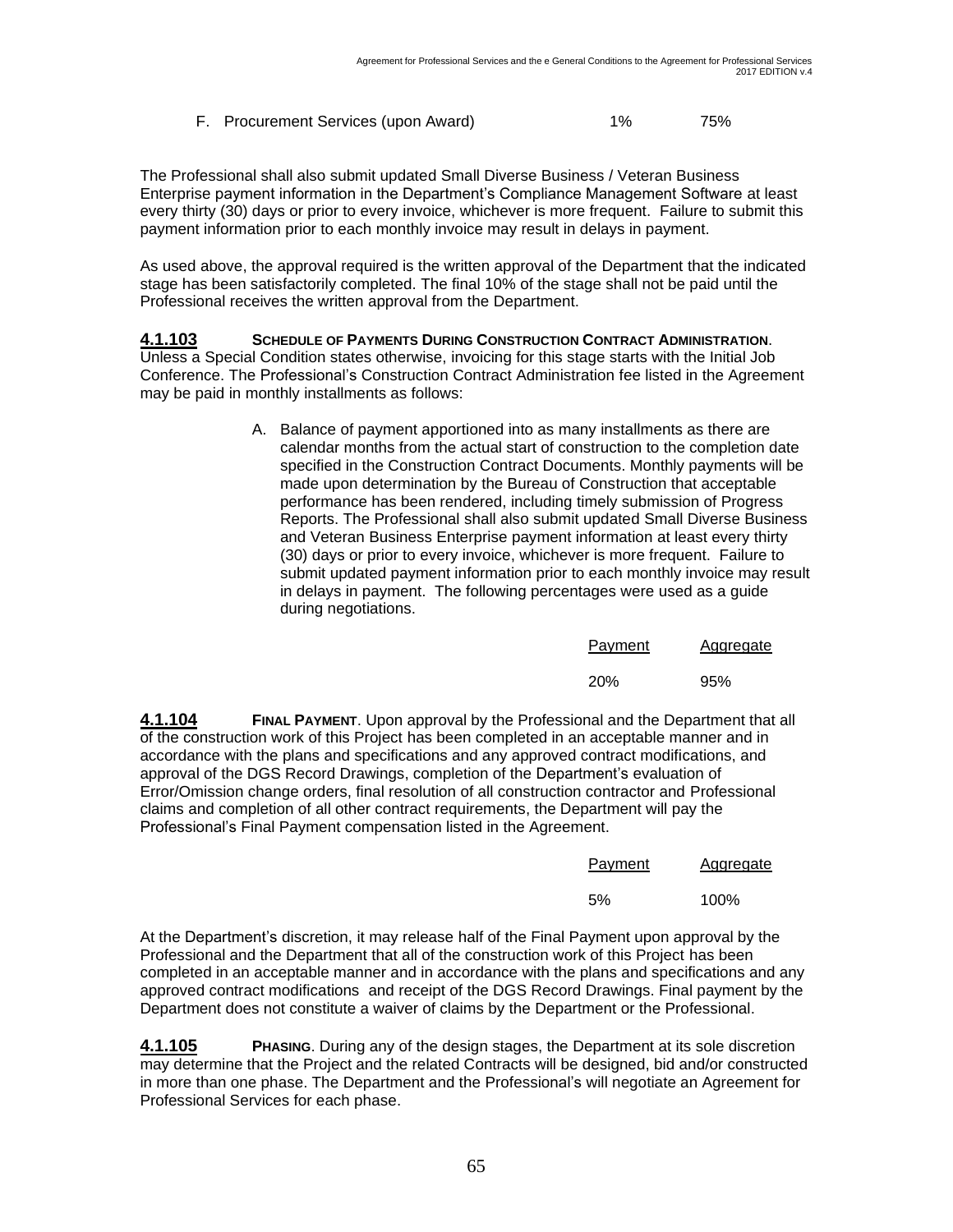| | | |
|---|---|---|
| F. Procurement Services (upon Award) | 1% | 75% |

The Professional shall also submit updated Small Diverse Business / Veteran Business Enterprise payment information in the Department's Compliance Management Software at least every thirty (30) days or prior to every invoice, whichever is more frequent. Failure to submit this payment information prior to each monthly invoice may result in delays in payment.

As used above, the approval required is the written approval of the Department that the indicated stage has been satisfactorily completed. The final 10% of the stage shall not be paid until the Professional receives the written approval from the Department.

**4.1.103** **SCHEDULE OF PAYMENTS DURING CONSTRUCTION CONTRACT ADMINISTRATION**. Unless a Special Condition states otherwise, invoicing for this stage starts with the Initial Job Conference. The Professional's Construction Contract Administration fee listed in the Agreement may be paid in monthly installments as follows:

A. Balance of payment apportioned into as many installments as there are calendar months from the actual start of construction to the completion date specified in the Construction Contract Documents. Monthly payments will be made upon determination by the Bureau of Construction that acceptable performance has been rendered, including timely submission of Progress Reports. The Professional shall also submit updated Small Diverse Business and Veteran Business Enterprise payment information at least every thirty (30) days or prior to every invoice, whichever is more frequent. Failure to submit updated payment information prior to each monthly invoice may result in delays in payment. The following percentages were used as a guide during negotiations.

| Payment | Aggregate |
|---|---|
| 20% | 95% |

**4.1.104** **FINAL PAYMENT**. Upon approval by the Professional and the Department that all of the construction work of this Project has been completed in an acceptable manner and in accordance with the plans and specifications and any approved contract modifications, and approval of the DGS Record Drawings, completion of the Department's evaluation of Error/Omission change orders, final resolution of all construction contractor and Professional claims and completion of all other contract requirements, the Department will pay the Professional's Final Payment compensation listed in the Agreement.

| Payment | Aggregate |
|---|---|
| 5% | 100% |

At the Department's discretion, it may release half of the Final Payment upon approval by the Professional and the Department that all of the construction work of this Project has been completed in an acceptable manner and in accordance with the plans and specifications and any approved contract modifications and receipt of the DGS Record Drawings. Final payment by the Department does not constitute a waiver of claims by the Department or the Professional.

**4.1.105** **PHASING**. During any of the design stages, the Department at its sole discretion may determine that the Project and the related Contracts will be designed, bid and/or constructed in more than one phase. The Department and the Professional's will negotiate an Agreement for Professional Services for each phase.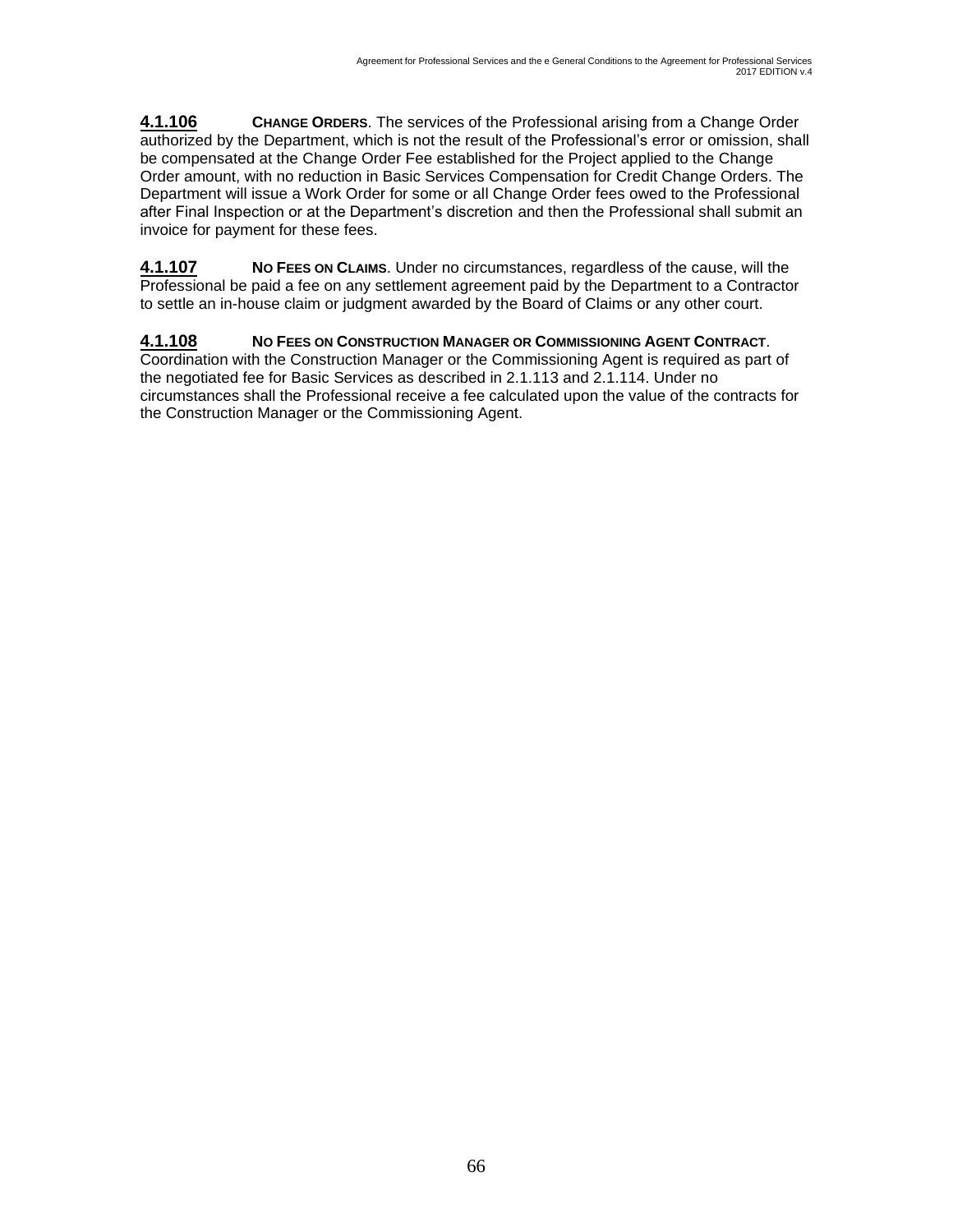**4.1.106** **CHANGE ORDERS**. The services of the Professional arising from a Change Order authorized by the Department, which is not the result of the Professional's error or omission, shall be compensated at the Change Order Fee established for the Project applied to the Change Order amount, with no reduction in Basic Services Compensation for Credit Change Orders. The Department will issue a Work Order for some or all Change Order fees owed to the Professional after Final Inspection or at the Department's discretion and then the Professional shall submit an invoice for payment for these fees.

**4.1.107** **NO FEES ON CLAIMS**. Under no circumstances, regardless of the cause, will the Professional be paid a fee on any settlement agreement paid by the Department to a Contractor to settle an in-house claim or judgment awarded by the Board of Claims or any other court.

**4.1.108** **NO FEES ON CONSTRUCTION MANAGER OR COMMISSIONING AGENT CONTRACT**. Coordination with the Construction Manager or the Commissioning Agent is required as part of the negotiated fee for Basic Services as described in 2.1.113 and 2.1.114. Under no circumstances shall the Professional receive a fee calculated upon the value of the contracts for the Construction Manager or the Commissioning Agent.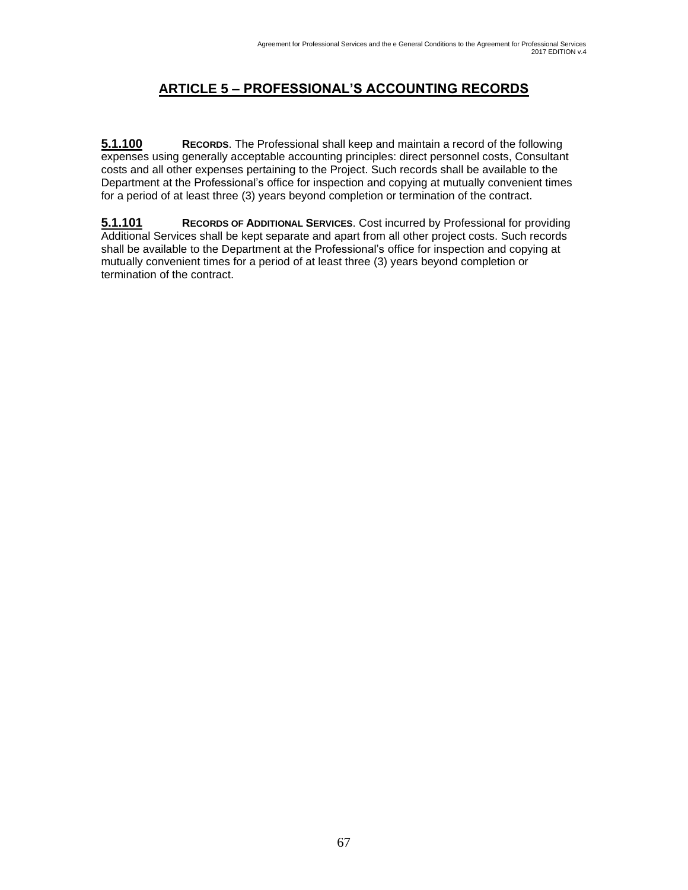## ARTICLE 5 – PROFESSIONAL'S ACCOUNTING RECORDS

**5.1.100** **RECORDS**. The Professional shall keep and maintain a record of the following expenses using generally acceptable accounting principles: direct personnel costs, Consultant costs and all other expenses pertaining to the Project. Such records shall be available to the Department at the Professional's office for inspection and copying at mutually convenient times for a period of at least three (3) years beyond completion or termination of the contract.

**5.1.101** **RECORDS OF ADDITIONAL SERVICES**. Cost incurred by Professional for providing Additional Services shall be kept separate and apart from all other project costs. Such records shall be available to the Department at the Professional's office for inspection and copying at mutually convenient times for a period of at least three (3) years beyond completion or termination of the contract.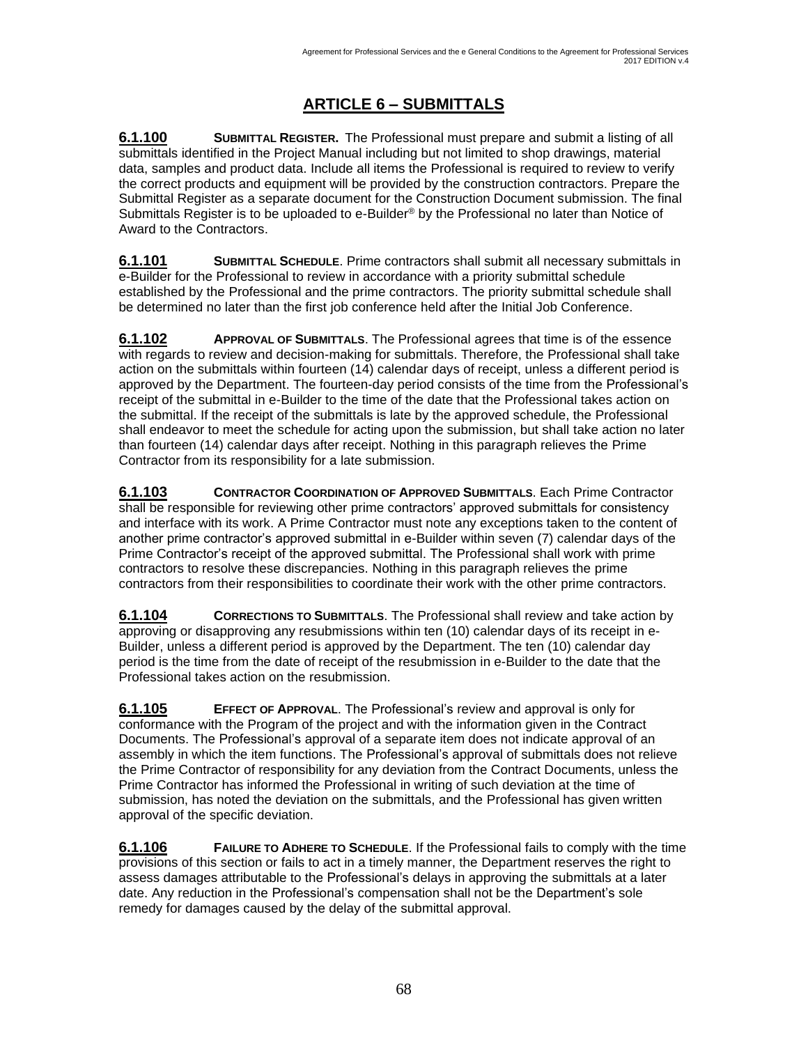# ARTICLE 6 – SUBMITTALS

**6.1.100** **SUBMITTAL REGISTER.** The Professional must prepare and submit a listing of all submittals identified in the Project Manual including but not limited to shop drawings, material data, samples and product data. Include all items the Professional is required to review to verify the correct products and equipment will be provided by the construction contractors. Prepare the Submittal Register as a separate document for the Construction Document submission. The final Submittals Register is to be uploaded to e-Builder® by the Professional no later than Notice of Award to the Contractors.

**6.1.101** **SUBMITTAL SCHEDULE**. Prime contractors shall submit all necessary submittals in e-Builder for the Professional to review in accordance with a priority submittal schedule established by the Professional and the prime contractors. The priority submittal schedule shall be determined no later than the first job conference held after the Initial Job Conference.

**6.1.102** **APPROVAL OF SUBMITTALS**. The Professional agrees that time is of the essence with regards to review and decision-making for submittals. Therefore, the Professional shall take action on the submittals within fourteen (14) calendar days of receipt, unless a different period is approved by the Department. The fourteen-day period consists of the time from the Professional's receipt of the submittal in e-Builder to the time of the date that the Professional takes action on the submittal. If the receipt of the submittals is late by the approved schedule, the Professional shall endeavor to meet the schedule for acting upon the submission, but shall take action no later than fourteen (14) calendar days after receipt. Nothing in this paragraph relieves the Prime Contractor from its responsibility for a late submission.

**6.1.103** **CONTRACTOR COORDINATION OF APPROVED SUBMITTALS**. Each Prime Contractor shall be responsible for reviewing other prime contractors' approved submittals for consistency and interface with its work. A Prime Contractor must note any exceptions taken to the content of another prime contractor's approved submittal in e-Builder within seven (7) calendar days of the Prime Contractor's receipt of the approved submittal. The Professional shall work with prime contractors to resolve these discrepancies. Nothing in this paragraph relieves the prime contractors from their responsibilities to coordinate their work with the other prime contractors.

**6.1.104** **CORRECTIONS TO SUBMITTALS**. The Professional shall review and take action by approving or disapproving any resubmissions within ten (10) calendar days of its receipt in e-Builder, unless a different period is approved by the Department. The ten (10) calendar day period is the time from the date of receipt of the resubmission in e-Builder to the date that the Professional takes action on the resubmission.

**6.1.105** **EFFECT OF APPROVAL**. The Professional's review and approval is only for conformance with the Program of the project and with the information given in the Contract Documents. The Professional's approval of a separate item does not indicate approval of an assembly in which the item functions. The Professional's approval of submittals does not relieve the Prime Contractor of responsibility for any deviation from the Contract Documents, unless the Prime Contractor has informed the Professional in writing of such deviation at the time of submission, has noted the deviation on the submittals, and the Professional has given written approval of the specific deviation.

**6.1.106** **FAILURE TO ADHERE TO SCHEDULE**. If the Professional fails to comply with the time provisions of this section or fails to act in a timely manner, the Department reserves the right to assess damages attributable to the Professional's delays in approving the submittals at a later date. Any reduction in the Professional's compensation shall not be the Department's sole remedy for damages caused by the delay of the submittal approval.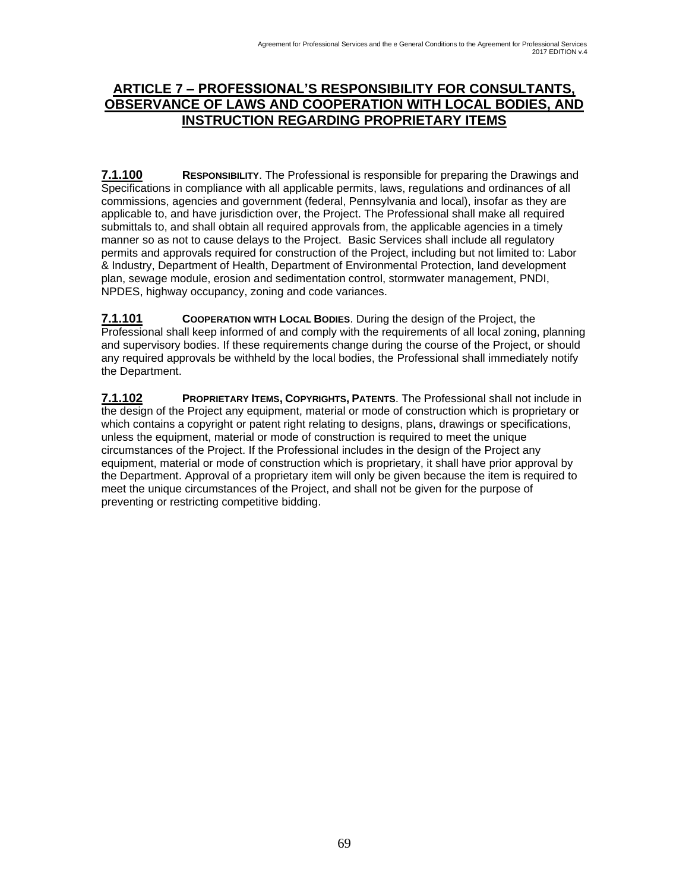## ARTICLE 7 – PROFESSIONAL'S RESPONSIBILITY FOR CONSULTANTS, OBSERVANCE OF LAWS AND COOPERATION WITH LOCAL BODIES, AND INSTRUCTION REGARDING PROPRIETARY ITEMS

**7.1.100** **RESPONSIBILITY**. The Professional is responsible for preparing the Drawings and Specifications in compliance with all applicable permits, laws, regulations and ordinances of all commissions, agencies and government (federal, Pennsylvania and local), insofar as they are applicable to, and have jurisdiction over, the Project. The Professional shall make all required submittals to, and shall obtain all required approvals from, the applicable agencies in a timely manner so as not to cause delays to the Project. Basic Services shall include all regulatory permits and approvals required for construction of the Project, including but not limited to: Labor & Industry, Department of Health, Department of Environmental Protection, land development plan, sewage module, erosion and sedimentation control, stormwater management, PNDI, NPDES, highway occupancy, zoning and code variances.

**7.1.101** **COOPERATION WITH LOCAL BODIES**. During the design of the Project, the Professional shall keep informed of and comply with the requirements of all local zoning, planning and supervisory bodies. If these requirements change during the course of the Project, or should any required approvals be withheld by the local bodies, the Professional shall immediately notify the Department.

**7.1.102** **PROPRIETARY ITEMS, COPYRIGHTS, PATENTS**. The Professional shall not include in the design of the Project any equipment, material or mode of construction which is proprietary or which contains a copyright or patent right relating to designs, plans, drawings or specifications, unless the equipment, material or mode of construction is required to meet the unique circumstances of the Project. If the Professional includes in the design of the Project any equipment, material or mode of construction which is proprietary, it shall have prior approval by the Department. Approval of a proprietary item will only be given because the item is required to meet the unique circumstances of the Project, and shall not be given for the purpose of preventing or restricting competitive bidding.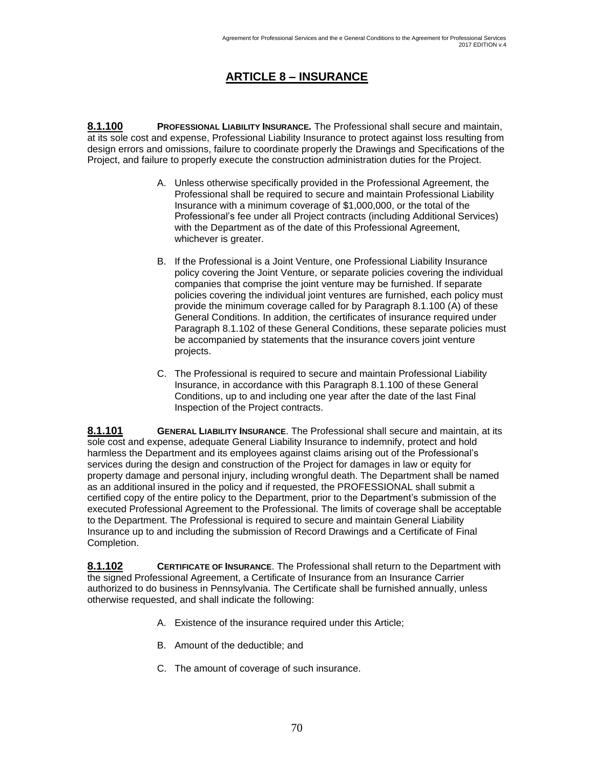# ARTICLE 8 – INSURANCE

**8.1.100** **PROFESSIONAL LIABILITY INSURANCE.** The Professional shall secure and maintain, at its sole cost and expense, Professional Liability Insurance to protect against loss resulting from design errors and omissions, failure to coordinate properly the Drawings and Specifications of the Project, and failure to properly execute the construction administration duties for the Project.

A. Unless otherwise specifically provided in the Professional Agreement, the Professional shall be required to secure and maintain Professional Liability Insurance with a minimum coverage of $1,000,000, or the total of the Professional's fee under all Project contracts (including Additional Services) with the Department as of the date of this Professional Agreement, whichever is greater.

B. If the Professional is a Joint Venture, one Professional Liability Insurance policy covering the Joint Venture, or separate policies covering the individual companies that comprise the joint venture may be furnished. If separate policies covering the individual joint ventures are furnished, each policy must provide the minimum coverage called for by Paragraph 8.1.100 (A) of these General Conditions. In addition, the certificates of insurance required under Paragraph 8.1.102 of these General Conditions, these separate policies must be accompanied by statements that the insurance covers joint venture projects.

C. The Professional is required to secure and maintain Professional Liability Insurance, in accordance with this Paragraph 8.1.100 of these General Conditions, up to and including one year after the date of the last Final Inspection of the Project contracts.

**8.1.101** **GENERAL LIABILITY INSURANCE**. The Professional shall secure and maintain, at its sole cost and expense, adequate General Liability Insurance to indemnify, protect and hold harmless the Department and its employees against claims arising out of the Professional's services during the design and construction of the Project for damages in law or equity for property damage and personal injury, including wrongful death. The Department shall be named as an additional insured in the policy and if requested, the PROFESSIONAL shall submit a certified copy of the entire policy to the Department, prior to the Department's submission of the executed Professional Agreement to the Professional. The limits of coverage shall be acceptable to the Department. The Professional is required to secure and maintain General Liability Insurance up to and including the submission of Record Drawings and a Certificate of Final Completion.

**8.1.102** **CERTIFICATE OF INSURANCE**. The Professional shall return to the Department with the signed Professional Agreement, a Certificate of Insurance from an Insurance Carrier authorized to do business in Pennsylvania. The Certificate shall be furnished annually, unless otherwise requested, and shall indicate the following:

A. Existence of the insurance required under this Article;

B. Amount of the deductible; and

C. The amount of coverage of such insurance.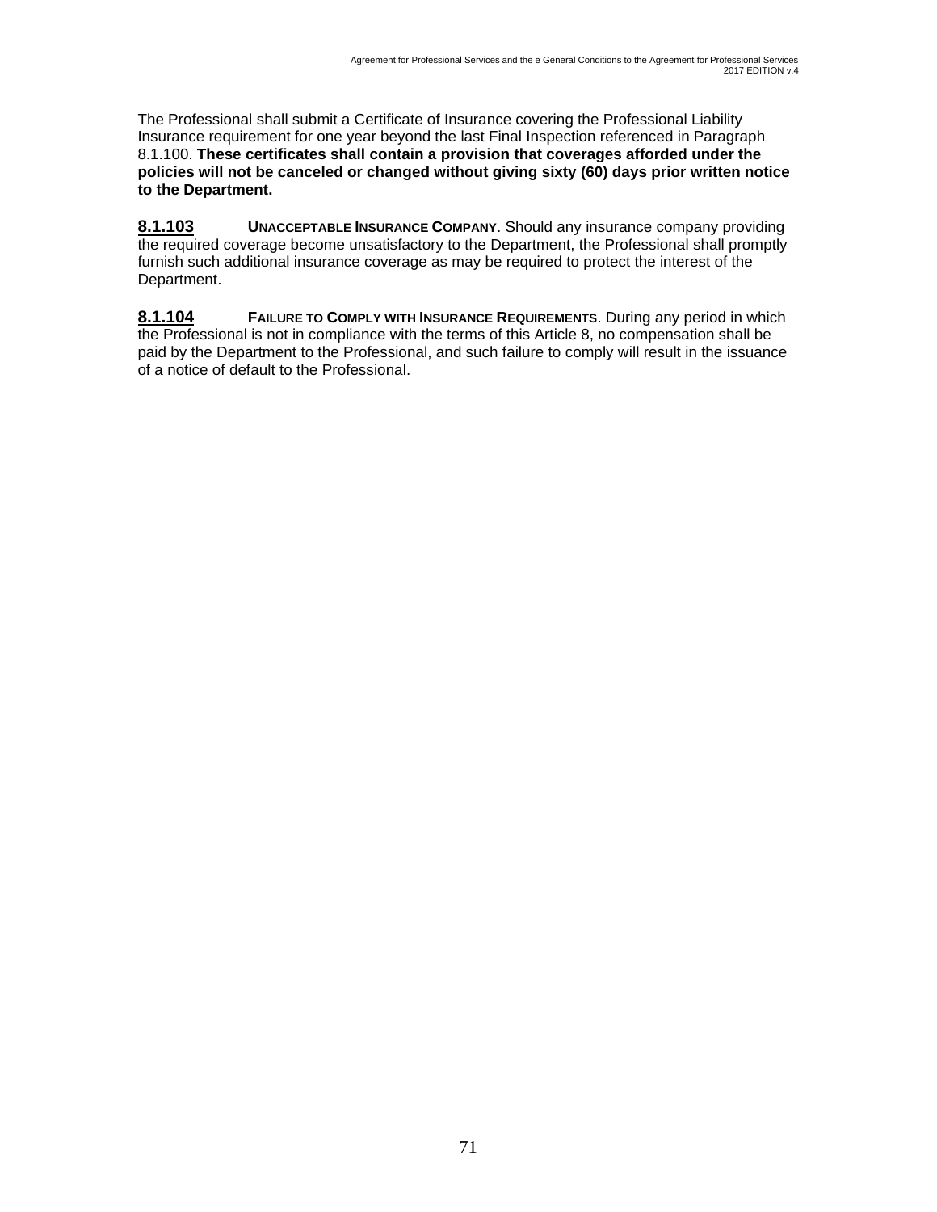The Professional shall submit a Certificate of Insurance covering the Professional Liability Insurance requirement for one year beyond the last Final Inspection referenced in Paragraph 8.1.100. **These certificates shall contain a provision that coverages afforded under the policies will not be canceled or changed without giving sixty (60) days prior written notice to the Department.**

**8.1.103** **UNACCEPTABLE INSURANCE COMPANY**. Should any insurance company providing the required coverage become unsatisfactory to the Department, the Professional shall promptly furnish such additional insurance coverage as may be required to protect the interest of the Department.

**8.1.104** **FAILURE TO COMPLY WITH INSURANCE REQUIREMENTS**. During any period in which the Professional is not in compliance with the terms of this Article 8, no compensation shall be paid by the Department to the Professional, and such failure to comply will result in the issuance of a notice of default to the Professional.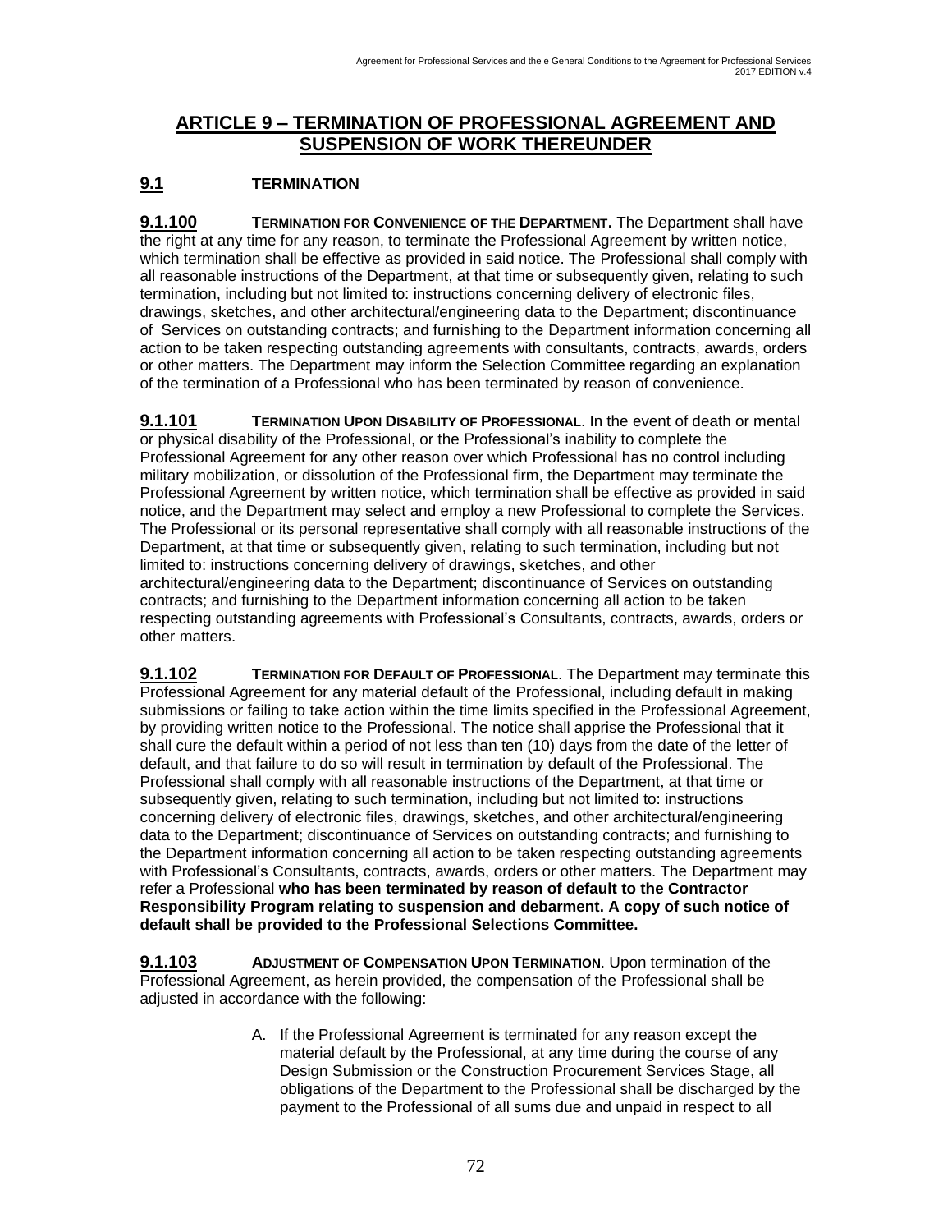## ARTICLE 9 – TERMINATION OF PROFESSIONAL AGREEMENT AND SUSPENSION OF WORK THEREUNDER

### 9.1 TERMINATION

**9.1.100 TERMINATION FOR CONVENIENCE OF THE DEPARTMENT.** The Department shall have the right at any time for any reason, to terminate the Professional Agreement by written notice, which termination shall be effective as provided in said notice. The Professional shall comply with all reasonable instructions of the Department, at that time or subsequently given, relating to such termination, including but not limited to: instructions concerning delivery of electronic files, drawings, sketches, and other architectural/engineering data to the Department; discontinuance of Services on outstanding contracts; and furnishing to the Department information concerning all action to be taken respecting outstanding agreements with consultants, contracts, awards, orders or other matters. The Department may inform the Selection Committee regarding an explanation of the termination of a Professional who has been terminated by reason of convenience.

**9.1.101 TERMINATION UPON DISABILITY OF PROFESSIONAL**. In the event of death or mental or physical disability of the Professional, or the Professional's inability to complete the Professional Agreement for any other reason over which Professional has no control including military mobilization, or dissolution of the Professional firm, the Department may terminate the Professional Agreement by written notice, which termination shall be effective as provided in said notice, and the Department may select and employ a new Professional to complete the Services. The Professional or its personal representative shall comply with all reasonable instructions of the Department, at that time or subsequently given, relating to such termination, including but not limited to: instructions concerning delivery of drawings, sketches, and other architectural/engineering data to the Department; discontinuance of Services on outstanding contracts; and furnishing to the Department information concerning all action to be taken respecting outstanding agreements with Professional's Consultants, contracts, awards, orders or other matters.

**9.1.102 TERMINATION FOR DEFAULT OF PROFESSIONAL**. The Department may terminate this Professional Agreement for any material default of the Professional, including default in making submissions or failing to take action within the time limits specified in the Professional Agreement, by providing written notice to the Professional. The notice shall apprise the Professional that it shall cure the default within a period of not less than ten (10) days from the date of the letter of default, and that failure to do so will result in termination by default of the Professional. The Professional shall comply with all reasonable instructions of the Department, at that time or subsequently given, relating to such termination, including but not limited to: instructions concerning delivery of electronic files, drawings, sketches, and other architectural/engineering data to the Department; discontinuance of Services on outstanding contracts; and furnishing to the Department information concerning all action to be taken respecting outstanding agreements with Professional's Consultants, contracts, awards, orders or other matters. The Department may refer a Professional **who has been terminated by reason of default to the Contractor Responsibility Program relating to suspension and debarment. A copy of such notice of default shall be provided to the Professional Selections Committee.**

**9.1.103 ADJUSTMENT OF COMPENSATION UPON TERMINATION**. Upon termination of the Professional Agreement, as herein provided, the compensation of the Professional shall be adjusted in accordance with the following:

A. If the Professional Agreement is terminated for any reason except the material default by the Professional, at any time during the course of any Design Submission or the Construction Procurement Services Stage, all obligations of the Department to the Professional shall be discharged by the payment to the Professional of all sums due and unpaid in respect to all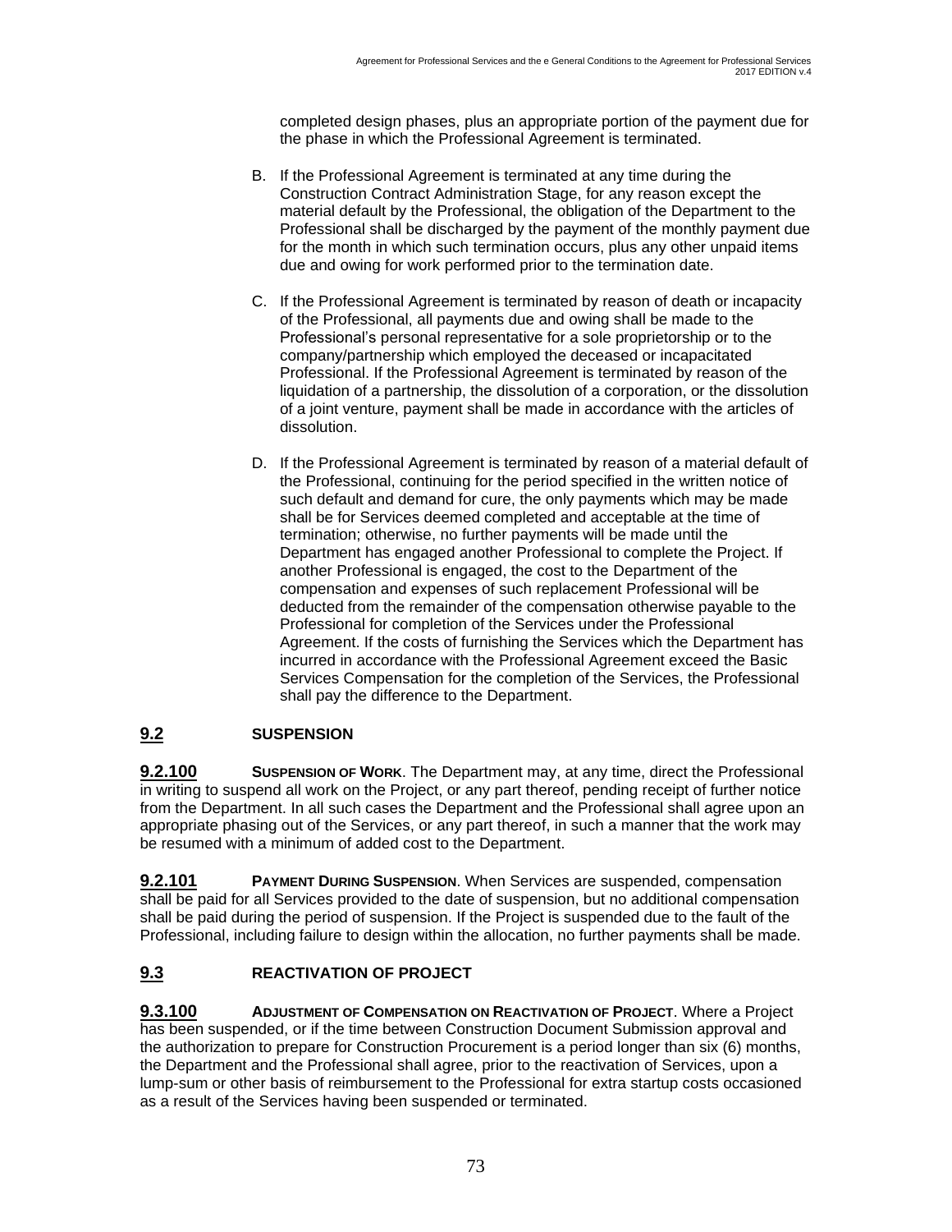completed design phases, plus an appropriate portion of the payment due for the phase in which the Professional Agreement is terminated.

B. If the Professional Agreement is terminated at any time during the Construction Contract Administration Stage, for any reason except the material default by the Professional, the obligation of the Department to the Professional shall be discharged by the payment of the monthly payment due for the month in which such termination occurs, plus any other unpaid items due and owing for work performed prior to the termination date.

C. If the Professional Agreement is terminated by reason of death or incapacity of the Professional, all payments due and owing shall be made to the Professional's personal representative for a sole proprietorship or to the company/partnership which employed the deceased or incapacitated Professional. If the Professional Agreement is terminated by reason of the liquidation of a partnership, the dissolution of a corporation, or the dissolution of a joint venture, payment shall be made in accordance with the articles of dissolution.

D. If the Professional Agreement is terminated by reason of a material default of the Professional, continuing for the period specified in the written notice of such default and demand for cure, the only payments which may be made shall be for Services deemed completed and acceptable at the time of termination; otherwise, no further payments will be made until the Department has engaged another Professional to complete the Project. If another Professional is engaged, the cost to the Department of the compensation and expenses of such replacement Professional will be deducted from the remainder of the compensation otherwise payable to the Professional for completion of the Services under the Professional Agreement. If the costs of furnishing the Services which the Department has incurred in accordance with the Professional Agreement exceed the Basic Services Compensation for the completion of the Services, the Professional shall pay the difference to the Department.

## 9.2 SUSPENSION

**9.2.100 SUSPENSION OF WORK**. The Department may, at any time, direct the Professional in writing to suspend all work on the Project, or any part thereof, pending receipt of further notice from the Department. In all such cases the Department and the Professional shall agree upon an appropriate phasing out of the Services, or any part thereof, in such a manner that the work may be resumed with a minimum of added cost to the Department.

**9.2.101 PAYMENT DURING SUSPENSION**. When Services are suspended, compensation shall be paid for all Services provided to the date of suspension, but no additional compensation shall be paid during the period of suspension. If the Project is suspended due to the fault of the Professional, including failure to design within the allocation, no further payments shall be made.

## 9.3 REACTIVATION OF PROJECT

**9.3.100 ADJUSTMENT OF COMPENSATION ON REACTIVATION OF PROJECT**. Where a Project has been suspended, or if the time between Construction Document Submission approval and the authorization to prepare for Construction Procurement is a period longer than six (6) months, the Department and the Professional shall agree, prior to the reactivation of Services, upon a lump-sum or other basis of reimbursement to the Professional for extra startup costs occasioned as a result of the Services having been suspended or terminated.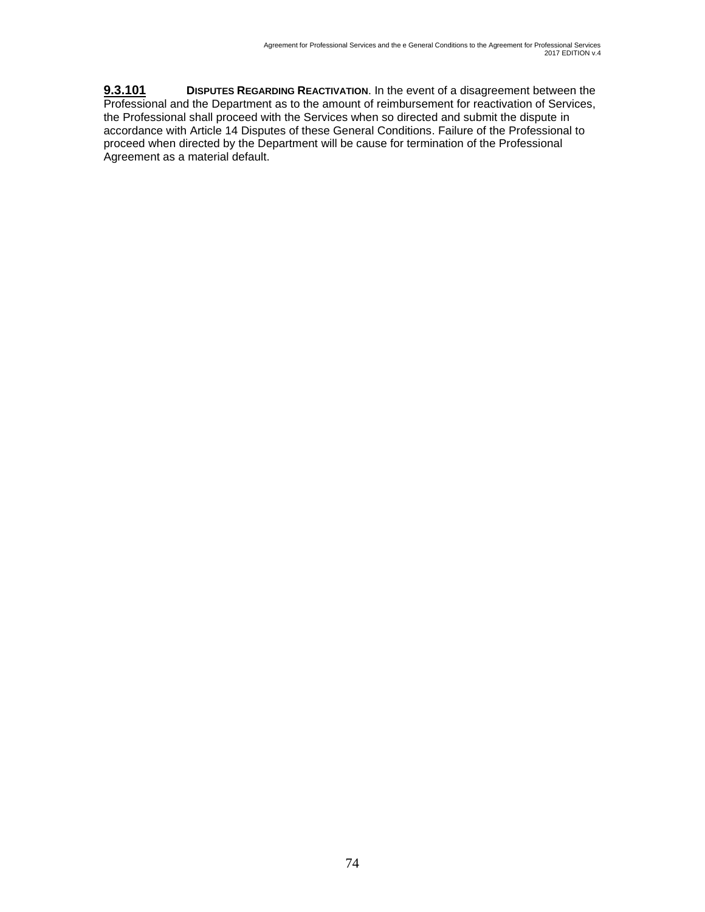**9.3.101** **DISPUTES REGARDING REACTIVATION**. In the event of a disagreement between the Professional and the Department as to the amount of reimbursement for reactivation of Services, the Professional shall proceed with the Services when so directed and submit the dispute in accordance with Article 14 Disputes of these General Conditions. Failure of the Professional to proceed when directed by the Department will be cause for termination of the Professional Agreement as a material default.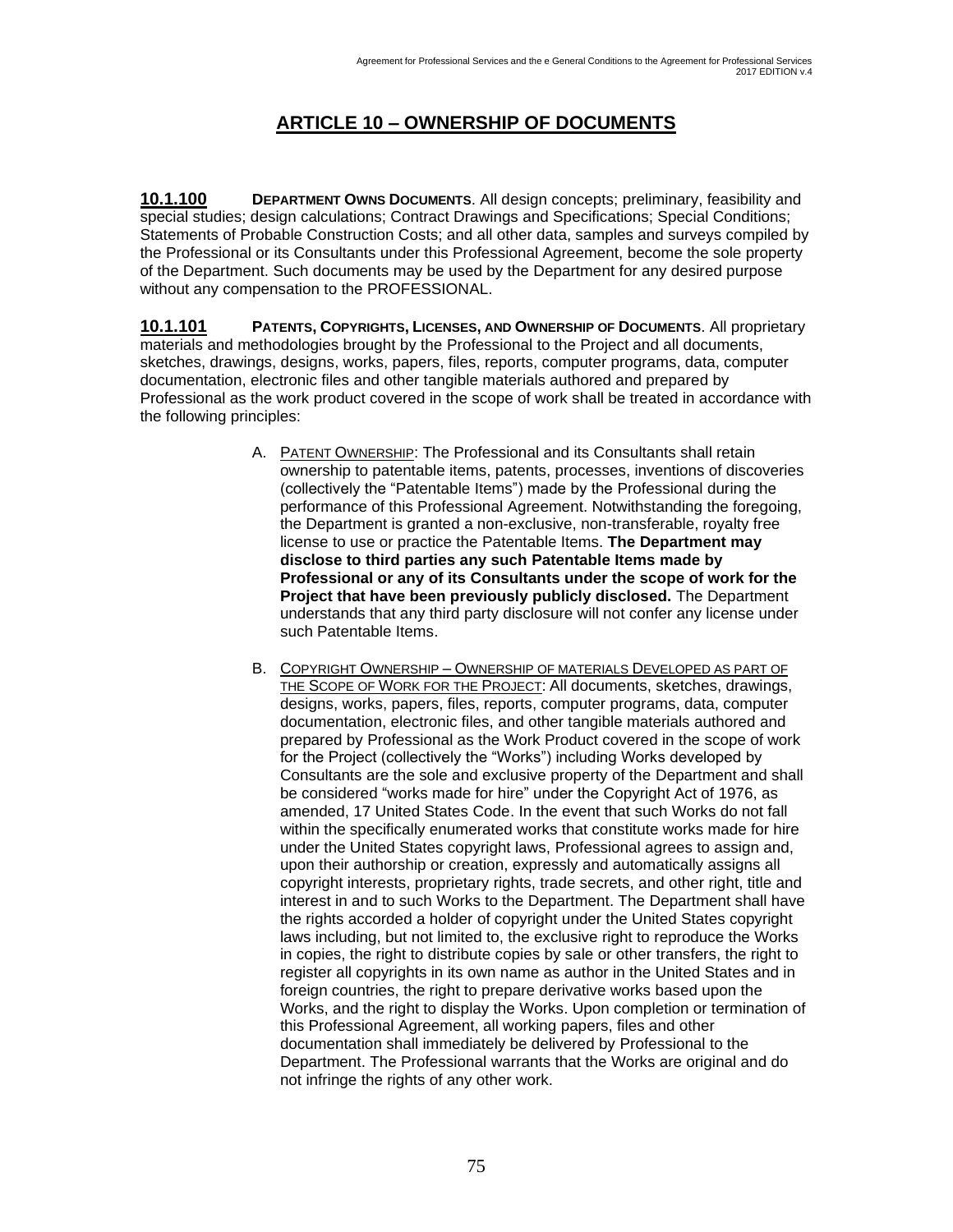# ARTICLE 10 – OWNERSHIP OF DOCUMENTS

**10.1.100** **DEPARTMENT OWNS DOCUMENTS**. All design concepts; preliminary, feasibility and special studies; design calculations; Contract Drawings and Specifications; Special Conditions; Statements of Probable Construction Costs; and all other data, samples and surveys compiled by the Professional or its Consultants under this Professional Agreement, become the sole property of the Department. Such documents may be used by the Department for any desired purpose without any compensation to the PROFESSIONAL.

**10.1.101** **PATENTS, COPYRIGHTS, LICENSES, AND OWNERSHIP OF DOCUMENTS**. All proprietary materials and methodologies brought by the Professional to the Project and all documents, sketches, drawings, designs, works, papers, files, reports, computer programs, data, computer documentation, electronic files and other tangible materials authored and prepared by Professional as the work product covered in the scope of work shall be treated in accordance with the following principles:

A. PATENT OWNERSHIP: The Professional and its Consultants shall retain ownership to patentable items, patents, processes, inventions of discoveries (collectively the "Patentable Items") made by the Professional during the performance of this Professional Agreement. Notwithstanding the foregoing, the Department is granted a non-exclusive, non-transferable, royalty free license to use or practice the Patentable Items. **The Department may disclose to third parties any such Patentable Items made by Professional or any of its Consultants under the scope of work for the Project that have been previously publicly disclosed.** The Department understands that any third party disclosure will not confer any license under such Patentable Items.

B. COPYRIGHT OWNERSHIP – OWNERSHIP OF MATERIALS DEVELOPED AS PART OF THE SCOPE OF WORK FOR THE PROJECT: All documents, sketches, drawings, designs, works, papers, files, reports, computer programs, data, computer documentation, electronic files, and other tangible materials authored and prepared by Professional as the Work Product covered in the scope of work for the Project (collectively the "Works") including Works developed by Consultants are the sole and exclusive property of the Department and shall be considered "works made for hire" under the Copyright Act of 1976, as amended, 17 United States Code. In the event that such Works do not fall within the specifically enumerated works that constitute works made for hire under the United States copyright laws, Professional agrees to assign and, upon their authorship or creation, expressly and automatically assigns all copyright interests, proprietary rights, trade secrets, and other right, title and interest in and to such Works to the Department. The Department shall have the rights accorded a holder of copyright under the United States copyright laws including, but not limited to, the exclusive right to reproduce the Works in copies, the right to distribute copies by sale or other transfers, the right to register all copyrights in its own name as author in the United States and in foreign countries, the right to prepare derivative works based upon the Works, and the right to display the Works. Upon completion or termination of this Professional Agreement, all working papers, files and other documentation shall immediately be delivered by Professional to the Department. The Professional warrants that the Works are original and do not infringe the rights of any other work.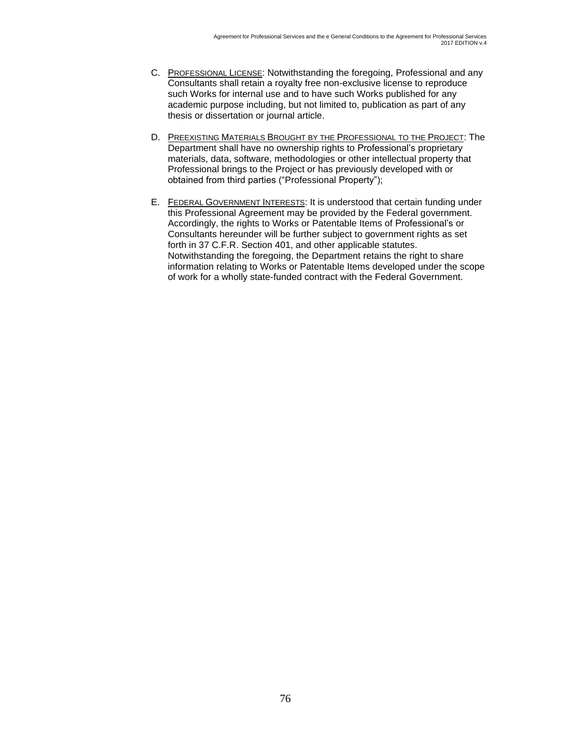C. <u>PROFESSIONAL LICENSE</u>: Notwithstanding the foregoing, Professional and any Consultants shall retain a royalty free non-exclusive license to reproduce such Works for internal use and to have such Works published for any academic purpose including, but not limited to, publication as part of any thesis or dissertation or journal article.

D. <u>PREEXISTING MATERIALS BROUGHT BY THE PROFESSIONAL TO THE PROJECT</u>: The Department shall have no ownership rights to Professional's proprietary materials, data, software, methodologies or other intellectual property that Professional brings to the Project or has previously developed with or obtained from third parties ("Professional Property");

E. <u>FEDERAL GOVERNMENT INTERESTS</u>: It is understood that certain funding under this Professional Agreement may be provided by the Federal government. Accordingly, the rights to Works or Patentable Items of Professional's or Consultants hereunder will be further subject to government rights as set forth in 37 C.F.R. Section 401, and other applicable statutes. Notwithstanding the foregoing, the Department retains the right to share information relating to Works or Patentable Items developed under the scope of work for a wholly state-funded contract with the Federal Government.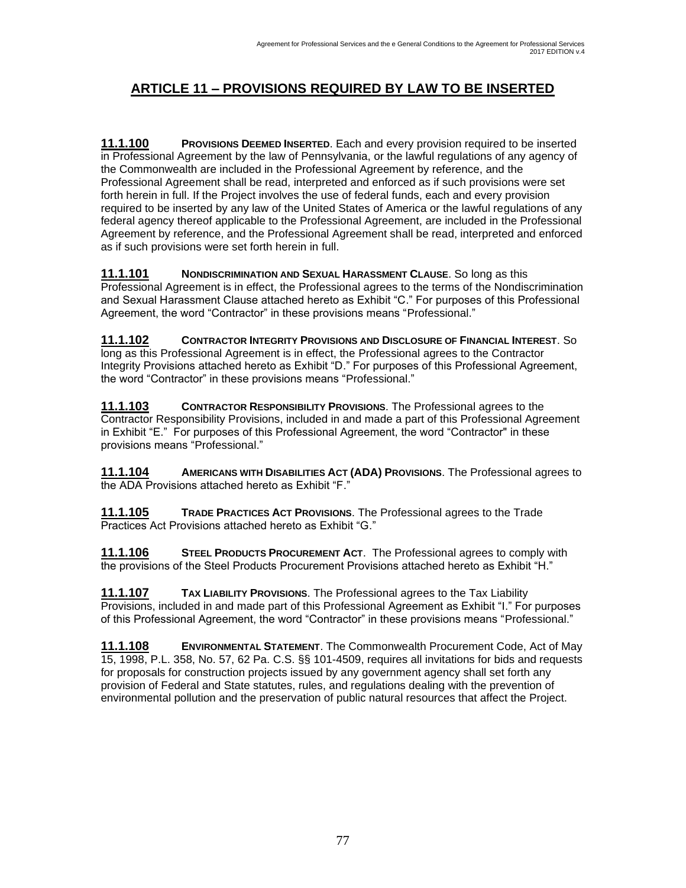## ARTICLE 11 – PROVISIONS REQUIRED BY LAW TO BE INSERTED

**11.1.100** **PROVISIONS DEEMED INSERTED**. Each and every provision required to be inserted in Professional Agreement by the law of Pennsylvania, or the lawful regulations of any agency of the Commonwealth are included in the Professional Agreement by reference, and the Professional Agreement shall be read, interpreted and enforced as if such provisions were set forth herein in full. If the Project involves the use of federal funds, each and every provision required to be inserted by any law of the United States of America or the lawful regulations of any federal agency thereof applicable to the Professional Agreement, are included in the Professional Agreement by reference, and the Professional Agreement shall be read, interpreted and enforced as if such provisions were set forth herein in full.

**11.1.101** **NONDISCRIMINATION AND SEXUAL HARASSMENT CLAUSE**. So long as this Professional Agreement is in effect, the Professional agrees to the terms of the Nondiscrimination and Sexual Harassment Clause attached hereto as Exhibit "C." For purposes of this Professional Agreement, the word "Contractor" in these provisions means "Professional."

**11.1.102** **CONTRACTOR INTEGRITY PROVISIONS AND DISCLOSURE OF FINANCIAL INTEREST**. So long as this Professional Agreement is in effect, the Professional agrees to the Contractor Integrity Provisions attached hereto as Exhibit "D." For purposes of this Professional Agreement, the word "Contractor" in these provisions means "Professional."

**11.1.103** **CONTRACTOR RESPONSIBILITY PROVISIONS**. The Professional agrees to the Contractor Responsibility Provisions, included in and made a part of this Professional Agreement in Exhibit "E." For purposes of this Professional Agreement, the word "Contractor" in these provisions means "Professional."

**11.1.104** **AMERICANS WITH DISABILITIES ACT (ADA) PROVISIONS**. The Professional agrees to the ADA Provisions attached hereto as Exhibit "F."

**11.1.105** **TRADE PRACTICES ACT PROVISIONS**. The Professional agrees to the Trade Practices Act Provisions attached hereto as Exhibit "G."

**11.1.106** **STEEL PRODUCTS PROCUREMENT ACT**. The Professional agrees to comply with the provisions of the Steel Products Procurement Provisions attached hereto as Exhibit "H."

**11.1.107** **TAX LIABILITY PROVISIONS**. The Professional agrees to the Tax Liability Provisions, included in and made part of this Professional Agreement as Exhibit "I." For purposes of this Professional Agreement, the word "Contractor" in these provisions means "Professional."

**11.1.108** **ENVIRONMENTAL STATEMENT**. The Commonwealth Procurement Code, Act of May 15, 1998, P.L. 358, No. 57, 62 Pa. C.S. §§ 101-4509, requires all invitations for bids and requests for proposals for construction projects issued by any government agency shall set forth any provision of Federal and State statutes, rules, and regulations dealing with the prevention of environmental pollution and the preservation of public natural resources that affect the Project.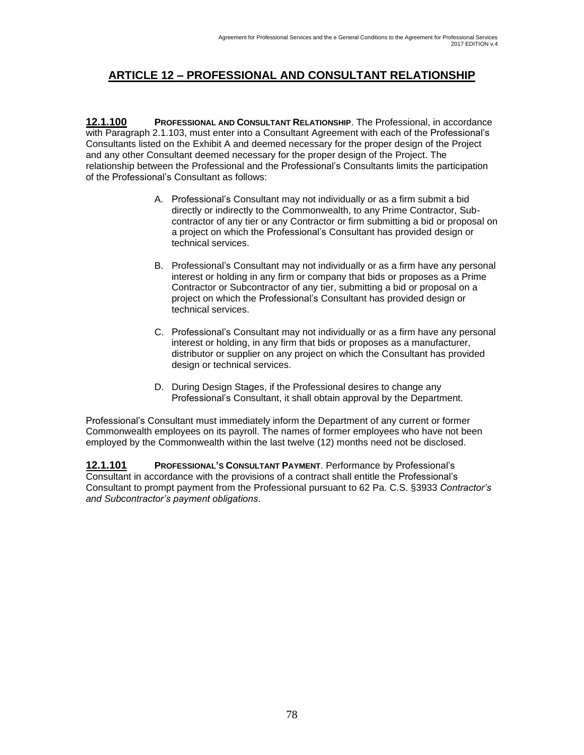## ARTICLE 12 – PROFESSIONAL AND CONSULTANT RELATIONSHIP

**12.1.100 PROFESSIONAL AND CONSULTANT RELATIONSHIP**. The Professional, in accordance with Paragraph 2.1.103, must enter into a Consultant Agreement with each of the Professional's Consultants listed on the Exhibit A and deemed necessary for the proper design of the Project and any other Consultant deemed necessary for the proper design of the Project. The relationship between the Professional and the Professional's Consultants limits the participation of the Professional's Consultant as follows:

A. Professional's Consultant may not individually or as a firm submit a bid directly or indirectly to the Commonwealth, to any Prime Contractor, Sub-contractor of any tier or any Contractor or firm submitting a bid or proposal on a project on which the Professional's Consultant has provided design or technical services.

B. Professional's Consultant may not individually or as a firm have any personal interest or holding in any firm or company that bids or proposes as a Prime Contractor or Subcontractor of any tier, submitting a bid or proposal on a project on which the Professional's Consultant has provided design or technical services.

C. Professional's Consultant may not individually or as a firm have any personal interest or holding, in any firm that bids or proposes as a manufacturer, distributor or supplier on any project on which the Consultant has provided design or technical services.

D. During Design Stages, if the Professional desires to change any Professional's Consultant, it shall obtain approval by the Department.

Professional's Consultant must immediately inform the Department of any current or former Commonwealth employees on its payroll. The names of former employees who have not been employed by the Commonwealth within the last twelve (12) months need not be disclosed.

**12.1.101 PROFESSIONAL'S CONSULTANT PAYMENT**. Performance by Professional's Consultant in accordance with the provisions of a contract shall entitle the Professional's Consultant to prompt payment from the Professional pursuant to 62 Pa. C.S. §3933 *Contractor's and Subcontractor's payment obligations*.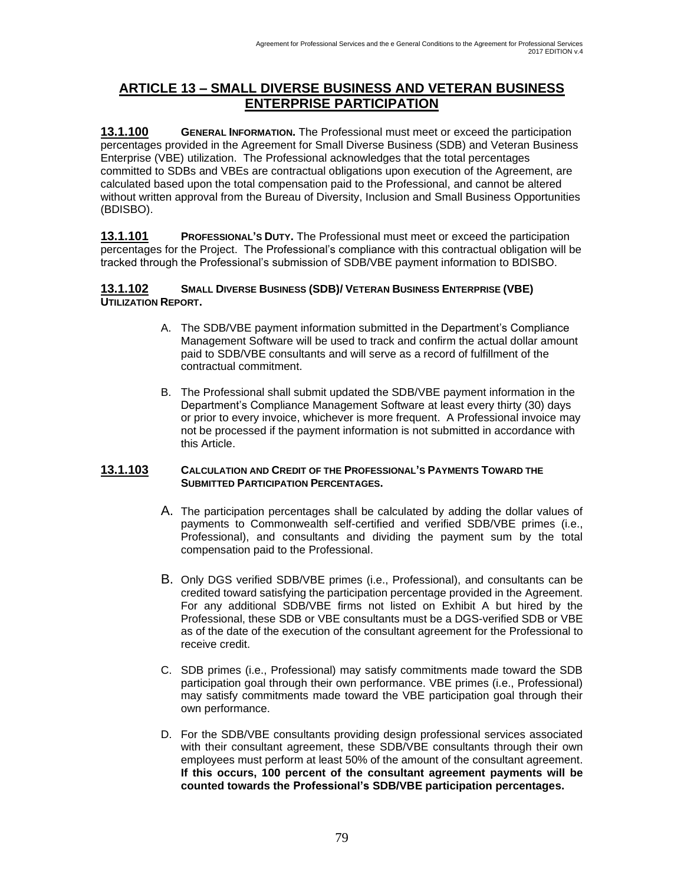## ARTICLE 13 – SMALL DIVERSE BUSINESS AND VETERAN BUSINESS ENTERPRISE PARTICIPATION

**13.1.100** **GENERAL INFORMATION.** The Professional must meet or exceed the participation percentages provided in the Agreement for Small Diverse Business (SDB) and Veteran Business Enterprise (VBE) utilization. The Professional acknowledges that the total percentages committed to SDBs and VBEs are contractual obligations upon execution of the Agreement, are calculated based upon the total compensation paid to the Professional, and cannot be altered without written approval from the Bureau of Diversity, Inclusion and Small Business Opportunities (BDISBO).

**13.1.101** **PROFESSIONAL'S DUTY.** The Professional must meet or exceed the participation percentages for the Project. The Professional's compliance with this contractual obligation will be tracked through the Professional's submission of SDB/VBE payment information to BDISBO.

**13.1.102** **SMALL DIVERSE BUSINESS (SDB)/ VETERAN BUSINESS ENTERPRISE (VBE) UTILIZATION REPORT.**

A. The SDB/VBE payment information submitted in the Department's Compliance Management Software will be used to track and confirm the actual dollar amount paid to SDB/VBE consultants and will serve as a record of fulfillment of the contractual commitment.

B. The Professional shall submit updated the SDB/VBE payment information in the Department's Compliance Management Software at least every thirty (30) days or prior to every invoice, whichever is more frequent. A Professional invoice may not be processed if the payment information is not submitted in accordance with this Article.

**13.1.103** **CALCULATION AND CREDIT OF THE PROFESSIONAL'S PAYMENTS TOWARD THE SUBMITTED PARTICIPATION PERCENTAGES.**

A. The participation percentages shall be calculated by adding the dollar values of payments to Commonwealth self-certified and verified SDB/VBE primes (i.e., Professional), and consultants and dividing the payment sum by the total compensation paid to the Professional.

B. Only DGS verified SDB/VBE primes (i.e., Professional), and consultants can be credited toward satisfying the participation percentage provided in the Agreement. For any additional SDB/VBE firms not listed on Exhibit A but hired by the Professional, these SDB or VBE consultants must be a DGS-verified SDB or VBE as of the date of the execution of the consultant agreement for the Professional to receive credit.

C. SDB primes (i.e., Professional) may satisfy commitments made toward the SDB participation goal through their own performance. VBE primes (i.e., Professional) may satisfy commitments made toward the VBE participation goal through their own performance.

D. For the SDB/VBE consultants providing design professional services associated with their consultant agreement, these SDB/VBE consultants through their own employees must perform at least 50% of the amount of the consultant agreement. **If this occurs, 100 percent of the consultant agreement payments will be counted towards the Professional's SDB/VBE participation percentages.**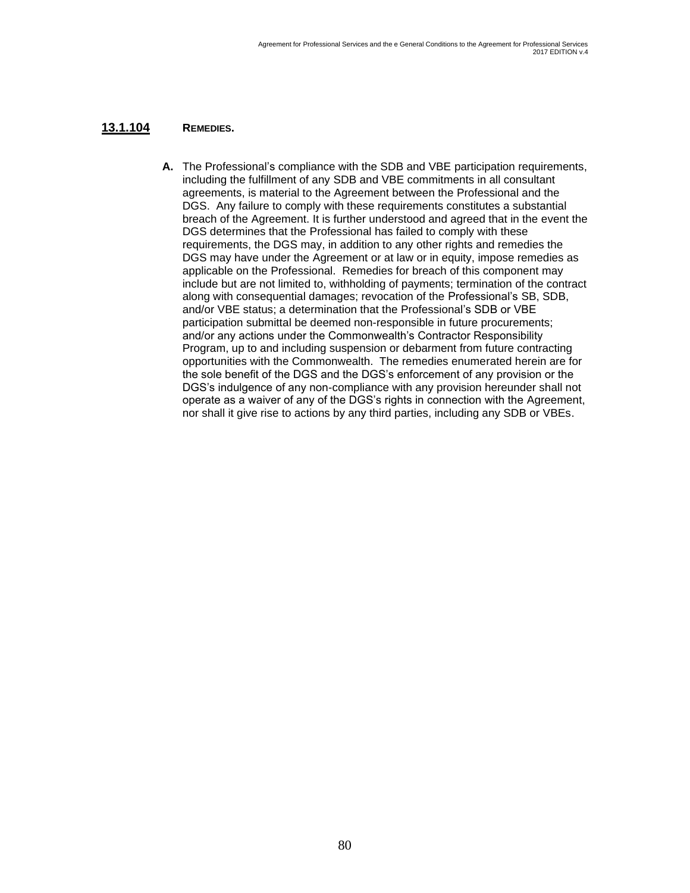### 13.1.104 REMEDIES.

**A.** The Professional's compliance with the SDB and VBE participation requirements, including the fulfillment of any SDB and VBE commitments in all consultant agreements, is material to the Agreement between the Professional and the DGS. Any failure to comply with these requirements constitutes a substantial breach of the Agreement. It is further understood and agreed that in the event the DGS determines that the Professional has failed to comply with these requirements, the DGS may, in addition to any other rights and remedies the DGS may have under the Agreement or at law or in equity, impose remedies as applicable on the Professional. Remedies for breach of this component may include but are not limited to, withholding of payments; termination of the contract along with consequential damages; revocation of the Professional's SB, SDB, and/or VBE status; a determination that the Professional's SDB or VBE participation submittal be deemed non-responsible in future procurements; and/or any actions under the Commonwealth's Contractor Responsibility Program, up to and including suspension or debarment from future contracting opportunities with the Commonwealth. The remedies enumerated herein are for the sole benefit of the DGS and the DGS's enforcement of any provision or the DGS's indulgence of any non-compliance with any provision hereunder shall not operate as a waiver of any of the DGS's rights in connection with the Agreement, nor shall it give rise to actions by any third parties, including any SDB or VBEs.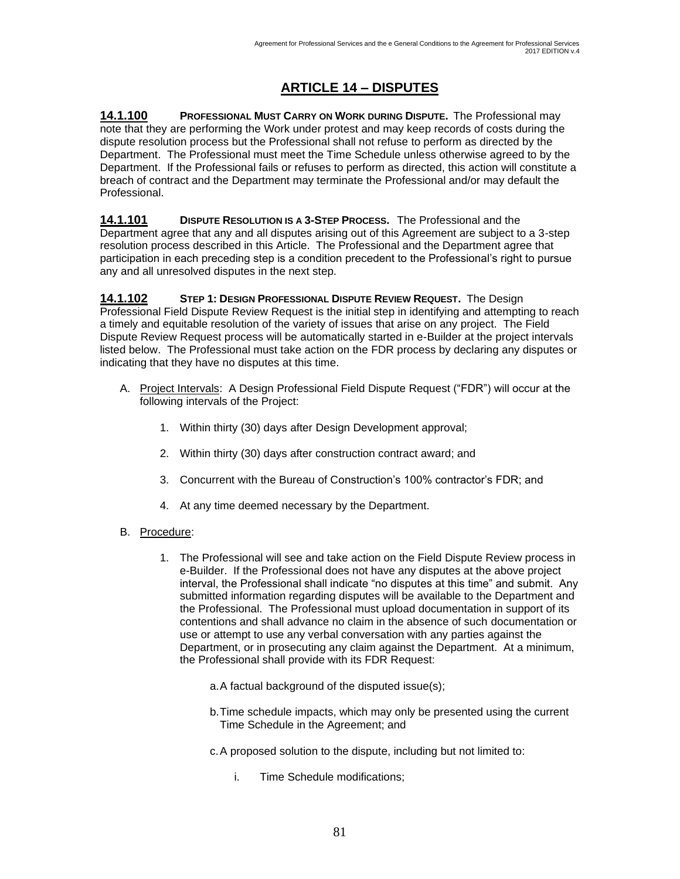## ARTICLE 14 – DISPUTES

**14.1.100 PROFESSIONAL MUST CARRY ON WORK DURING DISPUTE.** The Professional may note that they are performing the Work under protest and may keep records of costs during the dispute resolution process but the Professional shall not refuse to perform as directed by the Department. The Professional must meet the Time Schedule unless otherwise agreed to by the Department. If the Professional fails or refuses to perform as directed, this action will constitute a breach of contract and the Department may terminate the Professional and/or may default the Professional.

**14.1.101 DISPUTE RESOLUTION IS A 3-STEP PROCESS.** The Professional and the Department agree that any and all disputes arising out of this Agreement are subject to a 3-step resolution process described in this Article. The Professional and the Department agree that participation in each preceding step is a condition precedent to the Professional's right to pursue any and all unresolved disputes in the next step.

**14.1.102 STEP 1: DESIGN PROFESSIONAL DISPUTE REVIEW REQUEST.** The Design Professional Field Dispute Review Request is the initial step in identifying and attempting to reach a timely and equitable resolution of the variety of issues that arise on any project. The Field Dispute Review Request process will be automatically started in e-Builder at the project intervals listed below. The Professional must take action on the FDR process by declaring any disputes or indicating that they have no disputes at this time.

A. Project Intervals: A Design Professional Field Dispute Request ("FDR") will occur at the following intervals of the Project:

1. Within thirty (30) days after Design Development approval;
2. Within thirty (30) days after construction contract award; and
3. Concurrent with the Bureau of Construction's 100% contractor's FDR; and
4. At any time deemed necessary by the Department.

B. Procedure:

1. The Professional will see and take action on the Field Dispute Review process in e-Builder. If the Professional does not have any disputes at the above project interval, the Professional shall indicate "no disputes at this time" and submit. Any submitted information regarding disputes will be available to the Department and the Professional. The Professional must upload documentation in support of its contentions and shall advance no claim in the absence of such documentation or use or attempt to use any verbal conversation with any parties against the Department, or in prosecuting any claim against the Department. At a minimum, the Professional shall provide with its FDR Request:

   a. A factual background of the disputed issue(s);

   b. Time schedule impacts, which may only be presented using the current Time Schedule in the Agreement; and

   c. A proposed solution to the dispute, including but not limited to:

      i. Time Schedule modifications;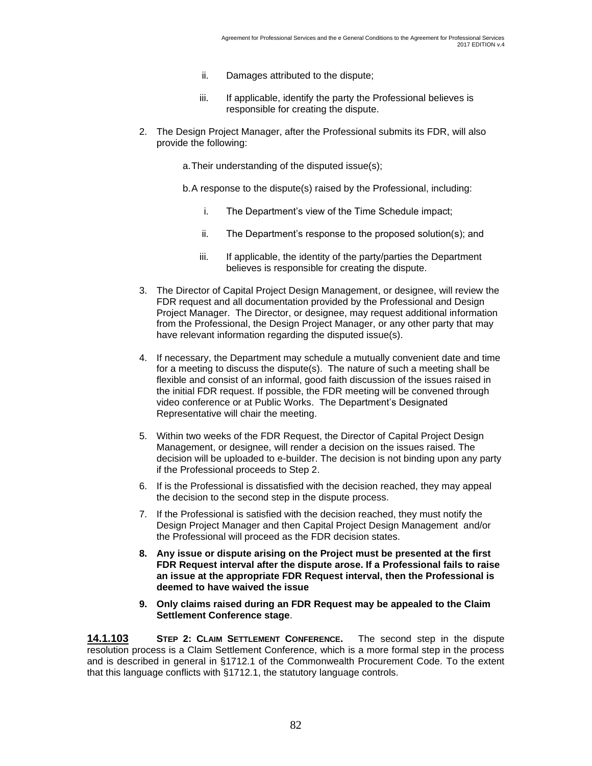ii. Damages attributed to the dispute;

iii. If applicable, identify the party the Professional believes is responsible for creating the dispute.

2. The Design Project Manager, after the Professional submits its FDR, will also provide the following:

   a. Their understanding of the disputed issue(s);

   b. A response to the dispute(s) raised by the Professional, including:

      i. The Department's view of the Time Schedule impact;

      ii. The Department's response to the proposed solution(s); and

      iii. If applicable, the identity of the party/parties the Department believes is responsible for creating the dispute.

3. The Director of Capital Project Design Management, or designee, will review the FDR request and all documentation provided by the Professional and Design Project Manager. The Director, or designee, may request additional information from the Professional, the Design Project Manager, or any other party that may have relevant information regarding the disputed issue(s).

4. If necessary, the Department may schedule a mutually convenient date and time for a meeting to discuss the dispute(s). The nature of such a meeting shall be flexible and consist of an informal, good faith discussion of the issues raised in the initial FDR request. If possible, the FDR meeting will be convened through video conference or at Public Works. The Department's Designated Representative will chair the meeting.

5. Within two weeks of the FDR Request, the Director of Capital Project Design Management, or designee, will render a decision on the issues raised. The decision will be uploaded to e-builder. The decision is not binding upon any party if the Professional proceeds to Step 2.

6. If is the Professional is dissatisfied with the decision reached, they may appeal the decision to the second step in the dispute process.

7. If the Professional is satisfied with the decision reached, they must notify the Design Project Manager and then Capital Project Design Management and/or the Professional will proceed as the FDR decision states.

8. **Any issue or dispute arising on the Project must be presented at the first FDR Request interval after the dispute arose. If a Professional fails to raise an issue at the appropriate FDR Request interval, then the Professional is deemed to have waived the issue**

9. **Only claims raised during an FDR Request may be appealed to the Claim Settlement Conference stage**.

**14.1.103** **STEP 2: CLAIM SETTLEMENT CONFERENCE.** The second step in the dispute resolution process is a Claim Settlement Conference, which is a more formal step in the process and is described in general in §1712.1 of the Commonwealth Procurement Code. To the extent that this language conflicts with §1712.1, the statutory language controls.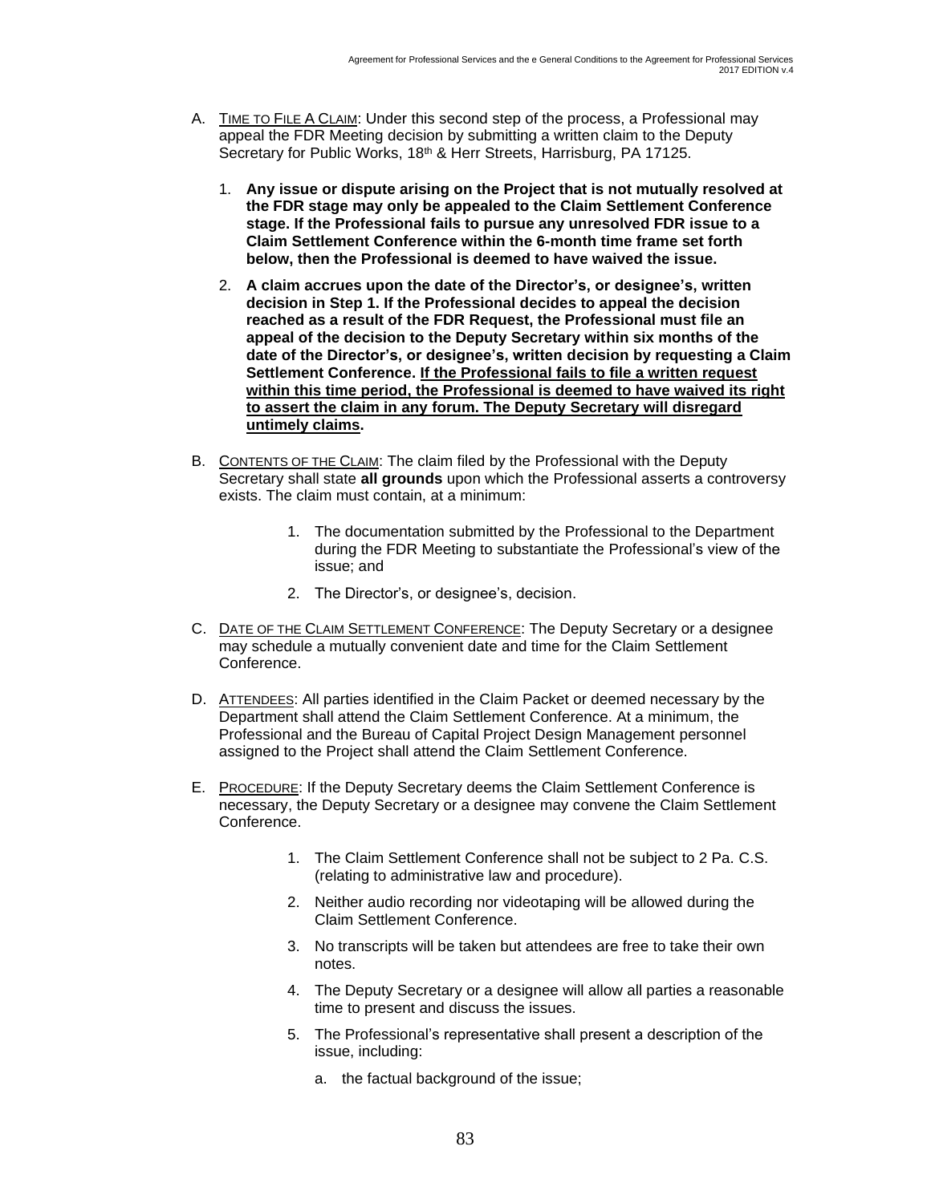A. <u>TIME TO FILE A CLAIM</u>: Under this second step of the process, a Professional may appeal the FDR Meeting decision by submitting a written claim to the Deputy Secretary for Public Works, 18th & Herr Streets, Harrisburg, PA 17125.

   1. **Any issue or dispute arising on the Project that is not mutually resolved at the FDR stage may only be appealed to the Claim Settlement Conference stage. If the Professional fails to pursue any unresolved FDR issue to a Claim Settlement Conference within the 6-month time frame set forth below, then the Professional is deemed to have waived the issue.**

   2. **A claim accrues upon the date of the Director's, or designee's, written decision in Step 1. If the Professional decides to appeal the decision reached as a result of the FDR Request, the Professional must file an appeal of the decision to the Deputy Secretary within six months of the date of the Director's, or designee's, written decision by requesting a Claim Settlement Conference. <u>If the Professional fails to file a written request within this time period, the Professional is deemed to have waived its right to assert the claim in any forum. The Deputy Secretary will disregard untimely claims</u>.**

B. <u>CONTENTS OF THE CLAIM</u>: The claim filed by the Professional with the Deputy Secretary shall state **all grounds** upon which the Professional asserts a controversy exists. The claim must contain, at a minimum:

   1. The documentation submitted by the Professional to the Department during the FDR Meeting to substantiate the Professional's view of the issue; and

   2. The Director's, or designee's, decision.

C. <u>DATE OF THE CLAIM SETTLEMENT CONFERENCE</u>: The Deputy Secretary or a designee may schedule a mutually convenient date and time for the Claim Settlement Conference.

D. <u>ATTENDEES</u>: All parties identified in the Claim Packet or deemed necessary by the Department shall attend the Claim Settlement Conference. At a minimum, the Professional and the Bureau of Capital Project Design Management personnel assigned to the Project shall attend the Claim Settlement Conference.

E. <u>PROCEDURE</u>: If the Deputy Secretary deems the Claim Settlement Conference is necessary, the Deputy Secretary or a designee may convene the Claim Settlement Conference.

   1. The Claim Settlement Conference shall not be subject to 2 Pa. C.S. (relating to administrative law and procedure).

   2. Neither audio recording nor videotaping will be allowed during the Claim Settlement Conference.

   3. No transcripts will be taken but attendees are free to take their own notes.

   4. The Deputy Secretary or a designee will allow all parties a reasonable time to present and discuss the issues.

   5. The Professional's representative shall present a description of the issue, including:

      a. the factual background of the issue;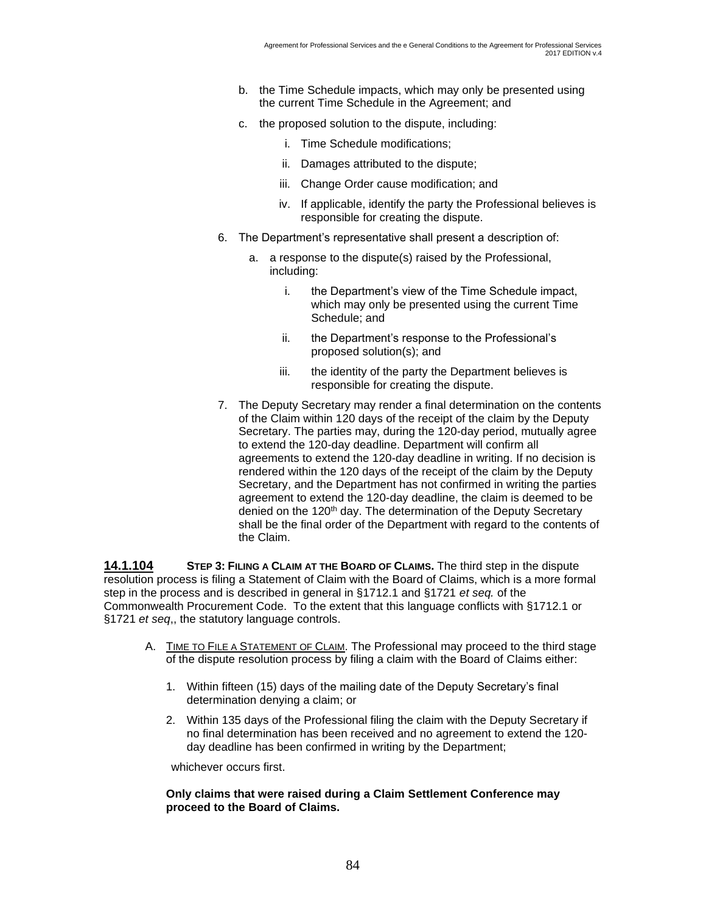b. the Time Schedule impacts, which may only be presented using the current Time Schedule in the Agreement; and

   c. the proposed solution to the dispute, including:

      i. Time Schedule modifications;

      ii. Damages attributed to the dispute;

      iii. Change Order cause modification; and

      iv. If applicable, identify the party the Professional believes is responsible for creating the dispute.

6. The Department's representative shall present a description of:

   a. a response to the dispute(s) raised by the Professional, including:

      i. the Department's view of the Time Schedule impact, which may only be presented using the current Time Schedule; and

      ii. the Department's response to the Professional's proposed solution(s); and

      iii. the identity of the party the Department believes is responsible for creating the dispute.

7. The Deputy Secretary may render a final determination on the contents of the Claim within 120 days of the receipt of the claim by the Deputy Secretary. The parties may, during the 120-day period, mutually agree to extend the 120-day deadline. Department will confirm all agreements to extend the 120-day deadline in writing. If no decision is rendered within the 120 days of the receipt of the claim by the Deputy Secretary, and the Department has not confirmed in writing the parties agreement to extend the 120-day deadline, the claim is deemed to be denied on the 120th day. The determination of the Deputy Secretary shall be the final order of the Department with regard to the contents of the Claim.

**14.1.104** **STEP 3: FILING A CLAIM AT THE BOARD OF CLAIMS.** The third step in the dispute resolution process is filing a Statement of Claim with the Board of Claims, which is a more formal step in the process and is described in general in §1712.1 and §1721 *et seq.* of the Commonwealth Procurement Code. To the extent that this language conflicts with §1712.1 or §1721 *et seq*,, the statutory language controls.

A. TIME TO FILE A STATEMENT OF CLAIM. The Professional may proceed to the third stage of the dispute resolution process by filing a claim with the Board of Claims either:

   1. Within fifteen (15) days of the mailing date of the Deputy Secretary's final determination denying a claim; or

   2. Within 135 days of the Professional filing the claim with the Deputy Secretary if no final determination has been received and no agreement to extend the 120-day deadline has been confirmed in writing by the Department;

   whichever occurs first.

   **Only claims that were raised during a Claim Settlement Conference may proceed to the Board of Claims.**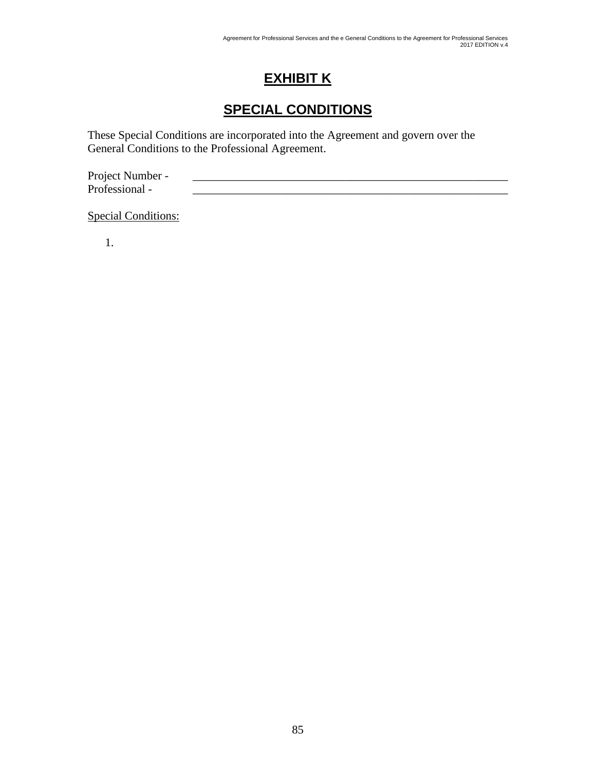# EXHIBIT K

## SPECIAL CONDITIONS

These Special Conditions are incorporated into the Agreement and govern over the General Conditions to the Professional Agreement.

Project Number - ___________________________________________________________
Professional - ___________________________________________________________

Special Conditions:

1.